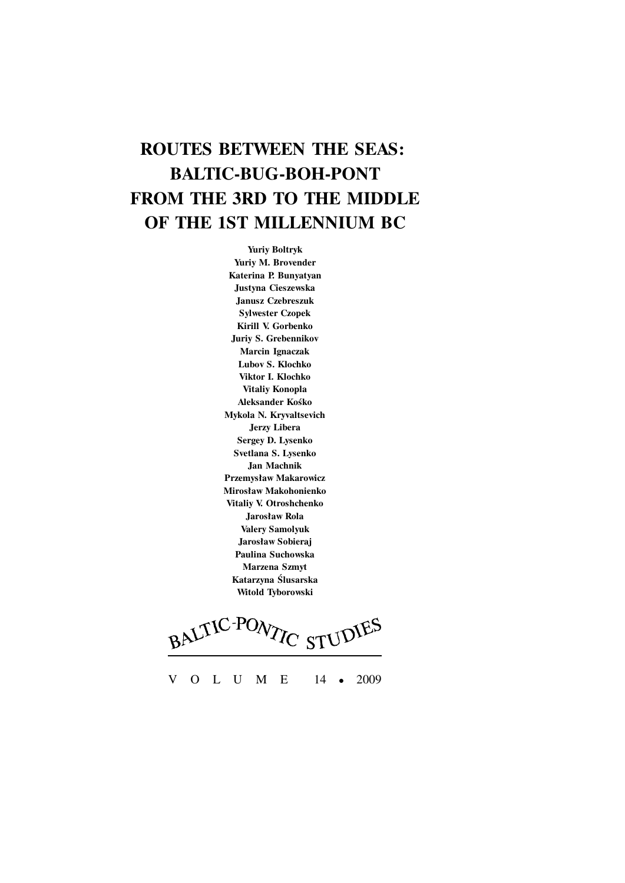# ROUTES BETWEEN THE SEAS: BALTIC-BUG-BOH-PONT FROM THE 3RD TO THE MIDDLE OF THE 1ST MILLENNIUM BC

**Yuriy Boltryk**
**Yuriy M. Brovender**
**Katerina P. Bunyatyan**
**Justyna Cieszewska**
**Janusz Czebreszuk**
**Sylwester Czopek**
**Kirill V. Gorbenko**
**Juriy S. Grebennikov**
**Marcin Ignaczak**
**Lubov S. Klochko**
**Viktor I. Klochko**
**Vitaliy Konopla**
**Aleksander Kośko**
**Mykola N. Kryvaltsevich**
**Jerzy Libera**
**Sergey D. Lysenko**
**Svetlana S. Lysenko**
**Jan Machnik**
**Przemysław Makarowicz**
**Mirosław Makohonienko**
**Vitaliy V. Otroshchenko**
**Jarosław Rola**
**Valery Samolyuk**
**Jarosław Sobieraj**
**Paulina Suchowska**
**Marzena Szmyt**
**Katarzyna Ślusarska**
**Witold Tyborowski**

BALTIC-PONTIC STUDIES

VOLUME 14 • 2009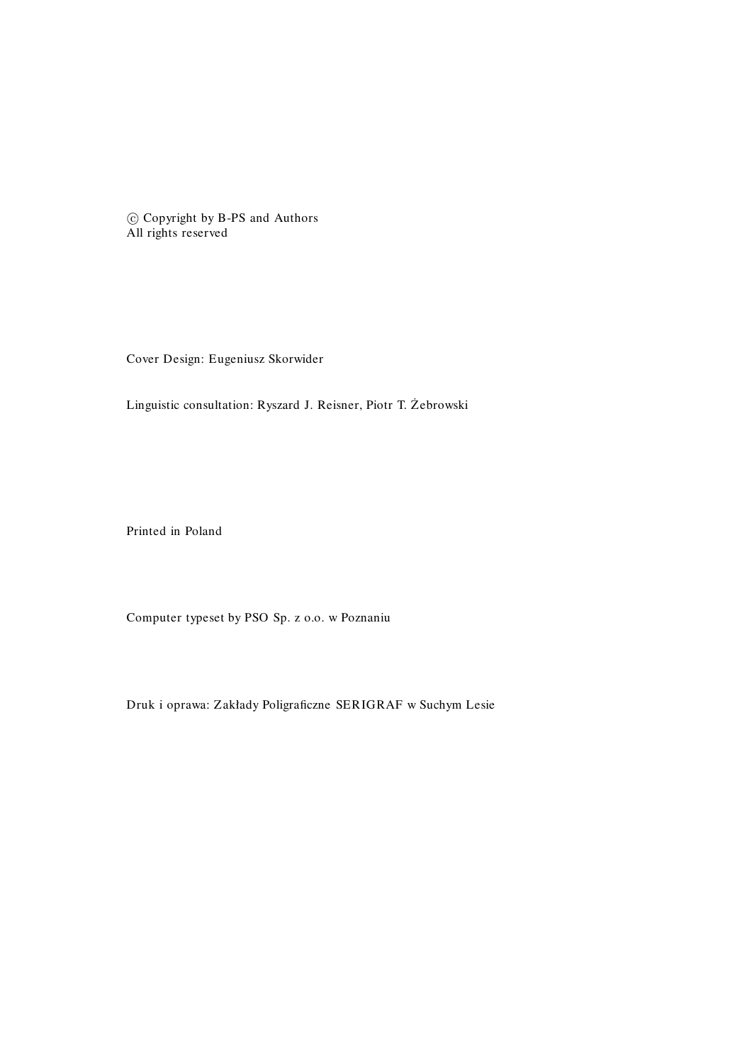© Copyright by B-PS and Authors
All rights reserved

Cover Design: Eugeniusz Skorwider

Linguistic consultation: Ryszard J. Reisner, Piotr T. Żebrowski

Printed in Poland

Computer typeset by PSO Sp. z o.o. w Poznaniu

Druk i oprawa: Zakłady Poligraficzne SERIGRAF w Suchym Lesie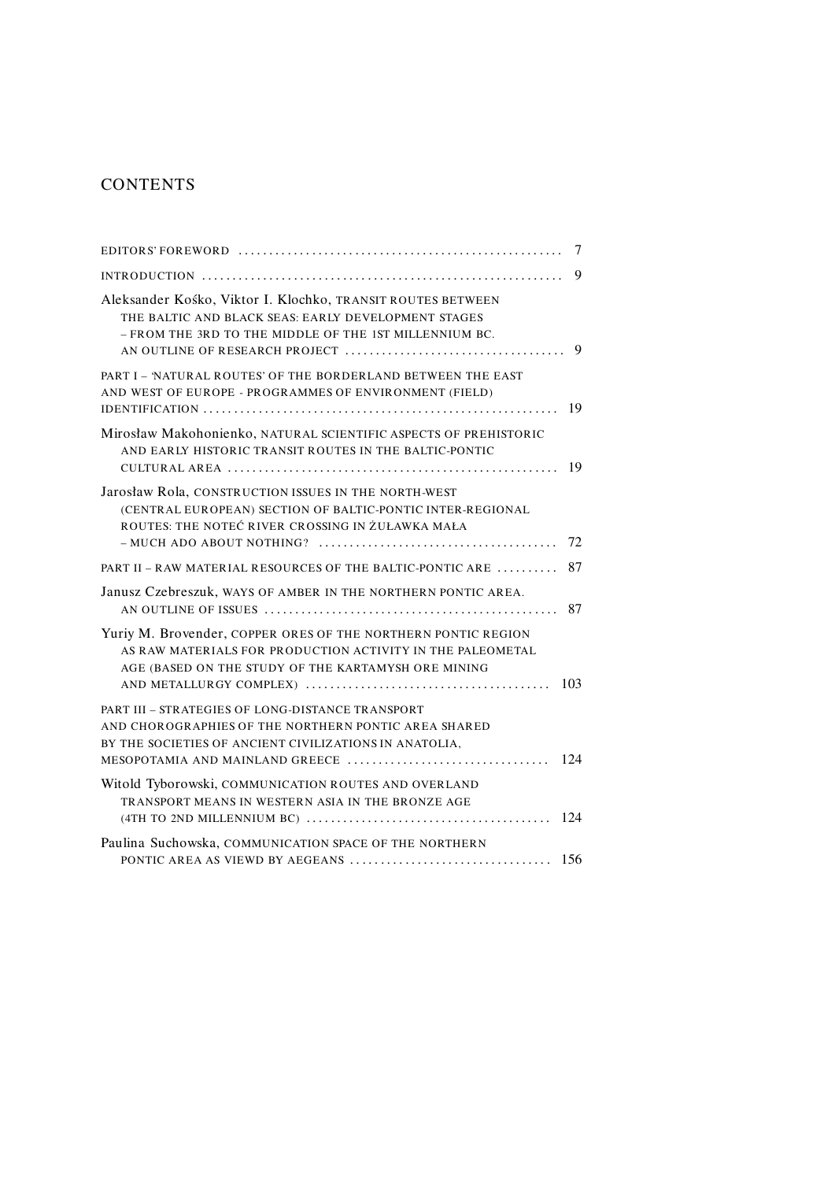# CONTENTS

| | |
|---|---|
| EDITORS' FOREWORD | 7 |
| INTRODUCTION | 9 |
| Aleksander Kośko, Viktor I. Klochko, TRANSIT ROUTES BETWEEN THE BALTIC AND BLACK SEAS: EARLY DEVELOPMENT STAGES – FROM THE 3RD TO THE MIDDLE OF THE 1ST MILLENNIUM BC. AN OUTLINE OF RESEARCH PROJECT | 9 |
| PART I – 'NATURAL ROUTES' OF THE BORDERLAND BETWEEN THE EAST AND WEST OF EUROPE - PROGRAMMES OF ENVIRONMENT (FIELD) IDENTIFICATION | 19 |
| Mirosław Makohonienko, NATURAL SCIENTIFIC ASPECTS OF PREHISTORIC AND EARLY HISTORIC TRANSIT ROUTES IN THE BALTIC-PONTIC CULTURAL AREA | 19 |
| Jarosław Rola, CONSTRUCTION ISSUES IN THE NORTH-WEST (CENTRAL EUROPEAN) SECTION OF BALTIC-PONTIC INTER-REGIONAL ROUTES: THE NOTEĆ RIVER CROSSING IN ŻUŁAWKA MAŁA – MUCH ADO ABOUT NOTHING? | 72 |
| PART II – RAW MATERIAL RESOURCES OF THE BALTIC-PONTIC ARE | 87 |
| Janusz Czebreszuk, WAYS OF AMBER IN THE NORTHERN PONTIC AREA. AN OUTLINE OF ISSUES | 87 |
| Yuriy M. Brovender, COPPER ORES OF THE NORTHERN PONTIC REGION AS RAW MATERIALS FOR PRODUCTION ACTIVITY IN THE PALEOMETAL AGE (BASED ON THE STUDY OF THE KARTAMYSH ORE MINING AND METALLURGY COMPLEX) | 103 |
| PART III – STRATEGIES OF LONG-DISTANCE TRANSPORT AND CHOROGRAPHIES OF THE NORTHERN PONTIC AREA SHARED BY THE SOCIETIES OF ANCIENT CIVILIZATIONS IN ANATOLIA, MESOPOTAMIA AND MAINLAND GREECE | 124 |
| Witold Tyborowski, COMMUNICATION ROUTES AND OVERLAND TRANSPORT MEANS IN WESTERN ASIA IN THE BRONZE AGE (4TH TO 2ND MILLENNIUM BC) | 124 |
| Paulina Suchowska, COMMUNICATION SPACE OF THE NORTHERN PONTIC AREA AS VIEWD BY AEGEANS | 156 |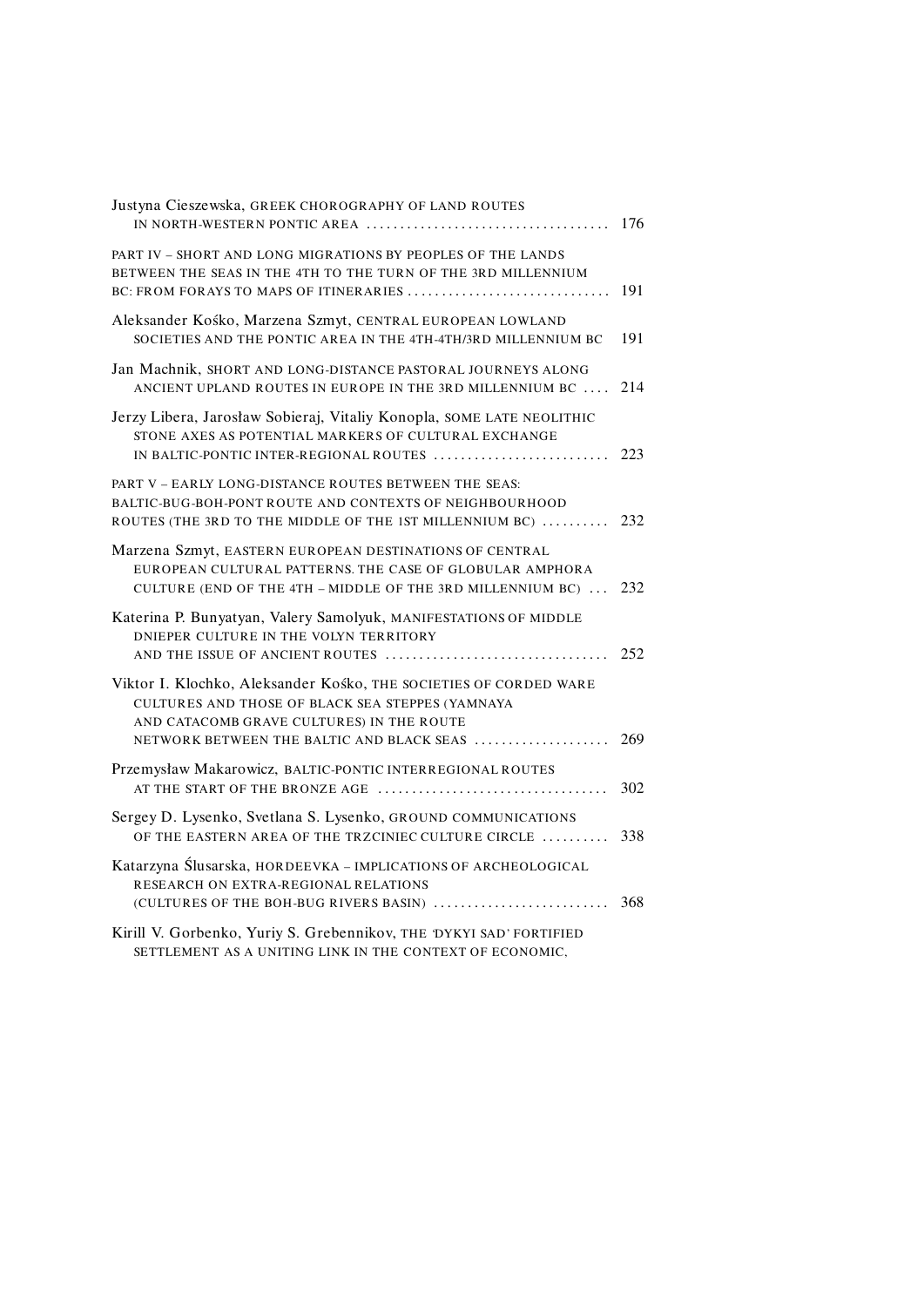Justyna Cieszewska, GREEK CHOROGRAPHY OF LAND ROUTES IN NORTH-WESTERN PONTIC AREA .................................... 176

PART IV – SHORT AND LONG MIGRATIONS BY PEOPLES OF THE LANDS BETWEEN THE SEAS IN THE 4TH TO THE TURN OF THE 3RD MILLENNIUM BC: FROM FORAYS TO MAPS OF ITINERARIES .............................. 191

Aleksander Kośko, Marzena Szmyt, CENTRAL EUROPEAN LOWLAND SOCIETIES AND THE PONTIC AREA IN THE 4TH-4TH/3RD MILLENNIUM BC 191

Jan Machnik, SHORT AND LONG-DISTANCE PASTORAL JOURNEYS ALONG ANCIENT UPLAND ROUTES IN EUROPE IN THE 3RD MILLENNIUM BC .... 214

Jerzy Libera, Jarosław Sobieraj, Vitaliy Konopla, SOME LATE NEOLITHIC STONE AXES AS POTENTIAL MARKERS OF CULTURAL EXCHANGE IN BALTIC-PONTIC INTER-REGIONAL ROUTES .......................... 223

PART V – EARLY LONG-DISTANCE ROUTES BETWEEN THE SEAS: BALTIC-BUG-BOH-PONT ROUTE AND CONTEXTS OF NEIGHBOURHOOD ROUTES (THE 3RD TO THE MIDDLE OF THE 1ST MILLENNIUM BC) .......... 232

Marzena Szmyt, EASTERN EUROPEAN DESTINATIONS OF CENTRAL EUROPEAN CULTURAL PATTERNS. THE CASE OF GLOBULAR AMPHORA CULTURE (END OF THE 4TH – MIDDLE OF THE 3RD MILLENNIUM BC) ... 232

Katerina P. Bunyatyan, Valery Samolyuk, MANIFESTATIONS OF MIDDLE DNIEPER CULTURE IN THE VOLYN TERRITORY AND THE ISSUE OF ANCIENT ROUTES ................................. 252

Viktor I. Klochko, Aleksander Kośko, THE SOCIETIES OF CORDED WARE CULTURES AND THOSE OF BLACK SEA STEPPES (YAMNAYA AND CATACOMB GRAVE CULTURES) IN THE ROUTE NETWORK BETWEEN THE BALTIC AND BLACK SEAS .................... 269

Przemysław Makarowicz, BALTIC-PONTIC INTERREGIONAL ROUTES AT THE START OF THE BRONZE AGE ................................. 302

Sergey D. Lysenko, Svetlana S. Lysenko, GROUND COMMUNICATIONS OF THE EASTERN AREA OF THE TRZCINIEC CULTURE CIRCLE .......... 338

Katarzyna Ślusarska, HORDEEVKA – IMPLICATIONS OF ARCHEOLOGICAL RESEARCH ON EXTRA-REGIONAL RELATIONS (CULTURES OF THE BOH-BUG RIVERS BASIN) .......................... 368

Kirill V. Gorbenko, Yuriy S. Grebennikov, THE 'DYKYI SAD' FORTIFIED SETTLEMENT AS A UNITING LINK IN THE CONTEXT OF ECONOMIC,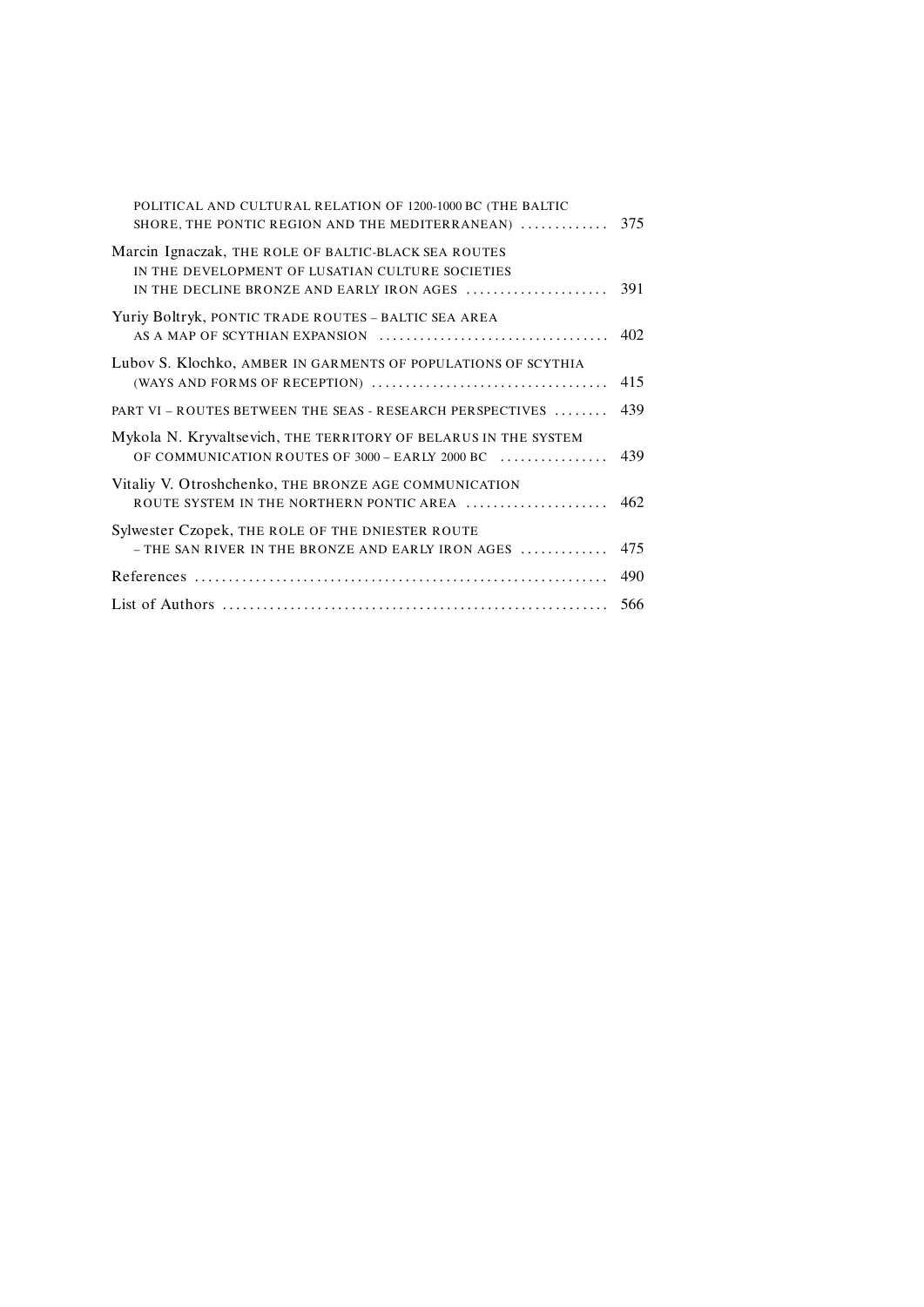POLITICAL AND CULTURAL RELATION OF 1200-1000 BC (THE BALTIC SHORE, THE PONTIC REGION AND THE MEDITERRANEAN) ............. 375

Marcin Ignaczak, THE ROLE OF BALTIC-BLACK SEA ROUTES IN THE DEVELOPMENT OF LUSATIAN CULTURE SOCIETIES IN THE DECLINE BRONZE AND EARLY IRON AGES ..................... 391

Yuriy Boltryk, PONTIC TRADE ROUTES – BALTIC SEA AREA AS A MAP OF SCYTHIAN EXPANSION .................................. 402

Lubov S. Klochko, AMBER IN GARMENTS OF POPULATIONS OF SCYTHIA (WAYS AND FORMS OF RECEPTION) .................................. 415

PART VI – ROUTES BETWEEN THE SEAS - RESEARCH PERSPECTIVES ........ 439

Mykola N. Kryvaltsevich, THE TERRITORY OF BELARUS IN THE SYSTEM OF COMMUNICATION ROUTES OF 3000 – EARLY 2000 BC ................ 439

Vitaliy V. Otroshchenko, THE BRONZE AGE COMMUNICATION ROUTE SYSTEM IN THE NORTHERN PONTIC AREA ..................... 462

Sylwester Czopek, THE ROLE OF THE DNIESTER ROUTE – THE SAN RIVER IN THE BRONZE AND EARLY IRON AGES ............. 475

References ............................................................ 490

List of Authors ........................................................ 566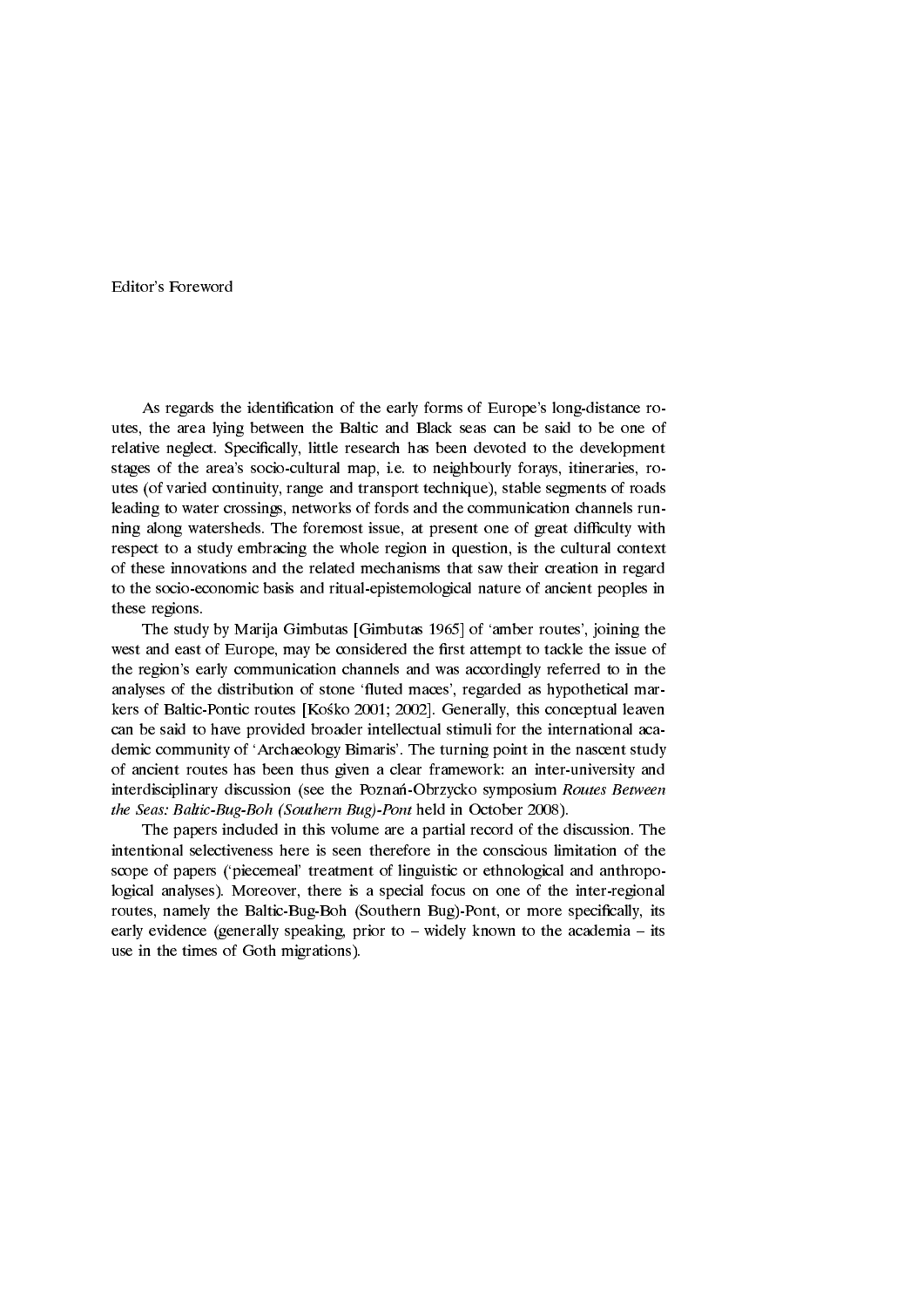# Editor's Foreword

As regards the identification of the early forms of Europe's long-distance routes, the area lying between the Baltic and Black seas can be said to be one of relative neglect. Specifically, little research has been devoted to the development stages of the area's socio-cultural map, i.e. to neighbourly forays, itineraries, routes (of varied continuity, range and transport technique), stable segments of roads leading to water crossings, networks of fords and the communication channels running along watersheds. The foremost issue, at present one of great difficulty with respect to a study embracing the whole region in question, is the cultural context of these innovations and the related mechanisms that saw their creation in regard to the socio-economic basis and ritual-epistemological nature of ancient peoples in these regions.

The study by Marija Gimbutas [Gimbutas 1965] of 'amber routes', joining the west and east of Europe, may be considered the first attempt to tackle the issue of the region's early communication channels and was accordingly referred to in the analyses of the distribution of stone 'fluted maces', regarded as hypothetical markers of Baltic-Pontic routes [Kośko 2001; 2002]. Generally, this conceptual leaven can be said to have provided broader intellectual stimuli for the international academic community of 'Archaeology Bimaris'. The turning point in the nascent study of ancient routes has been thus given a clear framework: an inter-university and interdisciplinary discussion (see the Poznań-Obrzycko symposium *Routes Between the Seas: Baltic-Bug-Boh (Southern Bug)-Pont* held in October 2008).

The papers included in this volume are a partial record of the discussion. The intentional selectiveness here is seen therefore in the conscious limitation of the scope of papers ('piecemeal' treatment of linguistic or ethnological and anthropological analyses). Moreover, there is a special focus on one of the inter-regional routes, namely the Baltic-Bug-Boh (Southern Bug)-Pont, or more specifically, its early evidence (generally speaking, prior to – widely known to the academia – its use in the times of Goth migrations).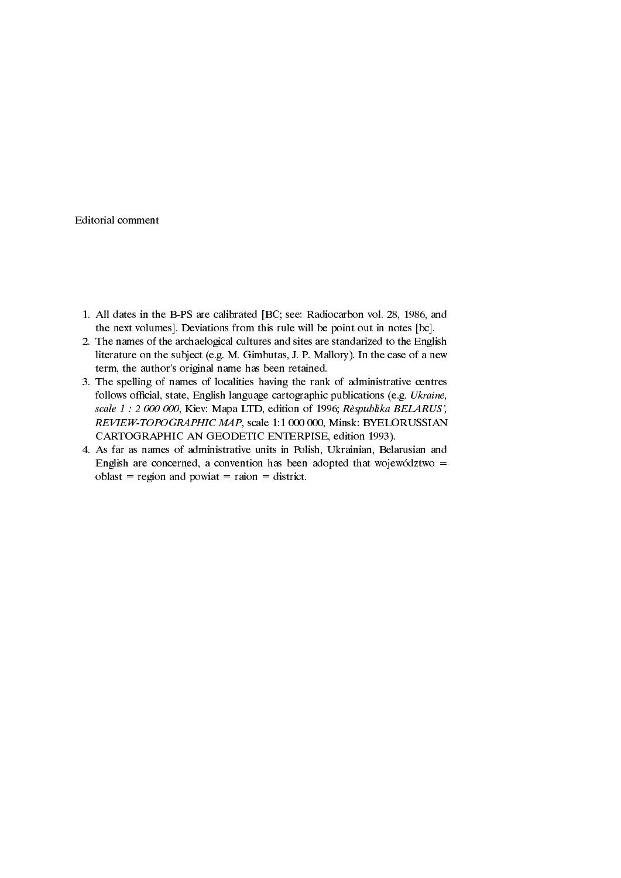Editorial comment

1. All dates in the B-PS are calibrated [BC; see: Radiocarbon vol. 28, 1986, and the next volumes]. Deviations from this rule will be point out in notes [bc].
2. The names of the archaelogical cultures and sites are standarized to the English literature on the subject (e.g. M. Gimbutas, J. P. Mallory). In the case of a new term, the author's original name has been retained.
3. The spelling of names of localities having the rank of administrative centres follows official, state, English language cartographic publications (e.g. *Ukraine, scale 1 : 2 000 000*, Kiev: Mapa LTD, edition of 1996; *Rèspublika BELARUS', REVIEW-TOPOGRAPHIC MAP*, scale 1:1 000 000, Minsk: BYELORUSSIAN CARTOGRAPHIC AN GEODETIC ENTERPISE, edition 1993).
4. As far as names of administrative units in Polish, Ukrainian, Belarusian and English are concerned, a convention has been adopted that województwo = oblast = region and powiat = raion = district.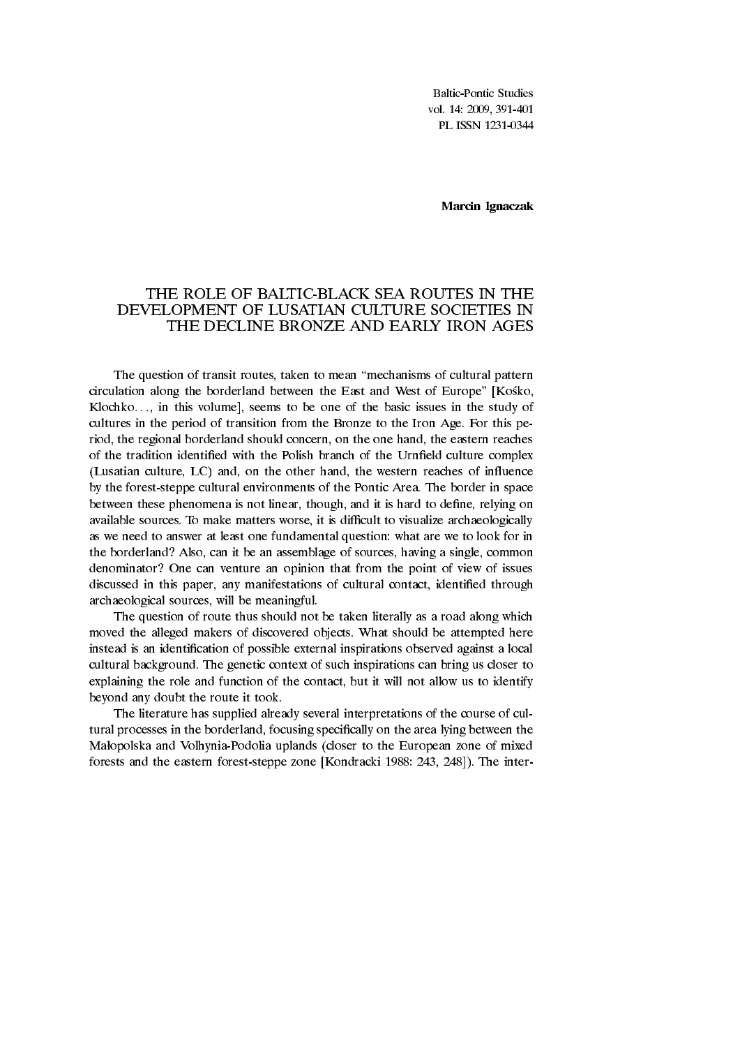Marcin Ignaczak

# THE ROLE OF BALTIC-BLACK SEA ROUTES IN THE DEVELOPMENT OF LUSATIAN CULTURE SOCIETIES IN THE DECLINE BRONZE AND EARLY IRON AGES

The question of transit routes, taken to mean "mechanisms of cultural pattern circulation along the borderland between the East and West of Europe" [Kośko, Klochko…, in this volume], seems to be one of the basic issues in the study of cultures in the period of transition from the Bronze to the Iron Age. For this period, the regional borderland should concern, on the one hand, the eastern reaches of the tradition identified with the Polish branch of the Urnfield culture complex (Lusatian culture, LC) and, on the other hand, the western reaches of influence by the forest-steppe cultural environments of the Pontic Area. The border in space between these phenomena is not linear, though, and it is hard to define, relying on available sources. To make matters worse, it is difficult to visualize archaeologically as we need to answer at least one fundamental question: what are we to look for in the borderland? Also, can it be an assemblage of sources, having a single, common denominator? One can venture an opinion that from the point of view of issues discussed in this paper, any manifestations of cultural contact, identified through archaeological sources, will be meaningful.

The question of route thus should not be taken literally as a road along which moved the alleged makers of discovered objects. What should be attempted here instead is an identification of possible external inspirations observed against a local cultural background. The genetic context of such inspirations can bring us closer to explaining the role and function of the contact, but it will not allow us to identify beyond any doubt the route it took.

The literature has supplied already several interpretations of the course of cultural processes in the borderland, focusing specifically on the area lying between the Małopolska and Volhynia-Podolia uplands (closer to the European zone of mixed forests and the eastern forest-steppe zone [Kondracki 1988: 243, 248]). The inter-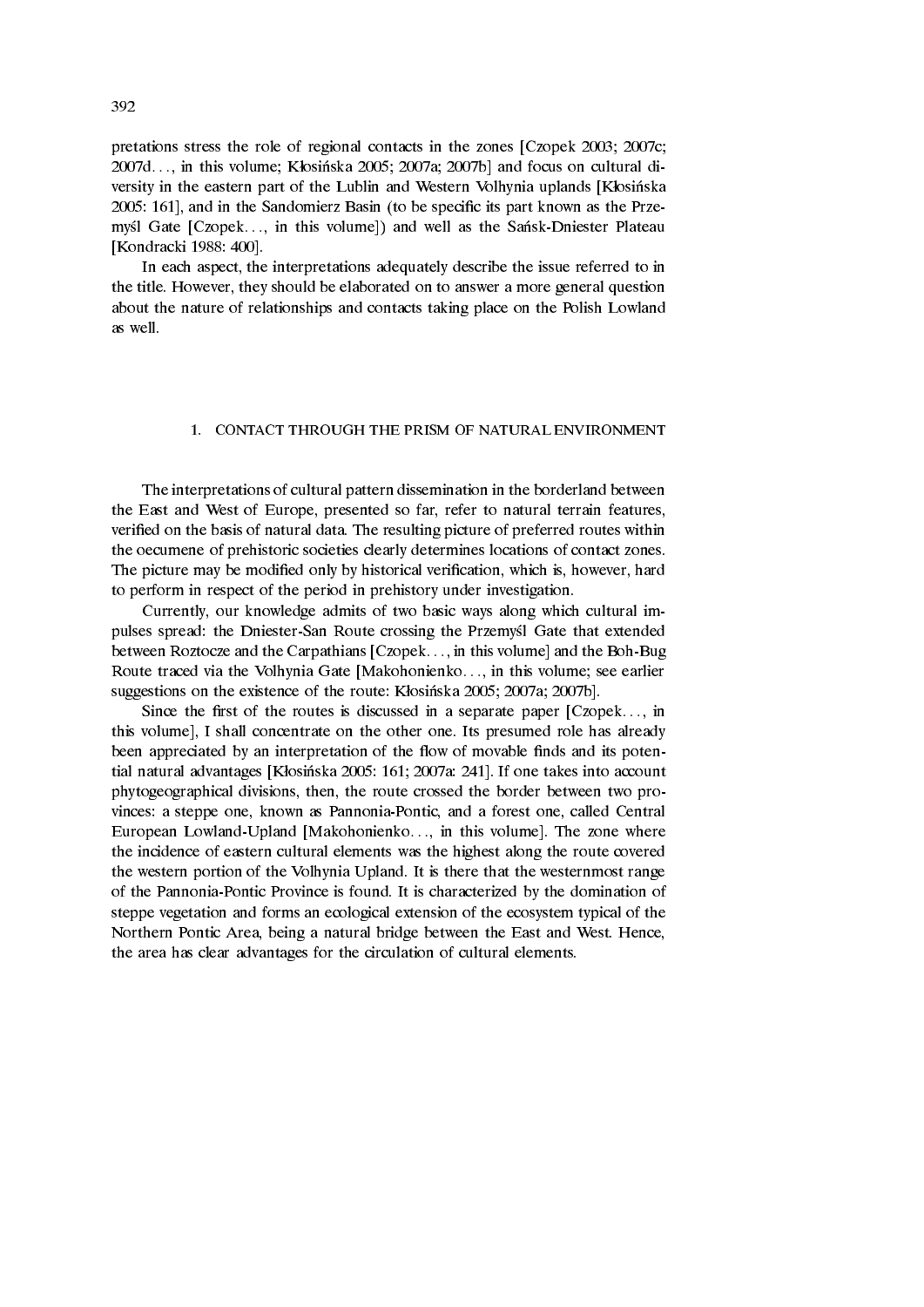pretations stress the role of regional contacts in the zones [Czopek 2003; 2007c; 2007d…, in this volume; Kłosińska 2005; 2007a; 2007b] and focus on cultural diversity in the eastern part of the Lublin and Western Volhynia uplands [Kłosińska 2005: 161], and in the Sandomierz Basin (to be specific its part known as the Przemyśl Gate [Czopek…, in this volume]) and well as the Sańsk-Dniester Plateau [Kondracki 1988: 400].

In each aspect, the interpretations adequately describe the issue referred to in the title. However, they should be elaborated on to answer a more general question about the nature of relationships and contacts taking place on the Polish Lowland as well.

## 1. CONTACT THROUGH THE PRISM OF NATURAL ENVIRONMENT

The interpretations of cultural pattern dissemination in the borderland between the East and West of Europe, presented so far, refer to natural terrain features, verified on the basis of natural data. The resulting picture of preferred routes within the oecumene of prehistoric societies clearly determines locations of contact zones. The picture may be modified only by historical verification, which is, however, hard to perform in respect of the period in prehistory under investigation.

Currently, our knowledge admits of two basic ways along which cultural impulses spread: the Dniester-San Route crossing the Przemyśl Gate that extended between Roztocze and the Carpathians [Czopek…, in this volume] and the Boh-Bug Route traced via the Volhynia Gate [Makohonienko…, in this volume; see earlier suggestions on the existence of the route: Kłosińska 2005; 2007a; 2007b].

Since the first of the routes is discussed in a separate paper [Czopek…, in this volume], I shall concentrate on the other one. Its presumed role has already been appreciated by an interpretation of the flow of movable finds and its potential natural advantages [Kłosińska 2005: 161; 2007a: 241]. If one takes into account phytogeographical divisions, then, the route crossed the border between two provinces: a steppe one, known as Pannonia-Pontic, and a forest one, called Central European Lowland-Upland [Makohonienko…, in this volume]. The zone where the incidence of eastern cultural elements was the highest along the route covered the western portion of the Volhynia Upland. It is there that the westernmost range of the Pannonia-Pontic Province is found. It is characterized by the domination of steppe vegetation and forms an ecological extension of the ecosystem typical of the Northern Pontic Area, being a natural bridge between the East and West. Hence, the area has clear advantages for the circulation of cultural elements.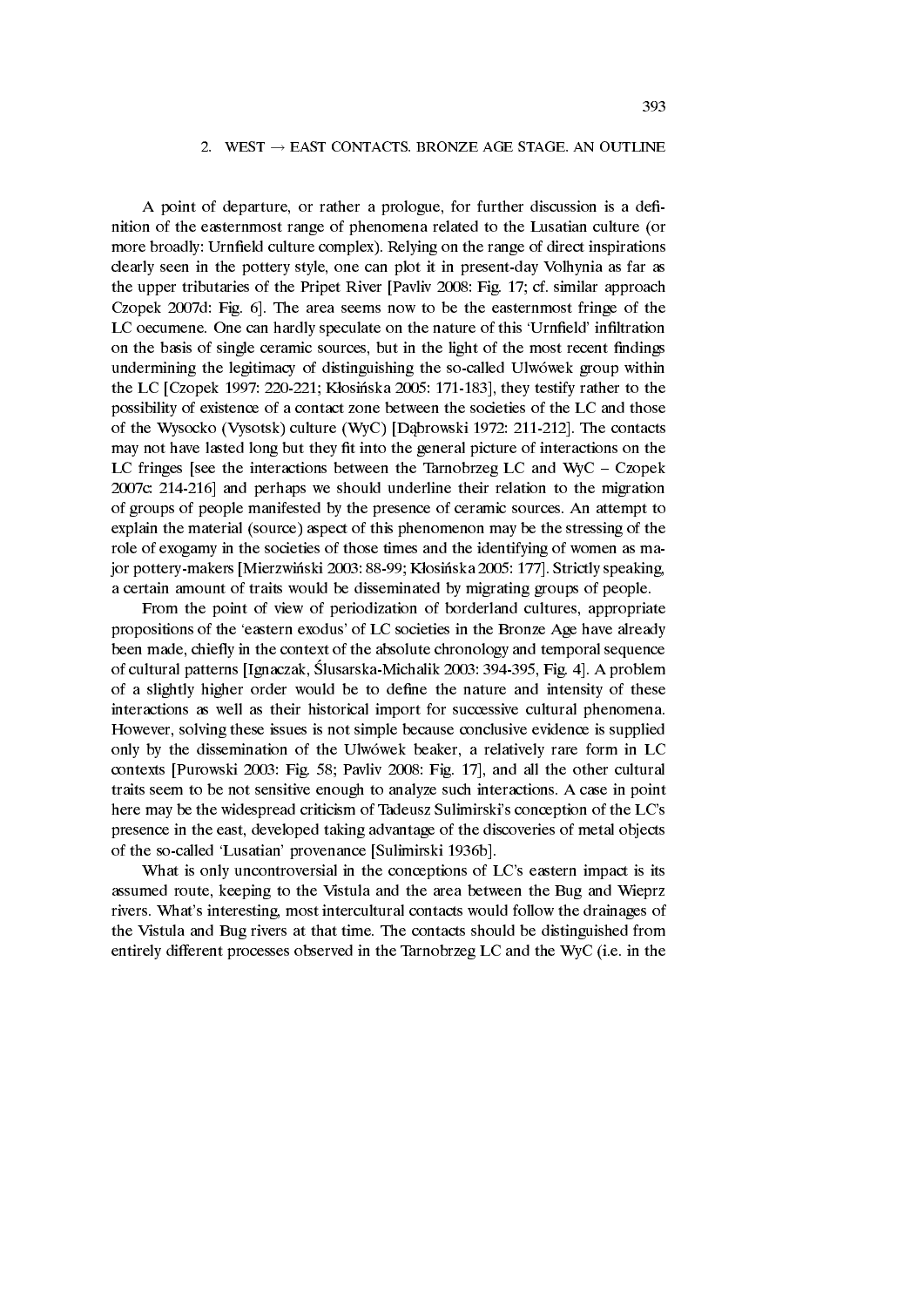## 2. WEST → EAST CONTACTS. BRONZE AGE STAGE. AN OUTLINE

A point of departure, or rather a prologue, for further discussion is a definition of the easternmost range of phenomena related to the Lusatian culture (or more broadly: Urnfield culture complex). Relying on the range of direct inspirations clearly seen in the pottery style, one can plot it in present-day Volhynia as far as the upper tributaries of the Pripet River [Pavliv 2008: Fig. 17; cf. similar approach Czopek 2007d: Fig. 6]. The area seems now to be the easternmost fringe of the LC oecumene. One can hardly speculate on the nature of this 'Urnfield' infiltration on the basis of single ceramic sources, but in the light of the most recent findings undermining the legitimacy of distinguishing the so-called Ulwówek group within the LC [Czopek 1997: 220-221; Kłosińska 2005: 171-183], they testify rather to the possibility of existence of a contact zone between the societies of the LC and those of the Wysocko (Vysotsk) culture (WyC) [Dąbrowski 1972: 211-212]. The contacts may not have lasted long but they fit into the general picture of interactions on the LC fringes [see the interactions between the Tarnobrzeg LC and WyC – Czopek 2007c: 214-216] and perhaps we should underline their relation to the migration of groups of people manifested by the presence of ceramic sources. An attempt to explain the material (source) aspect of this phenomenon may be the stressing of the role of exogamy in the societies of those times and the identifying of women as major pottery-makers [Mierzwiński 2003: 88-99; Kłosińska 2005: 177]. Strictly speaking, a certain amount of traits would be disseminated by migrating groups of people.

From the point of view of periodization of borderland cultures, appropriate propositions of the 'eastern exodus' of LC societies in the Bronze Age have already been made, chiefly in the context of the absolute chronology and temporal sequence of cultural patterns [Ignaczak, Ślusarska-Michalik 2003: 394-395, Fig. 4]. A problem of a slightly higher order would be to define the nature and intensity of these interactions as well as their historical import for successive cultural phenomena. However, solving these issues is not simple because conclusive evidence is supplied only by the dissemination of the Ulwówek beaker, a relatively rare form in LC contexts [Purowski 2003: Fig. 58; Pavliv 2008: Fig. 17], and all the other cultural traits seem to be not sensitive enough to analyze such interactions. A case in point here may be the widespread criticism of Tadeusz Sulimirski's conception of the LC's presence in the east, developed taking advantage of the discoveries of metal objects of the so-called 'Lusatian' provenance [Sulimirski 1936b].

What is only uncontroversial in the conceptions of LC's eastern impact is its assumed route, keeping to the Vistula and the area between the Bug and Wieprz rivers. What's interesting, most intercultural contacts should follow the drainages of the Vistula and Bug rivers at that time. The contacts should be distinguished from entirely different processes observed in the Tarnobrzeg LC and the WyC (i.e. in the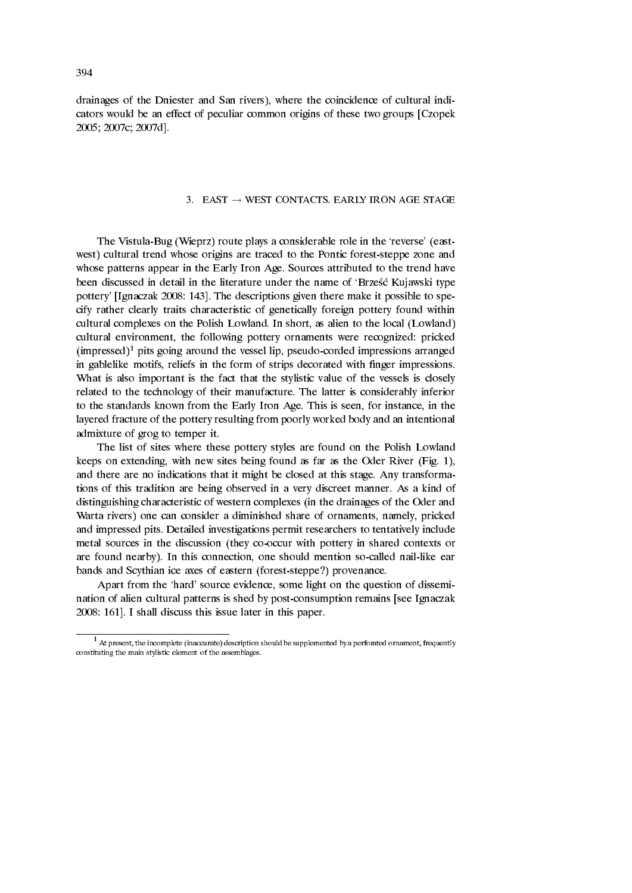drainages of the Dniester and San rivers), where the coincidence of cultural indicators would be an effect of peculiar common origins of these two groups [Czopek 2005; 2007c; 2007d].

## 3. EAST → WEST CONTACTS. EARLY IRON AGE STAGE

The Vistula-Bug (Wieprz) route plays a considerable role in the 'reverse' (east-west) cultural trend whose origins are traced to the Pontic forest-steppe zone and whose patterns appear in the Early Iron Age. Sources attributed to the trend have been discussed in detail in the literature under the name of 'Brześć Kujawski type pottery' [Ignaczak 2008: 143]. The descriptions given there make it possible to specify rather clearly traits characteristic of genetically foreign pottery found within cultural complexes on the Polish Lowland. In short, as alien to the local (Lowland) cultural environment, the following pottery ornaments were recognized: pricked (impressed)[1] pits going around the vessel lip, pseudo-corded impressions arranged in gablelike motifs, reliefs in the form of strips decorated with finger impressions. What is also important is the fact that the stylistic value of the vessels is closely related to the technology of their manufacture. The latter is considerably inferior to the standards known from the Early Iron Age. This is seen, for instance, in the layered fracture of the pottery resulting from poorly worked body and an intentional admixture of grog to temper it.

The list of sites where these pottery styles are found on the Polish Lowland keeps on extending, with new sites being found as far as the Oder River (Fig. 1), and there are no indications that it might be closed at this stage. Any transformations of this tradition are being observed in a very discreet manner. As a kind of distinguishing characteristic of western complexes (in the drainages of the Oder and Warta rivers) one can consider a diminished share of ornaments, namely, pricked and impressed pits. Detailed investigations permit researchers to tentatively include metal sources in the discussion (they co-occur with pottery in shared contexts or are found nearby). In this connection, one should mention so-called nail-like ear bands and Scythian ice axes of eastern (forest-steppe?) provenance.

Apart from the 'hard' source evidence, some light on the question of dissemination of alien cultural patterns is shed by post-consumption remains [see Ignaczak 2008: 161]. I shall discuss this issue later in this paper.

---

[1] At present, the incomplete (inaccurate) description should be supplemented by a perforated ornament, frequently constituting the main stylistic element of the assemblages.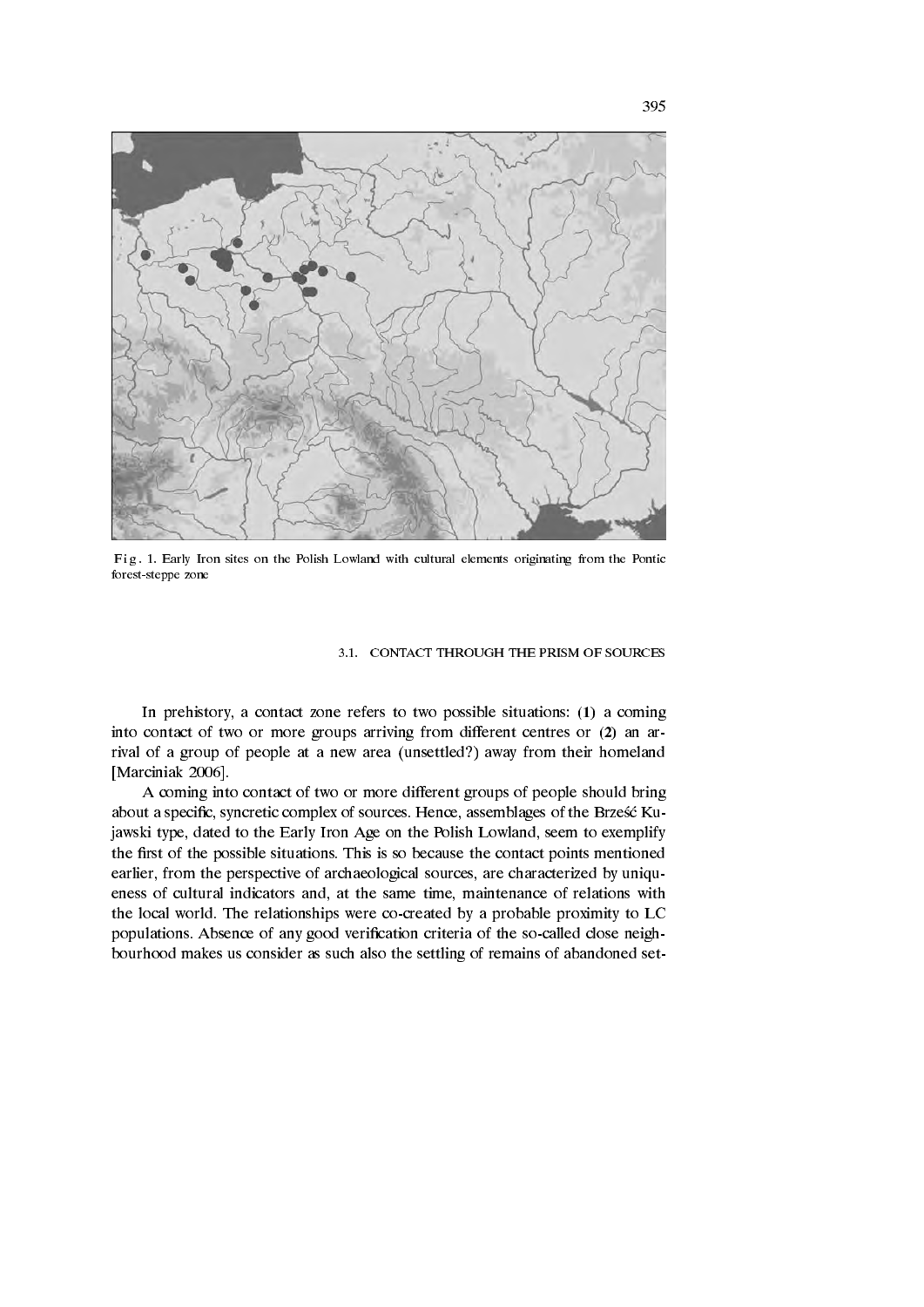Fig. 1. Early Iron sites on the Polish Lowland with cultural elements originating from the Pontic forest-steppe zone

### 3.1. CONTACT THROUGH THE PRISM OF SOURCES

In prehistory, a contact zone refers to two possible situations: (**1**) a coming into contact of two or more groups arriving from different centres or (**2**) an arrival of a group of people at a new area (unsettled?) away from their homeland [Marciniak 2006].

A coming into contact of two or more different groups of people should bring about a specific, syncretic complex of sources. Hence, assemblages of the Brześć Kujawski type, dated to the Early Iron Age on the Polish Lowland, seem to exemplify the first of the possible situations. This is so because the contact points mentioned earlier, from the perspective of archaeological sources, are characterized by uniqueness of cultural indicators and, at the same time, maintenance of relations with the local world. The relationships were co-created by a probable proximity to LC populations. Absence of any good verification criteria of the so-called close neighbourhood makes us consider as such also the settling of remains of abandoned set-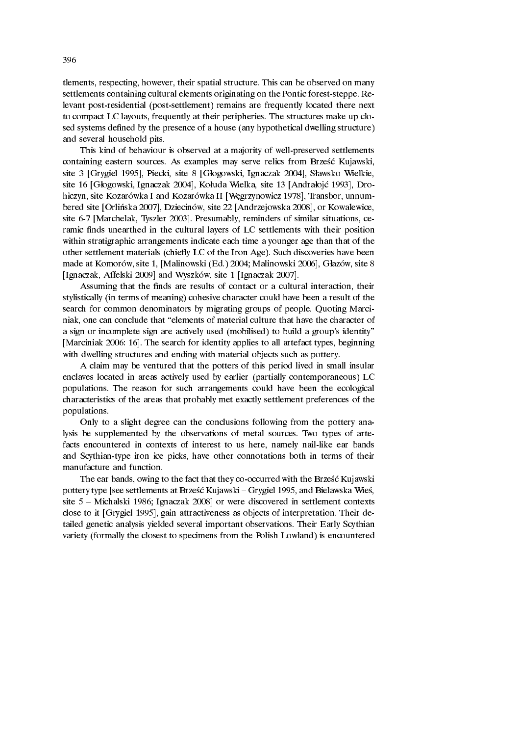tlements, respecting, however, their spatial structure. This can be observed on many settlements containing cultural elements originating on the Pontic forest-steppe. Relevant post-residential (post-settlement) remains are frequently located there next to compact LC layouts, frequently at their peripheries. The structures make up closed systems defined by the presence of a house (any hypothetical dwelling structure) and several household pits.

This kind of behaviour is observed at a majority of well-preserved settlements containing eastern sources. As examples may serve relics from Brześć Kujawski, site 3 [Grygiel 1995], Piecki, site 8 [Głogowski, Ignaczak 2004], Sławsko Wielkie, site 16 [Głogowski, Ignaczak 2004], Kołuda Wielka, site 13 [Andrałojć 1993], Drohiczyn, site Kozarówka I and Kozarówka II [Węgrzynowicz 1978], Transbor, unnumbered site [Orlińska 2007], Dziecinów, site 22 [Andrzejowska 2008], or Kowalewice, site 6-7 [Marchelak, Tyszler 2003]. Presumably, reminders of similar situations, ceramic finds unearthed in the cultural layers of LC settlements with their position within stratigraphic arrangements indicate each time a younger age than that of the other settlement materials (chiefly LC of the Iron Age). Such discoveries have been made at Komorów, site 1, [Malinowski (Ed.) 2004; Malinowski 2006], Głazów, site 8 [Ignaczak, Affelski 2009] and Wyszków, site 1 [Ignaczak 2007].

Assuming that the finds are results of contact or a cultural interaction, their stylistically (in terms of meaning) cohesive character could have been a result of the search for common denominators by migrating groups of people. Quoting Marciniak, one can conclude that "elements of material culture that have the character of a sign or incomplete sign are actively used (mobilised) to build a group's identity" [Marciniak 2006: 16]. The search for identity applies to all artefact types, beginning with dwelling structures and ending with material objects such as pottery.

A claim may be ventured that the potters of this period lived in small insular enclaves located in areas actively used by earlier (partially contemporaneous) LC populations. The reason for such arrangements could have been the ecological characteristics of the areas that probably met exactly settlement preferences of the populations.

Only to a slight degree can the conclusions following from the pottery analysis be supplemented by the observations of metal sources. Two types of artefacts encountered in contexts of interest to us here, namely nail-like ear bands and Scythian-type iron ice picks, have other connotations both in terms of their manufacture and function.

The ear bands, owing to the fact that they co-occurred with the Brześć Kujawski pottery type [see settlements at Brześć Kujawski – Grygiel 1995, and Bielawska Wieś, site 5 – Michalski 1986; Ignaczak 2008] or were discovered in settlement contexts close to it [Grygiel 1995], gain attractiveness as objects of interpretation. Their detailed genetic analysis yielded several important observations. Their Early Scythian variety (formally the closest to specimens from the Polish Lowland) is encountered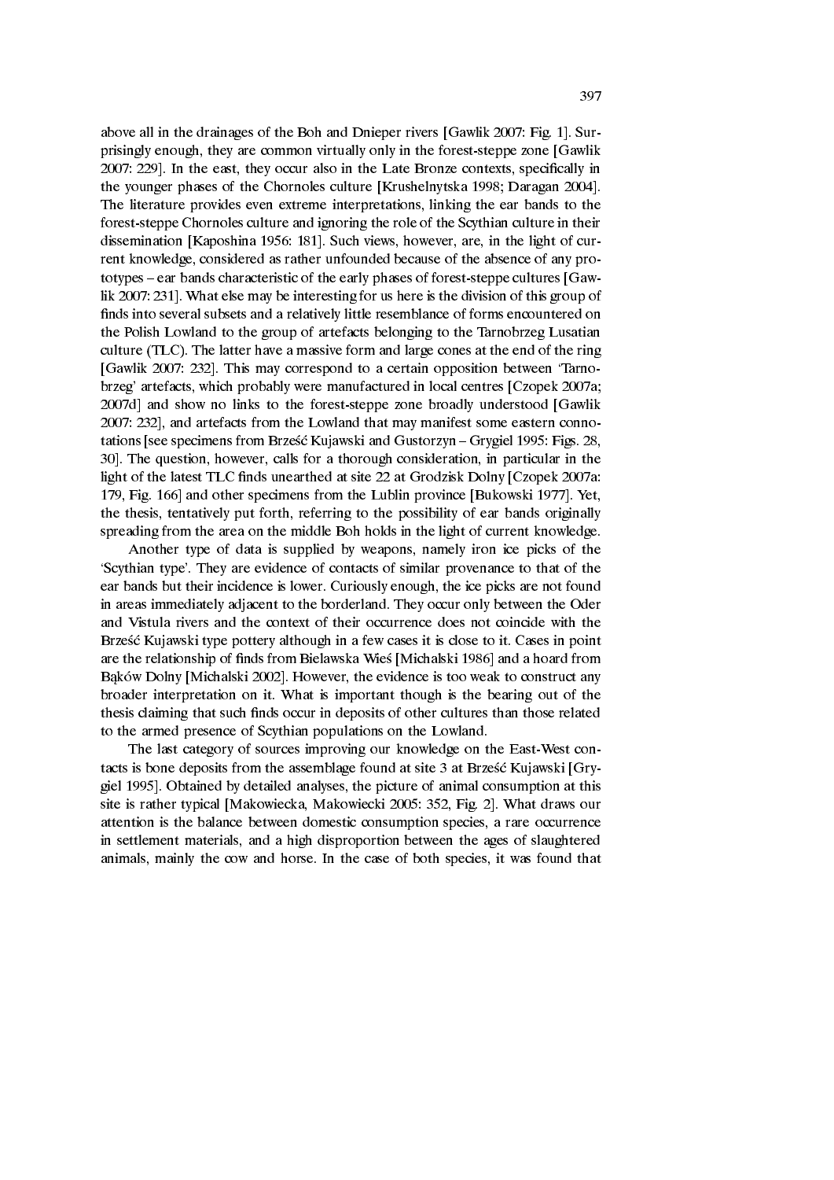above all in the drainages of the Boh and Dnieper rivers [Gawlik 2007: Fig. 1]. Surprisingly enough, they are common virtually only in the forest-steppe zone [Gawlik 2007: 229]. In the east, they occur also in the Late Bronze contexts, specifically in the younger phases of the Chornoles culture [Krushelnytska 1998; Daragan 2004]. The literature provides even extreme interpretations, linking the ear bands to the forest-steppe Chornoles culture and ignoring the role of the Scythian culture in their dissemination [Kaposhina 1956: 181]. Such views, however, are, in the light of current knowledge, considered as rather unfounded because of the absence of any prototypes – ear bands characteristic of the early phases of forest-steppe cultures [Gawlik 2007: 231]. What else may be interesting for us here is the division of this group of finds into several subsets and a relatively little resemblance of forms encountered on the Polish Lowland to the group of artefacts belonging to the Tarnobrzeg Lusatian culture (TLC). The latter have a massive form and large cones at the end of the ring [Gawlik 2007: 232]. This may correspond to a certain opposition between 'Tarnobrzeg' artefacts, which probably were manufactured in local centres [Czopek 2007a; 2007d] and show no links to the forest-steppe zone broadly understood [Gawlik 2007: 232], and artefacts from the Lowland that may manifest some eastern connotations [see specimens from Brześć Kujawski and Gustorzyn – Grygiel 1995: Figs. 28, 30]. The question, however, calls for a thorough consideration, in particular in the light of the latest TLC finds unearthed at site 22 at Grodzisk Dolny [Czopek 2007a: 179, Fig. 166] and other specimens from the Lublin province [Bukowski 1977]. Yet, the thesis, tentatively put forth, referring to the possibility of ear bands originally spreading from the area on the middle Boh holds in the light of current knowledge.

Another type of data is supplied by weapons, namely iron ice picks of the 'Scythian type'. They are evidence of contacts of similar provenance to that of the ear bands but their incidence is lower. Curiously enough, the ice picks are not found in areas immediately adjacent to the borderland. They occur only between the Oder and Vistula rivers and the context of their occurrence does not coincide with the Brześć Kujawski type pottery although in a few cases it is close to it. Cases in point are the relationship of finds from Bielawska Wieś [Michalski 1986] and a hoard from Bąków Dolny [Michalski 2002]. However, the evidence is too weak to construct any broader interpretation on it. What is important though is the bearing out of the thesis claiming that such finds occur in deposits of other cultures than those related to the armed presence of Scythian populations on the Lowland.

The last category of sources improving our knowledge on the East-West contacts is bone deposits from the assemblage found at site 3 at Brześć Kujawski [Grygiel 1995]. Obtained by detailed analyses, the picture of animal consumption at this site is rather typical [Makowiecka, Makowiecki 2005: 352, Fig. 2]. What draws our attention is the balance between domestic consumption species, a rare occurrence in settlement materials, and a high disproportion between the ages of slaughtered animals, mainly the cow and horse. In the case of both species, it was found that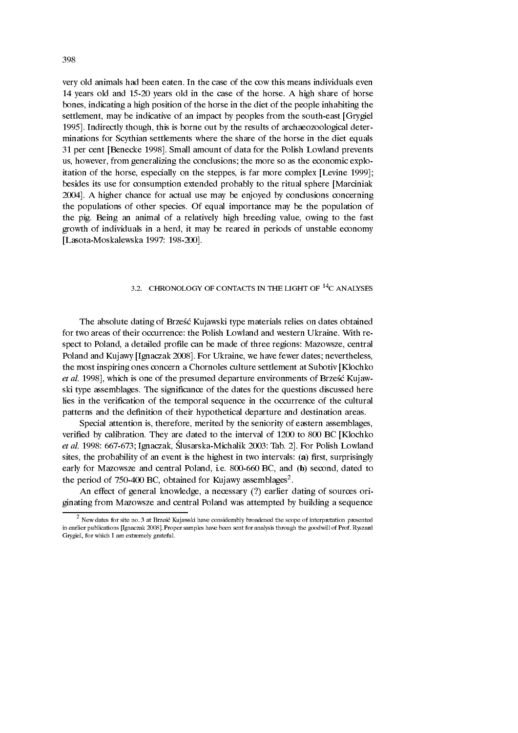very old animals had been eaten. In the case of the cow this means individuals even 14 years old and 15-20 years old in the case of the horse. A high share of horse bones, indicating a high position of the horse in the diet of the people inhabiting the settlement, may be indicative of an impact by peoples from the south-east [Grygiel 1995]. Indirectly though, this is borne out by the results of archaeozoological determinations for Scythian settlements where the share of the horse in the diet equals 31 per cent [Benecke 1998]. Small amount of data for the Polish Lowland prevents us, however, from generalizing the conclusions; the more so as the economic exploitation of the horse, especially on the steppes, is far more complex [Levine 1999]; besides its use for consumption extended probably to the ritual sphere [Marciniak 2004]. A higher chance for actual use may be enjoyed by conclusions concerning the populations of other species. Of equal importance may be the population of the pig. Being an animal of a relatively high breeding value, owing to the fast growth of individuals in a herd, it may be reared in periods of unstable economy [Lasota-Moskalewska 1997: 198-200].

### 3.2. CHRONOLOGY OF CONTACTS IN THE LIGHT OF $^{14}$C ANALYSES

The absolute dating of Brześć Kujawski type materials relies on dates obtained for two areas of their occurrence: the Polish Lowland and western Ukraine. With respect to Poland, a detailed profile can be made of three regions: Mazowsze, central Poland and Kujawy [Ignaczak 2008]. For Ukraine, we have fewer dates; nevertheless, the most inspiring ones concern a Chornoles culture settlement at Subotiv [Klochko *et al.* 1998], which is one of the presumed departure environments of Brześć Kujawski type assemblages. The significance of the dates for the questions discussed here lies in the verification of the temporal sequence in the occurrence of the cultural patterns and the definition of their hypothetical departure and destination areas.

Special attention is, therefore, merited by the seniority of eastern assemblages, verified by calibration. They are dated to the interval of 1200 to 800 BC [Klochko *et al.* 1998: 667-673; Ignaczak, Ślusarska-Michalik 2003: Tab. 2]. For Polish Lowland sites, the probability of an event is the highest in two intervals: (**a**) first, surprisingly early for Mazowsze and central Poland, i.e. 800-660 BC, and (**b**) second, dated to the period of 750-400 BC, obtained for Kujawy assemblages[2].

An effect of general knowledge, a necessary (?) earlier dating of sources originating from Mazowsze and central Poland was attempted by building a sequence

[2] New dates for site no. 3 at Brześć Kujawski have considerably broadened the scope of interpretation presented in earlier publications [Ignaczak 2008]. Proper samples have been sent for analysis through the goodwill of Prof. Ryszard Grygiel, for which I am extremely grateful.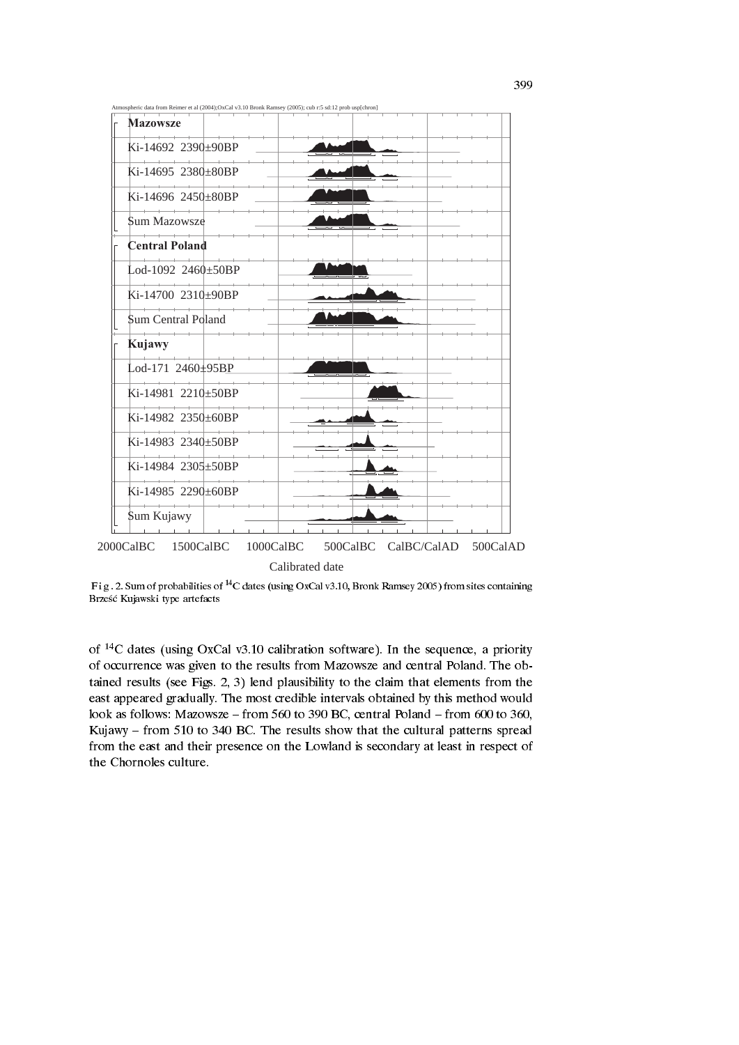Atmospheric data from Reimer et al (2004);OxCal v3.10 Bronk Ramsey (2005); cub r:5 sd:12 prob usp[chron]

**Mazowsze**

Ki-14692 2390±90BP

Ki-14695 2380±80BP

Ki-14696 2450±80BP

Sum Mazowsze

**Central Poland**

Lod-1092 2460±50BP

Ki-14700 2310±90BP

Sum Central Poland

**Kujawy**

Lod-171 2460±95BP

Ki-14981 2210±50BP

Ki-14982 2350±60BP

Ki-14983 2340±50BP

Ki-14984 2305±50BP

Ki-14985 2290±60BP

Sum Kujawy

2000CalBC 1500CalBC 1000CalBC 500CalBC CalBC/CalAD 500CalAD

Calibrated date

Fig. 2. Sum of probabilities of $^{14}$C dates (using OxCal v3.10, Bronk Ramsey 2005) from sites containing Brześć Kujawski type artefacts

of $^{14}$C dates (using OxCal v3.10 calibration software). In the sequence, a priority of occurrence was given to the results from Mazowsze and central Poland. The obtained results (see Figs. 2, 3) lend plausibility to the claim that elements from the east appeared gradually. The most credible intervals obtained by this method would look as follows: Mazowsze – from 560 to 390 BC, central Poland – from 600 to 360, Kujawy – from 510 to 340 BC. The results show that the cultural patterns spread from the east and their presence on the Lowland is secondary at least in respect of the Chornoles culture.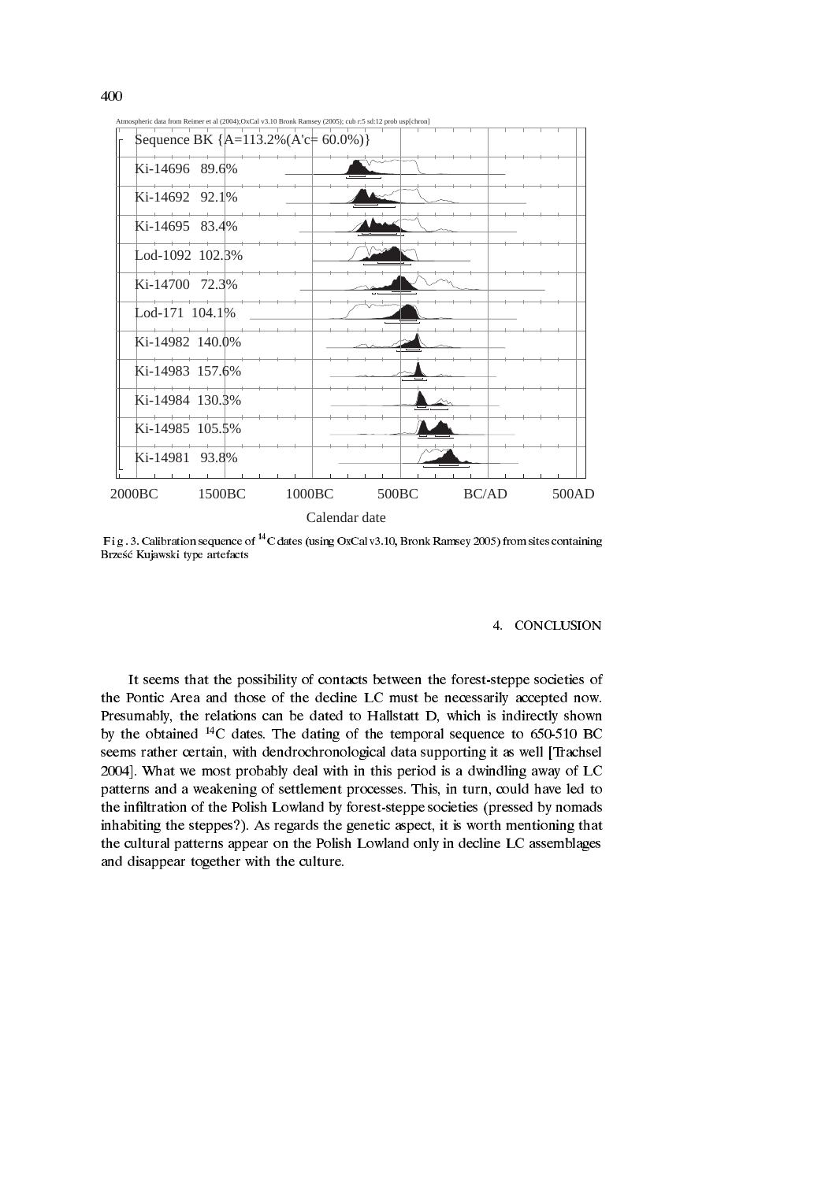Atmospheric data from Reimer et al (2004);OxCal v3.10 Bronk Ramsey (2005); cub r:5 sd:12 prob usp[chron]

Sequence BK {A=113.2%(A'c= 60.0%)}

Ki-14696 89.6%

Ki-14692 92.1%

Ki-14695 83.4%

Lod-1092 102.3%

Ki-14700 72.3%

Lod-171 104.1%

Ki-14982 140.0%

Ki-14983 157.6%

Ki-14984 130.3%

Ki-14985 105.5%

Ki-14981 93.8%

2000BC 1500BC 1000BC 500BC BC/AD 500AD

Calendar date

Fig. 3. Calibration sequence of $^{14}C$ dates (using OxCal v3.10, Bronk Ramsey 2005) from sites containing Brześć Kujawski type artefacts

## 4. CONCLUSION

It seems that the possibility of contacts between the forest-steppe societies of the Pontic Area and those of the decline LC must be necessarily accepted now. Presumably, the relations can be dated to Hallstatt D, which is indirectly shown by the obtained $^{14}C$ dates. The dating of the temporal sequence to 650-510 BC seems rather certain, with dendrochronological data supporting it as well [Trachsel 2004]. What we most probably deal with in this period is a dwindling away of LC patterns and a weakening of settlement processes. This, in turn, could have led to the infiltration of the Polish Lowland by forest-steppe societies (pressed by nomads inhabiting the steppes?). As regards the genetic aspect, it is worth mentioning that the cultural patterns appear on the Polish Lowland only in decline LC assemblages and disappear together with the culture.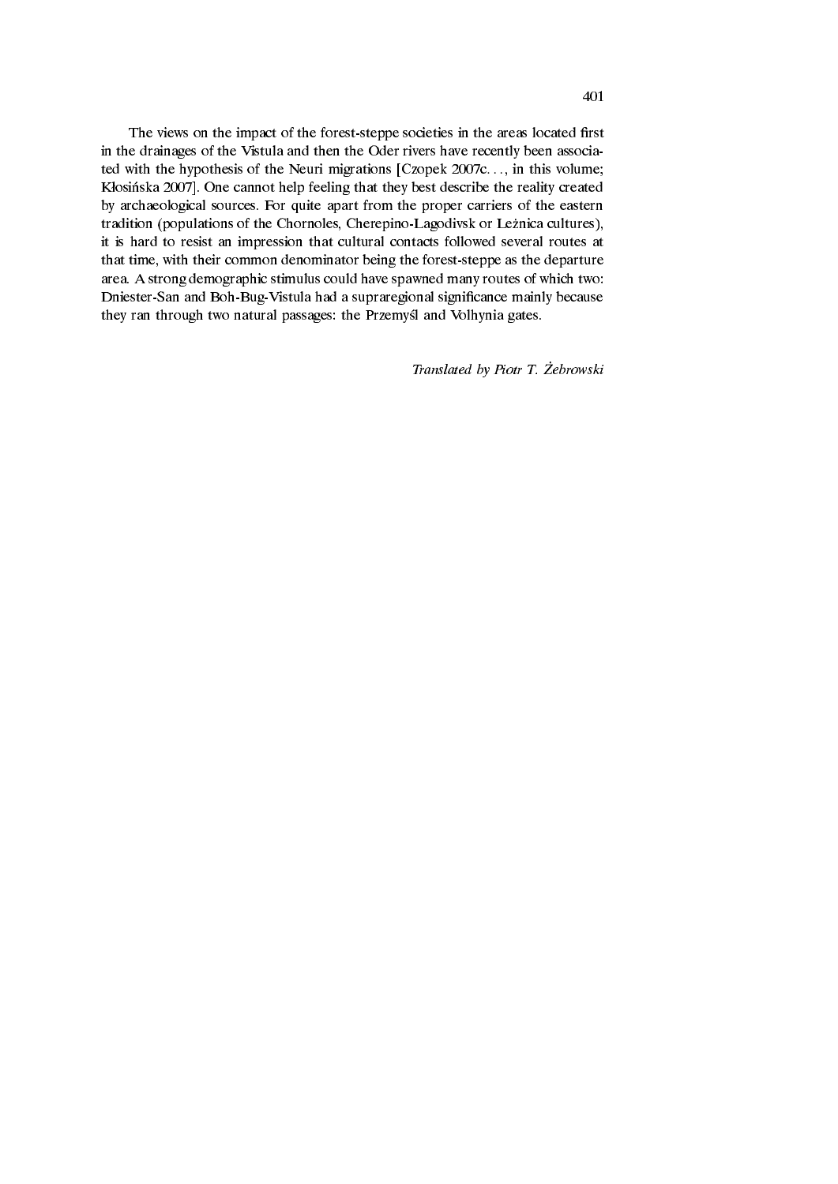The views on the impact of the forest-steppe societies in the areas located first in the drainages of the Vistula and then the Oder rivers have recently been associated with the hypothesis of the Neuri migrations [Czopek 2007c…, in this volume; Kłosińska 2007]. One cannot help feeling that they best describe the reality created by archaeological sources. For quite apart from the proper carriers of the eastern tradition (populations of the Chornoles, Cherepino-Lagodivsk or Leżnica cultures), it is hard to resist an impression that cultural contacts followed several routes at that time, with their common denominator being the forest-steppe as the departure area. A strong demographic stimulus could have spawned many routes of which two: Dniester-San and Boh-Bug-Vistula had a supraregional significance mainly because they ran through two natural passages: the Przemyśl and Volhynia gates.

*Translated by Piotr T. Żebrowski*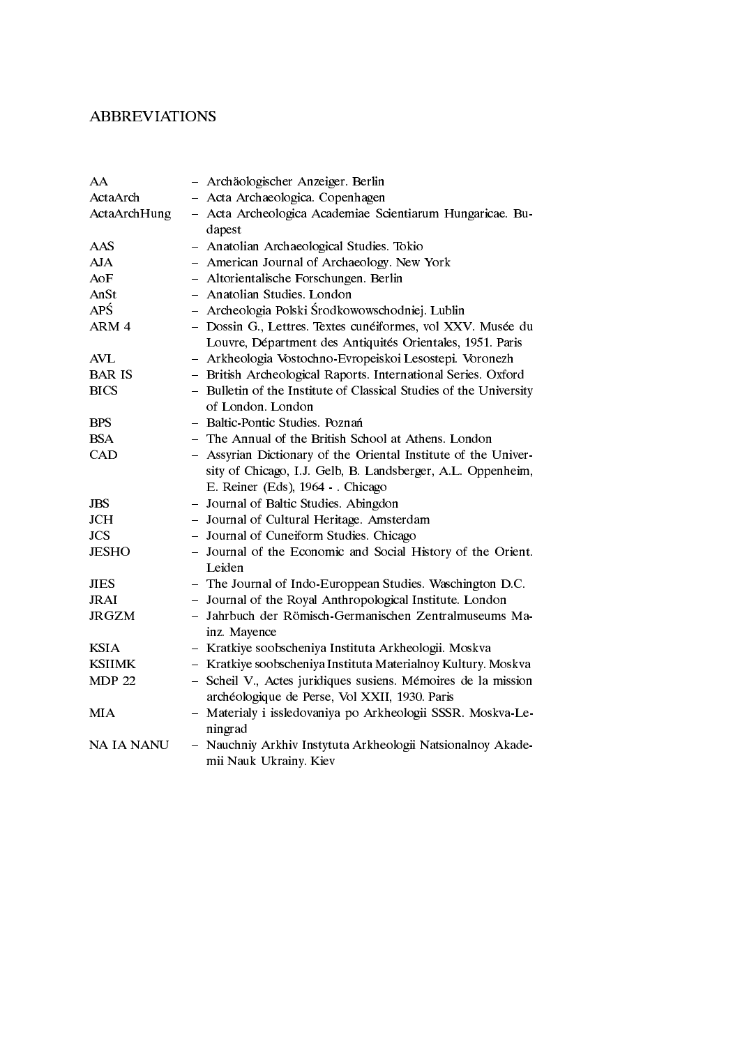# ABBREVIATIONS

| | |
|---|---|
| AA | – Archäologischer Anzeiger. Berlin |
| ActaArch | – Acta Archaeologica. Copenhagen |
| ActaArchHung | – Acta Archeologica Academiae Scientiarum Hungaricae. Budapest |
| AAS | – Anatolian Archaeological Studies. Tokio |
| AJA | – American Journal of Archaeology. New York |
| AoF | – Altorientalische Forschungen. Berlin |
| AnSt | – Anatolian Studies. London |
| APŚ | – Archeologia Polski Środkowowschodniej. Lublin |
| ARM 4 | – Dossin G., Lettres. Textes cunéiformes, vol XXV. Musée du Louvre, Départment des Antiquités Orientales, 1951. Paris |
| AVL | – Arkheologia Vostochno-Evropeiskoi Lesostepi. Voronezh |
| BAR IS | – British Archeological Raports. International Series. Oxford |
| BICS | – Bulletin of the Institute of Classical Studies of the University of London. London |
| BPS | – Baltic-Pontic Studies. Poznań |
| BSA | – The Annual of the British School at Athens. London |
| CAD | – Assyrian Dictionary of the Oriental Institute of the University of Chicago, I.J. Gelb, B. Landsberger, A.L. Oppenheim, E. Reiner (Eds), 1964 - . Chicago |
| JBS | – Journal of Baltic Studies. Abingdon |
| JCH | – Journal of Cultural Heritage. Amsterdam |
| JCS | – Journal of Cuneiform Studies. Chicago |
| JESHO | – Journal of the Economic and Social History of the Orient. Leiden |
| JIES | – The Journal of Indo-Europpean Studies. Waschington D.C. |
| JRAI | – Journal of the Royal Anthropological Institute. London |
| JRGZM | – Jahrbuch der Römisch-Germanischen Zentralmuseums Mainz. Mayence |
| KSIA | – Kratkiye soobscheniya Instituta Arkheologii. Moskva |
| KSIIMK | – Kratkiye soobscheniya Instituta Materialnoy Kultury. Moskva |
| MDP 22 | – Scheil V., Actes juridiques susiens. Mémoires de la mission archéologique de Perse, Vol XXII, 1930. Paris |
| MIA | – Materialy i issledovaniya po Arkheologii SSSR. Moskva-Leningrad |
| NA IA NANU | – Nauchniy Arkhiv Instytuta Arkheologii Natsionalnoy Akademii Nauk Ukrainy. Kiev |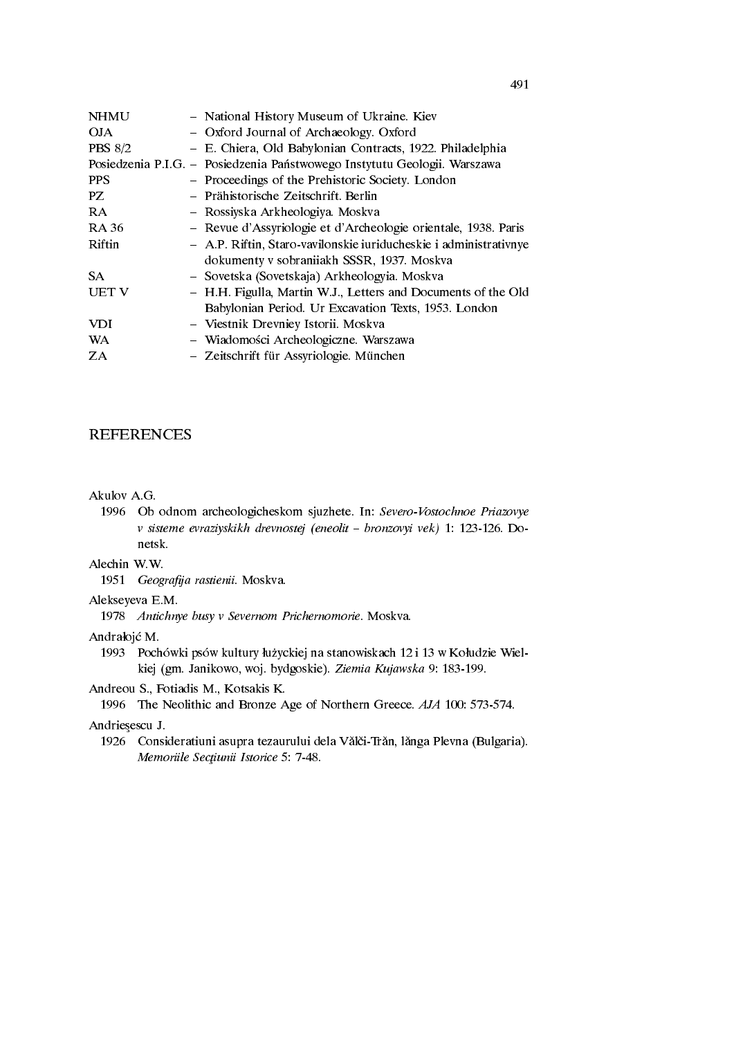| | |
|---|---|
| NHMU | – National History Museum of Ukraine. Kiev |
| OJA | – Oxford Journal of Archaeology. Oxford |
| PBS 8/2 | – E. Chiera, Old Babylonian Contracts, 1922. Philadelphia |
| Posiedzenia P.I.G. | – Posiedzenia Państwowego Instytutu Geologii. Warszawa |
| PPS | – Proceedings of the Prehistoric Society. London |
| PZ | – Prähistorische Zeitschrift. Berlin |
| RA | – Rossiyska Arkheologiya. Moskva |
| RA 36 | – Revue d'Assyriologie et d'Archeologie orientale, 1938. Paris |
| Riftin | – A.P. Riftin, Staro-vavilonskie iuriducheskie i administrativnye dokumenty v sobraniiakh SSSR, 1937. Moskva |
| SA | – Sovetska (Sovetskaja) Arkheologyia. Moskva |
| UET V | – H.H. Figulla, Martin W.J., Letters and Documents of the Old Babylonian Period. Ur Excavation Texts, 1953. London |
| VDI | – Viestnik Drevniey Istorii. Moskva |
| WA | – Wiadomości Archeologiczne. Warszawa |
| ZA | – Zeitschrift für Assyriologie. München |

## REFERENCES

Akulov A.G.

1996 Ob odnom archeologicheskom sjuzhete. In: *Severo-Vostochnoe Priazovye v sisteme evraziyskikh drevnostej (eneolit – bronzovyi vek)* 1: 123-126. Donetsk.

Alechin W.W.

1951 *Geografija rastienii.* Moskva.

Alekseyeva E.M.

1978 *Antichnye busy v Severnom Prichernomorie*. Moskva.

Andrałojć M.

1993 Pochówki psów kultury łużyckiej na stanowiskach 12 i 13 w Kołudzie Wielkiej (gm. Janikowo, woj. bydgoskie). *Ziemia Kujawska* 9: 183-199.

Andreou S., Fotiadis M., Kotsakis K.

1996 The Neolithic and Bronze Age of Northern Greece. *AJA* 100: 573-574.

Andrieşescu J.

1926 Consideratiuni asupra tezaurului dela Vălči-Trăn, lănga Plevna (Bulgaria). *Memoriile Secţiunii Istorice* 5: 7-48.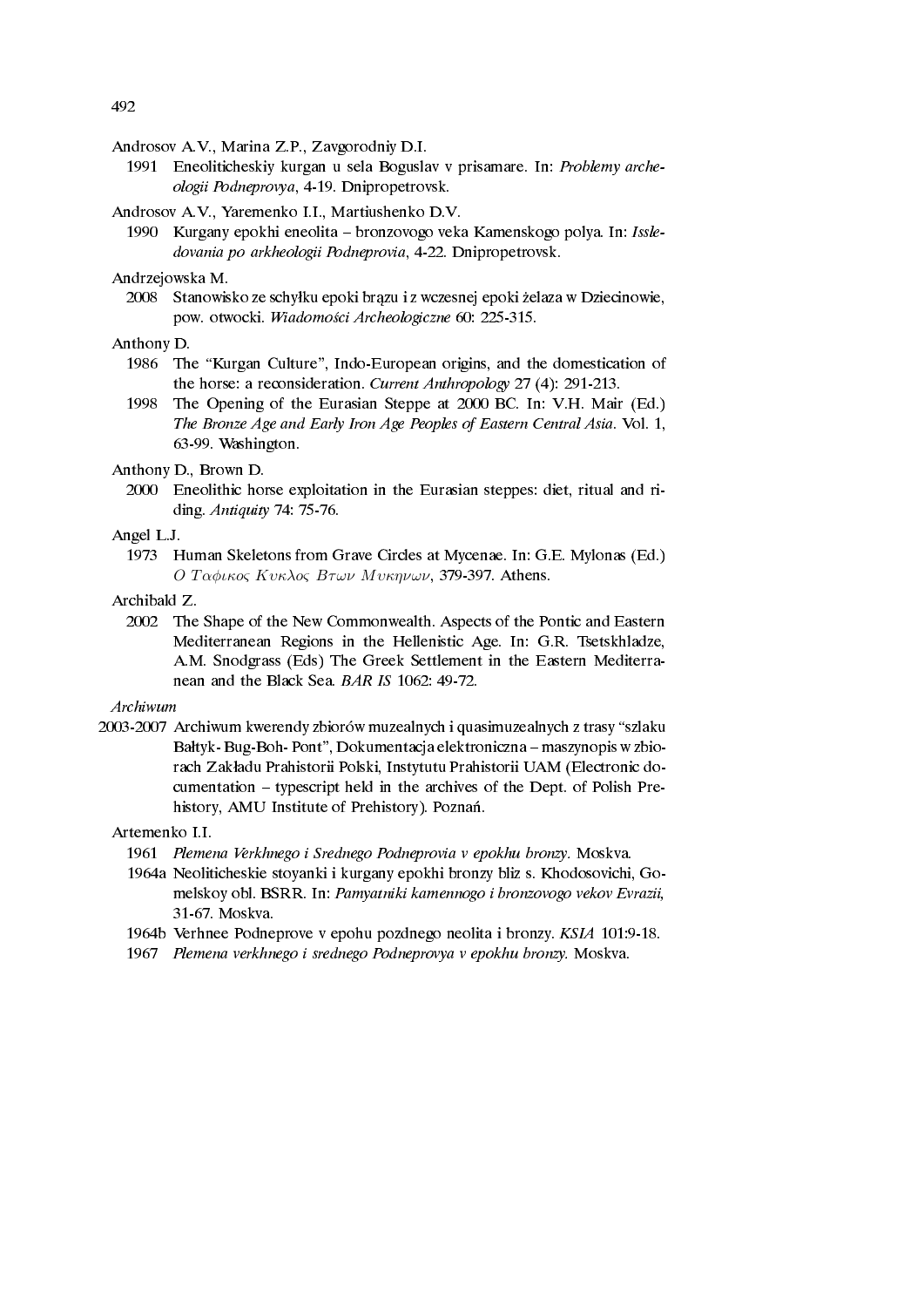Androsov A.V., Marina Z.P., Zavgorodniy D.I.

1991 Eneoliticheskiy kurgan u sela Boguslav v prisamare. In: *Problemy archeologii Podneprovya*, 4-19. Dnipropetrovsk.

Androsov A.V., Yaremenko I.I., Martiushenko D.V.

1990 Kurgany epokhi eneolita – bronzovogo veka Kamenskogo polya. In: *Issledovania po arkheologii Podneprovia*, 4-22. Dnipropetrovsk.

Andrzejowska M.

2008 Stanowisko ze schyłku epoki brązu i z wczesnej epoki żelaza w Dziecinowie, pow. otwocki. *Wiadomości Archeologiczne* 60: 225-315.

Anthony D.

1986 The "Kurgan Culture", Indo-European origins, and the domestication of the horse: a reconsideration. *Current Anthropology* 27 (4): 291-213.

1998 The Opening of the Eurasian Steppe at 2000 BC. In: V.H. Mair (Ed.) *The Bronze Age and Early Iron Age Peoples of Eastern Central Asia*. Vol. 1, 63-99. Washington.

Anthony D., Brown D.

2000 Eneolithic horse exploitation in the Eurasian steppes: diet, ritual and riding. *Antiquity* 74: 75-76.

Angel L.J.

1973 Human Skeletons from Grave Circles at Mycenae. In: G.E. Mylonas (Ed.) *Ο Ταφικος Κυκλος Βτων Μυκηνων*, 379-397. Athens.

Archibald Z.

2002 The Shape of the New Commonwealth. Aspects of the Pontic and Eastern Mediterranean Regions in the Hellenistic Age. In: G.R. Tsetskhladze, A.M. Snodgrass (Eds) The Greek Settlement in the Eastern Mediterranean and the Black Sea. *BAR IS* 1062: 49-72.

*Archiwum*

2003-2007 Archiwum kwerendy zbiorów muzealnych i quasimuzealnych z trasy "szlaku Bałtyk- Bug-Boh- Pont", Dokumentacja elektroniczna – maszynopis w zbiorach Zakładu Prahistorii Polski, Instytutu Prahistorii UAM (Electronic documentation – typescript held in the archives of the Dept. of Polish Prehistory, AMU Institute of Prehistory). Poznań.

Artemenko I.I.

1961 *Plemena Verkhnego i Srednego Podneprovia v epokhu bronzy.* Moskva.

1964a Neoliticheskie stoyanki i kurgany epokhi bronzy bliz s. Khodosovichi, Gomelskoy obl. BSRR. In: *Pamyatniki kamennogo i bronzovogo vekov Evrazii,* 31-67. Moskva.

1964b Verhnee Podneprove v epohu pozdnego neolita i bronzy. *KSIA* 101:9-18.

1967 *Plemena verkhnego i srednego Podneprovya v epokhu bronzy.* Moskva.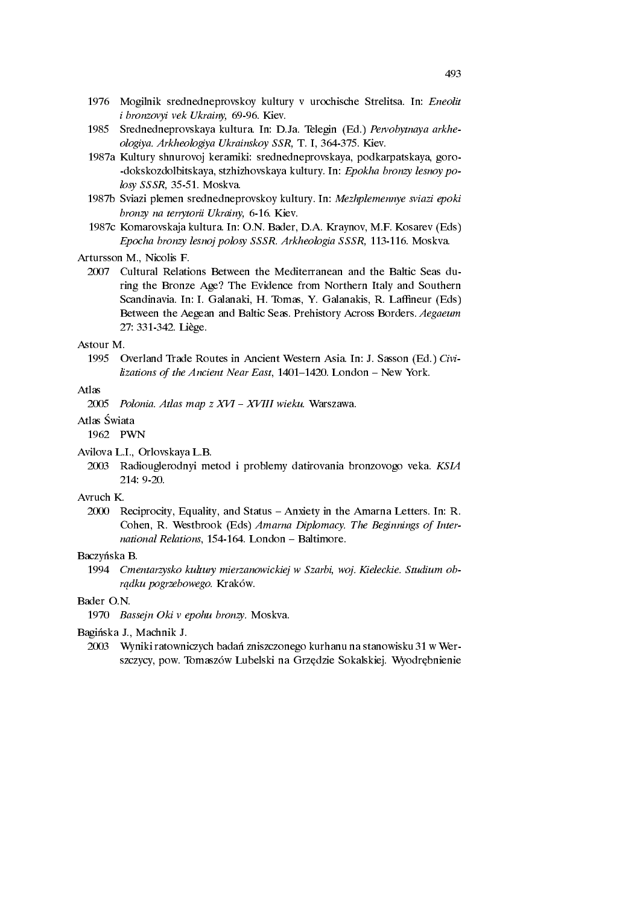1976 Mogilnik srednedneprovskoy kultury v urochische Strelitsa. In: *Eneolit i bronzovyi vek Ukrainy,* 69-96. Kiev.

1985 Srednedneprovskaya kultura. In: D.Ja. Telegin (Ed.) *Pervobytnaya arkheologiya. Arkheologiya Ukrainskoy SSR,* T. I, 364-375. Kiev.

1987a Kultury shnurovoj keramiki: srednedneprovskaya, podkarpatskaya, goro-dokskozdolbitskaya, stzhizhovskaya kultury. In: *Epokha bronzy lesnoy polosy SSSR,* 35-51. Moskva.

1987b Sviazi plemen srednedneprovskoy kultury. In: *Mezhplemennye sviazi epoki bronzy na terrytorii Ukrainy,* 6-16. Kiev.

1987c Komarovskaja kultura. In: O.N. Bader, D.A. Kraynov, M.F. Kosarev (Eds) *Epocha bronzy lesnoj polosy SSSR. Arkheologia SSSR,* 113-116. Moskva.

Artursson M., Nicolis F.

2007 Cultural Relations Between the Mediterranean and the Baltic Seas during the Bronze Age? The Evidence from Northern Italy and Southern Scandinavia. In: I. Galanaki, H. Tomas, Y. Galanakis, R. Laffineur (Eds) Between the Aegean and Baltic Seas. Prehistory Across Borders. *Aegaeum* 27: 331-342. Liège.

Astour M.

1995 Overland Trade Routes in Ancient Western Asia. In: J. Sasson (Ed.) *Civilizations of the Ancient Near East,* 1401–1420. London – New York.

Atlas

2005 *Polonia. Atlas map z XVI – XVIII wieku.* Warszawa.

Atlas Świata

1962 PWN

Avilova L.I., Orlovskaya L.B.

2003 Radiouglerodnyi metod i problemy datirovania bronzovogo veka. *KSIA* 214: 9-20.

Avruch K.

2000 Reciprocity, Equality, and Status – Anxiety in the Amarna Letters. In: R. Cohen, R. Westbrook (Eds) *Amarna Diplomacy. The Beginnings of International Relations,* 154-164. London – Baltimore.

Baczyńska B.

1994 *Cmentarzysko kultury mierzanowickiej w Szarbi, woj. Kieleckie. Studium obrządku pogrzebowego.* Kraków.

Bader O.N.

1970 *Bassejn Oki v epohu bronzy.* Moskva.

Bagińska J., Machnik J.

2003 Wyniki ratowniczych badań zniszczonego kurhanu na stanowisku 31 w Werszczycy, pow. Tomaszów Lubelski na Grzędzie Sokalskiej. Wyodrębnienie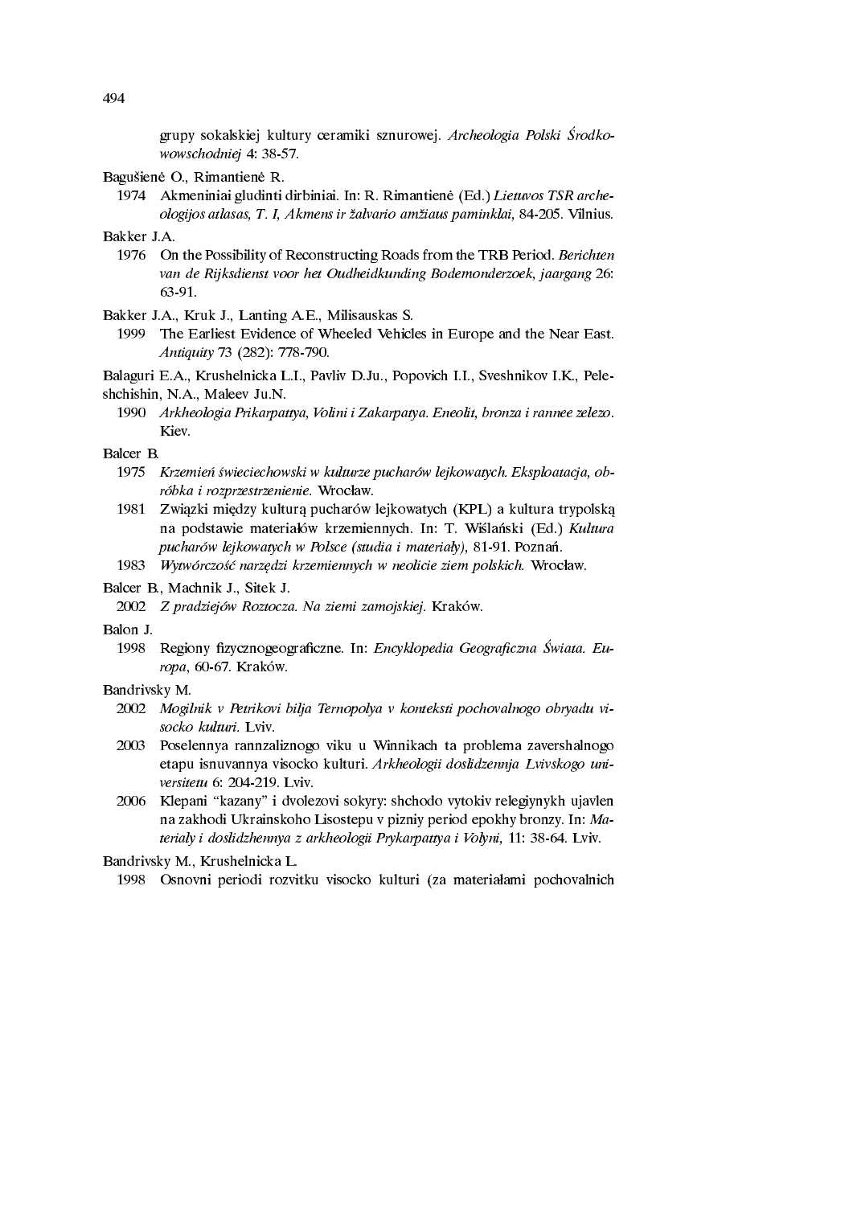grupy sokalskiej kultury ceramiki sznurowej. *Archeologia Polski Środkowowschodniej* 4: 38-57.

Bagušienė O., Rimantienė R.

1974 Akmeniniai gludinti dirbiniai. In: R. Rimantienė (Ed.) *Lietuvos TSR archeologijos atlasas, T. I, Akmens ir žalvario amžiaus paminklai,* 84-205. Vilnius.

Bakker J.A.

1976 On the Possibility of Reconstructing Roads from the TRB Period. *Berichten van de Rijksdienst voor het Oudheidkunding Bodemonderzoek, jaargang* 26: 63-91.

Bakker J.A., Kruk J., Lanting A.E., Milisauskas S.

1999 The Earliest Evidence of Wheeled Vehicles in Europe and the Near East. *Antiquity* 73 (282): 778-790.

Balaguri E.A., Krushelnicka L.I., Pavliv D.Ju., Popovich I.I., Sveshnikov I.K., Peleshchishin, N.A., Maleev Ju.N.

1990 *Arkheologia Prikarpattya, Volini i Zakarpatya. Eneolit, bronza i rannee zelezo*. Kiev.

Balcer B.

1975 *Krzemień świeciechowski w kulturze pucharów lejkowatych. Eksploatacja, obróbka i rozprzestrzenienie.* Wrocław.

1981 Związki między kulturą pucharów lejkowatych (KPL) a kultura trypolską na podstawie materiałów krzemiennych. In: T. Wiślański (Ed.) *Kultura pucharów lejkowatych w Polsce (studia i materiały)*, 81-91. Poznań.

1983 *Wytwórczość narzędzi krzemiennych w neolicie ziem polskich.* Wrocław.

Balcer B., Machnik J., Sitek J.

2002 *Z pradziejów Roztocza. Na ziemi zamojskiej.* Kraków.

Balon J.

1998 Regiony fizycznogeograficzne. In: *Encyklopedia Geograficzna Świata. Europa*, 60-67. Kraków.

Bandrivsky M.

2002 *Mogilnik v Petrikovi bilja Ternopolya v konteksti pochovalnogo obryadu visocko kulturi.* Lviv.

2003 Poselennya rannzaliznogo viku u Winnikach ta problema zavershalnogo etapu isnuvannya visocko kulturi. *Arkheologii doslidzennja Lvivskogo universitetu* 6: 204-219. Lviv.

2006 Klepani "kazany" i dvolezovi sokyry: shchodo vytokiv relegiynykh ujavlen na zakhodi Ukrainskoho Lisostepu v pizniy period epokhy bronzy. In: *Materialy i doslidzhennya z arkheologii Prykarpattya i Volyni,* 11: 38-64. Lviv.

Bandrivsky M., Krushelnicka L.

1998 Osnovni periodi rozvitku visocko kulturi (za materiałami pochovalnich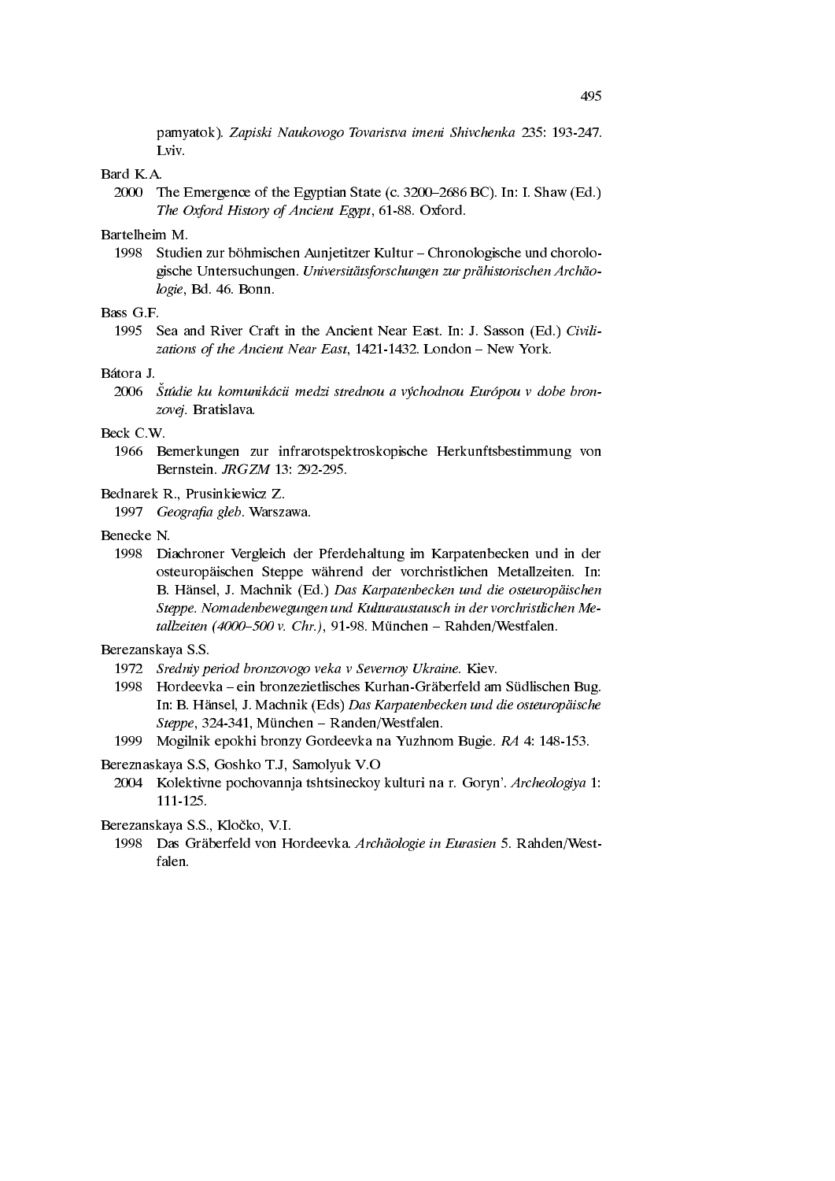pamyatok). *Zapiski Naukovogo Tovaristva imeni Shivchenka* 235: 193-247. Lviv.

Bard K.A.

2000 The Emergence of the Egyptian State (c. 3200–2686 BC). In: I. Shaw (Ed.) *The Oxford History of Ancient Egypt*, 61-88. Oxford.

Bartelheim M.

1998 Studien zur böhmischen Aunjetitzer Kultur – Chronologische und chorologische Untersuchungen. *Universitätsforschungen zur prähistorischen Archäologie*, Bd. 46. Bonn.

Bass G.F.

1995 Sea and River Craft in the Ancient Near East. In: J. Sasson (Ed.) *Civilizations of the Ancient Near East*, 1421-1432. London – New York.

Bátora J.

2006 *Štúdie ku komunikácii medzi strednou a východnou Európou v dobe bronzovej*. Bratislava.

Beck C.W.

1966 Bemerkungen zur infrarotspektroskopische Herkunftsbestimmung von Bernstein. *JRGZM* 13: 292-295.

Bednarek R., Prusinkiewicz Z.

1997 *Geografia gleb*. Warszawa.

Benecke N.

1998 Diachroner Vergleich der Pferdehaltung im Karpatenbecken und in der osteuropäischen Steppe während der vorchristlichen Metallzeiten. In: B. Hänsel, J. Machnik (Ed.) *Das Karpatenbecken und die osteuropäischen Steppe. Nomadenbewegungen und Kulturaustausch in der vorchristlichen Metallzeiten (4000–500 v. Chr.)*, 91-98. München – Rahden/Westfalen.

Berezanskaya S.S.

1972 *Sredniy period bronzovogo veka v Severnoy Ukraine*. Kiev.

1998 Hordeevka – ein bronzezietlisches Kurhan-Gräberfeld am Südlischen Bug. In: B. Hänsel, J. Machnik (Eds) *Das Karpatenbecken und die osteuropäische Steppe*, 324-341, München – Randen/Westfalen.

1999 Mogilnik epokhi bronzy Gordeevka na Yuzhnom Bugie. *RA* 4: 148-153.

Bereznaskaya S.S, Goshko T.J, Samolyuk V.O

2004 Kolektivne pochovannja tshtsineckoy kulturi na r. Goryn'. *Archeologiya* 1: 111-125.

Berezanskaya S.S., Kločko, V.I.

1998 Das Gräberfeld von Hordeevka. *Archäologie in Eurasien* 5. Rahden/Westfalen.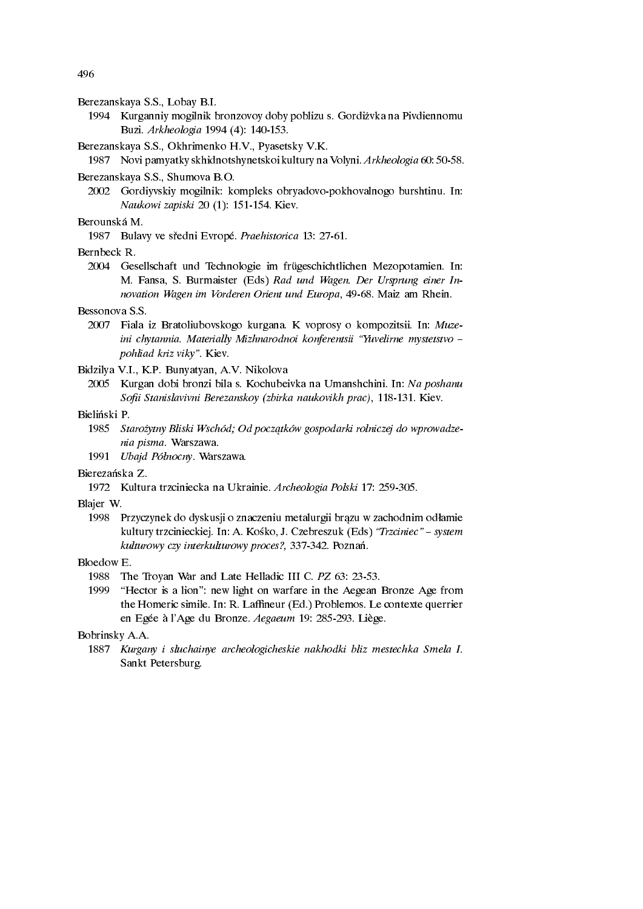Berezanskaya S.S., Lobay B.I.

1994 Kurganniy mogilnik bronzovoy doby poblizu s. Gordiżvka na Pivdiennomu Buzi. *Arkheologia* 1994 (4): 140-153.

Berezanskaya S.S., Okhrimenko H.V., Pyasetsky V.K.

1987 Novi pamyatky skhidnotshynetskoi kultury na Volyni. *Arkheologia* 60: 50-58.

Berezanskaya S.S., Shumova B.O.

2002 Gordiyvskiy mogilnik: kompleks obryadovo-pokhovalnogo burshtinu. In: *Naukowi zapiski* 20 (1): 151-154. Kiev.

Berounská M.

1987 Bulavy ve středni Evropé. *Praehistorica* 13: 27-61.

Bernbeck R.

2004 Gesellschaft und Technologie im frügeschichtlichen Mezopotamien. In: M. Fansa, S. Burmaister (Eds) *Rad und Wagen. Der Ursprung einer Innovation Wagen im Vorderen Orient und Europa*, 49-68. Maiz am Rhein.

Bessonova S.S.

2007 Fiala iz Bratoliubovskogo kurgana. K voprosy o kompozitsii. In: *Muzeini chytannia. Materially Mizhnarodnoi konferentsii "Yuvelirne mystetstvo – pohliad kriz viky"*. Kiev.

Bidzilya V.I., K.P. Bunyatyan, A.V. Nikolova

2005 Kurgan dobi bronzi bila s. Kochubeivka na Umanshchini. In: *Na poshanu Sofii Stanislavivni Berezanskoy (zbirka naukovikh prac)*, 118-131. Kiev.

Bieliński P.

1985 *Starożytny Bliski Wschód; Od początków gospodarki rolniczej do wprowadzenia pisma*. Warszawa.

1991 *Ubajd Północny*. Warszawa.

Bierezańska Z.

1972 Kultura trzciniecka na Ukrainie. *Archeologia Polski* 17: 259-305.

Blajer W.

1998 Przyczynek do dyskusji o znaczeniu metalurgii brązu w zachodnim odłamie kultury trzcinieckiej. In: A. Kośko, J. Czebreszuk (Eds) *"Trzciniec" – system kulturowy czy interkulturowy proces?*, 337-342. Poznań.

Bloedow E.

1988 The Troyan War and Late Helladic III C. *PZ* 63: 23-53.

1999 "Hector is a lion": new light on warfare in the Aegean Bronze Age from the Homeric simile. In: R. Laffineur (Ed.) Problemos. Le contexte querrier en Egée à l'Age du Bronze. *Aegaeum* 19: 285-293. Liège.

Bobrinsky A.A.

1887 *Kurgany i sluchainye archeologicheskie nakhodki bliz mestechka Smela I.* Sankt Petersburg.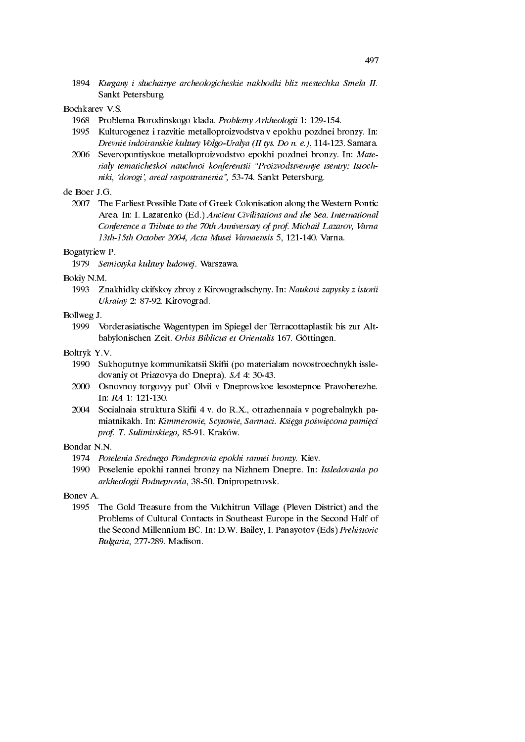1894 *Kurgany i sluchainye archeologicheskie nakhodki bliz mestechka Smela II.* Sankt Petersburg.

Bochkarev V.S.

1968 Problema Borodinskogo klada. *Problemy Arkheologii* 1: 129-154.

1995 Kulturogenez i razvitie metalloproizvodstva v epokhu pozdnei bronzy. In: *Drevnie indoiranskie kultury Volgo-Uralya (II tys. Do n. e.)*, 114-123. Samara.

2006 Severopontiyskoe metalloproizvodstvo epokhi pozdnei bronzy. In: *Materialy tematicheskoi nauchnoi konferentsii "Proizvodstvennye tsentry: Istochniki, 'dorogi', areal raspostranenia"*, 53-74. Sankt Petersburg.

de Boer J.G.

2007 The Earliest Possible Date of Greek Colonisation along the Western Pontic Area. In: I. Lazarenko (Ed.) *Ancient Civilisations and the Sea. International Conference a Tribute to the 70th Anniversary of prof. Michail Lazarov, Varna 13th-15th October 2004, Acta Musei Varnaensis* 5, 121-140. Varna.

Bogatyriew P.

1979 *Semiotyka kultury ludowej*. Warszawa.

Bokiy N.M.

1993 Znakhidky ckifskoy zbroy z Kirovogradschyny. In: *Naukovi zapysky z istorii Ukrainy* 2: 87-92. Kirovograd.

Bollweg J.

1999 Vorderasiatische Wagentypen im Spiegel der Terracottaplastik bis zur Altbabylonischen Zeit. *Orbis Biblicus et Orientalis* 167. Göttingen.

Boltryk Y.V.

1990 Sukhoputnye kommunikatsii Skifii (po materialam novostroechnykh issledovaniy ot Priazovya do Dnepra). *SA* 4: 30-43.

2000 Osnovnoy torgovyy put' Olvii v Dneprovskoe lesostepnoe Pravoberezhe. In: *RA* 1: 121-130.

2004 Socialnaia struktura Skifii 4 v. do R.X., otrazhennaia v pogrebalnykh pamiatnikakh. In: *Kimmerowie, Scytowie, Sarmaci. Księga poświęcona pamięci prof. T. Sulimirskiego*, 85-91. Kraków.

Bondar N.N.

1974 *Poselenia Srednego Pondeprovia epokhi rannei bronzy.* Kiev.

1990 Poselenie epokhi rannei bronzy na Nizhnem Dnepre. In: *Issledovania po arkheologii Podneprovia*, 38-50. Dnipropetrovsk.

Bonev A.

1995 The Gold Treasure from the Vulchitrun Village (Pleven District) and the Problems of Cultural Contacts in Southeast Europe in the Second Half of the Second Millennium BC. In: D.W. Bailey, I. Panayotov (Eds) *Prehistoric Bulgaria*, 277-289. Madison.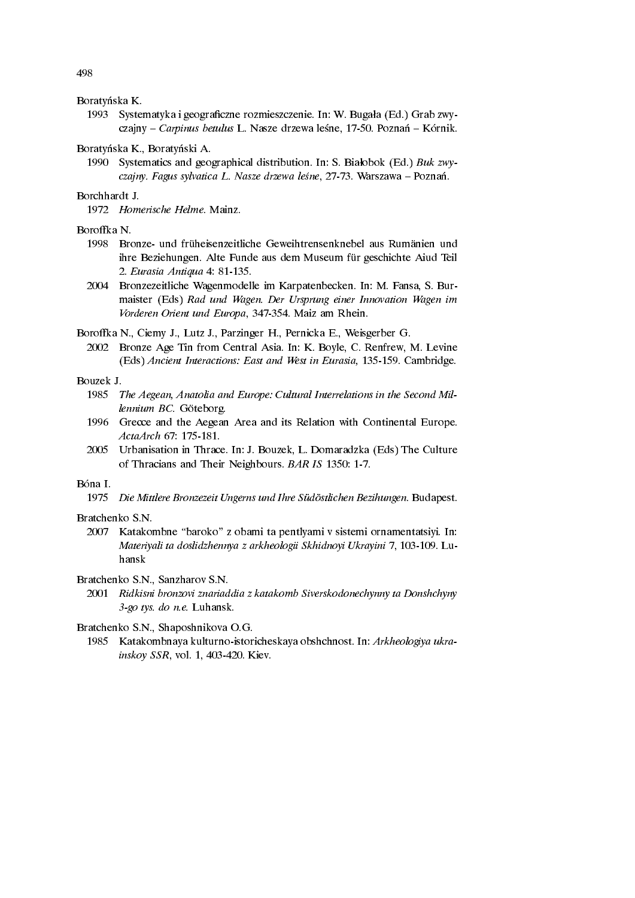Boratyńska K.

1993 Systematyka i geograficzne rozmieszczenie. In: W. Bugała (Ed.) Grab zwyczajny – *Carpinus betulus* L. Nasze drzewa leśne, 17-50. Poznań – Kórnik.

Boratyńska K., Boratyński A.

1990 Systematics and geographical distribution. In: S. Białobok (Ed.) *Buk zwyczajny. Fagus sylvatica L. Nasze drzewa leśne*, 27-73. Warszawa – Poznań.

Borchhardt J.

1972 *Homerische Helme.* Mainz.

Boroffka N.

1998 Bronze- und früheisenzeitliche Geweihtrensenknebel aus Rumänien und ihre Beziehungen. Alte Funde aus dem Museum für geschichte Aiud Teil 2. *Eurasia Antiqua* 4: 81-135.

2004 Bronzezeitliche Wagenmodelle im Karpatenbecken. In: M. Fansa, S. Burmaister (Eds) *Rad und Wagen. Der Ursprung einer Innovation Wagen im Vorderen Orient und Europa*, 347-354. Maiz am Rhein.

Boroffka N., Ciemy J., Lutz J., Parzinger H., Pernicka E., Weisgerber G.

2002 Bronze Age Tin from Central Asia. In: K. Boyle, C. Renfrew, M. Levine (Eds) *Ancient Interactions: East and West in Eurasia,* 135-159. Cambridge.

Bouzek J.

1985 *The Aegean, Anatolia and Europe: Cultural Interrelations in the Second Millennium BC.* Göteborg.

1996 Greece and the Aegean Area and its Relation with Continental Europe. *ActaArch* 67: 175-181.

2005 Urbanisation in Thrace. In: J. Bouzek, L. Domaradzka (Eds) The Culture of Thracians and Their Neighbours. *BAR IS* 1350: 1-7.

Bóna I.

1975 *Die Mittlere Bronzezeit Ungerns und Ihre Südöstlichen Bezihungen.* Budapest.

Bratchenko S.N.

2007 Katakombne "baroko" z obami ta pentlyami v sistemi ornamentatsiyi. In: *Materiyali ta doslidzhennya z arkheologii Skhidnoyi Ukrayini* 7, 103-109. Luhansk

Bratchenko S.N., Sanzharov S.N.

2001 *Ridkisni bronzovi znariaddia z katakomb Siverskodonechynny ta Donshchyny 3-go tys. do n.e.* Luhansk.

Bratchenko S.N., Shaposhnikova O.G.

1985 Katakombnaya kulturno-istoricheskaya obshchnost. In: *Arkheologiya ukrainskoy SSR*, vol. 1, 403-420. Kiev.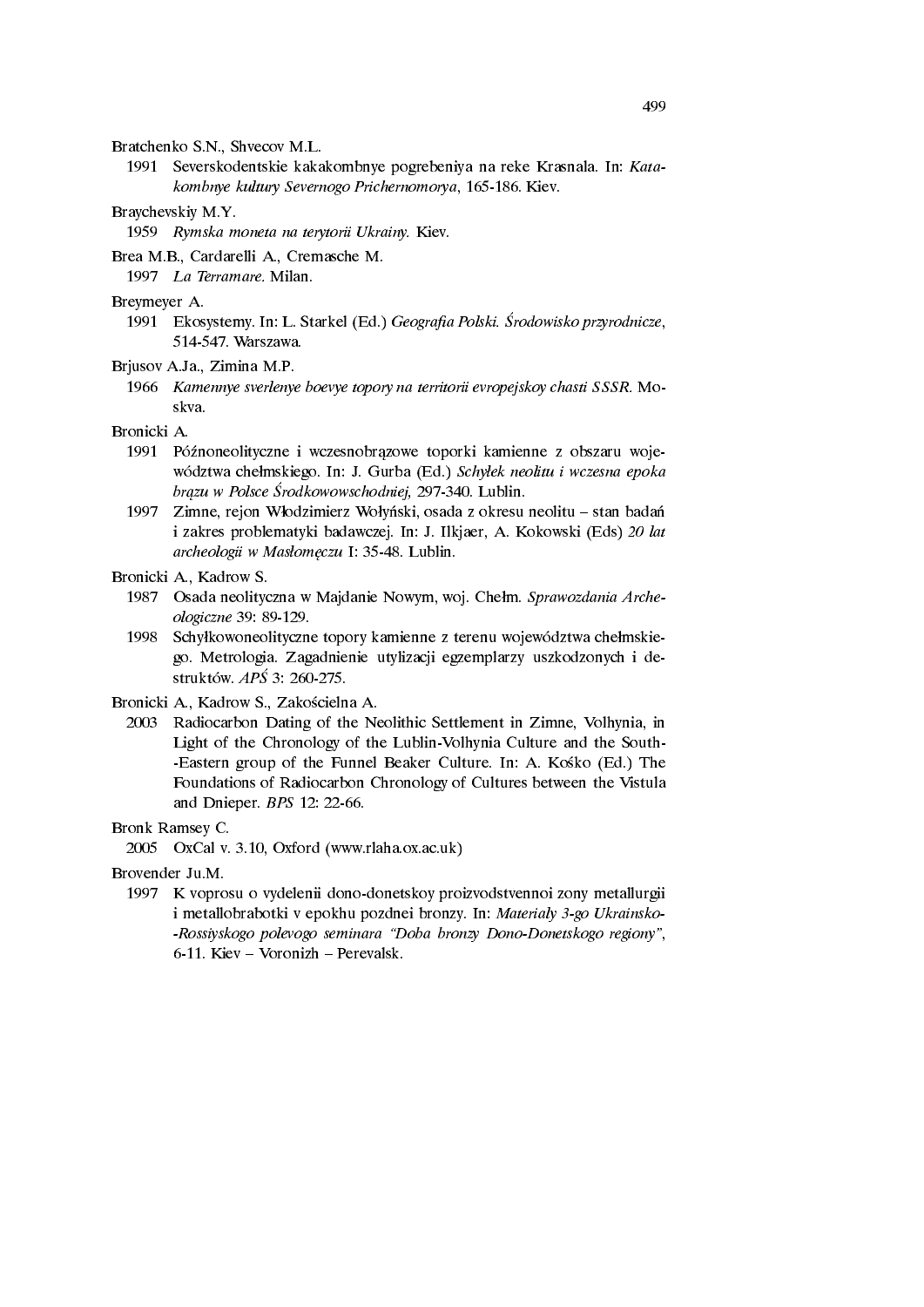Bratchenko S.N., Shvecov M.L.

1991 Severskodentskie kakakombnye pogrebeniya na reke Krasnala. In: *Katakombnye kultury Severnogo Prichernomorya*, 165-186. Kiev.

Braychevskiy M.Y.

1959 *Rymska moneta na terytorii Ukrainy.* Kiev.

Brea M.B., Cardarelli A., Cremasche M.

1997 *La Terramare.* Milan.

Breymeyer A.

1991 Ekosystemy. In: L. Starkel (Ed.) *Geografia Polski. Środowisko przyrodnicze*, 514-547. Warszawa.

Brjusov A.Ja., Zimina M.P.

1966 *Kamennye sverlenye boevye topory na territorii evropejskoy chasti SSSR.* Moskva.

Bronicki A.

1991 Późnoneolityczne i wczesnobrązowe toporki kamienne z obszaru województwa chełmskiego. In: J. Gurba (Ed.) *Schyłek neolitu i wczesna epoka brązu w Polsce Środkowowschodniej*, 297-340. Lublin.

1997 Zimne, rejon Włodzimierz Wołyński, osada z okresu neolitu – stan badań i zakres problematyki badawczej. In: J. Ilkjaer, A. Kokowski (Eds) *20 lat archeologii w Masłomęczu* I: 35-48. Lublin.

Bronicki A., Kadrow S.

1987 Osada neolityczna w Majdanie Nowym, woj. Chełm. *Sprawozdania Archeologiczne* 39: 89-129.

1998 Schyłkowoneolityczne topory kamienne z terenu województwa chełmskiego. Metrologia. Zagadnienie utylizacji egzemplarzy uszkodzonych i destruktów. *APŚ* 3: 260-275.

Bronicki A., Kadrow S., Zakościelna A.

2003 Radiocarbon Dating of the Neolithic Settlement in Zimne, Volhynia, in Light of the Chronology of the Lublin-Volhynia Culture and the South-Eastern group of the Funnel Beaker Culture. In: A. Kośko (Ed.) The Foundations of Radiocarbon Chronology of Cultures between the Vistula and Dnieper. *BPS* 12: 22-66.

Bronk Ramsey C.

2005 OxCal v. 3.10, Oxford (www.rlaha.ox.ac.uk)

Brovender Ju.M.

1997 K voprosu o vydelenii dono-donetskoy proizvodstvennoi zony metallurgii i metallobrabotki v epokhu pozdnei bronzy. In: *Materiały 3-go Ukrainsko-Rossiyskogo polevogo seminara "Doba bronzy Dono-Donetskogo regiony"*, 6-11. Kiev – Voronizh – Perevalsk.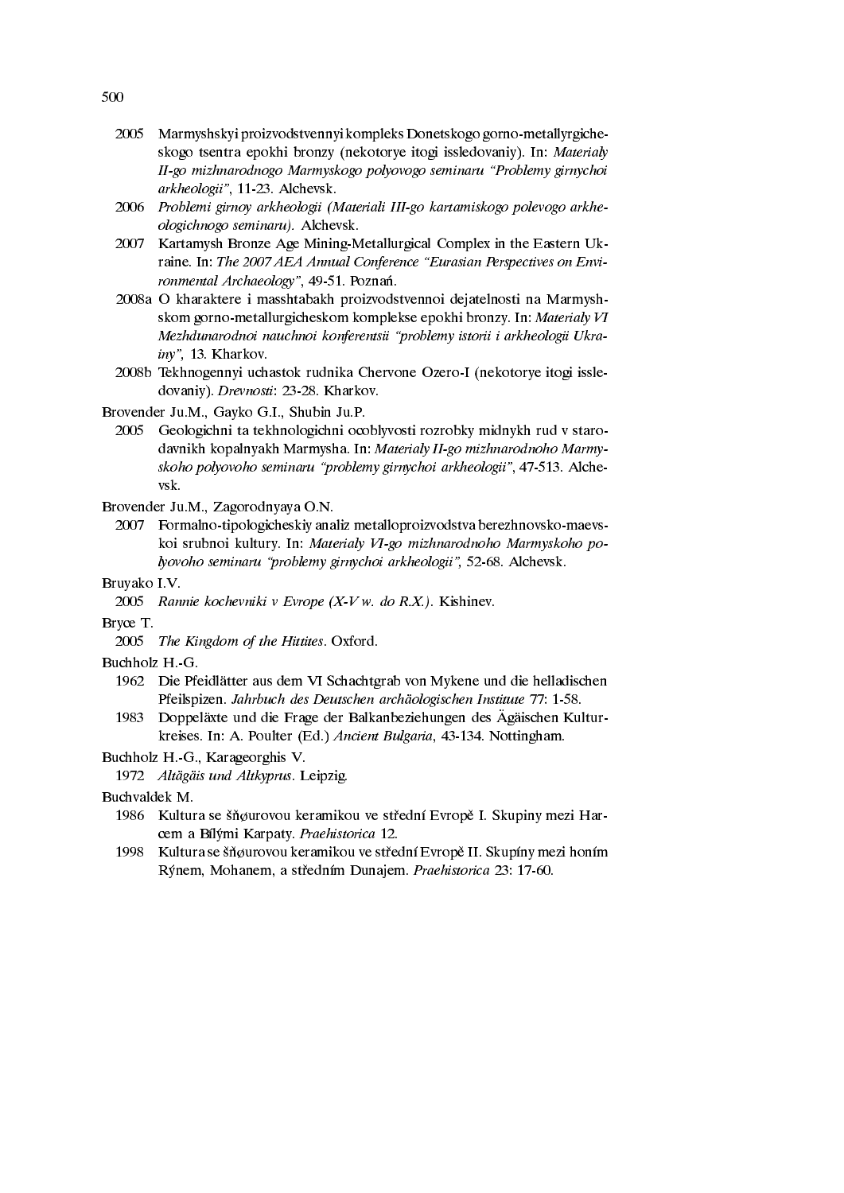2005 Marmyshskyi proizvodstvennyi kompleks Donetskogo gorno-metallyrgicheskogo tsentra epokhi bronzy (nekotorye itogi issledovaniy). In: *Materialy II-go mizhnarodnogo Marmyskogo polyovogo seminaru "Problemy girnychoi arkheologii"*, 11-23. Alchevsk.

2006 *Problemi girnoy arkheologi (Materiali III-go kartamiskogo polevogo arkheologichnogo seminaru).* Alchevsk.

2007 Kartamysh Bronze Age Mining-Metallurgical Complex in the Eastern Ukraine. In: *The 2007 AEA Annual Conference "Eurasian Perspectives on Environmental Archaeology"*, 49-51. Poznań.

2008a O kharaktere i masshtabakh proizvodstvennoi dejatelnosti na Marmyshskom gorno-metallurgicheskom komplekse epokhi bronzy. In: *Materialy VI Mezhdunarodnoi nauchnoi konferentsii "problemy istorii i arkheologii Ukrainy"*, 13. Kharkov.

2008b Tekhnogennyi uchastok rudnika Chervone Ozero-I (nekotorye itogi issledovaniy). *Drevnosti*: 23-28. Kharkov.

Brovender Ju.M., Gayko G.I., Shubin Ju.P.

2005 Geologichni ta tekhnologichni ocoblyvosti rozrobky midnykh rud v starodavnikh kopalnyakh Marmysha. In: *Materialy II-go mizhnarodnoho Marmyskoho polyovoho seminaru "problemy girnychoi arkheologii"*, 47-513. Alchevsk.

Brovender Ju.M., Zagorodnyaya O.N.

2007 Formalno-tipologicheskiy analiz metalloproizvodstva berezhnovsko-maevskoi srubnoi kultury. In: *Materialy VI-go mizhnarodnoho Marmyskoho polyovoho seminaru "problemy girnychoi arkheologii"*, 52-68. Alchevsk.

Bruyako I.V.

2005 *Rannie kochevniki v Evrope (X-V w. do R.X.).* Kishinev.

Bryce T.

2005 *The Kingdom of the Hittites*. Oxford.

Buchholz H.-G.

1962 Die Pfeidlätter aus dem VI Schachtgrab von Mykene und die helladischen Pfeilspizen. *Jahrbuch des Deutschen archäologischen Institute* 77: 1-58.

1983 Doppeläxte und die Frage der Balkanbeziehungen des Ägäischen Kulturkreises. In: A. Poulter (Ed.) *Ancient Bulgaria*, 43-134. Nottingham.

Buchholz H.-G., Karageorghis V.

1972 *Altägäis und Altkyprus*. Leipzig.

Buchvaldek M.

1986 Kultura se šňøurovou keramikou ve střední Evropě I. Skupiny mezi Harcem a Bílými Karpaty. *Praehistorica* 12.

1998 Kultura se šňøurovou keramikou ve střední Evropě II. Skupíny mezi honím Rýnem, Mohanem, a středním Dunajem. *Praehistorica* 23: 17-60.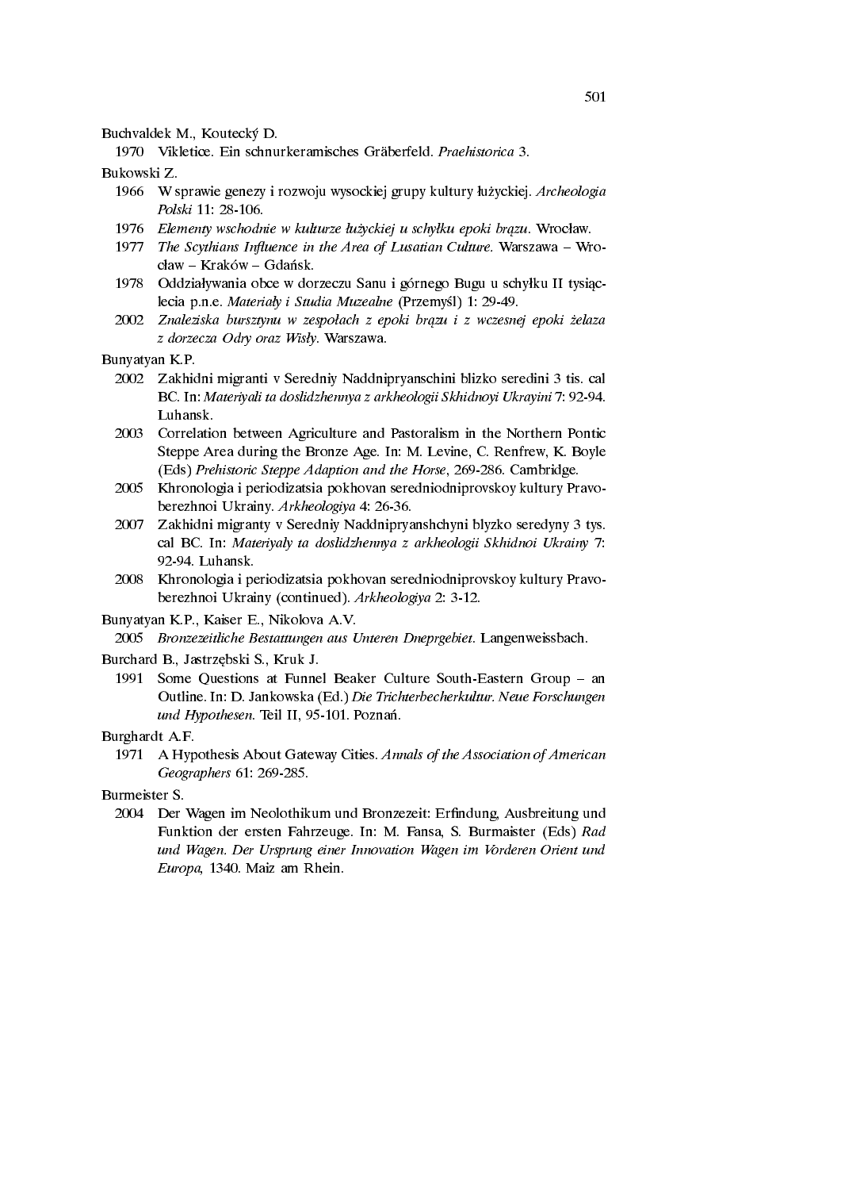Buchvaldek M., Koutecký D.

1970 Vikletice. Ein schnurkeramisches Gräberfeld. *Praehistorica* 3.

Bukowski Z.

1966 W sprawie genezy i rozwoju wysockiej grupy kultury łużyckiej. *Archeologia Polski* 11: 28-106.

1976 *Elementy wschodnie w kulturze łużyckiej u schyłku epoki brązu*. Wrocław.

1977 *The Scythians Influence in the Area of Lusatian Culture.* Warszawa – Wrocław – Kraków – Gdańsk.

1978 Oddziaływania obce w dorzeczu Sanu i górnego Bugu u schyłku II tysiąclecia p.n.e. *Materiały i Studia Muzealne* (Przemyśl) 1: 29-49.

2002 *Znaleziska bursztynu w zespołach z epoki brązu i z wczesnej epoki żelaza z dorzecza Odry oraz Wisły*. Warszawa.

Bunyatyan K.P.

2002 Zakhidni migranti v Seredniy Naddnipryanschini blizko seredini 3 tis. cal BC. In: *Materiyali ta doslidzhennya z arkheologii Skhidnoyi Ukrayini* 7: 92-94. Luhansk.

2003 Correlation between Agriculture and Pastoralism in the Northern Pontic Steppe Area during the Bronze Age. In: M. Levine, C. Renfrew, K. Boyle (Eds) *Prehistoric Steppe Adaption and the Horse*, 269-286. Cambridge.

2005 Khronologia i periodizatsia pokhovan seredniodniprovskoy kultury Pravoberezhnoi Ukrainy. *Arkheologiya* 4: 26-36.

2007 Zakhidni migranty v Seredniy Naddnipryanshchyni blyzko seredyny 3 tys. cal BC. In: *Materiyaly ta doslidzhennya z arkheologii Skhidnoi Ukrainy* 7: 92-94. Luhansk.

2008 Khronologia i periodizatsia pokhovan seredniodniprovskoy kultury Pravoberezhnoi Ukrainy (continued). *Arkheologiya* 2: 3-12.

Bunyatyan K.P., Kaiser E., Nikolova A.V.

2005 *Bronzezeitliche Bestattungen aus Unteren Dneprgebiet*. Langenweissbach.

Burchard B., Jastrzębski S., Kruk J.

1991 Some Questions at Funnel Beaker Culture South-Eastern Group – an Outline. In: D. Jankowska (Ed.) *Die Trichterbecherkultur. Neue Forschungen und Hypothesen.* Teil II, 95-101. Poznań.

Burghardt A.F.

1971 A Hypothesis About Gateway Cities. *Annals of the Association of American Geographers* 61: 269-285.

Burmeister S.

2004 Der Wagen im Neolothikum und Bronzezeit: Erfindung, Ausbreitung und Funktion der ersten Fahrzeuge. In: M. Fansa, S. Burmaister (Eds) *Rad und Wagen. Der Ursprung einer Innovation Wagen im Vorderen Orient und Europa*, 1340. Maiz am Rhein.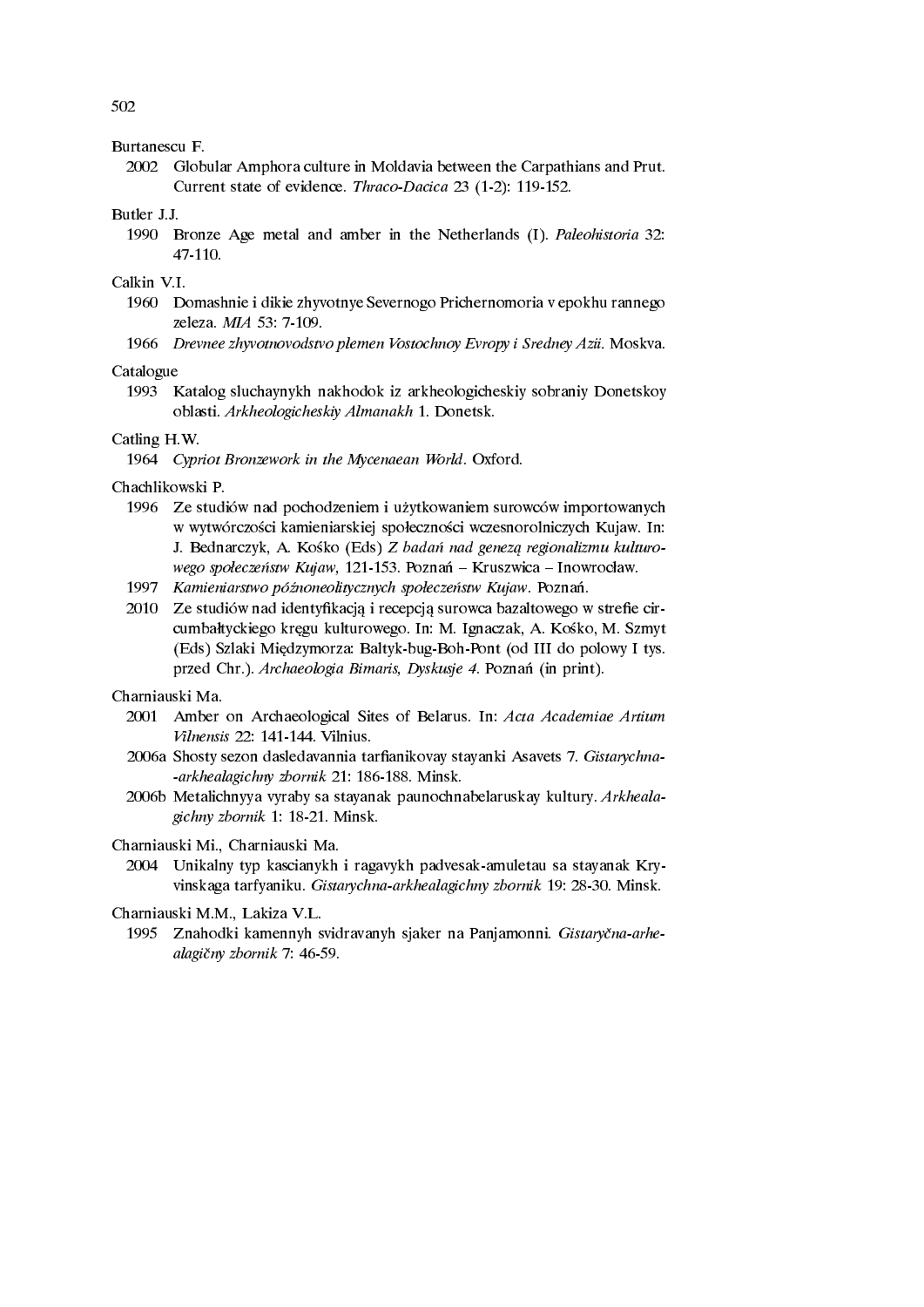Burtanescu F.

2002 Globular Amphora culture in Moldavia between the Carpathians and Prut. Current state of evidence. *Thraco-Dacica* 23 (1-2): 119-152.

Butler J.J.

1990 Bronze Age metal and amber in the Netherlands (I). *Paleohistoria* 32: 47-110.

Calkin V.I.

1960 Domashnie i dikie zhyvotnye Severnogo Prichernomoria v epokhu rannego zeleza. *MIA* 53: 7-109.

1966 *Drevnee zhyvotnovodstvo plemen Vostochnoy Evropy i Sredney Azii*. Moskva.

Catalogue

1993 Katalog sluchaynykh nakhodok iz arkheologicheskiy sobraniy Donetskoy oblasti. *Arkheologicheskiy Almanakh* 1. Donetsk.

Catling H.W.

1964 *Cypriot Bronzework in the Mycenaean World*. Oxford.

Chachlikowski P.

1996 Ze studiów nad pochodzeniem i użytkowaniem surowców importowanych w wytwórczości kamieniarskiej społeczności wczesnorolniczych Kujaw. In: J. Bednarczyk, A. Cośko (Eds) *Z badań nad genezą regionalizmu kulturowego społeczeństw Kujaw*, 121-153. Poznań – Kruszwica – Inowrocław.

1997 *Kamieniarstwo późnoneolitycznych społeczeństw Kujaw*. Poznań.

2010 Ze studiów nad identyfikacją i recepcją surowca bazaltowego w strefie circumbałtyckiego kręgu kulturowego. In: M. Ignaczak, A. Kośko, M. Szmyt (Eds) Szlaki Międzymorza: Baltyk-bug-Boh-Pont (od III do polowy I tys. przed Chr.). *Archaeologia Bimaris, Dyskusje 4*. Poznań (in print).

Charniauski Ma.

2001 Amber on Archaeological Sites of Belarus. In: *Acta Academiae Artium Vilnensis* 22: 141-144. Vilnius.

2006a Shosty sezon dasledavannia tarfianikovay stayanki Asavets 7. *Gistarychna--arkhealagichny zbornik* 21: 186-188. Minsk.

2006b Metalichnyya vyraby sa stayanak paunochnabelaruskay kultury. *Arkhealagichny zbornik* 1: 18-21. Minsk.

Charniauski Mi., Charniauski Ma.

2004 Unikalny typ kascianykh i ragavykh padvesak-amuletau sa stayanak Kryvinskaga tarfyaniku. *Gistarychna-arkhealagichny zbornik* 19: 28-30. Minsk.

Charniauski M.M., Lakiza V.L.

1995 Znahodki kamennyh svidravanyh sjaker na Panjamonni. *Gistaryčna-arhealagičny zbornik* 7: 46-59.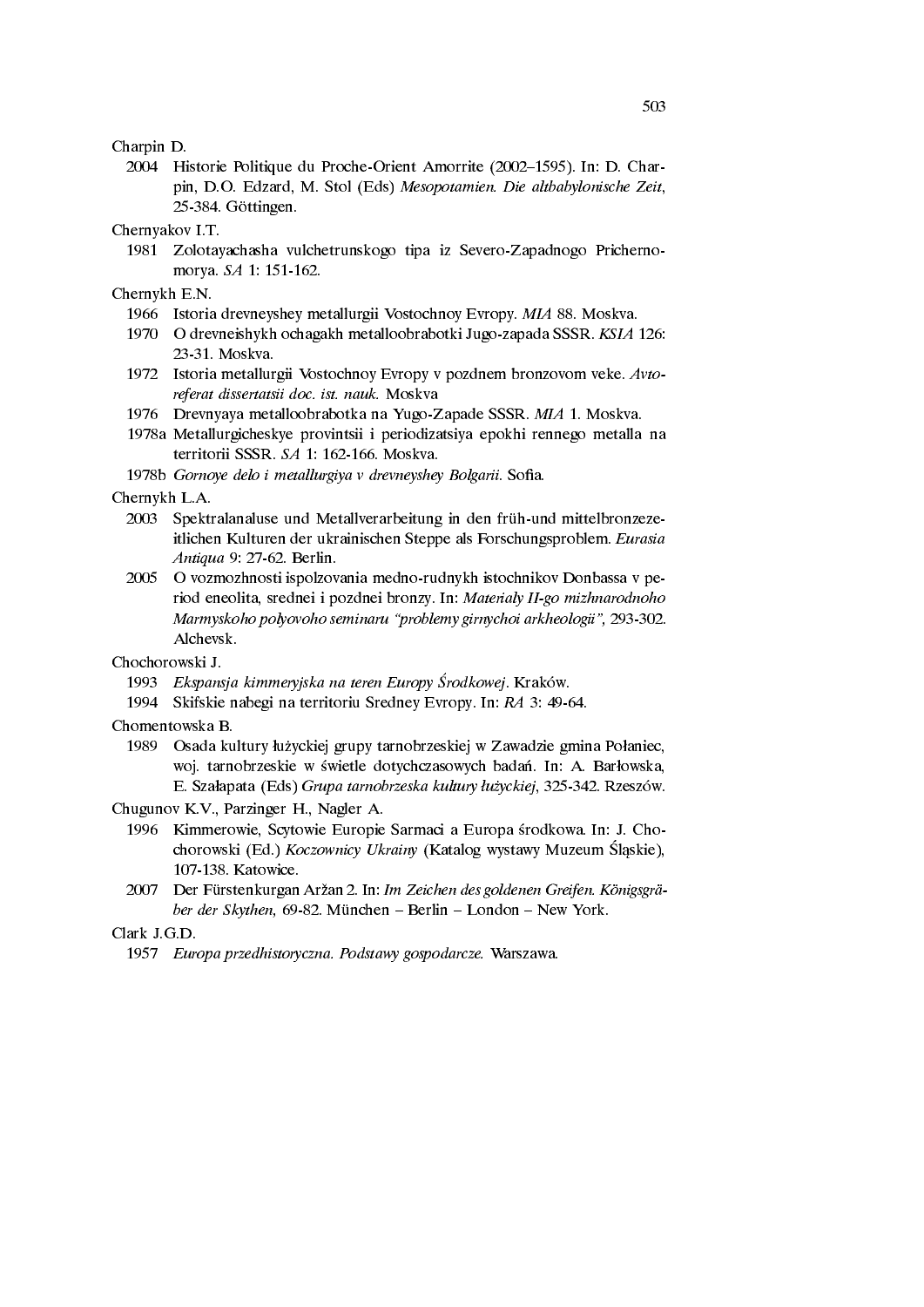Charpin D.

2004 Historie Politique du Proche-Orient Amorrite (2002–1595). In: D. Charpin, D.O. Edzard, M. Stol (Eds) *Mesopotamien. Die altbabylonische Zeit*, 25-384. Göttingen.

Chernyakov I.T.

1981 Zolotayachasha vulchetrunskogo tipa iz Severo-Zapadnogo Prichernomorya. *SA* 1: 151-162.

Chernykh E.N.

1966 Istoria drevneyshey metallurgii Vostochnoy Evropy. *MIA* 88. Moskva.

1970 O drevneishykh ochagakh metalloobrabotki Jugo-zapada SSSR. *KSIA* 126: 23-31. Moskva.

1972 Istoria metallurgii Vostochnoy Evropy v pozdnem bronzovom veke. *Avtoreferat dissertatsii doc. ist. nauk.* Moskva

1976 Drevnyaya metalloobrabotka na Yugo-Zapade SSSR. *MIA* 1. Moskva.

1978a Metallurgicheskye provintsii i periodizatsiya epokhi rennego metalla na territorii SSSR. *SA* 1: 162-166. Moskva.

1978b *Gornoye delo i metallurgiya v drevneyshey Bolgarii.* Sofia.

Chernykh L.A.

2003 Spektralanaluse und Metallverarbeitung in den früh-und mittelbronzezeitlichen Kulturen der ukrainischen Steppe als Forschungsproblem. *Eurasia Antiqua* 9: 27-62. Berlin.

2005 O vozmozhnosti ispolzovania medno-rudnykh istochnikov Donbassa v period eneolita, srednei i pozdnei bronzy. In: *Materialy II-go mizhnarodnoho Marmyskoho polyovoho seminaru "problemy girnychoi arkheologii"*, 293-302. Alchevsk.

Chochorowski J.

1993 *Ekspansja kimmeryjska na teren Europy Środkowej*. Kraków.

1994 Skifskie nabegi na territoriu Sredney Evropy. In: *RA* 3: 49-64.

Chomentowska B.

1989 Osada kultury łużyckiej grupy tarnobrzeskiej w Zawadzie gmina Połaniec, woj. tarnobrzeskie w świetle dotychczasowych badań. In: A. Barłowska, E. Szałapata (Eds) *Grupa tarnobrzeska kultury łużyckiej*, 325-342. Rzeszów.

Chugunov K.V., Parzinger H., Nagler A.

1996 Kimmerowie, Scytowie Europie Sarmaci a Europa środkowa. In: J. Chochorowski (Ed.) *Koczownicy Ukrainy* (Katalog wystawy Muzeum Śląskie), 107-138. Katowice.

2007 Der Fürstenkurgan Aržan 2. In: *Im Zeichen des goldenen Greifen. Königsgräber der Skythen,* 69-82. München – Berlin – London – New York.

Clark J.G.D.

1957 *Europa przedhistoryczna. Podstawy gospodarcze.* Warszawa.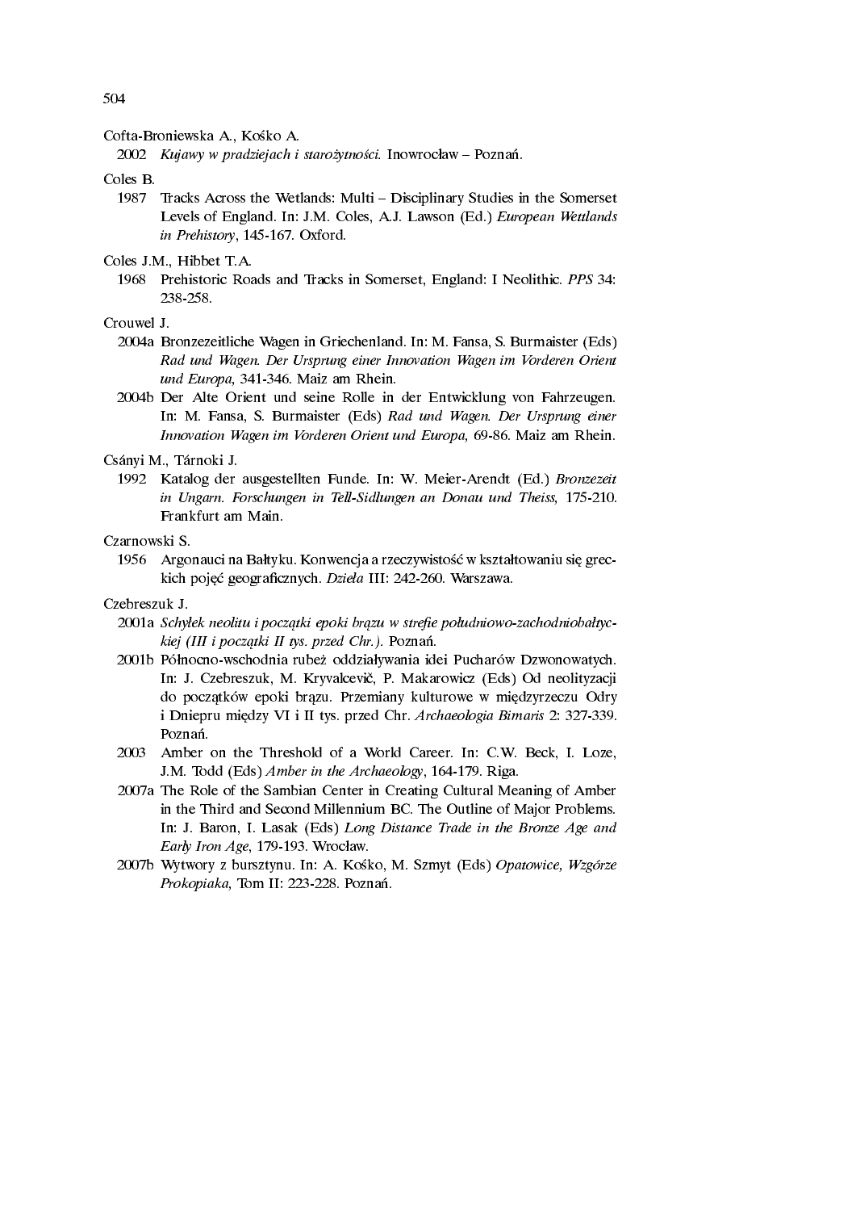Cofta-Broniewska A., Kośko A.

2002 *Kujawy w pradziejach i starożytności.* Inowrocław – Poznań.

Coles B.

1987 Tracks Across the Wetlands: Multi – Disciplinary Studies in the Somerset Levels of England. In: J.M. Coles, A.J. Lawson (Ed.) *European Wettlands in Prehistory*, 145-167. Oxford.

Coles J.M., Hibbet T.A.

1968 Prehistoric Roads and Tracks in Somerset, England: I Neolithic. *PPS* 34: 238-258.

Crouwel J.

2004a Bronzezeitliche Wagen in Griechenland. In: M. Fansa, S. Burmaister (Eds) *Rad und Wagen. Der Ursprung einer Innovation Wagen im Vorderen Orient und Europa,* 341-346. Maiz am Rhein.

2004b Der Alte Orient und seine Rolle in der Entwicklung von Fahrzeugen. In: M. Fansa, S. Burmaister (Eds) *Rad und Wagen. Der Ursprung einer Innovation Wagen im Vorderen Orient und Europa,* 69-86. Maiz am Rhein.

Csányi M., Tárnoki J.

1992 Katalog der ausgestellten Funde. In: W. Meier-Arendt (Ed.) *Bronzezeit in Ungarn. Forschungen in Tell-Sidlungen an Donau und Theiss,* 175-210. Frankfurt am Main.

Czarnowski S.

1956 Argonauci na Bałtyku. Konwencja a rzeczywistość w kształtowaniu się greckich pojęć geograficznych. *Dzieła* III: 242-260. Warszawa.

Czebreszuk J.

2001a *Schyłek neolitu i początki epoki brązu w strefie południowo-zachodniobałtyckiej (III i początki II tys. przed Chr.).* Poznań.

2001b Północno-wschodnia rubież oddziaływania idei Pucharów Dzwonowatych. In: J. Czebreszuk, M. Kryvalcevič, P. Makarowicz (Eds) Od neolityzacji do początków epoki brązu. Przemiany kulturowe w międzyrzeczu Odry i Dniepru między VI i II tys. przed Chr. *Archaeologia Bimaris* 2: 327-339. Poznań.

2003 Amber on the Threshold of a World Career. In: C.W. Beck, I. Loze, J.M. Todd (Eds) *Amber in the Archaeology*, 164-179. Riga.

2007a The Role of the Sambian Center in Creating Cultural Meaning of Amber in the Third and Second Millennium BC. The Outline of Major Problems. In: J. Baron, I. Lasak (Eds) *Long Distance Trade in the Bronze Age and Early Iron Age*, 179-193. Wrocław.

2007b Wytwory z bursztynu. In: A. Kośko, M. Szmyt (Eds) *Opatowice, Wzgórze Prokopiaka,* Tom II: 223-228. Poznań.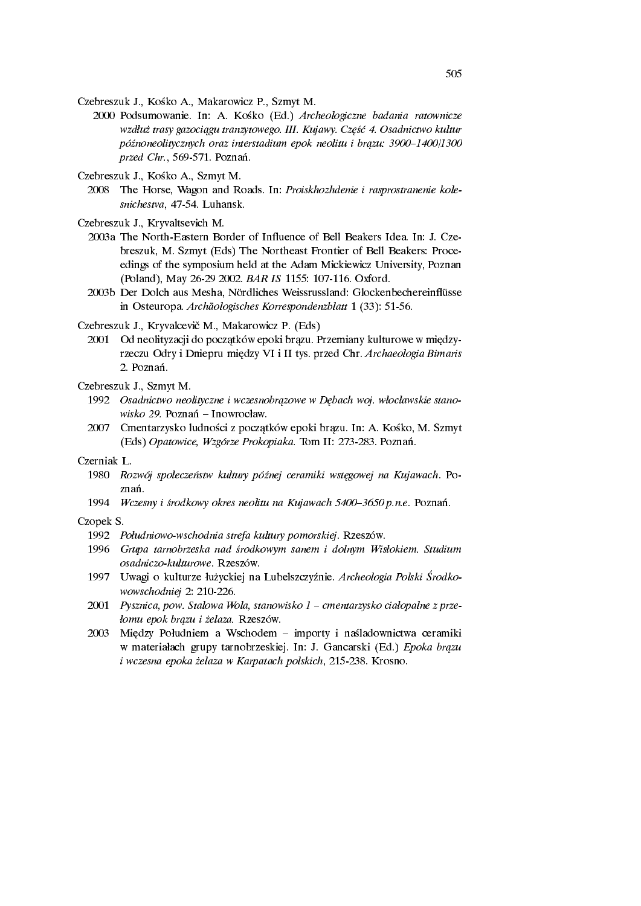Czebreszuk J., Kośko A., Makarowicz P., Szmyt M.

2000 Podsumowanie. In: A. Kośko (Ed.) *Archeologiczne badania ratownicze wzdłuż trasy gazociągu tranzytowego. III. Kujawy. Część 4. Osadnictwo kultur późnoneolitycznych oraz interstadium epok neolitu i brązu: 3900–1400/1300 przed Chr.*, 569-571. Poznań.

Czebreszuk J., Kośko A., Szmyt M.

2008 The Horse, Wagon and Roads. In: *Proiskhozhdenie i rasprostranenie kolesnichestva*, 47-54. Luhansk.

Czebreszuk J., Kryvaltsevich M.

2003a The North-Eastern Border of Influence of Bell Beakers Idea. In: J. Czebreszuk, M. Szmyt (Eds) The Northeast Frontier of Bell Beakers: Proceedings of the symposium held at the Adam Mickiewicz University, Poznan (Poland), May 26-29 2002. *BAR IS* 1155: 107-116. Oxford.

2003b Der Dolch aus Mesha, Nördliches Weissrussland: Glockenbechereinflüsse in Osteuropa. *Archäologisches Korrespondenzblatt* 1 (33): 51-56.

Czebreszuk J., Kryvalcevič M., Makarowicz P. (Eds)

2001 Od neolityzacji do początków epoki brązu. Przemiany kulturowe w międzyrzeczu Odry i Dniepru między VI i II tys. przed Chr. *Archaeologia Bimaris* 2. Poznań.

Czebreszuk J., Szmyt M.

1992 *Osadnictwo neolityczne i wczesnobrązowe w Dębach woj. włocławskie stanowisko 29.* Poznań – Inowrocław.

2007 Cmentarzysko ludności z początków epoki brązu. In: A. Kośko, M. Szmyt (Eds) *Opatowice, Wzgórze Prokopiaka.* Tom II: 273-283. Poznań.

Czerniak L.

1980 *Rozwój społeczeństw kultury późnej ceramiki wstęgowej na Kujawach*. Poznań.

1994 *Wczesny i środkowy okres neolitu na Kujawach 5400–3650 p.n.e.* Poznań.

Czopek S.

1992 *Południowo-wschodnia strefa kultury pomorskiej*. Rzeszów.

1996 *Grupa tarnobrzeska nad środkowym sanem i dolnym Wisłokiem. Studium osadniczo-kulturowe*. Rzeszów.

1997 Uwagi o kulturze łużyckiej na Lubelszczyźnie. *Archeologia Polski Środkowowschodniej* 2: 210-226.

2001 *Pysznica, pow. Stalowa Wola, stanowisko 1 – cmentarzysko ciałopalne z przełomu epok brązu i żelaza.* Rzeszów.

2003 Między Południem a Wschodem – importy i naśladownictwa ceramiki w materiałach grupy tarnobrzeskiej. In: J. Gancarski (Ed.) *Epoka brązu i wczesna epoka żelaza w Karpatach polskich*, 215-238. Krosno.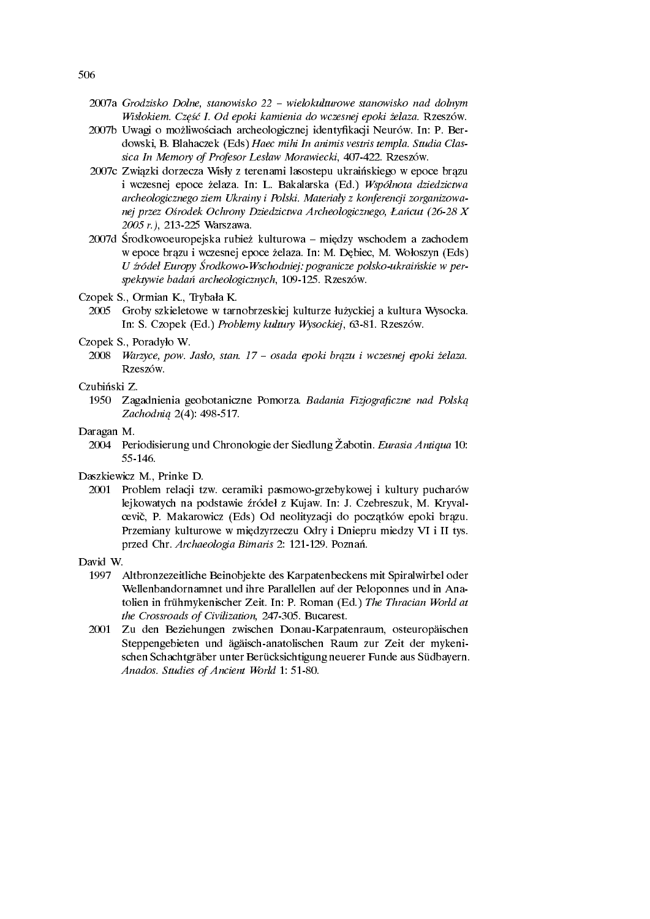2007a *Grodzisko Dolne, stanowisko 22 – wielokulturowe stanowisko nad dolnym Wisłokiem. Część I. Od epoki kamienia do wczesnej epoki żelaza.* Rzeszów.

2007b Uwagi o możliwościach archeologicznej identyfikacji Neurów. In: P. Berdowski, B. Blahaczek (Eds) *Haec mihi In animis vestris templa. Studia Classica In Memory of Profesor Lesław Morawiecki*, 407-422. Rzeszów.

2007c Związki dorzecza Wisły z terenami lasostepu ukraińskiego w epoce brązu i wczesnej epoce żelaza. In: L. Bakalarska (Ed.) *Wspólnota dziedzictwa archeologicznego ziem Ukrainy i Polski. Materiały z konferencji zorganizowanej przez Ośrodek Ochrony Dziedzictwa Archeologicznego, Łańcut (26-28 X 2005 r.)*, 213-225 Warszawa.

2007d Środkowoeuropejska rubież kulturowa – między wschodem a zachodem w epoce brązu i wczesnej epoce żelaza. In: M. Dębiec, M. Wołoszyn (Eds) *U źródeł Europy Środkowo-Wschodniej: pogranicze polsko-ukraińskie w perspektywie badań archeologicznych*, 109-125. Rzeszów.

Czopek S., Ormian K., Trybała K.

2005 Groby szkieletowe w tarnobrzeskiej kulturze łużyckiej a kultura Wysocka. In: S. Czopek (Ed.) *Problemy kultury Wysockiej*, 63-81. Rzeszów.

Czopek S., Poradyło W.

2008 *Warzyce, pow. Jasło, stan. 17 – osada epoki brązu i wczesnej epoki żelaza.* Rzeszów.

Czubiński Z.

1950 Zagadnienia geobotaniczne Pomorza. *Badania Fizjograficzne nad Polską Zachodnią* 2(4): 498-517.

Daragan M.

2004 Periodisierung und Chronologie der Siedlung Žabotin. *Eurasia Antiqua* 10: 55-146.

Daszkiewicz M., Prinke D.

2001 Problem relacji tzw. ceramiki pasmowo-grzebykowej i kultury pucharów lejkowatych na podstawie źródeł z Kujaw. In: J. Czebreszuk, M. Kryvalcevič, P. Makarowicz (Eds) Od neolityzacji do początków epoki brązu. Przemiany kulturowe w międzyrzeczu Odry i Dniepru miedzy VI i II tys. przed Chr. *Archaeologia Bimaris* 2: 121-129. Poznań.

David W.

1997 Altbronzezeitliche Beinobjekte des Karpatenbeckens mit Spiralwirbel oder Wellenbandornamnet und ihre Parallellen auf der Peloponnes und in Anatolien in frühmykenischer Zeit. In: P. Roman (Ed.) *The Thracian World at the Crossroads of Civilization*, 247-305. Bucarest.

2001 Zu den Beziehungen zwischen Donau-Karpatenraum, osteuropäischen Steppengebieten und ägäisch-anatolischen Raum zur Zeit der mykenischen Schachtgräber unter Berücksichtigung neuerer Funde aus Südbayern. *Anados. Studies of Ancient World* 1: 51-80.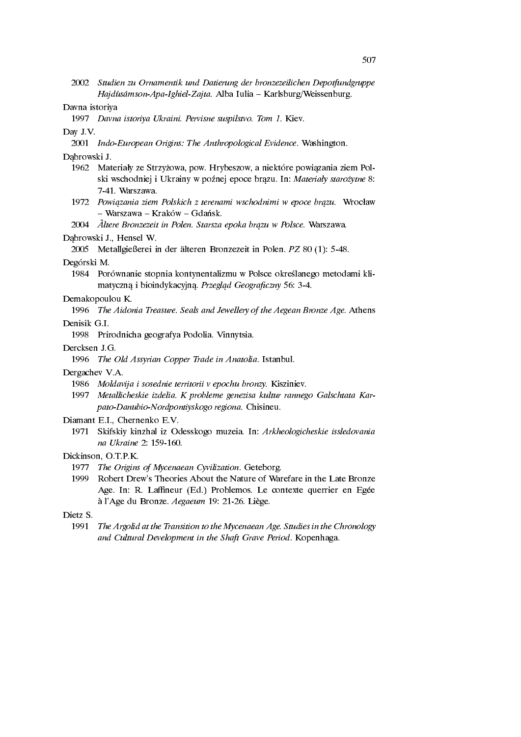2002 *Studien zu Ornamentik und Datierung der bronzezeilichen Depotfundgruppe Hajdùsámson-Apa-Ighiel-Zajta.* Alba Iulia – Karlsburg/Weissenburg.

Davna istoriya

1997 *Davna istoriya Ukraini. Pervisne suspilstvo. Tom 1.* Kiev.

Day J.V.

2001 *Indo-European Origins: The Anthropological Evidence.* Washington.

Dąbrowski J.

1962 Materiały ze Strzyżowa, pow. Hrybeszow, a niektóre powiązania ziem Polski wschodniej i Ukrainy w poźnej epoce brązu. In: *Materiały starożytne* 8: 7-41. Warszawa.

1972 *Powiązania ziem Polskich z terenami wschodnimi w epoce brązu.* Wrocław – Warszawa – Kraków – Gdańsk.

2004 *Ältere Bronzezeit in Polen. Starsza epoka brązu w Polsce.* Warszawa.

Dąbrowski J., Hensel W.

2005 Metallgießerei in der älteren Bronzezeit in Polen. *PZ* 80 (1): 5-48.

Degórski M.

1984 Porównanie stopnia kontynentalizmu w Polsce określanego metodami klimatyczną i bioindykacyjną. *Przegląd Geograficzny* 56: 3-4.

Demakopoulou K.

1996 *The Aidonia Treasure. Seals and Jewellery of the Aegean Bronze Age.* Athens

Denisik G.I.

1998 Prirodnicha geografya Podolia. Vinnytsia.

Dercksen J.G.

1996 *The Old Assyrian Copper Trade in Anatolia.* Istanbul.

Dergachev V.A.

1986 *Moldavija i sosednie territorii v epochu bronzy.* Kisziniev.

1997 *Metallicheskie izdelia. K probleme genezisa kultur rannego Galschtata Karpato-Danubio-Nordpontiyskogo regiona.* Chisineu.

Diamant E.I., Chernenko E.V.

1971 Skifskiy kinzhal iz Odesskogo muzeia. In: *Arkheologicheskie issledovania na Ukraine* 2: 159-160.

Dickinson, O.T.P.K.

1977 *The Origins of Mycenaean Cyvilization.* Geteborg.

1999 Robert Drew's Theories About the Nature of Warefare in the Late Bronze Age. In: R. Laffineur (Ed.) Problemos. Le contexte querrier en Egée à l'Age du Bronze. *Aegaeum* 19: 21-26. Liège.

Dietz S.

1991 *The Argolid at the Transition to the Mycenaean Age. Studies in the Chronology and Cultural Development in the Shaft Grave Period.* Kopenhaga.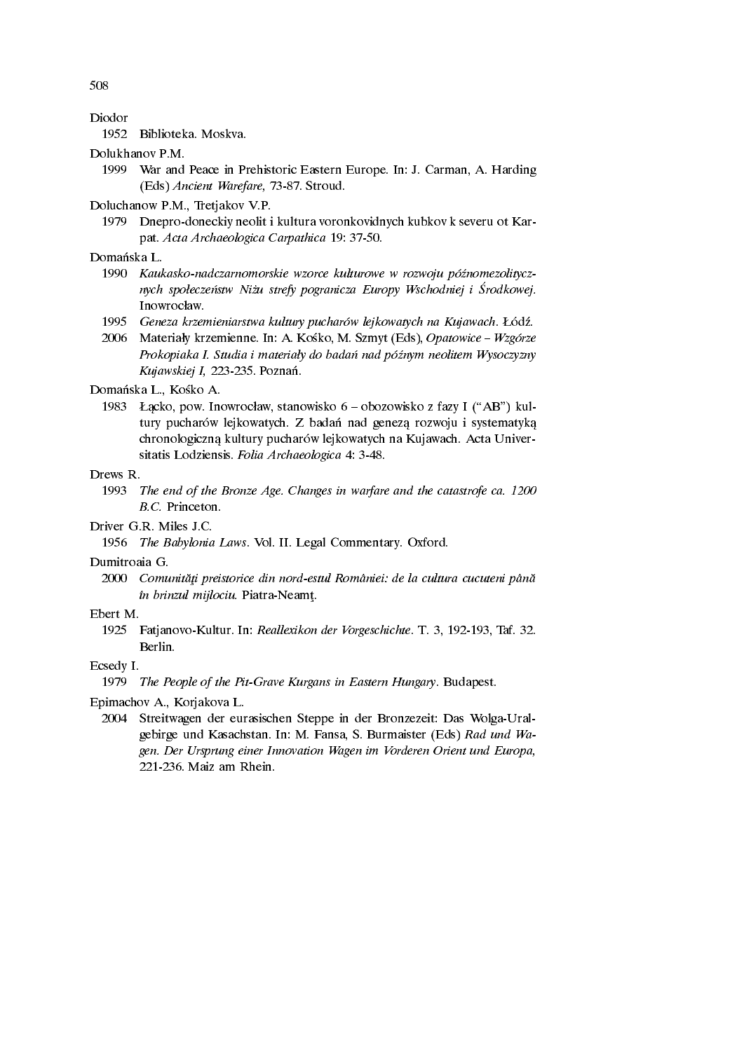Diodor

1952 Biblioteka. Moskva.

Dolukhanov P.M.

1999 War and Peace in Prehistoric Eastern Europe. In: J. Carman, A. Harding (Eds) *Ancient Warefare,* 73-87. Stroud.

Doluchanow P.M., Tretjakov V.P.

1979 Dnepro-doneckiy neolit i kultura voronkovidnych kubkov k severu ot Karpat. *Acta Archaeologica Carpathica* 19: 37-50.

Domańska L.

1990 *Kaukasko-nadczarnomorskie wzorce kulturowe w rozwoju późnomezolitycznych społeczeństw Niżu strefy pogranicza Europy Wschodniej i Środkowej.* Inowrocław.

1995 *Geneza krzemieniarstwa kultury pucharów lejkowatych na Kujawach*. Łódź.

2006 Materiały krzemienne. In: A. Kośko, M. Szmyt (Eds), *Opatowice – Wzgórze Prokopiaka I. Studia i materiały do badań nad późnym neolitem Wysoczyzny Kujawskiej I,* 223-235. Poznań.

Domańska L., Kośko A.

1983 Łącko, pow. Inowrocław, stanowisko 6 – obozowisko z fazy I ("AB") kultury pucharów lejkowatych. Z badań nad genezą rozwoju i systematyką chronologiczną kultury pucharów lejkowatych na Kujawach. Acta Universitatis Lodziensis. *Folia Archaeologica* 4: 3-48.

Drews R.

1993 *The end of the Bronze Age. Changes in warfare and the catastrofe ca. 1200 B.C.* Princeton.

Driver G.R. Miles J.C.

1956 *The Babylonia Laws*. Vol. II. Legal Commentary. Oxford.

Dumitroaia G.

2000 *Comunități preistorice din nord-estul României: de la cultura cucuteni până în brinzul mijlociu.* Piatra-Neamț.

Ebert M.

1925 Fatjanovo-Kultur. In: *Reallexikon der Vorgeschichte*. T. 3, 192-193, Taf. 32. Berlin.

Ecsedy I.

1979 *The People of the Pit-Grave Kurgans in Eastern Hungary*. Budapest.

Epimachov A., Korjakova L.

2004 Streitwagen der eurasischen Steppe in der Bronzezeit: Das Wolga-Uralgebirge und Kasachstan. In: M. Fansa, S. Burmaister (Eds) *Rad und Wagen. Der Ursprung einer Innovation Wagen im Vorderen Orient und Europa,* 221-236. Maiz am Rhein.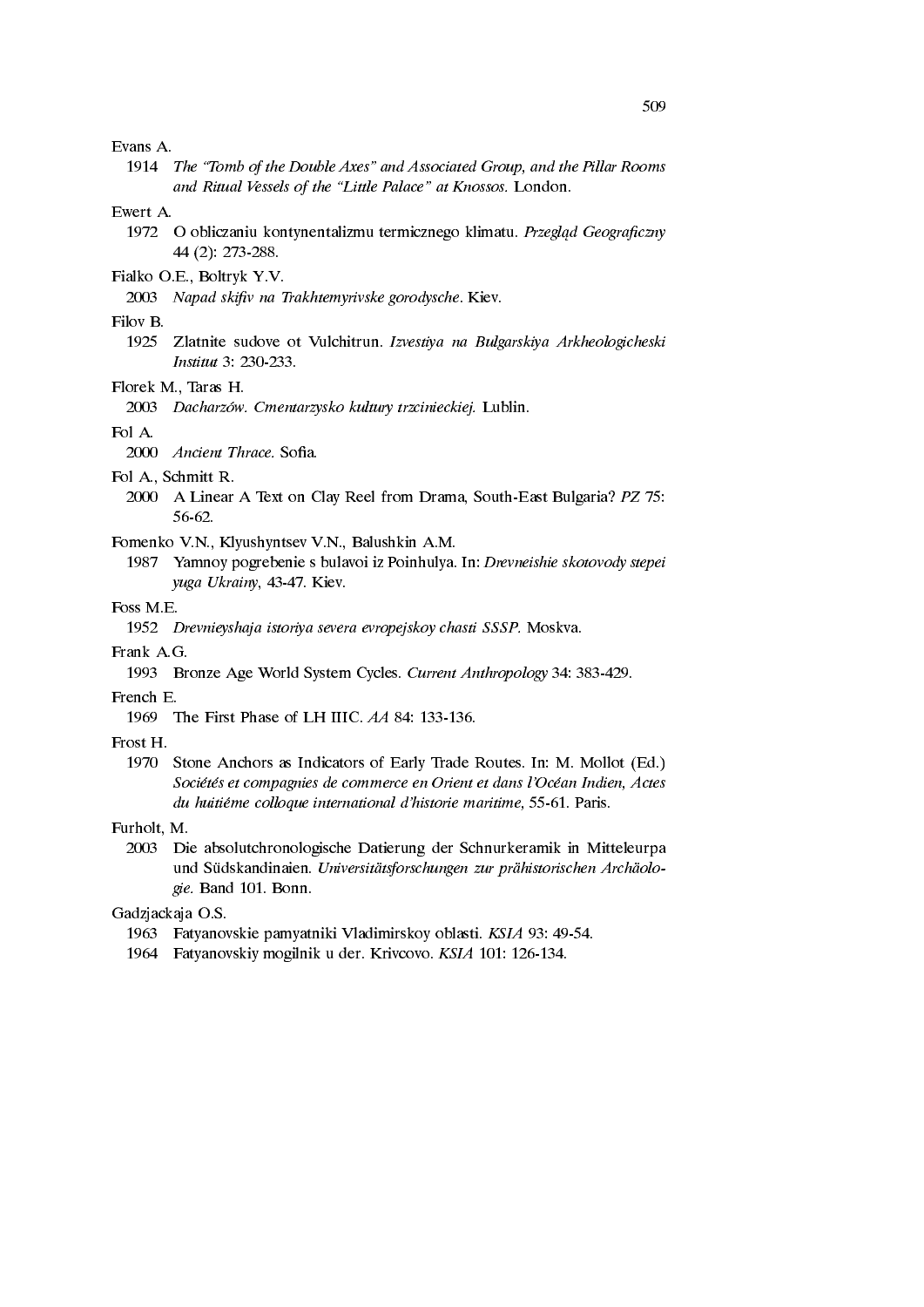Evans A.

1914 *The "Tomb of the Double Axes" and Associated Group, and the Pillar Rooms and Ritual Vessels of the "Little Palace" at Knossos.* London.

Ewert A.

1972 O obliczaniu kontynentalizmu termicznego klimatu. *Przegląd Geograficzny* 44 (2): 273-288.

Fialko O.E., Boltryk Y.V.

2003 *Napad skifiv na Trakhtemyrivske gorodysche*. Kiev.

Filov B.

1925 Zlatnite sudove ot Vulchitrun. *Izvestiya na Bulgarskiya Arkheologicheski Institut* 3: 230-233.

Florek M., Taras H.

2003 *Dacharzów. Cmentarzysko kultury trzcinieckiej.* Lublin.

Fol A.

2000 *Ancient Thrace.* Sofia.

Fol A., Schmitt R.

2000 A Linear A Text on Clay Reel from Drama, South-East Bulgaria? *PZ* 75: 56-62.

Fomenko V.N., Klyushyntsev V.N., Balushkin A.M.

1987 Yamnoy pogrebenie s bulavoi iz Poinhulya. In: *Drevneishie skotovody stepei yuga Ukrainy*, 43-47. Kiev.

Foss M.E.

1952 *Drevnieyshaja istoriya severa evropejskoy chasti SSSP.* Moskva.

Frank A.G.

1993 Bronze Age World System Cycles. *Current Anthropology* 34: 383-429.

French E.

1969 The First Phase of LH IIIC. *AA* 84: 133-136.

Frost H.

1970 Stone Anchors as Indicators of Early Trade Routes. In: M. Mollot (Ed.) *Sociétés et compagnies de commerce en Orient et dans l'Océan Indien, Actes du huitiême colloque international d'historie maritime*, 55-61. Paris.

Furholt, M.

2003 Die absolutchronologische Datierung der Schnurkeramik in Mitteleurpa und Südskandinaien. *Universitätsforschungen zur prähistorischen Archäologie.* Band 101. Bonn.

Gadzjackaja O.S.

1963 Fatyanovskie pamyatniki Vladimirskoy oblasti. *KSIA* 93: 49-54.

1964 Fatyanovskiy mogilnik u der. Krivcovo. *KSIA* 101: 126-134.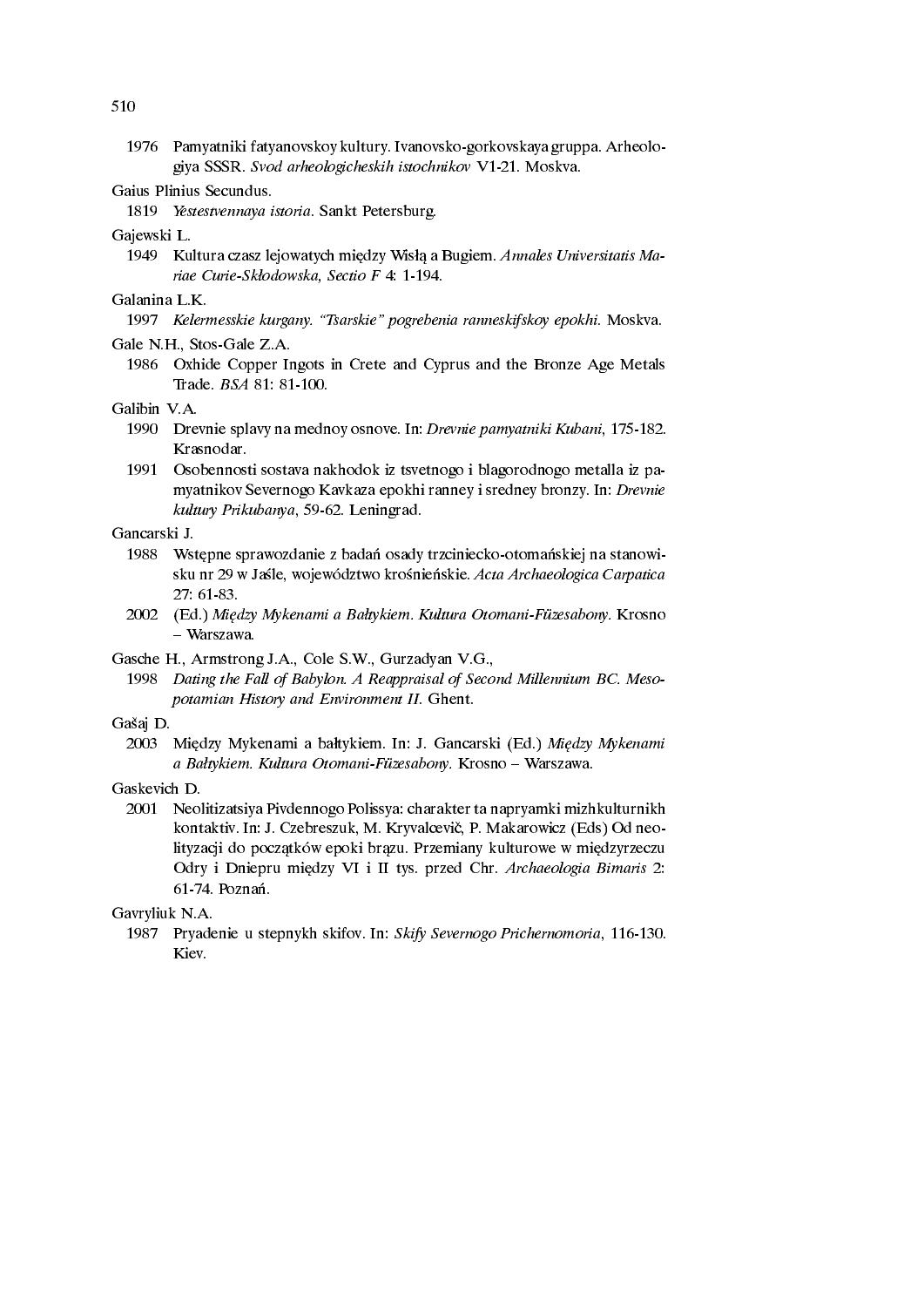1976 Pamyatniki fatyanovskoy kultury. Ivanovsko-gorkovskaya gruppa. Arheologiya SSSR. *Svod arheologicheskih istochnikov* V1-21. Moskva.

Gaius Plinius Secundus.

1819 *Yestestvennaya istoria*. Sankt Petersburg.

Gajewski L.

1949 Kultura czasz lejowatych między Wisłą a Bugiem. *Annales Universitatis Mariae Curie-Skłodowska, Sectio F* 4: 1-194.

Galanina L.K.

1997 *Kelermesskie kurgany. "Tsarskie" pogrebenia ranneskifskoy epokhi.* Moskva.

Gale N.H., Stos-Gale Z.A.

1986 Oxhide Copper Ingots in Crete and Cyprus and the Bronze Age Metals Trade. *BSA* 81: 81-100.

Galibin V.A.

1990 Drevnie splavy na mednoy osnove. In: *Drevnie pamyatniki Kubani*, 175-182. Krasnodar.

1991 Osobennosti sostava nakhodok iz tsvetnogo i blagorodnogo metalla iz pamyatnikov Severnogo Kavkaza epokhi ranney i sredney bronzy. In: *Drevnie kultury Prikubanya*, 59-62. Leningrad.

Gancarski J.

1988 Wstępne sprawozdanie z badań osady trzciniecko-otomańskiej na stanowisku nr 29 w Jaśle, województwo krośnieńskie. *Acta Archaeologica Carpatica* 27: 61-83.

2002 (Ed.) *Między Mykenami a Bałtykiem. Kultura Otomani-Füzesabony.* Krosno – Warszawa.

Gasche H., Armstrong J.A., Cole S.W., Gurzadyan V.G.,

1998 *Dating the Fall of Babylon. A Reappraisal of Second Millennium BC. Mesopotamian History and Environment II.* Ghent.

Gašaj D.

2003 Między Mykenami a bałtykiem. In: J. Gancarski (Ed.) *Między Mykenami a Bałtykiem. Kultura Otomani-Füzesabony.* Krosno – Warszawa.

Gaskevich D.

2001 Neolitizatsiya Pivdennogo Polissya: charakter ta napryamki mizhkulturnikh kontaktiv. In: J. Czebreszuk, M. Kryvalcevič, P. Makarowicz (Eds) Od neolityzacji do początków epoki brązu. Przemiany kulturowe w międzyrzeczu Odry i Dniepru między VI i II tys. przed Chr. *Archaeologia Bimaris* 2: 61-74. Poznań.

Gavryliuk N.A.

1987 Pryadenie u stepnykh skifov. In: *Skify Severnogo Prichernomoria*, 116-130. Kiev.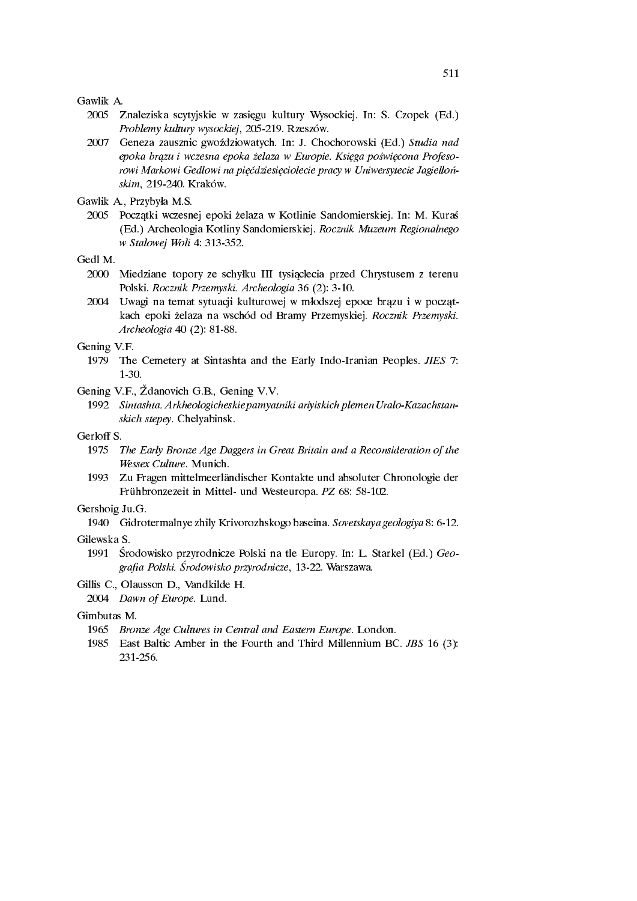Gawlik A.

2005 Znaleziska scytyjskie w zasięgu kultury Wysockiej. In: S. Czopek (Ed.) *Problemy kultury wysockiej*, 205-219. Rzeszów.

2007 Geneza zausznic gwoździowatych. In: J. Chochorowski (Ed.) *Studia nad epoka brązu i wczesna epoka żelaza w Europie. Księga poświęcona Profesorowi Markowi Gedlowi na pięćdziesięciolecie pracy w Uniwersytecie Jagiellońskim*, 219-240. Kraków.

Gawlik A., Przybyła M.S.

2005 Początki wczesnej epoki żelaza w Kotlinie Sandomierskiej. In: M. Kuraś (Ed.) Archeologia Kotliny Sandomierskiej. *Rocznik Muzeum Regionalnego w Stalowej Woli* 4: 313-352.

Gedl M.

2000 Miedziane topory ze schyłku III tysiąclecia przed Chrystusem z terenu Polski. *Rocznik Przemyski. Archeologia* 36 (2): 3-10.

2004 Uwagi na temat sytuacji kulturowej w młodszej epoce brązu i w początkach epoki żelaza na wschód od Bramy Przemyskiej. *Rocznik Przemyski. Archeologia* 40 (2): 81-88.

Gening V.F.

1979 The Cemetery at Sintashta and the Early Indo-Iranian Peoples. *JIES* 7: 1-30.

Gening V.F., Ždanovich G.B., Gening V.V.

1992 *Sintashta. Arkheologicheskie pamyatniki ariyiskich plemen Uralo-Kazachstanskich stepey*. Chelyabinsk.

Gerloff S.

1975 *The Early Bronze Age Daggers in Great Britain and a Reconsideration of the Wessex Culture*. Munich.

1993 Zu Fragen mittelmeerländischer Kontakte und absoluter Chronologie der Frühbronzezeit in Mittel- und Westeuropa. *PZ* 68: 58-102.

Gershoig Ju.G.

1940 Gidrotermalnye zhily Krivorozhskogo baseina. *Sovetskaya geologiya* 8: 6-12.

Gilewska S.

1991 Środowisko przyrodnicze Polski na tle Europy. In: L. Starkel (Ed.) *Geografia Polski. Środowisko przyrodnicze*, 13-22. Warszawa.

Gillis C., Olausson D., Vandkilde H.

2004 *Dawn of Europe*. Lund.

Gimbutas M.

1965 *Bronze Age Cultures in Central and Eastern Europe*. London.

1985 East Baltic Amber in the Fourth and Third Millennium BC. *JBS* 16 (3): 231-256.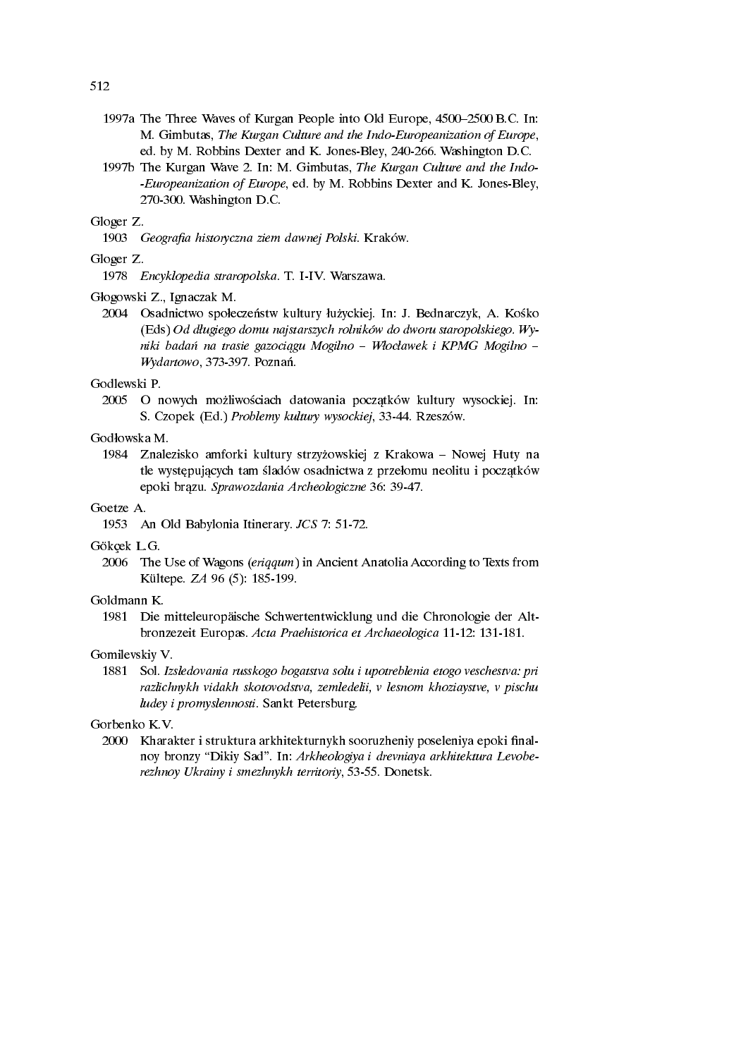1997a The Three Waves of Kurgan People into Old Europe, 4500–2500 B.C. In: M. Gimbutas, *The Kurgan Culture and the Indo-Europeanization of Europe*, ed. by M. Robbins Dexter and K. Jones-Bley, 240-266. Washington D.C.

1997b The Kurgan Wave 2. In: M. Gimbutas, *The Kurgan Culture and the Indo--Europeanization of Europe*, ed. by M. Robbins Dexter and K. Jones-Bley, 270-300. Washington D.C.

Gloger Z.

1903 *Geografia historyczna ziem dawnej Polski*. Kraków.

Gloger Z.

1978 *Encyklopedia straropolska*. T. I-IV. Warszawa.

Głogowski Z., Ignaczak M.

2004 Osadnictwo społeczeństw kultury łużyckiej. In: J. Bednarczyk, A. Kośko (Eds) *Od długiego domu najstarszych rolników do dworu staropolskiego. Wyniki badań na trasie gazociągu Mogilno – Włocławek i KPMG Mogilno – Wydartowo*, 373-397. Poznań.

Godlewski P.

2005 O nowych możliwościach datowania początków kultury wysockiej. In: S. Czopek (Ed.) *Problemy kultury wysockiej*, 33-44. Rzeszów.

Godłowska M.

1984 Znalezisko amforki kultury strzyżowskiej z Krakowa – Nowej Huty na tle występujących tam śladów osadnictwa z przełomu neolitu i początków epoki brązu. *Sprawozdania Archeologiczne* 36: 39-47.

Goetze A.

1953 An Old Babylonia Itinerary. *JCS* 7: 51-72.

Gökçek L.G.

2006 The Use of Wagons (*eriqqum*) in Ancient Anatolia According to Texts from Kültepe. *ZA* 96 (5): 185-199.

Goldmann K.

1981 Die mitteleuropäische Schwertentwicklung und die Chronologie der Altbronzezeit Europas. *Acta Praehistorica et Archaeologica* 11-12: 131-181.

Gomilevskiy V.

1881 Sol. *Izsledovania russkogo bogatstva solu i upotreblenia etogo veschestva: pri razlichnykh vidakh skotovodstva, zemledelii, v lesnom khoziaystve, v pischu ludey i promyslennosti*. Sankt Petersburg.

Gorbenko K.V.

2000 Kharakter i struktura arkhitekturnykh sooruzheniy poseleniya epoki finalnoy bronzy "Dikiy Sad". In: *Arkheologiya i drevniaya arkhitektura Levoberezhnoy Ukrainy i smezhnykh territoriy*, 53-55. Donetsk.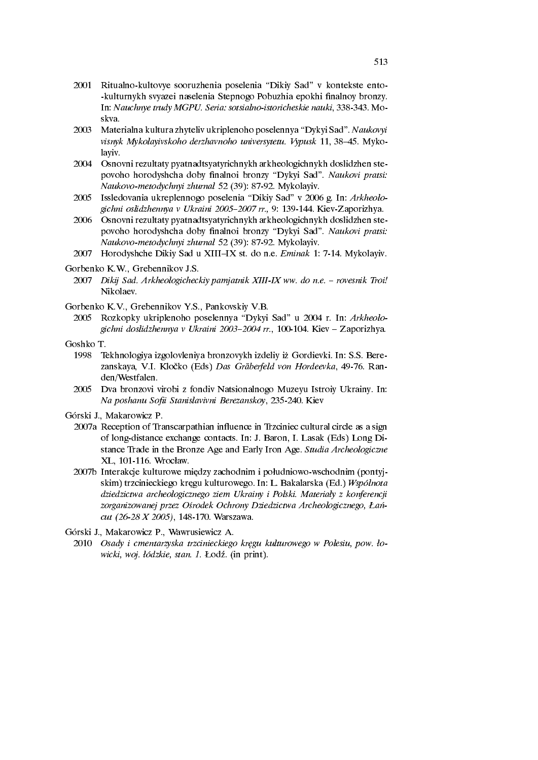2001 Ritualno-kultovye sooruzhenia poselenia "Dikiy Sad" v kontekste ento--kulturnykh svyazei naselenia Stepnogo Pobuzhia epokhi finalnoy bronzy. In: *Nauchnye trudy MGPU. Seria: sotsialno-istoricheskie nauki*, 338-343. Moskva.

2003 Materialna kultura zhyteliv ukriplenoho poselennya "Dykyi Sad". *Naukovyi visnyk Mykolayivskoho derzhavnoho universytetu. Vypusk* 11, 38–45. Mykolayiv.

2004 Osnovni rezultaty pyatnadtsyatyrichnykh arkheologichnykh doslidzhen stepovoho horodyshcha doby finalnoi bronzy "Dykyi Sad". *Naukovi pratsi: Naukovo-metodychnyi zhurnal* 52 (39): 87-92. Mykolayiv.

2005 Issledovania ukreplennogo poselenia "Dikiy Sad" v 2006 g. In: *Arkheologichni oslidzhennya v Ukraini 2005–2007 rr.*, 9: 139-144. Kiev-Zaporizhya.

2006 Osnovni rezultaty pyatnadtsyatyrichnykh arkheologichnykh doslidzhen stepovoho horodyshcha doby finalnoi bronzy "Dykyi Sad". *Naukovi pratsi: Naukovo-metodychnyi zhurnal* 52 (39): 87-92. Mykolayiv.

2007 Horodyshche Dikiy Sad u XIII–IX st. do n.e. *Eminak* 1: 7-14. Mykolayiv.

Gorbenko K.W., Grebennikov J.S.

2007 *Dikij Sad. Arkheologicheckiy pamjatnik XIII-IX ww. do n.e. – rovesnik Troi!* Nikolaev.

Gorbenko K.V., Grebennikov Y.S., Pankovskiy V.B.

2005 Rozkopky ukriplenoho poselennya "Dykyi Sad" u 2004 r. In: *Arkheologichni doslidzhennya v Ukraini 2003–2004 rr.*, 100-104. Kiev – Zaporizhya.

Goshko T.

1998 Tekhnologiya izgolovleniya bronzovykh izdeliy iż Gordievki. In: S.S. Berezanskaya, V.I. Kločko (Eds) *Das Gräberfeld von Hordeevka*, 49-76. Randen/Westfalen.

2005 Dva bronzovi virobi z fondiv Natsionalnogo Muzeyu Istroiy Ukrainy. In: *Na poshanu Sofii Stanislavivni Berezanskoy*, 235-240. Kiev

Górski J., Makarowicz P.

2007a Reception of Transcarpathian influence in Trzciniec cultural circle as a sign of long-distance exchange contacts. In: J. Baron, I. Lasak (Eds) Long Distance Trade in the Bronze Age and Early Iron Age. *Studia Archeologiczne* XL, 101-116. Wrocław.

2007b Interakcje kulturowe między zachodnim i południowo-wschodnim (pontyjskim) trzcinieckiego kręgu kulturowego. In: L. Bakalarska (Ed.) *Wspólnota dziedzictwa archeologicznego ziem Ukrainy i Polski. Materiały z konferencji zorganizowanej przez Ośrodek Ochrony Dziedzictwa Archeologicznego, Łańcut (26-28 X 2005)*, 148-170. Warszawa.

Górski J., Makarowicz P., Wawrusiewicz A.

2010 *Osady i cmentarzyska trzcinieckiego kręgu kulturowego w Polesiu, pow. łowicki, woj. łódzkie, stan. 1.* Łodź. (in print).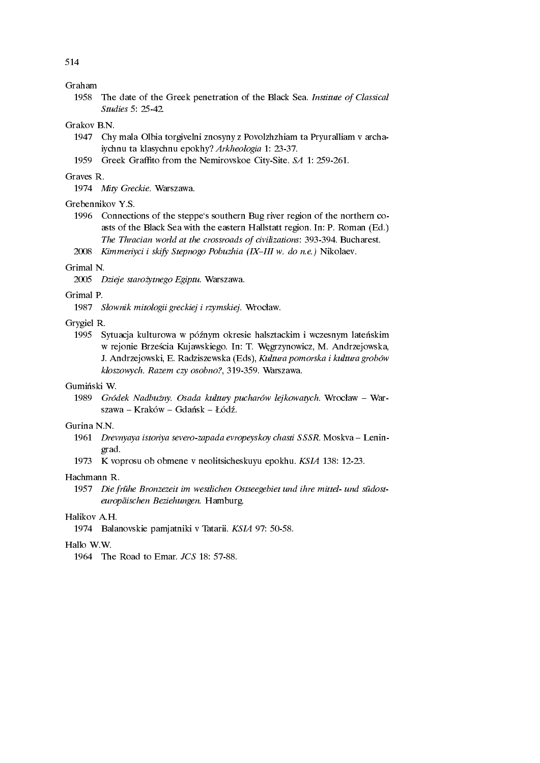Graham

1958 The date of the Greek penetration of the Black Sea. *Institute of Classical Studies* 5: 25-42.

Grakov B.N.

1947 Chy mala Olbia torgivelni znosyny z Povolzhzhiam ta Pryuralliam v archaiychnu ta klasychnu epokhy? *Arkheologia* 1: 23-37.

1959 Greek Graffito from the Nemirovskoe City-Site. *SA* 1: 259-261.

Graves R.

1974 *Mity Greckie.* Warszawa.

Grebennikov Y.S.

1996 Connections of the steppe's southern Bug river region of the northern coasts of the Black Sea with the eastern Hallstatt region. In: P. Roman (Ed.) *The Thracian world at the crossroads of civilizations*: 393-394. Bucharest.

2008 *Kimmeriyci i skify Stepnogo Pobuzhia (IX–III w. do n.e.)* Nikolaev.

Grimal N.

2005 *Dzieje starożytnego Egiptu.* Warszawa.

Grimal P.

1987 *Słownik mitologii greckiej i rzymskiej.* Wrocław.

Grygiel R.

1995 Sytuacja kulturowa w późnym okresie halsztackim i wczesnym lateńskim w rejonie Brześcia Kujawskiego. In: T. Węgrzynowicz, M. Andrzejowska, J. Andrzejowski, E. Radziszewska (Eds), *Kultura pomorska i kultura grobów kloszowych. Razem czy osobno?*, 319-359. Warszawa.

Gumiński W.

1989 *Gródek Nadbużny. Osada kultury pucharów lejkowatych.* Wrocław – Warszawa – Kraków – Gdańsk – Łódź.

Gurina N.N.

1961 *Drevnyaya istoriya severo-zapada evropeyskoy chasti SSSR.* Moskva – Leningrad.

1973 K voprosu ob obmene v neolitsicheskuyu epokhu. *KSIA* 138: 12-23.

Hachmann R.

1957 *Die frühe Bronzezeit im westlichen Ostseegebiet und ihre mittel- und südosteuropäischen Beziehungen.* Hamburg.

Halikov A.H.

1974 Balanovskie pamjatniki v Tatarii. *KSIA* 97: 50-58.

Hallo W.W.

1964 The Road to Emar. *JCS* 18: 57-88.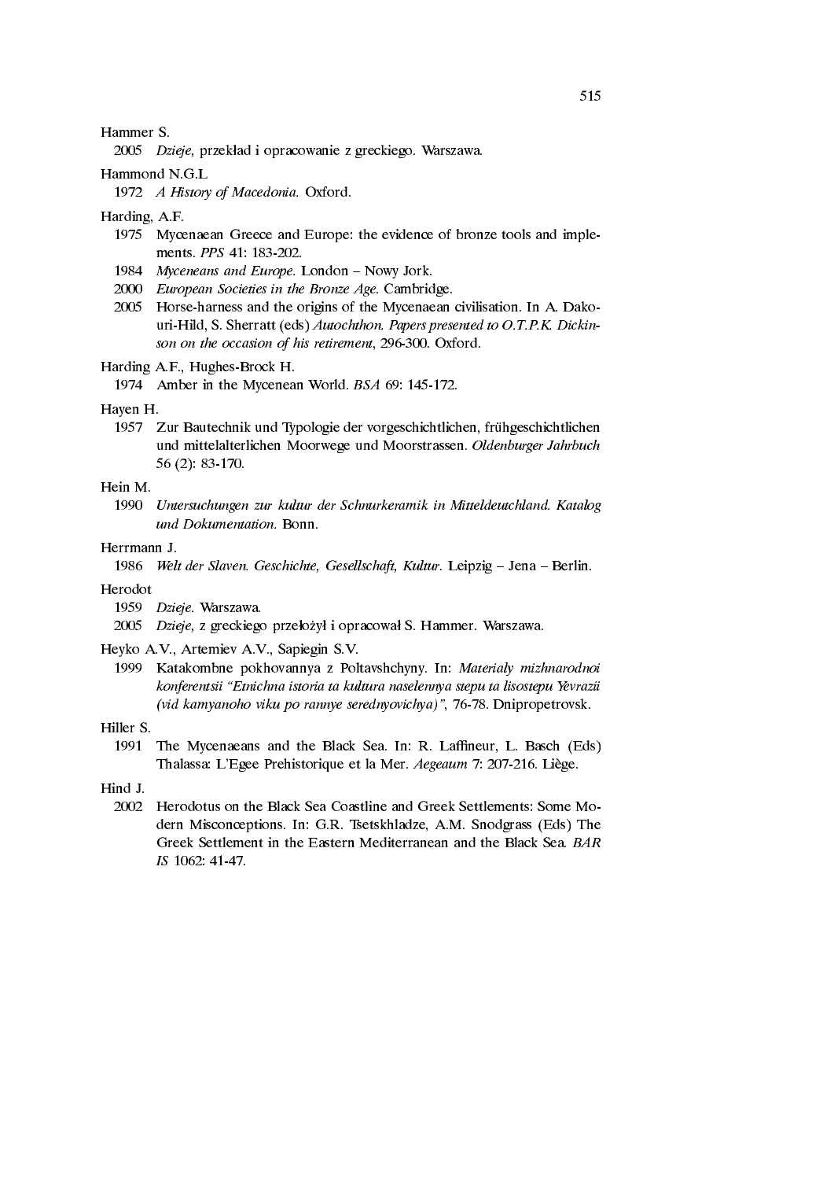Hammer S.

2005 *Dzieje,* przekład i opracowanie z greckiego. Warszawa.

Hammond N.G.L

1972 *A History of Macedonia.* Oxford.

Harding, A.F.

1975 Mycenaean Greece and Europe: the evidence of bronze tools and implements. *PPS* 41: 183-202.

1984 *Myceneans and Europe.* London – Nowy Jork.

2000 *European Societies in the Bronze Age.* Cambridge.

2005 Horse-harness and the origins of the Mycenaean civilisation. In A. Dakouri-Hild, S. Sherratt (eds) *Autochthon. Papers presented to O.T.P.K. Dickinson on the occasion of his retirement*, 296-300. Oxford.

Harding A.F., Hughes-Brock H.

1974 Amber in the Mycenean World. *BSA* 69: 145-172.

Hayen H.

1957 Zur Bautechnik und Typologie der vorgeschichtlichen, frühgeschichtlichen und mittelalterlichen Moorwege und Moorstrassen. *Oldenburger Jahrbuch* 56 (2): 83-170.

Hein M.

1990 *Untersuchungen zur kultur der Schnurkeramik in Mitteldeutchland. Katalog und Dokumentation.* Bonn.

Herrmann J.

1986 *Welt der Slaven. Geschichte, Gesellschaft, Kultur.* Leipzig – Jena – Berlin.

Herodot

1959 *Dzieje.* Warszawa.

2005 *Dzieje,* z greckiego przełożył i opracował S. Hammer. Warszawa.

Heyko A.V., Artemiev A.V., Sapiegin S.V.

1999 Katakombne pokhovannya z Poltavshchyny. In: *Materialy mizhnarodnoi konferentsii "Etnichna istoria ta kultura naselennya stepu ta lisostepu Yevrazii (vid kamyanoho viku po rannye serednyovichya)"*, 76-78. Dnipropetrovsk.

Hiller S.

1991 The Mycenaeans and the Black Sea. In: R. Laffineur, L. Basch (Eds) Thalassa: L'Egee Prehistorique et la Mer. *Aegeaum* 7: 207-216. Liège.

Hind J.

2002 Herodotus on the Black Sea Coastline and Greek Settlements: Some Modern Misconceptions. In: G.R. Tsetskhladze, A.M. Snodgrass (Eds) The Greek Settlement in the Eastern Mediterranean and the Black Sea. *BAR IS* 1062: 41-47.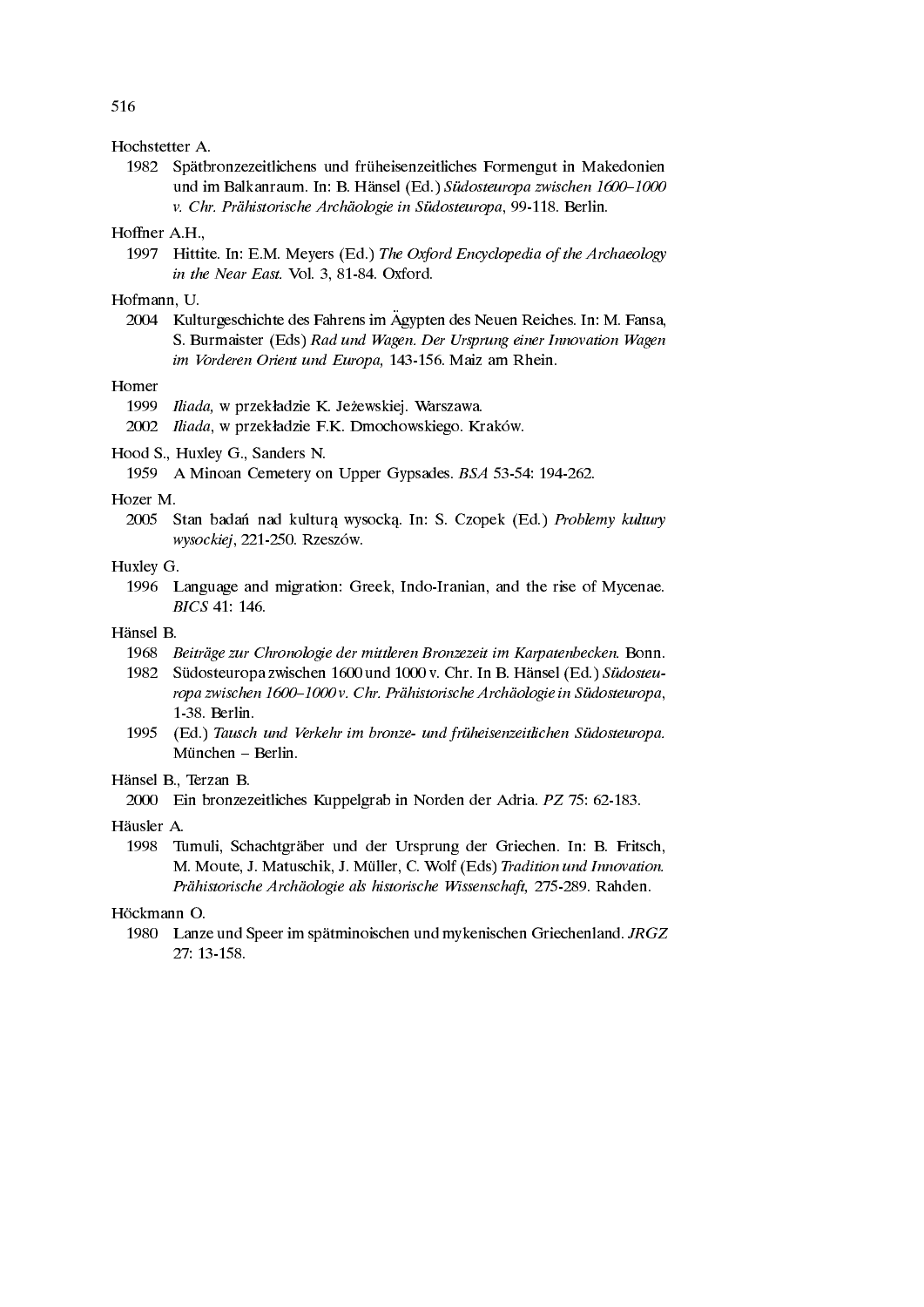Hochstetter A.

1982 Spätbronzezeitlichens und früheisenzeitliches Formengut in Makedonien und im Balkanraum. In: B. Hänsel (Ed.) *Südosteuropa zwischen 1600–1000 v. Chr. Prähistorische Archäologie in Südosteuropa*, 99-118. Berlin.

Hoffner A.H.,

1997 Hittite. In: E.M. Meyers (Ed.) *The Oxford Encyclopedia of the Archaeology in the Near East.* Vol. 3, 81-84. Oxford.

Hofmann, U.

2004 Kulturgeschichte des Fahrens im Ägypten des Neuen Reiches. In: M. Fansa, S. Burmaister (Eds) *Rad und Wagen. Der Ursprung einer Innovation Wagen im Vorderen Orient und Europa,* 143-156. Maiz am Rhein.

Homer

1999 *Iliada,* w przekładzie K. Jeżewskiej. Warszawa.

2002 *Iliada,* w przekładzie F.K. Dmochowskiego. Kraków.

Hood S., Huxley G., Sanders N.

1959 A Minoan Cemetery on Upper Gypsades. *BSA* 53-54: 194-262.

Hozer M.

2005 Stan badań nad kulturą wysocką. In: S. Czopek (Ed.) *Problemy kultury wysockiej*, 221-250. Rzeszów.

Huxley G.

1996 Language and migration: Greek, Indo-Iranian, and the rise of Mycenae. *BICS* 41: 146.

Hänsel B.

1968 *Beiträge zur Chronologie der mittleren Bronzezeit im Karpatenbecken.* Bonn.

1982 Südosteuropa zwischen 1600 und 1000 v. Chr. In B. Hänsel (Ed.) *Südosteuropa zwischen 1600–1000 v. Chr. Prähistorische Archäologie in Südosteuropa*, 1-38. Berlin.

1995 (Ed.) *Tausch und Verkehr im bronze- und früheisenzeitlichen Südosteuropa.* München – Berlin.

Hänsel B., Terzan B.

2000 Ein bronzezeitliches Kuppelgrab in Norden der Adria. *PZ* 75: 62-183.

Häusler A.

1998 Tumuli, Schachtgräber und der Ursprung der Griechen. In: B. Fritsch, M. Moute, J. Matuschik, J. Müller, C. Wolf (Eds) *Tradition und Innovation. Prähistorische Archäologie als historische Wissenschaft,* 275-289. Rahden.

Höckmann O.

1980 Lanze und Speer im spätminoischen und mykenischen Griechenland. *JRGZ* 27: 13-158.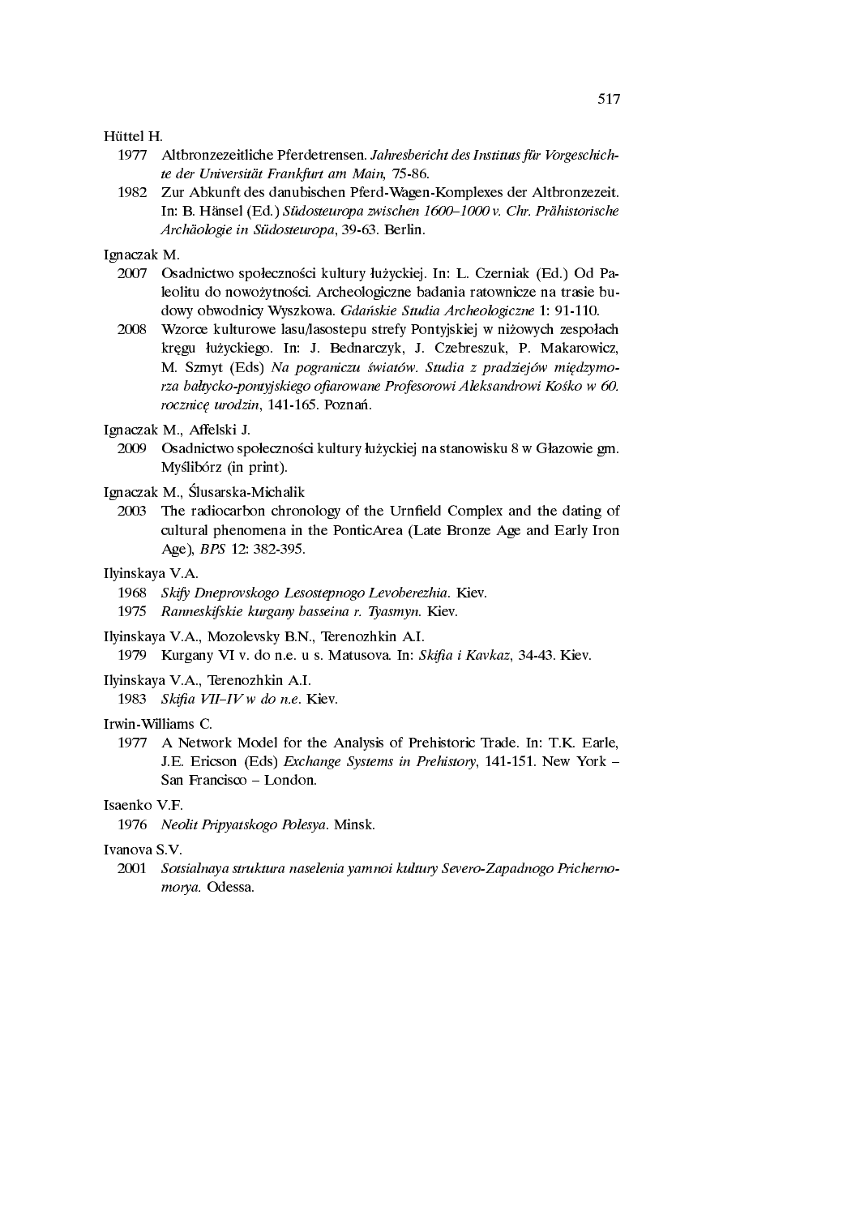Hüttel H.

1977 Altbronzezeitliche Pferdetrensen. *Jahresbericht des Instituts für Vorgeschichte der Universität Frankfurt am Main,* 75-86.

1982 Zur Abkunft des danubischen Pferd-Wagen-Komplexes der Altbronzezeit. In: B. Hänsel (Ed.) *Südosteuropa zwischen 1600–1000 v. Chr. Prähistorische Archäologie in Südosteuropa*, 39-63. Berlin.

Ignaczak M.

2007 Osadnictwo społeczności kultury łużyckiej. In: L. Czerniak (Ed.) Od Paleolitu do nowożytności. Archeologiczne badania ratownicze na trasie budowy obwodnicy Wyszkowa. *Gdańskie Studia Archeologiczne* 1: 91-110.

2008 Wzorce kulturowe lasu/lasostepu strefy Pontyjskiej w niżowych zespołach kręgu łużyckiego. In: J. Bednarczyk, J. Czebreszuk, P. Makarowicz, M. Szmyt (Eds) *Na pograniczu światów. Studia z pradziejów międzymorza bałtycko-pontyjskiego ofiarowane Profesorowi Aleksandrowi Kośko w 60. rocznicę urodzin*, 141-165. Poznań.

Ignaczak M., Affelski J.

2009 Osadnictwo społeczności kultury łużyckiej na stanowisku 8 w Głazowie gm. Myślibórz (in print).

Ignaczak M., Ślusarska-Michalik

2003 The radiocarbon chronology of the Urnfield Complex and the dating of cultural phenomena in the PonticArea (Late Bronze Age and Early Iron Age), *BPS* 12: 382-395.

Ilyinskaya V.A.

1968 *Skify Dneprovskogo Lesostepnogo Levoberezhia.* Kiev.

1975 *Ranneskifskie kurgany basseina r. Tyasmyn.* Kiev.

Ilyinskaya V.A., Mozolevsky B.N., Terenozhkin A.I.

1979 Kurgany VI v. do n.e. u s. Matusova. In: *Skifia i Kavkaz*, 34-43. Kiev.

Ilyinskaya V.A., Terenozhkin A.I.

1983 *Skifia VII–IV w do n.e.* Kiev.

Irwin-Williams C.

1977 A Network Model for the Analysis of Prehistoric Trade. In: T.K. Earle, J.E. Ericson (Eds) *Exchange Systems in Prehistory*, 141-151. New York – San Francisco – London.

Isaenko V.F.

1976 *Neolit Pripyatskogo Polesya.* Minsk.

Ivanova S.V.

2001 *Sotsialnaya struktura naselenia yamnoi kultury Severo-Zapadnogo Prichernomorya.* Odessa.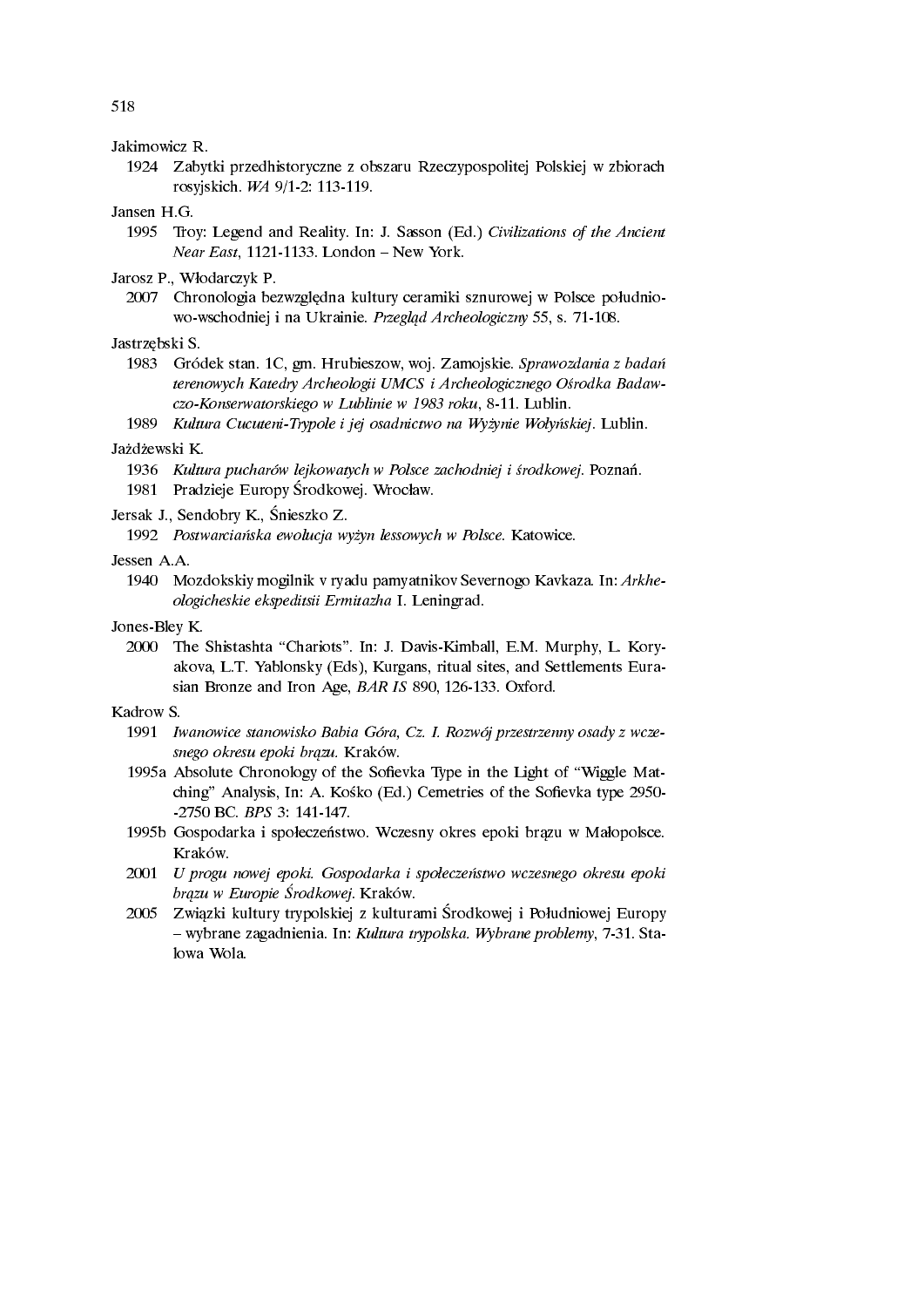Jakimowicz R.

1924 Zabytki przedhistoryczne z obszaru Rzeczypospolitej Polskiej w zbiorach rosyjskich. *WA* 9/1-2: 113-119.

Jansen H.G.

1995 Troy: Legend and Reality. In: J. Sasson (Ed.) *Civilizations of the Ancient Near East*, 1121-1133. London – New York.

Jarosz P., Włodarczyk P.

2007 Chronologia bezwzględna kultury ceramiki sznurowej w Polsce południowo-wschodniej i na Ukrainie. *Przegląd Archeologiczny* 55, s. 71-108.

Jastrzębski S.

1983 Gródek stan. 1C, gm. Hrubieszow, woj. Zamojskie. *Sprawozdania z badań terenowych Katedry Archeologii UMCS i Archeologicznego Ośrodka Badawczo-Konserwatorskiego w Lublinie w 1983 roku*, 8-11. Lublin.

1989 *Kultura Cucuteni-Trypole i jej osadnictwo na Wyżynie Wołyńskiej*. Lublin.

Jażdżewski K.

1936 *Kultura pucharów lejkowatych w Polsce zachodniej i środkowej*. Poznań.

1981 Pradzieje Europy Środkowej. Wrocław.

Jersak J., Sendobry K., Śnieszko Z.

1992 *Postwarciańska ewolucja wyżyn lessowych w Polsce*. Katowice.

Jessen A.A.

1940 Mozdokskiy mogilnik v ryadu pamyatnikov Severnogo Kavkaza. In: *Arkheologicheskie ekspeditsii Ermitazha* I. Leningrad.

Jones-Bley K.

2000 The Shistashta "Chariots". In: J. Davis-Kimball, E.M. Murphy, L. Koryakova, L.T. Yablonsky (Eds), Kurgans, ritual sites, and Settlements Eurasian Bronze and Iron Age, *BAR IS* 890, 126-133. Oxford.

Kadrow S.

1991 *Iwanowice stanowisko Babia Góra, Cz. I. Rozwój przestrzenny osady z wczesnego okresu epoki brązu*. Kraków.

1995a Absolute Chronology of the Sofievka Type in the Light of "Wiggle Matching" Analysis, In: A. Kośko (Ed.) Cemetries of the Sofievka type 2950--2750 BC. *BPS* 3: 141-147.

1995b Gospodarka i społeczeństwo. Wczesny okres epoki brązu w Małopolsce. Kraków.

2001 *U progu nowej epoki. Gospodarka i społeczeństwo wczesnego okresu epoki brązu w Europie Środkowej*. Kraków.

2005 Związki kultury trypolskiej z kulturami Środkowej i Południowej Europy – wybrane zagadnienia. In: *Kultura trypolska. Wybrane problemy*, 7-31. Stalowa Wola.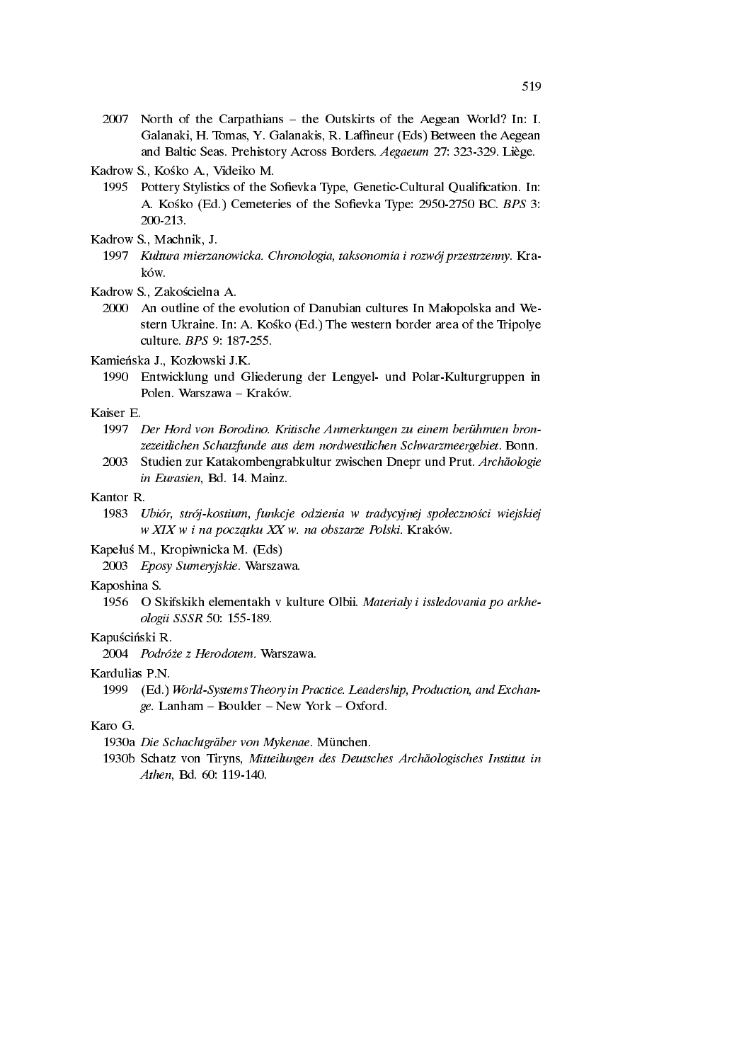2007 North of the Carpathians – the Outskirts of the Aegean World? In: I. Galanaki, H. Tomas, Y. Galanakis, R. Laffineur (Eds) Between the Aegean and Baltic Seas. Prehistory Across Borders. *Aegaeum* 27: 323-329. Liège.

Kadrow S., Kośko A., Videiko M.

1995 Pottery Stylistics of the Sofievka Type, Genetic-Cultural Qualification. In: A. Kośko (Ed.) Cemeteries of the Sofievka Type: 2950-2750 BC. *BPS* 3: 200-213.

Kadrow S., Machnik, J.

1997 *Kultura mierzanowicka. Chronologia, taksonomia i rozwój przestrzenny*. Kraków.

Kadrow S., Zakościelna A.

2000 An outline of the evolution of Danubian cultures In Małopolska and Western Ukraine. In: A. Kośko (Ed.) The western border area of the Tripolye culture. *BPS* 9: 187-255.

Kamieńska J., Kozłowski J.K.

1990 Entwicklung und Gliederung der Lengyel- und Polar-Kulturgruppen in Polen. Warszawa – Kraków.

Kaiser E.

1997 *Der Hord von Borodino. Kritische Anmerkungen zu einem berühmten bronzezeitlichen Schatzfunde aus dem nordwestlichen Schwarzmeergebiet*. Bonn.

2003 Studien zur Katakombengrabkultur zwischen Dnepr und Prut. *Archäologie in Eurasien*, Bd. 14. Mainz.

Kantor R.

1983 *Ubiór, strój-kostium, funkcje odzienia w tradycyjnej społeczności wiejskiej w XIX w i na początku XX w. na obszarze Polski*. Kraków.

Kapełuś M., Kropiwnicka M. (Eds)

2003 *Eposy Sumeryjskie*. Warszawa.

Kaposhina S.

1956 O Skifskikh elementakh v kulture Olbii. *Materialy i issledovania po arkheologii SSSR* 50: 155-189.

Kapuściński R.

2004 *Podróże z Herodotem*. Warszawa.

Kardulias P.N.

1999 (Ed.) *World-Systems Theory in Practice. Leadership, Production, and Exchange*. Lanham – Boulder – New York – Oxford.

Karo G.

1930a *Die Schachtgräber von Mykenae*. München.

1930b Schatz von Tiryns, *Mitteilungen des Deutsches Archäologisches Institut in Athen*, Bd. 60: 119-140.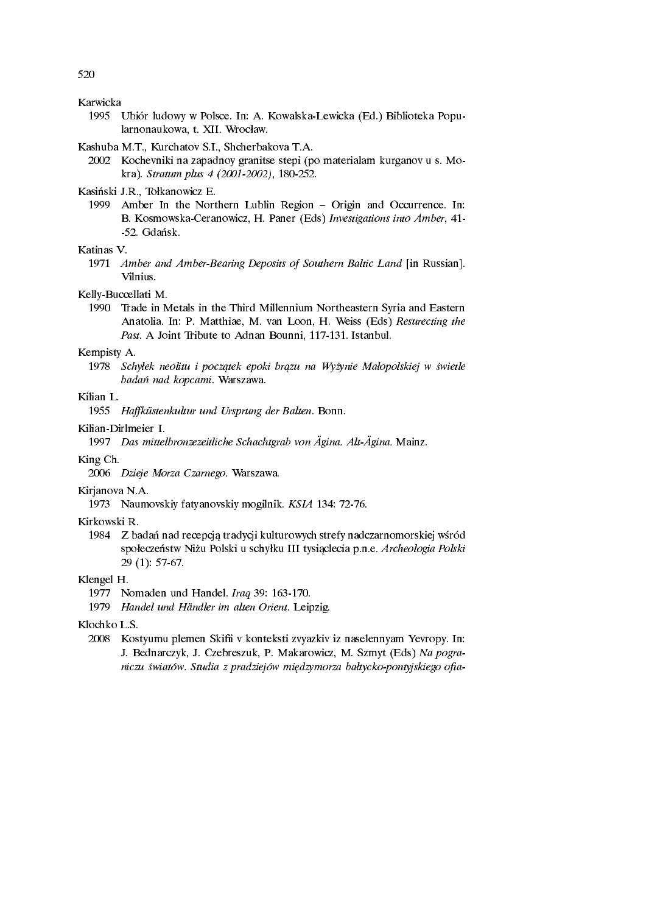Karwicka

1995 Ubiór ludowy w Polsce. In: A. Kowalska-Lewicka (Ed.) Biblioteka Popularnonaukowa, t. XII. Wrocław.

Kashuba M.T., Kurchatov S.I., Shcherbakova T.A.

2002 Kochevniki na zapadnoy granitse stepi (po materialam kurganov u s. Mokra). *Stratum plus 4 (2001-2002)*, 180-252.

Kasiński J.R., Tołkanowicz E.

1999 Amber In the Northern Lublin Region – Origin and Occurrence. In: B. Kosmowska-Ceranowicz, H. Paner (Eds) *Investigations into Amber*, 41--52. Gdańsk.

Katinas V.

1971 *Amber and Amber-Bearing Deposits of Southern Baltic Land* [in Russian]. Vilnius.

Kelly-Buccellati M.

1990 Trade in Metals in the Third Millennium Northeastern Syria and Eastern Anatolia. In: P. Matthiae, M. van Loon, H. Weiss (Eds) *Resurecting the Past*. A Joint Tribute to Adnan Bounni, 117-131. Istanbul.

Kempisty A.

1978 *Schyłek neolitu i początek epoki brązu na Wyżynie Małopolskiej w świetle badań nad kopcami*. Warszawa.

Kilian L.

1955 *Haffküstenkultur und Ursprung der Balten*. Bonn.

Kilian-Dirlmeier I.

1997 *Das mittelbronzezeitliche Schachtgrab von Ägina. Alt-Ägina.* Mainz.

King Ch.

2006 *Dzieje Morza Czarnego*. Warszawa.

Kirjanova N.A.

1973 Naumovskiy fatyanovskiy mogilnik. *KSIA* 134: 72-76.

Kirkowski R.

1984 Z badań nad recepcją tradycji kulturowych strefy nadczarnomorskiej wśród społeczeństw Niżu Polski u schyłku III tysiąclecia p.n.e. *Archeologia Polski* 29 (1): 57-67.

Klengel H.

1977 Nomaden und Handel. *Iraq* 39: 163-170.

1979 *Handel und Händler im alten Orient*. Leipzig.

Klochko L.S.

2008 Kostyumu plemen Skifii v konteksti zvyazkiv iz naselennyam Yevropy. In: J. Bednarczyk, J. Czebreszuk, P. Makarowicz, M. Szmyt (Eds) *Na pograniczu światów. Studia z pradziejów międzymorza bałtycko-pontyjskiego ofia-*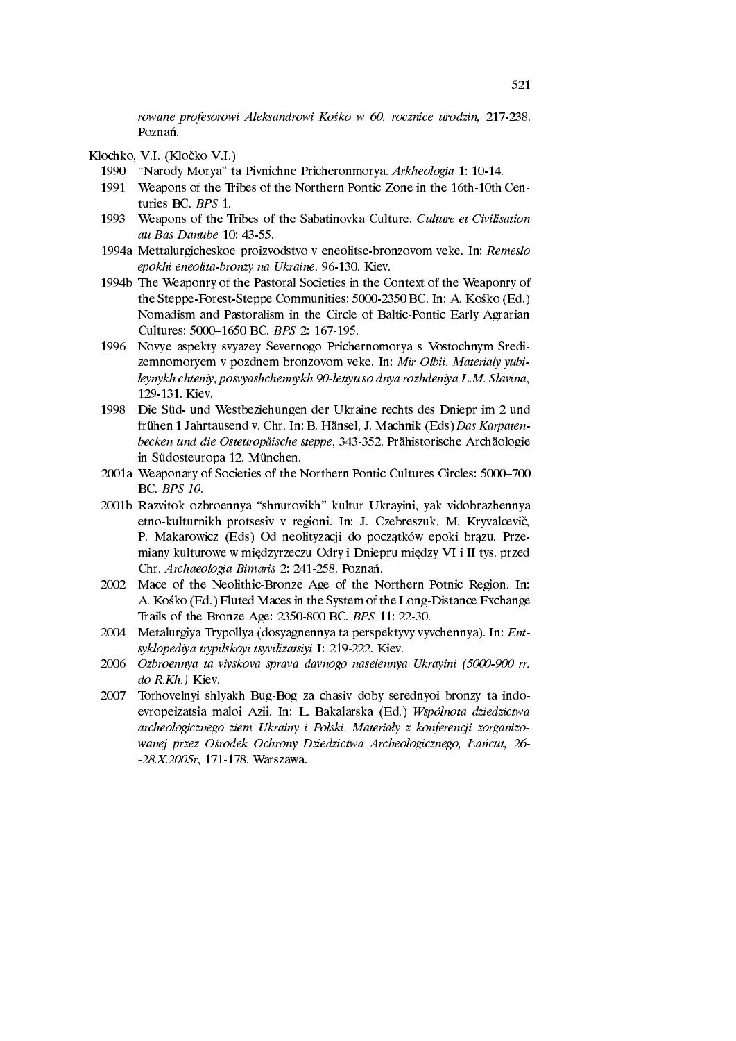*rowane profesorowi Aleksandrowi Kośko w 60. rocznice urodzin*, 217-238. Poznań.

Klochko, V.I. (Kločko V.I.)

1990 "Narody Morya" ta Pivnichne Pricheronmorya. *Arkheologia* 1: 10-14.

1991 Weapons of the Tribes of the Northern Pontic Zone in the 16th-10th Centuries BC. *BPS* 1.

1993 Weapons of the Tribes of the Sabatinovka Culture. *Culture et Civilisation au Bas Danube* 10: 43-55.

1994a Mettalurgicheskoe proizvodstvo v eneolitse-bronzovom veke. In: *Remeslo epokhi eneolita-bronzy na Ukraine*. 96-130. Kiev.

1994b The Weaponry of the Pastoral Societies in the Context of the Weaponry of the Steppe-Forest-Steppe Communities: 5000-2350 BC. In: A. Kośko (Ed.) Nomadism and Pastoralism in the Circle of Baltic-Pontic Early Agrarian Cultures: 5000–1650 BC. *BPS* 2: 167-195.

1996 Novye aspekty svyazey Severnogo Prichernomorya s Vostochnym Sredizemnomoryem v pozdnem bronzovom veke. In: *Mir Olbii. Materialy yubileynykh chteniy, posvyashchennykh 90-letiyu so dnya rozhdeniya L.M. Slavina*, 129-131. Kiev.

1998 Die Süd- und Westbeziehungen der Ukraine rechts des Dniepr im 2 und frühen 1 Jahrtausend v. Chr. In: B. Hänsel, J. Machnik (Eds) *Das Karpatenbecken und die Osteuropäische steppe*, 343-352. Prähistorische Archäologie in Südosteuropa 12. München.

2001a Weaponary of Societies of the Northern Pontic Cultures Circles: 5000–700 BC. *BPS 10*.

2001b Razvitok ozbroennya "shnurovikh" kultur Ukrayini, yak vidobrazhennya etno-kulturnikh protsesiv v regioni. In: J. Czebreszuk, M. Kryvalcevič, P. Makarowicz (Eds) Od neolityzacji do początków epoki brązu. Przemiany kulturowe w międzyrzeczu Odry i Dniepru między VI i II tys. przed Chr. *Archaeologia Bimaris* 2: 241-258. Poznań.

2002 Mace of the Neolithic-Bronze Age of the Northern Potnic Region. In: A. Kośko (Ed.) Fluted Maces in the System of the Long-Distance Exchange Trails of the Bronze Age: 2350-800 BC. *BPS* 11: 22-30.

2004 Metalurgiya Trypollya (dosyagnennya ta perspektyvy vyvchennya). In: *Entsyklopediya trypilskoyi tsyvilizatsiyi* I: 219-222. Kiev.

2006 *Ozbroennya ta viyskova sprava davnogo naselennya Ukrayini (5000-900 rr. do R.Kh.)* Kiev.

2007 Torhovelnyi shlyakh Bug-Bog za chasiv doby serednyoi bronzy ta indoevropeizatsia maloi Azii. In: L. Bakalarska (Ed.) *Wspólnota dziedzictwa archeologicznego ziem Ukrainy i Polski. Materiały z konferencji zorganizowanej przez Ośrodek Ochrony Dziedzictwa Archeologicznego, Łańcut, 26--28.X.2005r*, 171-178. Warszawa.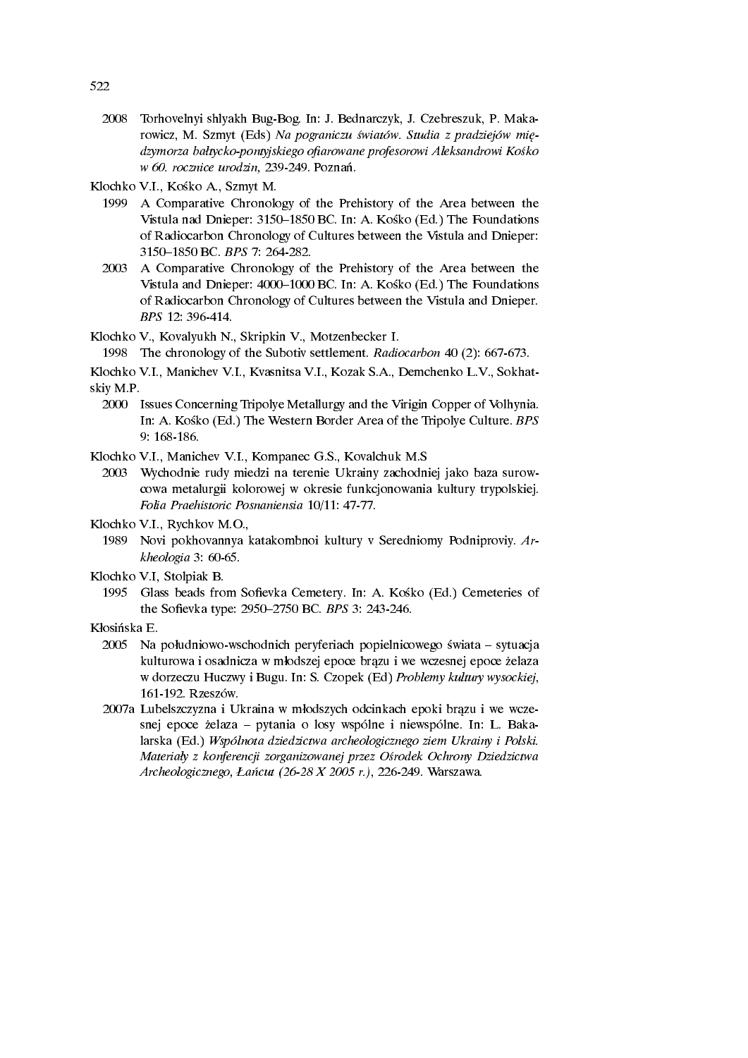2008 Torhovelnyi shlyakh Bug-Bog. In: J. Bednarczyk, J. Czebreszuk, P. Makarowicz, M. Szmyt (Eds) *Na pograniczu światów. Studia z pradziejów międzymorza bałtycko-pontyjskiego ofiarowane profesorowi Aleksandrowi Kośko w 60. rocznice urodzin,* 239-249. Poznań.

Klochko V.I., Kośko A., Szmyt M.

1999 A Comparative Chronology of the Prehistory of the Area between the Vistula nad Dnieper: 3150–1850 BC. In: A. Kośko (Ed.) The Foundations of Radiocarbon Chronology of Cultures between the Vistula and Dnieper: 3150–1850 BC. *BPS* 7: 264-282.

2003 A Comparative Chronology of the Prehistory of the Area between the Vistula and Dnieper: 4000–1000 BC. In: A. Kośko (Ed.) The Foundations of Radiocarbon Chronology of Cultures between the Vistula and Dnieper. *BPS* 12: 396-414.

Klochko V., Kovalyukh N., Skripkin V., Motzenbecker I.

1998 The chronology of the Subotiv settlement. *Radiocarbon* 40 (2): 667-673.

Klochko V.I., Manichev V.I., Kvasnitsa V.I., Kozak S.A., Demchenko L.V., Sokhatskiy M.P.

2000 Issues Concerning Tripolye Metallurgy and the Virigin Copper of Volhynia. In: A. Kośko (Ed.) The Western Border Area of the Tripolye Culture. *BPS* 9: 168-186.

Klochko V.I., Manichev V.I., Kompanec G.S., Kovalchuk M.S

2003 Wychodnie rudy miedzi na terenie Ukrainy zachodniej jako baza surowcowa metalurgii kolorowej w okresie funkcjonowania kultury trypolskiej. *Folia Praehistoric Posnaniensia* 10/11: 47-77.

Klochko V.I., Rychkov M.O.,

1989 Novi pokhovannya katakombnoi kultury v Seredniomy Podniproviy. *Arkheologia* 3: 60-65.

Klochko V.I, Stolpiak B.

1995 Glass beads from Sofievka Cemetery. In: A. Kośko (Ed.) Cemeteries of the Sofievka type: 2950–2750 BC. *BPS* 3: 243-246.

Kłosińska E.

2005 Na południowo-wschodnich peryferiach popielnicowego świata – sytuacja kulturowa i osadnicza w młodszej epoce brązu i we wczesnej epoce żelaza w dorzeczu Huczwy i Bugu. In: S. Czopek (Ed) *Problemy kultury wysockiej*, 161-192. Rzeszów.

2007a Lubelszczyzna i Ukraina w młodszych odcinkach epoki brązu i we wczesnej epoce żelaza – pytania o losy wspólne i niewspólne. In: L. Bakalarska (Ed.) *Wspólnota dziedzictwa archeologicznego ziem Ukrainy i Polski. Materiały z konferencji zorganizowanej przez Ośrodek Ochrony Dziedzictwa Archeologicznego, Łańcut (26-28 X 2005 r.)*, 226-249. Warszawa.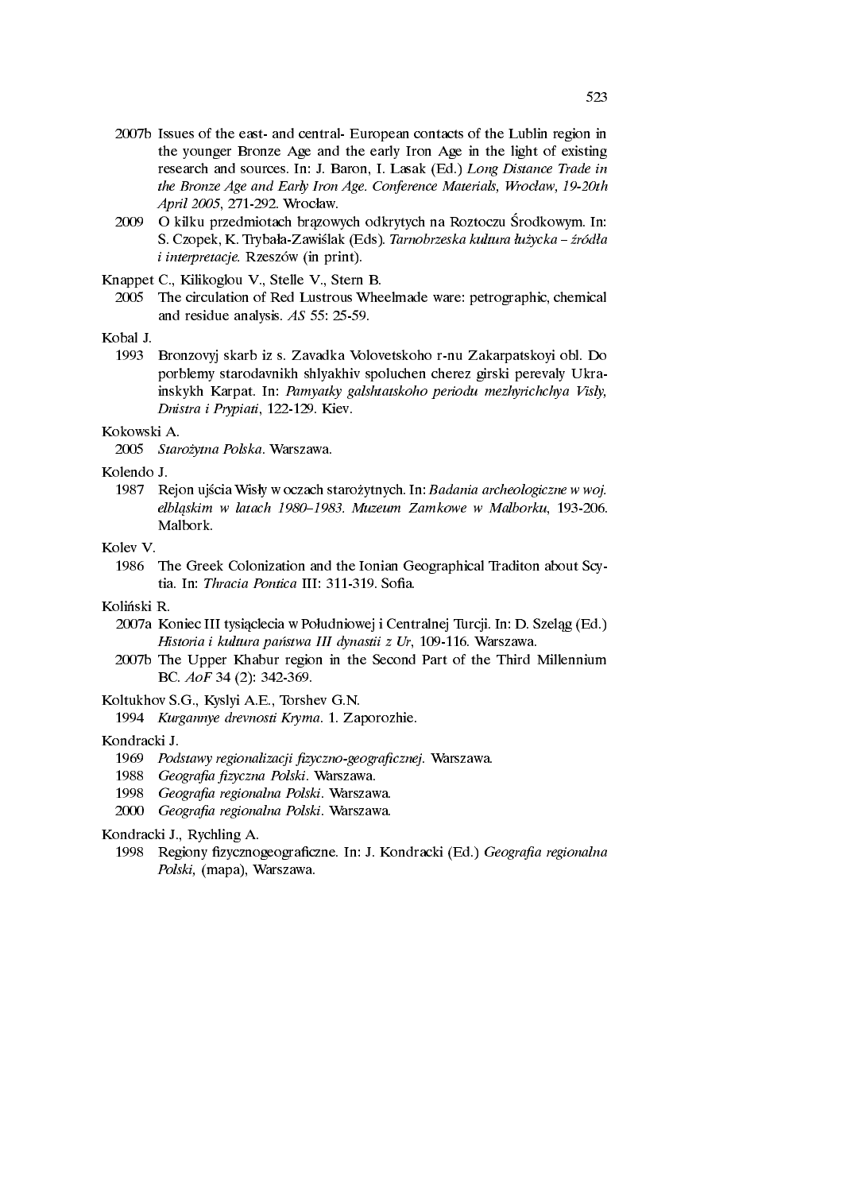2007b Issues of the east- and central- European contacts of the Lublin region in the younger Bronze Age and the early Iron Age in the light of existing research and sources. In: J. Baron, I. Lasak (Ed.) *Long Distance Trade in the Bronze Age and Early Iron Age. Conference Materials, Wrocław, 19-20th April 2005*, 271-292. Wrocław.

2009 O kilku przedmiotach brązowych odkrytych na Roztoczu Środkowym. In: S. Czopek, K. Trybała-Zawiślak (Eds). *Tarnobrzeska kultura łużycka – źródła i interpretacje*. Rzeszów (in print).

Knappet C., Kilikoglou V., Stelle V., Stern B.

2005 The circulation of Red Lustrous Wheelmade ware: petrographic, chemical and residue analysis. *AS* 55: 25-59.

Kobal J.

1993 Bronzovyj skarb iz s. Zavadka Volovetskoho r-nu Zakarpatskoyi obl. Do porblemy starodavnikh shlyakhiv spoluchen cherez girski perevaly Ukrainskykh Karpat. In: *Pamyatky galshtatskoho periodu mezhyrichchya Visly, Dnistra i Prypiati*, 122-129. Kiev.

Kokowski A.

2005 *Starożytna Polska*. Warszawa.

Kolendo J.

1987 Rejon ujścia Wisły w oczach starożytnych. In: *Badania archeologiczne w woj. elbląskim w latach 1980–1983. Muzeum Zamkowe w Malborku*, 193-206. Malbork.

Kolev V.

1986 The Greek Colonization and the Ionian Geographical Traditon about Scytia. In: *Thracia Pontica* III: 311-319. Sofia.

Koliński R.

2007a Koniec III tysiąclecia w Południowej i Centralnej Turcji. In: D. Szeląg (Ed.) *Historia i kultura państwa III dynastii z Ur*, 109-116. Warszawa.

2007b The Upper Khabur region in the Second Part of the Third Millennium BC. *AoF* 34 (2): 342-369.

Koltukhov S.G., Kyslyi A.E., Torshev G.N.

1994 *Kurgannye drevnosti Kryma*. 1. Zaporozhie.

Kondracki J.

1969 *Podstawy regionalizacji fizyczno-geograficznej*. Warszawa.

1988 *Geografia fizyczna Polski*. Warszawa.

1998 *Geografia regionalna Polski*. Warszawa.

2000 *Geografia regionalna Polski*. Warszawa.

Kondracki J., Rychling A.

1998 Regiony fizycznogeograficzne. In: J. Kondracki (Ed.) *Geografia regionalna Polski*, (mapa), Warszawa.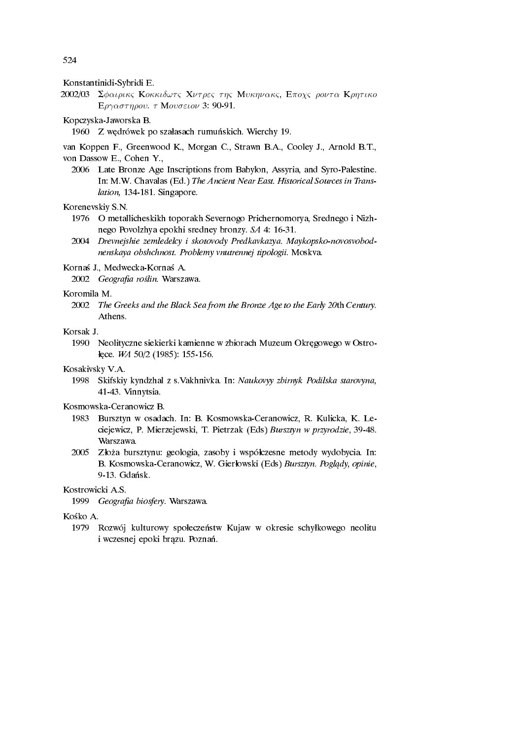Konstantinidi-Sybridi E.

2002/03 Σφαιρικς Κοκκιδωτς Χυτρες της Μυκηνακς, Εποχς ροντα Κρητικο Εργαστηρου. τ Μουσειον 3: 90-91.

Kopczyska-Jaworska B.

1960 Z wędrówek po szałasach rumuńskich. Wierchy 19.

van Koppen F., Greenwood K., Morgan C., Strawn B.A., Cooley J., Arnold B.T., von Dassow E., Cohen Y.,

2006 Late Bronze Age Inscriptions from Babylon, Assyria, and Syro-Palestine. In: M.W. Chavalas (Ed.) *The Ancient Near East. Historical Sources in Translation*, 134-181. Singapore.

Korenevskiy S.N.

1976 O metallicheskikh toporakh Severnogo Prichernomorya, Srednego i Nizhnego Povolzhya epokhi sredney bronzy. *SA* 4: 16-31.

2004 *Drevnejshie zemledelcy i skotovody Predkavkazya. Maykopsko-novosvobodnenskaya obshchnost. Problemy vnutrennej tipologii.* Moskva.

Kornaś J., Medwecka-Kornaś A.

2002 *Geografia roślin.* Warszawa.

Koromila M.

2002 *The Greeks and the Black Sea from the Bronze Age to the Early 20*th *Century.* Athens.

Korsak J.

1990 Neolityczne siekierki kamienne w zbiorach Muzeum Okręgowego w Ostrołęce. *WA* 50/2 (1985): 155-156.

Kosakivsky V.A.

1998 Skifskiy kyndzhal z s.Vakhnivka. In: *Naukovyy zbirnyk Podilska starovyna*, 41-43. Vinnytsia.

Kosmowska-Ceranowicz B.

1983 Bursztyn w osadach. In: B. Kosmowska-Ceranowicz, R. Kulicka, K. Leciejewicz, P. Mierzejewski, T. Pietrzak (Eds) *Bursztyn w przyrodzie*, 39-48. Warszawa.

2005 Złoża bursztynu: geologia, zasoby i współczesne metody wydobycia. In: B. Kosmowska-Ceranowicz, W. Gierłowski (Eds) *Bursztyn. Poglądy, opinie*, 9-13. Gdańsk.

Kostrowicki A.S.

1999 *Geografia biosfery.* Warszawa.

Kośko A.

1979 Rozwój kulturowy społeczeństw Kujaw w okresie schyłkowego neolitu i wczesnej epoki brązu. Poznań.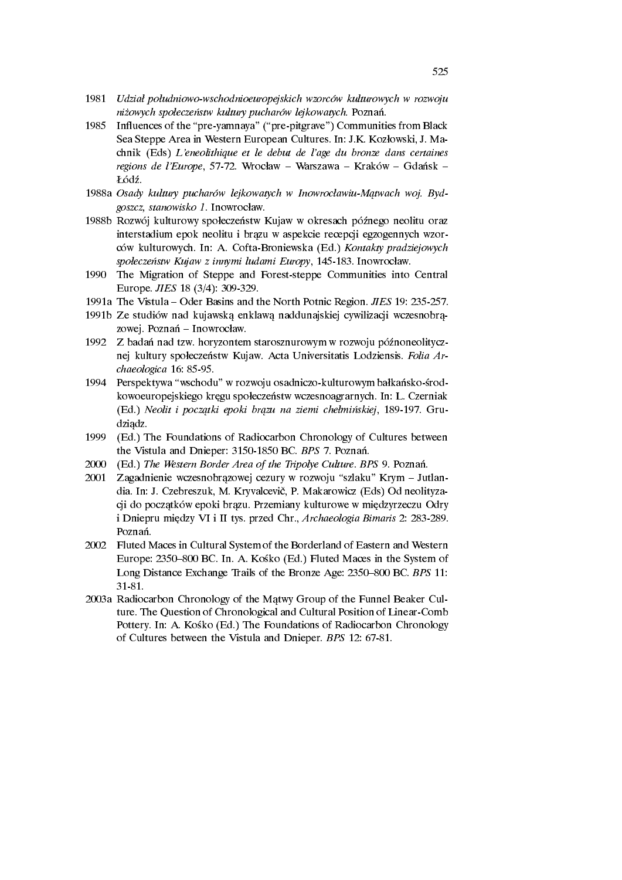1981 *Udział południowo-wschodnioeuropejskich wzorców kulturowych w rozwoju niżowych społeczeństw kultury pucharów lejkowatych.* Poznań.

1985 Influences of the “pre-yamnaya” (“pre-pitgrave”) Communities from Black Sea Steppe Area in Western European Cultures. In: J.K. Kozłowski, J. Machnik (Eds) *L'eneolithique et le debut de l'age du bronze dans certaines regions de l'Europe*, 57-72. Wrocław – Warszawa – Kraków – Gdańsk – Łódź.

1988a *Osady kultury pucharów lejkowatych w Inowrocławiu-Mątwach woj. Bydgoszcz, stanowisko 1.* Inowrocław.

1988b Rozwój kulturowy społeczeństw Kujaw w okresach późnego neolitu oraz interstadium epok neolitu i brązu w aspekcie recepcji egzogennych wzorców kulturowych. In: A. Cofta-Broniewska (Ed.) *Kontakty pradziejowych społeczeństw Kujaw z innymi ludami Europy*, 145-183. Inowrocław.

1990 The Migration of Steppe and Forest-steppe Communities into Central Europe. *JIES* 18 (3/4): 309-329.

1991a The Vistula – Oder Basins and the North Potnic Region. *JIES* 19: 235-257.

1991b Ze studiów nad kujawską enklawą naddunajskiej cywilizacji wczesnobrązowej. Poznań – Inowrocław.

1992 Z badań nad tzw. horyzontem starosznurowym w rozwoju późnoneolitycznej kultury społeczeństw Kujaw. Acta Universitatis Lodziensis. *Folia Archaeologica* 16: 85-95.

1994 Perspektywa “wschodu” w rozwoju osadniczo-kulturowym bałkańsko-środkowoeuropejskiego kręgu społeczeństw wczesnoagrarnych. In: L. Czerniak (Ed.) *Neolit i początki epoki brązu na ziemi chełmińskiej*, 189-197. Grudziądz.

1999 (Ed.) The Foundations of Radiocarbon Chronology of Cultures between the Vistula and Dnieper: 3150-1850 BC. *BPS* 7. Poznań.

2000 (Ed.) *The Western Border Area of the Tripolye Culture*. *BPS* 9. Poznań.

2001 Zagadnienie wczesnobrązowej cezury w rozwoju “szlaku” Krym – Jutlandia. In: J. Czebreszuk, M. Kryvalcevič, P. Makarowicz (Eds) Od neolityzacji do początków epoki brązu. Przemiany kulturowe w międzyrzeczu Odry i Dniepru między VI i II tys. przed Chr., *Archaeologia Bimaris* 2: 283-289. Poznań.

2002 Fluted Maces in Cultural System of the Borderland of Eastern and Western Europe: 2350–800 BC. In. A. Kośko (Ed.) Fluted Maces in the System of Long Distance Exchange Trails of the Bronze Age: 2350–800 BC. *BPS* 11: 31-81.

2003a Radiocarbon Chronology of the Mątwy Group of the Funnel Beaker Culture. The Question of Chronological and Cultural Position of Linear-Comb Pottery. In: A. Kośko (Ed.) The Foundations of Radiocarbon Chronology of Cultures between the Vistula and Dnieper. *BPS* 12: 67-81.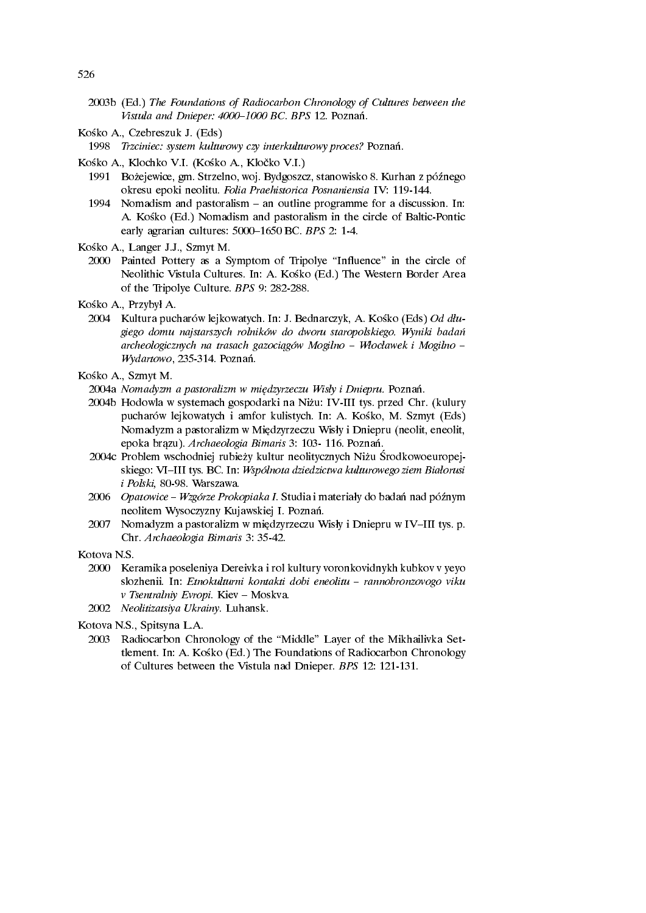2003b (Ed.) *The Foundations of Radiocarbon Chronology of Cultures between the Vistula and Dnieper: 4000–1000 BC*. *BPS* 12. Poznań.

Kośko A., Czebreszuk J. (Eds)

1998 *Trzciniec: system kulturowy czy interkulturowy proces?* Poznań.

Kośko A., Klochko V.I. (Kośko A., Kločko V.I.)

1991 Bożejewice, gm. Strzelno, woj. Bydgoszcz, stanowisko 8. Kurhan z późnego okresu epoki neolitu. *Folia Praehistorica Posnaniensia* IV: 119-144.

1994 Nomadism and pastoralism – an outline programme for a discussion. In: A. Kośko (Ed.) Nomadism and pastoralism in the circle of Baltic-Pontic early agrarian cultures: 5000–1650 BC. *BPS* 2: 1-4.

Kośko A., Langer J.J., Szmyt M.

2000 Painted Pottery as a Symptom of Tripolye "Influence" in the circle of Neolithic Vistula Cultures. In: A. Kośko (Ed.) The Western Border Area of the Tripolye Culture. *BPS* 9: 282-288.

Kośko A., Przybył A.

2004 Kultura pucharów lejkowatych. In: J. Bednarczyk, A. Kośko (Eds) *Od długiego domu najstarszych rolników do dworu staropolskiego. Wyniki badań archeologicznych na trasach gazociągów Mogilno – Włocławek i Mogilno – Wydartowo*, 235-314. Poznań.

Kośko A., Szmyt M.

2004a *Nomadyzm a pastoralizm w międzyrzeczu Wisły i Dniepru.* Poznań.

2004b Hodowla w systemach gospodarki na Niżu: IV-III tys. przed Chr. (kulury pucharów lejkowatych i amfor kulistych. In: A. Kośko, M. Szmyt (Eds) Nomadyzm a pastoralizm w Międzyrzeczu Wisły i Dniepru (neolit, eneolit, epoka brązu). *Archaeologia Bimaris* 3: 103- 116. Poznań.

2004c Problem wschodniej rubieży kultur neolitycznych Niżu Środkowoeuropejskiego: VI–III tys. BC. In: *Wspólnota dziedzictwa kulturowego ziem Białorusi i Polski*, 80-98. Warszawa.

2006 *Opatowice – Wzgórze Prokopiaka I*. Studia i materiały do badań nad późnym neolitem Wysoczyzny Kujawskiej I. Poznań.

2007 Nomadyzm a pastoralizm w międzyrzeczu Wisły i Dniepru w IV–III tys. p. Chr. *Archaeologia Bimaris* 3: 35-42.

Kotova N.S.

2000 Keramika poseleniya Dereivka i rol kultury voronkovidnykh kubkov v yeyo slozhenii. In: *Etnokulturni kontakti dobi eneolitu – rannobronzovogo viku v Tsentralniy Evropi*. Kiev – Moskva.

2002 *Neolitizatsiya Ukrainy*. Luhansk.

Kotova N.S., Spitsyna L.A.

2003 Radiocarbon Chronology of the "Middle" Layer of the Mikhailivka Settlement. In: A. Kośko (Ed.) The Foundations of Radiocarbon Chronology of Cultures between the Vistula nad Dnieper. *BPS* 12: 121-131.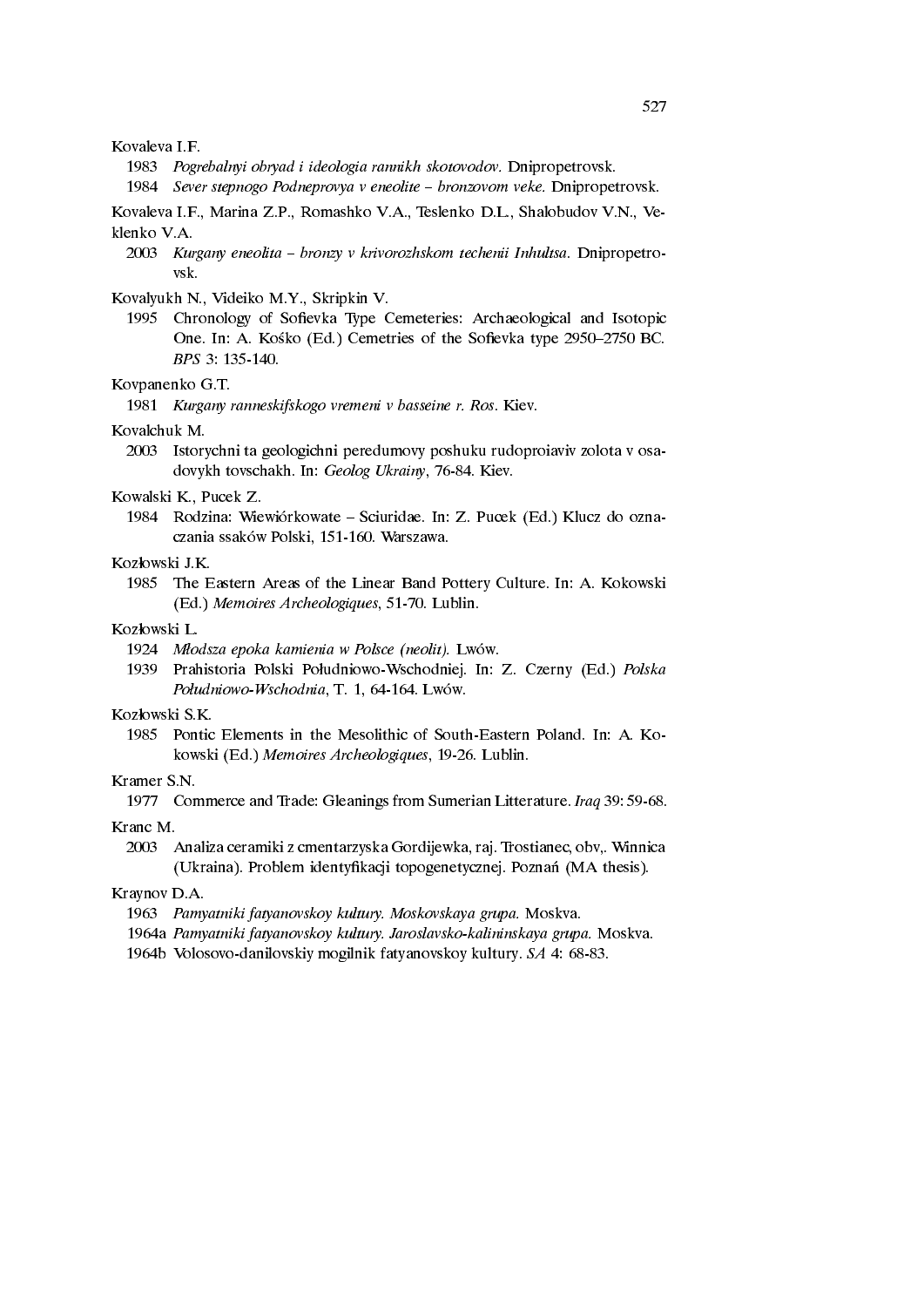Kovaleva I.F.

1983 *Pogrebalnyi obryad i ideologia rannikh skotovodov.* Dnipropetrovsk.

1984 *Sever stepnogo Podneprovya v eneolite – bronzovom veke.* Dnipropetrovsk.

Kovaleva I.F., Marina Z.P., Romashko V.A., Teslenko D.L., Shalobudov V.N., Veklenko V.A.

2003 *Kurgany eneolita – bronzy v krivorozhskom techenii Inhultsa.* Dnipropetrovsk.

Kovalyukh N., Videiko M.Y., Skripkin V.

1995 Chronology of Sofievka Type Cemeteries: Archaeological and Isotopic One. In: A. Kośko (Ed.) Cemetries of the Sofievka type 2950–2750 BC. *BPS* 3: 135-140.

Kovpanenko G.T.

1981 *Kurgany ranneskifskogo vremeni v basseine r. Ros.* Kiev.

Kovalchuk M.

2003 Istorychni ta geologichni peredumovy poshuku rudoproiaviv zolota v osadovykh tovschakh. In: *Geolog Ukrainy*, 76-84. Kiev.

Kowalski K., Pucek Z.

1984 Rodzina: Wiewiórkowate – Sciuridae. In: Z. Pucek (Ed.) Klucz do oznaczania ssaków Polski, 151-160. Warszawa.

Kozłowski J.K.

1985 The Eastern Areas of the Linear Band Pottery Culture. In: A. Kokowski (Ed.) *Memoires Archeologiques*, 51-70. Lublin.

Kozłowski L.

1924 *Młodsza epoka kamienia w Polsce (neolit).* Lwów.

1939 Prahistoria Polski Południowo-Wschodniej. In: Z. Czerny (Ed.) *Polska Południowo-Wschodnia*, T. 1, 64-164. Lwów.

Kozłowski S.K.

1985 Pontic Elements in the Mesolithic of South-Eastern Poland. In: A. Kokowski (Ed.) *Memoires Archeologiques*, 19-26. Lublin.

Kramer S.N.

1977 Commerce and Trade: Gleanings from Sumerian Litterature. *Iraq* 39: 59-68.

Kranc M.

2003 Analiza ceramiki z cmentarzyska Gordijewka, raj. Trostianec, obv,. Winnica (Ukraina). Problem identyfikacji topogenetycznej. Poznań (MA thesis).

Kraynov D.A.

1963 *Pamyatniki fatyanovskoy kultury. Moskovskaya grupa.* Moskva.

1964a *Pamyatniki fatyanovskoy kultury. Jaroslavsko-kalininskaya grupa.* Moskva.

1964b Volosovo-danilovskiy mogilnik fatyanovskoy kultury. *SA* 4: 68-83.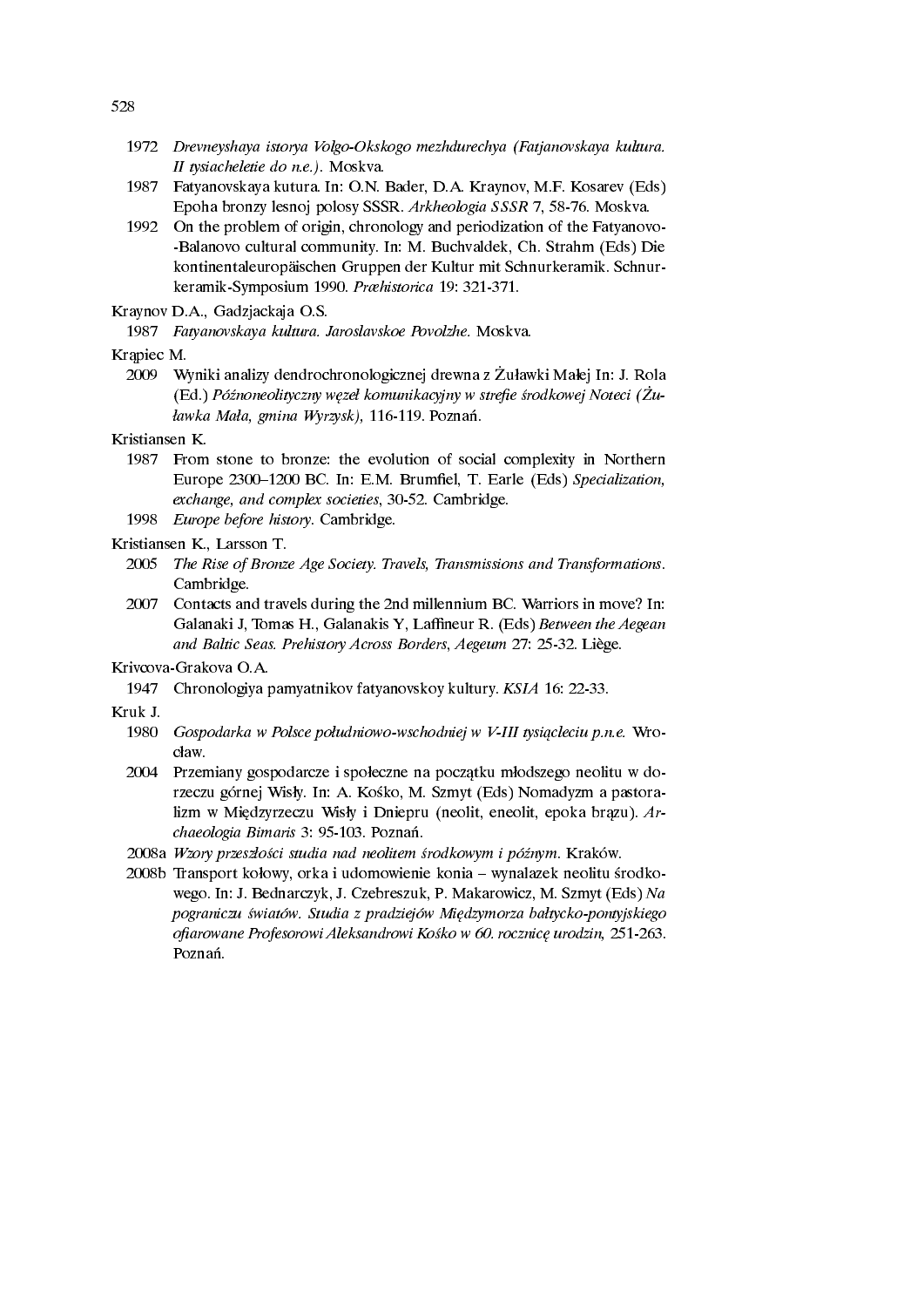1972 *Drevneyshaya istorya Volgo-Okskogo mezhdurechya (Fatjanovskaya kultura. II tysiacheletie do n.e.).* Moskva.

1987 Fatyanovskaya kutura. In: O.N. Bader, D.A. Kraynov, M.F. Kosarev (Eds) Epoha bronzy lesnoj polosy SSSR. *Arkheologia SSSR* 7, 58-76. Moskva.

1992 On the problem of origin, chronology and periodization of the Fatyanovo--Balanovo cultural community. In: M. Buchvaldek, Ch. Strahm (Eds) Die kontinentaleuropäischen Gruppen der Kultur mit Schnurkeramik. Schnurkeramik-Symposium 1990. *Præhistorica* 19: 321-371.

Kraynov D.A., Gadzjackaja O.S.

1987 *Fatyanovskaya kultura. Jaroslavskoe Povolzhe.* Moskva.

Krąpiec M.

2009 Wyniki analizy dendrochronologicznej drewna z Żuławki Małej In: J. Rola (Ed.) *Późnoneolityczny węzeł komunikacyjny w strefie środkowej Noteci (Żuławka Mała, gmina Wyrzysk),* 116-119. Poznań.

Kristiansen K.

1987 From stone to bronze: the evolution of social complexity in Northern Europe 2300–1200 BC. In: E.M. Brumfiel, T. Earle (Eds) *Specialization, exchange, and complex societies*, 30-52. Cambridge.

1998 *Europe before history.* Cambridge.

Kristiansen K., Larsson T.

2005 *The Rise of Bronze Age Society. Travels, Transmissions and Transformations*. Cambridge.

2007 Contacts and travels during the 2nd millennium BC. Warriors in move? In: Galanaki J, Tomas H., Galanakis Y, Laffineur R. (Eds) *Between the Aegean and Baltic Seas. Prehistory Across Borders, Aegeum* 27: 25-32. Liège.

Krivcova-Grakova O.A.

1947 Chronologiya pamyatnikov fatyanovskoy kultury. *KSIA* 16: 22-33.

Kruk J.

1980 *Gospodarka w Polsce południowo-wschodniej w V-III tysiącleciu p.n.e.* Wrocław.

2004 Przemiany gospodarcze i społeczne na początku młodszego neolitu w dorzeczu górnej Wisły. In: A. Kośko, M. Szmyt (Eds) Nomadyzm a pastoralizm w Międzyrzeczu Wisły i Dniepru (neolit, eneolit, epoka brązu). *Archaeologia Bimaris* 3: 95-103. Poznań.

2008a *Wzory przeszłości studia nad neolitem środkowym i późnym.* Kraków.

2008b Transport kołowy, orka i udomowienie konia – wynalazek neolitu środkowego. In: J. Bednarczyk, J. Czebreszuk, P. Makarowicz, M. Szmyt (Eds) *Na pograniczu światów. Studia z pradziejów Międzymorza bałtycko-pontyjskiego ofiarowane Profesorowi Aleksandrowi Kośko w 60. rocznicę urodzin,* 251-263. Poznań.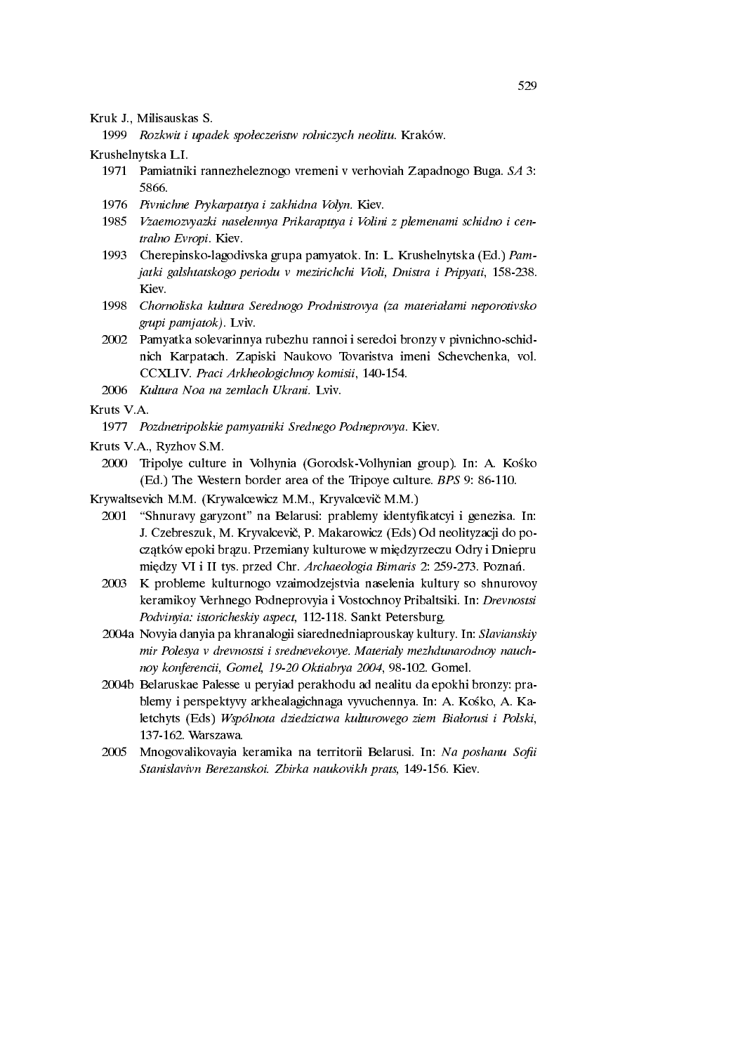Kruk J., Milisauskas S.

1999 *Rozkwit i upadek społeczeństw rolniczych neolitu*. Kraków.

Krushelnytska L.I.

1971 Pamiatniki rannezheleznogo vremeni v verhoviah Zapadnogo Buga. *SA* 3: 5866.

1976 *Pivnichne Prykarpattya i zakhidna Volyn*. Kiev.

1985 *Vzaemozvyazki naselennya Prikarapttya i Volini z plemenami schidno i centralno Evropi*. Kiev.

1993 Cherepinsko-lagodivska grupa pamyatok. In: L. Krushelnytska (Ed.) *Pamjatki galshtatskogo periodu v mezirichchi Violi, Dnistra i Pripyati*, 158-238. Kiev.

1998 *Chornoliska kultura Serednogo Prodnistrovya (za materiałami neporotivsko grupi pamjatok)*. Lviv.

2002 Pamyatka solevarinnya rubezhu rannoi i seredoi bronzy v pivnichno-schidnich Karpatach. Zapiski Naukovo Tovaristva imeni Schevchenka, vol. CCXLIV. *Praci Arkheologichnoy komisii*, 140-154.

2006 *Kultura Noa na zemlach Ukrani*. Lviv.

Kruts V.A.

1977 *Pozdnetripolskie pamyatniki Srednego Podneprovya*. Kiev.

Kruts V.A., Ryzhov S.M.

2000 Tripolye culture in Volhynia (Gorodsk-Volhynian group). In: A. Kośko (Ed.) The Western border area of the Tripoye culture. *BPS* 9: 86-110.

Krywaltsevich M.M. (Krywalcewicz M.M., Kryvalcevič M.M.)

2001 "Shnuravy garyzont" na Belarusi: prablemy identyfikatcyi i genezisa. In: J. Czebreszuk, M. Kryvalcevič, P. Makarowicz (Eds) Od neolityzacji do początków epoki brązu. Przemiany kulturowe w międzyrzeczu Odry i Dniepru między VI i II tys. przed Chr. *Archaeologia Bimaris* 2: 259-273. Poznań.

2003 K probleme kulturnogo vzaimodzejstvia naselenia kultury so shnurovoy keramikoy Verhnego Podneprovyia i Vostochnoy Pribaltsiki. In: *Drevnostsi Podvinyia: istoricheskiy aspect*, 112-118. Sankt Petersburg.

2004a Novyia danyia pa khranalogii siarednedniaprouskay kultury. In: *Slavianskiy mir Polesya v drevnostsi i srednevekovye. Materialy mezhdunarodnoy nauchnoy konferencii, Gomel, 19-20 Oktiabrya 2004*, 98-102. Gomel.

2004b Belaruskae Palesse u peryiad perakhodu ad nealitu da epokhi bronzy: prablemy i perspektyvy arkhealagichnaga vyvuchennya. In: A. Kośko, A. Kaletchyts (Eds) *Wspólnota dziedzictwa kulturowego ziem Białorusi i Polski*, 137-162. Warszawa.

2005 Mnogovalikovayia keramika na territorii Belarusi. In: *Na poshanu Sofii Stanislavivn Berezanskoi. Zbirka naukovikh prats*, 149-156. Kiev.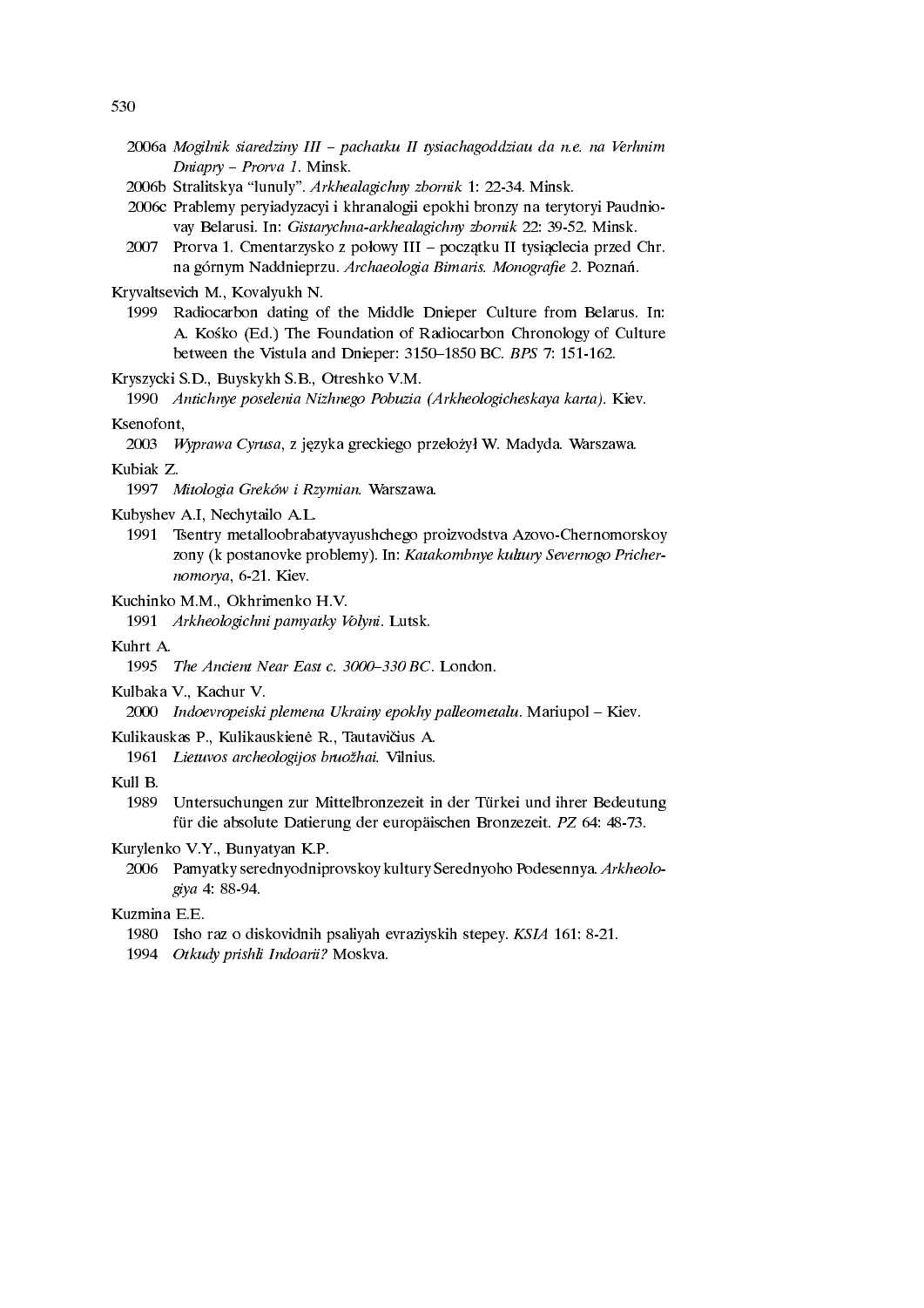2006a *Mogilnik siaredziny III – pachatku II tysiachagoddziau da n.e. na Verhnim Dniapry – Prorva 1*. Minsk.

2006b Stralitskya "lunuly". *Arkhealagichny zbornik* 1: 22-34. Minsk.

2006c Prablemy peryiadyzacyi i khranalogii epokhi bronzy na terytoryi Paudniovay Belarusi. In: *Gistarychna-arkhealagichny zbornik* 22: 39-52. Minsk.

2007 Prorva 1. Cmentarzysko z połowy III – początku II tysiąclecia przed Chr. na górnym Naddnieprzu. *Archaeologia Bimaris. Monografie 2*. Poznań.

Kryvaltsevich M., Kovalyukh N.

1999 Radiocarbon dating of the Middle Dnieper Culture from Belarus. In: A. Kośko (Ed.) The Foundation of Radiocarbon Chronology of Culture between the Vistula and Dnieper: 3150–1850 BC. *BPS* 7: 151-162.

Kryszycki S.D., Buyskykh S.B., Otreshko V.M.

1990 *Antichnye poselenia Nizhnego Pobuzia (Arkheologicheskaya karta).* Kiev.

Ksenofont,

2003 *Wyprawa Cyrusa*, z języka greckiego przełożył W. Madyda. Warszawa.

Kubiak Z.

1997 *Mitologia Greków i Rzymian.* Warszawa.

Kubyshev A.I, Nechytailo A.L.

1991 Tsentry metalloobrabatyvayushchego proizvodstva Azovo-Chernomorskoy zony (k postanovke problemy). In: *Katakombnye kultury Severnogo Prichernomorya*, 6-21. Kiev.

Kuchinko M.M., Okhrimenko H.V.

1991 *Arkheologichni pamyatky Volyni*. Lutsk.

Kuhrt A.

1995 *The Ancient Near East c. 3000–330 BC*. London.

Kulbaka V., Kachur V.

2000 *Indoevropeiski plemena Ukrainy epokhy palleometalu*. Mariupol – Kiev.

Kulikauskas P., Kulikauskienė R., Tautavičius A.

1961 *Lietuvos archeologijos bruožhai.* Vilnius.

Kull B.

1989 Untersuchungen zur Mittelbronzezeit in der Türkei und ihrer Bedeutung für die absolute Datierung der europäischen Bronzezeit. *PZ* 64: 48-73.

Kurylenko V.Y., Bunyatyan K.P.

2006 Pamyatky serednyodniprovskoy kultury Serednyoho Podesennya. *Arkheologiya* 4: 88-94.

Kuzmina E.E.

1980 Isho raz o diskovidnih psaliyah evraziyskih stepey. *KSIA* 161: 8-21.

1994 *Otkudy prishli Indoarii?* Moskva.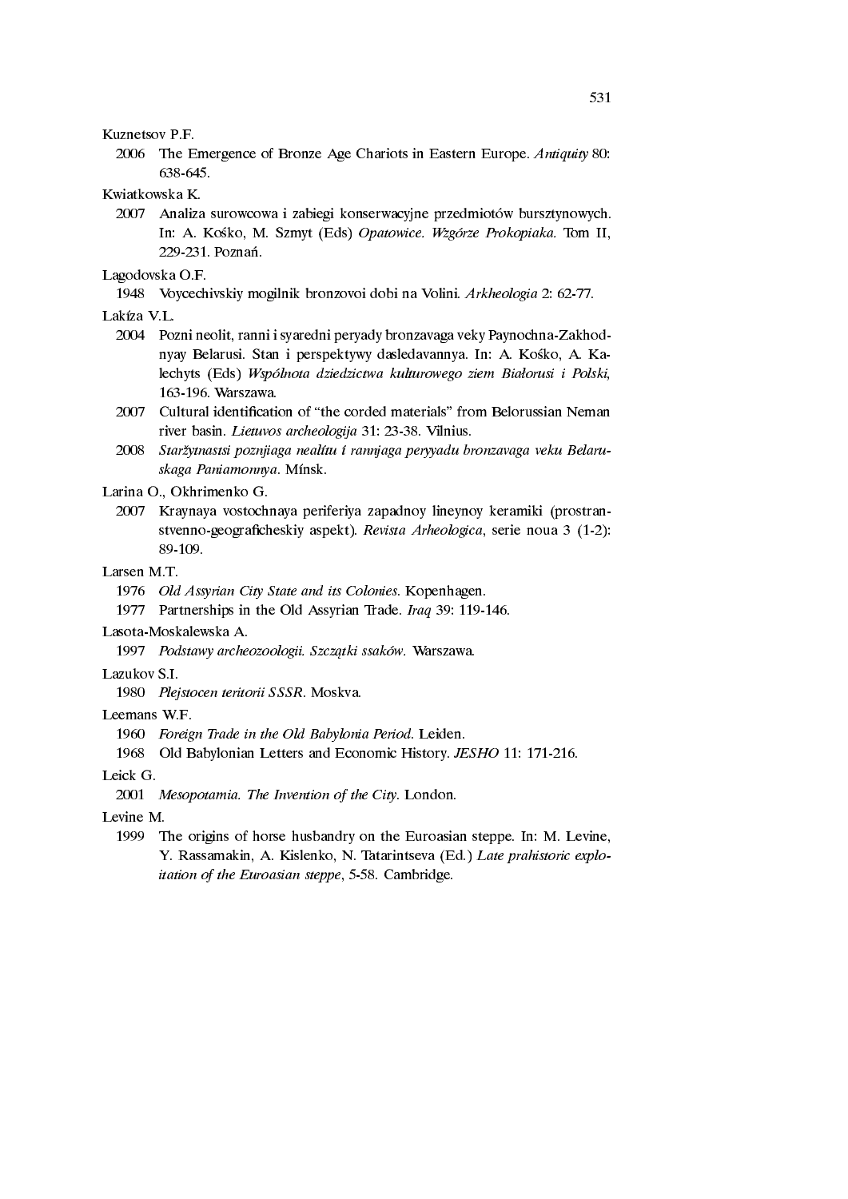Kuznetsov P.F.

2006 The Emergence of Bronze Age Chariots in Eastern Europe. *Antiquity* 80: 638-645.

Kwiatkowska K.

2007 Analiza surowcowa i zabiegi konserwacyjne przedmiotów bursztynowych. In: A. Kośko, M. Szmyt (Eds) *Opatowice. Wzgórze Prokopiaka.* Tom II, 229-231. Poznań.

Lagodovska O.F.

1948 Voycechivskiy mogilnik bronzovoi dobi na Volini. *Arkheologia* 2: 62-77.

Lakíza V.L.

2004 Pozni neolit, ranni i syaredni peryady bronzavaga veky Paynochna-Zakhodnyay Belarusi. Stan i perspektywy dasledavannya. In: A. Kośko, A. Kalechyts (Eds) *Wspólnota dziedzictwa kulturowego ziem Białorusi i Polski*, 163-196. Warszawa.

2007 Cultural identification of "the corded materials" from Belorussian Neman river basin. *Lietuvos archeologija* 31: 23-38. Vilnius.

2008 *Staržytnastsi poznjiaga nealítu í rannjaga peryyadu bronzavaga veku Belaruskaga Paniamonnya.* Mínsk.

Larina O., Okhrimenko G.

2007 Kraynaya vostochnaya periferiya zapadnoy lineynoy keramiki (prostranstvenno-geograficheskiy aspekt). *Revista Arheologica*, serie noua 3 (1-2): 89-109.

Larsen M.T.

1976 *Old Assyrian City State and its Colonies.* Kopenhagen.

1977 Partnerships in the Old Assyrian Trade. *Iraq* 39: 119-146.

Lasota-Moskalewska A.

1997 *Podstawy archeozoologii. Szczątki ssaków.* Warszawa.

Lazukov S.I.

1980 *Plejstocen teritorii SSSR.* Moskva.

Leemans W.F.

1960 *Foreign Trade in the Old Babylonia Period.* Leiden.

1968 Old Babylonian Letters and Economic History. *JESHO* 11: 171-216.

Leick G.

2001 *Mesopotamia. The Invention of the City.* London.

Levine M.

1999 The origins of horse husbandry on the Euroasian steppe. In: M. Levine, Y. Rassamakin, A. Kislenko, N. Tatarintseva (Ed.) *Late prahistoric exploitation of the Euroasian steppe*, 5-58. Cambridge.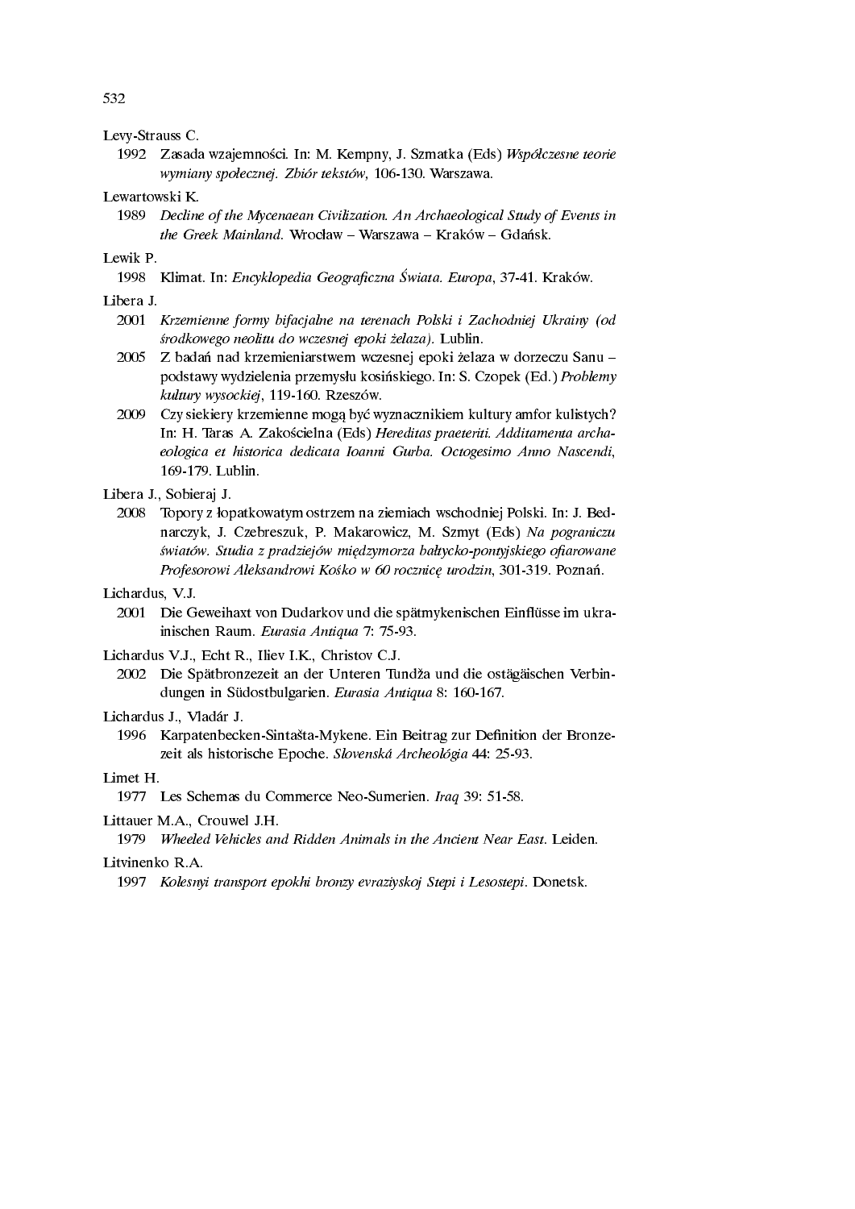Levy-Strauss C.

1992 Zasada wzajemności. In: M. Kempny, J. Szmatka (Eds) *Współczesne teorie wymiany społecznej. Zbiór tekstów*, 106-130. Warszawa.

Lewartowski K.

1989 *Decline of the Mycenaean Civilization. An Archaeological Study of Events in the Greek Mainland.* Wrocław – Warszawa – Kraków – Gdańsk.

Lewik P.

1998 Klimat. In: *Encyklopedia Geograficzna Świata. Europa*, 37-41. Kraków.

Libera J.

2001 *Krzemienne formy bifacjalne na terenach Polski i Zachodniej Ukrainy (od środkowego neolitu do wczesnej epoki żelaza).* Lublin.

2005 Z badań nad krzemieniarstwem wczesnej epoki żelaza w dorzeczu Sanu – podstawy wydzielenia przemysłu kosińskiego. In: S. Czopek (Ed.) *Problemy kultury wysockiej*, 119-160. Rzeszów.

2009 Czy siekiery krzemienne mogą być wyznacznikiem kultury amfor kulistych? In: H. Taras A. Zakościelna (Eds) *Hereditas praeteriti. Additamenta archaeologica et historica dedicata Ioanni Gurba. Octogesimo Anno Nascendi*, 169-179. Lublin.

Libera J., Sobieraj J.

2008 Topory z łopatkowatym ostrzem na ziemiach wschodniej Polski. In: J. Bednarczyk, J. Czebreszuk, P. Makarowicz, M. Szmyt (Eds) *Na pograniczu światów. Studia z pradziejów międzymorza bałtycko-pontyjskiego ofiarowane Profesorowi Aleksandrowi Kośko w 60 rocznicę urodzin*, 301-319. Poznań.

Lichardus, V.J.

2001 Die Geweihaxt von Dudarkov und die spätmykenischen Einflüsse im ukrainischen Raum. *Eurasia Antiqua* 7: 75-93.

Lichardus V.J., Echt R., Iliev I.K., Christov C.J.

2002 Die Spätbronzezeit an der Unteren Tundža und die ostägäischen Verbindungen in Südostbulgarien. *Eurasia Antiqua* 8: 160-167.

Lichardus J., Vladár J.

1996 Karpatenbecken-Sintašta-Mykene. Ein Beitrag zur Definition der Bronzezeit als historische Epoche. *Slovenská Archeológia* 44: 25-93.

Limet H.

1977 Les Schemas du Commerce Neo-Sumerien. *Iraq* 39: 51-58.

Littauer M.A., Crouwel J.H.

1979 *Wheeled Vehicles and Ridden Animals in the Ancient Near East.* Leiden.

Litvinenko R.A.

1997 *Kolesnyi transport epokhi bronzy evraziyskoj Stepi i Lesostepi.* Donetsk.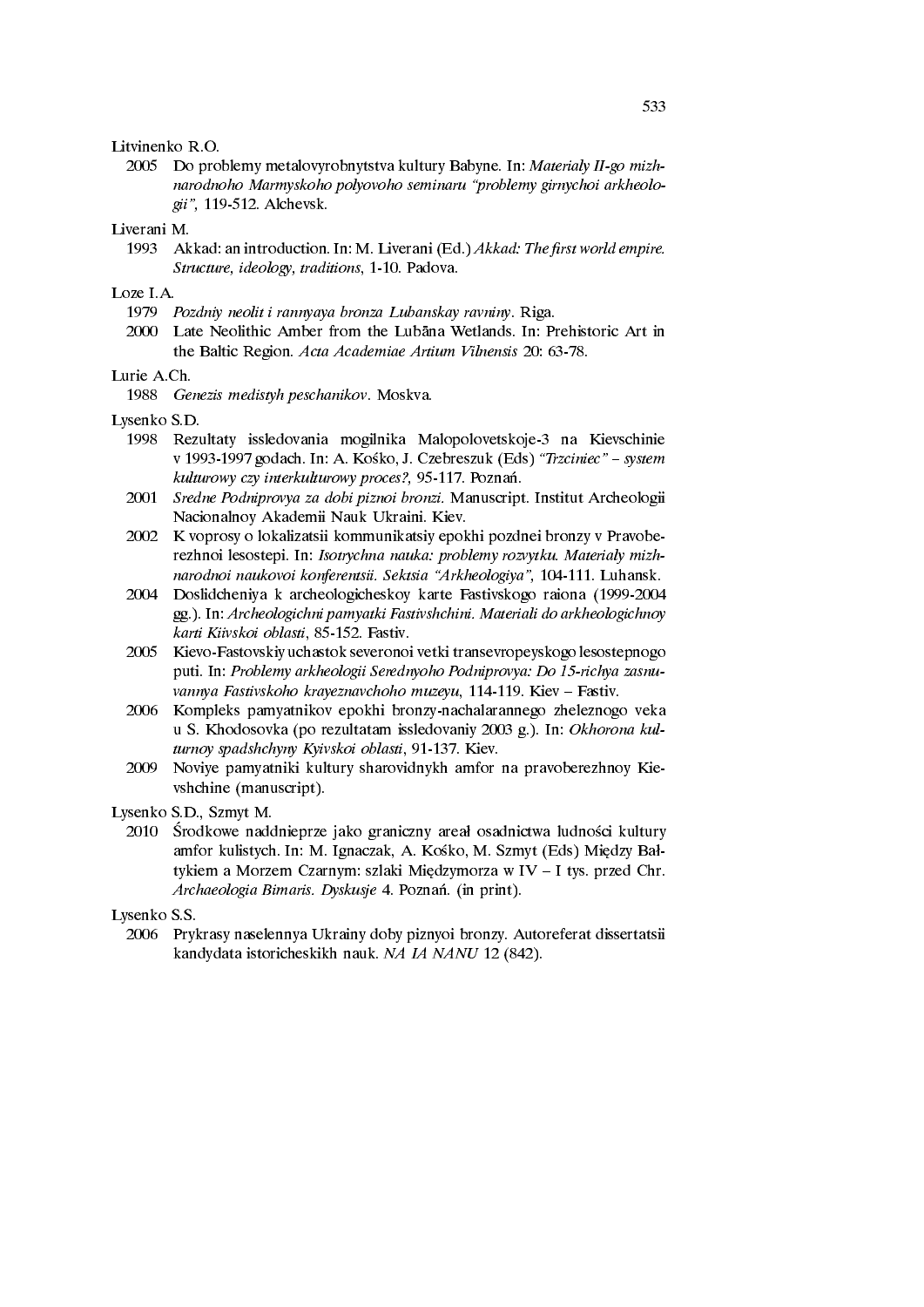Litvinenko R.O.

2005 Do problemy metalovyrobnytstva kultury Babyne. In: *Materialy II-go mizhnarodnoho Marmyskoho polyovoho seminaru "problemy girnychoi arkheologii"*, 119-512. Alchevsk.

Liverani M.

1993 Akkad: an introduction. In: M. Liverani (Ed.) *Akkad: The first world empire. Structure, ideology, traditions*, 1-10. Padova.

Loze I.A.

1979 *Pozdniy neolit i rannyaya bronza Lubanskay ravniny*. Riga.

2000 Late Neolithic Amber from the Lubāna Wetlands. In: Prehistoric Art in the Baltic Region. *Acta Academiae Artium Vilnensis* 20: 63-78.

Lurie A.Ch.

1988 *Genezis medistyh peschanikov*. Moskva.

Lysenko S.D.

1998 Rezultaty issledovania mogilnika Malopolovetskoje-3 na Kievschinie v 1993-1997 godach. In: A. Kośko, J. Czebreszuk (Eds) *"Trzciniec" – system kulturowy czy interkulturowy proces?*, 95-117. Poznań.

2001 *Sredne Podniprovya za dobi piznoi bronzi*. Manuscript. Institut Archeologii Nacionalnoy Akademii Nauk Ukraini. Kiev.

2002 K voprosy o lokalizatsii kommunikatsiy epokhi pozdnei bronzy v Pravoberezhnoi lesostepi. In: *Isotrychna nauka: problemy rozvytku. Materialy mizhnarodnoi naukovoi konferentsii. Sektsia "Arkheologiya"*, 104-111. Luhansk.

2004 Doslidcheniya k archeologicheskoy karte Fastivskogo raiona (1999-2004 gg.). In: *Archeologichni pamyatki Fastivshchini. Materiali do arkheologichnoy karti Kiivskoi oblasti*, 85-152. Fastiv.

2005 Kievo-Fastovskiy uchastok severonoi vetki transevropeyskogo lesostepnogo puti. In: *Problemy arkheologii Serednyoho Podniprovya: Do 15-richya zasnuvannya Fastivskoho krayeznavchoho muzeyu*, 114-119. Kiev – Fastiv.

2006 Kompleks pamyatnikov epokhi bronzy-nachalarannego zheleznogo veka u S. Khodosovka (po rezultatam issledovaniy 2003 g.). In: *Okhorona kulturnoy spadshchyny Kyivskoi oblasti*, 91-137. Kiev.

2009 Noviye pamyatniki kultury sharovidnykh amfor na pravoberezhnoy Kievshchine (manuscript).

Lysenko S.D., Szmyt M.

2010 Środkowe naddnieprze jako graniczny areał osadnictwa ludności kultury amfor kulistych. In: M. Ignaczak, A. Kośko, M. Szmyt (Eds) Między Bałtykiem a Morzem Czarnym: szlaki Międzymorza w IV – I tys. przed Chr. *Archaeologia Bimaris. Dyskusje* 4. Poznań. (in print).

Lysenko S.S.

2006 Prykrasy naselennya Ukrainy doby piznyoi bronzy. Autoreferat dissertatsii kandydata istoricheskikh nauk. *NA IA NANU* 12 (842).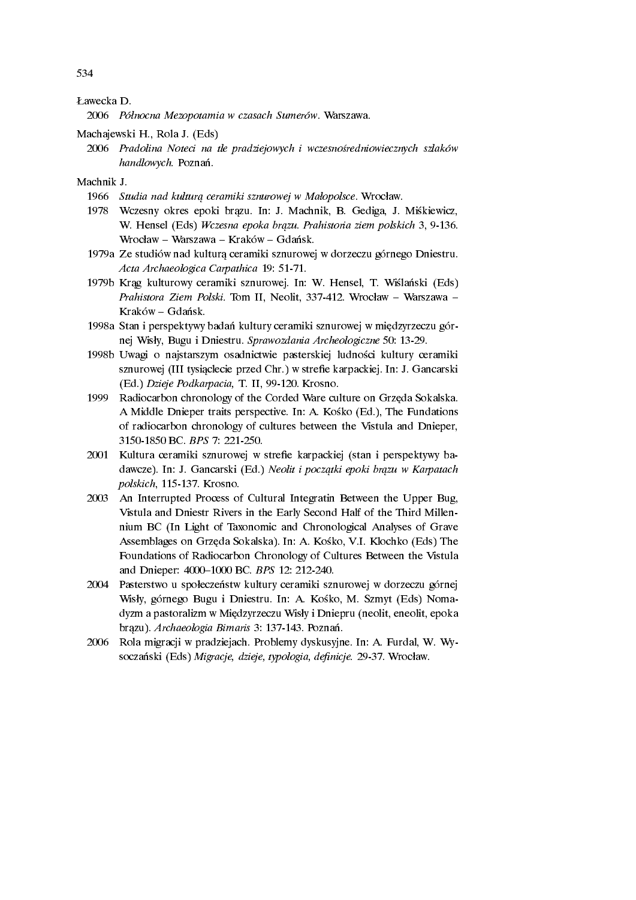Ławecka D.

2006 *Północna Mezopotamia w czasach Sumerów*. Warszawa.

Machajewski H., Rola J. (Eds)

2006 *Pradolina Noteci na tle pradziejowych i wczesnośredniowiecznych szlaków handlowych.* Poznań.

Machnik J.

1966 *Studia nad kulturą ceramiki sznurowej w Małopolsce*. Wrocław.

1978 Wczesny okres epoki brązu. In: J. Machnik, B. Gediga, J. Miśkiewicz, W. Hensel (Eds) *Wczesna epoka brązu. Prahistoria ziem polskich* 3, 9-136. Wrocław – Warszawa – Kraków – Gdańsk.

1979a Ze studiów nad kulturą ceramiki sznurowej w dorzeczu górnego Dniestru. *Acta Archaeologica Carpathica* 19: 51-71.

1979b Krąg kulturowy ceramiki sznurowej. In: W. Hensel, T. Wiślański (Eds) *Prahistora Ziem Polski.* Tom II, Neolit, 337-412. Wrocław – Warszawa – Kraków – Gdańsk.

1998a Stan i perspektywy badań kultury ceramiki sznurowej w międzyrzeczu górnej Wisły, Bugu i Dniestru. *Sprawozdania Archeologiczne* 50: 13-29.

1998b Uwagi o najstarszym osadnictwie pasterskiej ludności kultury ceramiki sznurowej (III tysiąclecie przed Chr.) w strefie karpackiej. In: J. Gancarski (Ed.) *Dzieje Podkarpacia,* T. II, 99-120. Krosno.

1999 Radiocarbon chronology of the Corded Ware culture on Gręda Sokalska. A Middle Dnieper traits perspective. In: A. Kośko (Ed.), The Fundations of radiocarbon chronology of cultures between the Vistula and Dnieper, 3150-1850 BC. *BPS* 7: 221-250.

2001 Kultura ceramiki sznurowej w strefie karpackiej (stan i perspektywy badawcze). In: J. Gancarski (Ed.) *Neolit i początki epoki brązu w Karpatach polskich*, 115-137. Krosno.

2003 An Interrupted Process of Cultural Integratin Between the Upper Bug, Vistula and Dniestr Rivers in the Early Second Half of the Third Millennium BC (In Light of Taxonomic and Chronological Analyses of Grave Assemblages on Gręda Sokalska). In: A. Kośko, V.I. Klochko (Eds) The Foundations of Radiocarbon Chronology of Cultures Between the Vistula and Dnieper: 4000–1000 BC. *BPS* 12: 212-240.

2004 Pasterstwo u społeczeństw kultury ceramiki sznurowej w dorzeczu górnej Wisły, górnego Bugu i Dniestru. In: A. Kośko, M. Szmyt (Eds) Nomadyzm a pastoralizm w Międzyrzeczu Wisły i Dniepru (neolit, eneolit, epoka brązu). *Archaeologia Bimaris* 3: 137-143. Poznań.

2006 Rola migracji w pradziejach. Problemy dyskusyjne. In: A. Furdal, W. Wysoczański (Eds) *Migracje, dzieje, typologia, definicje.* 29-37. Wrocław.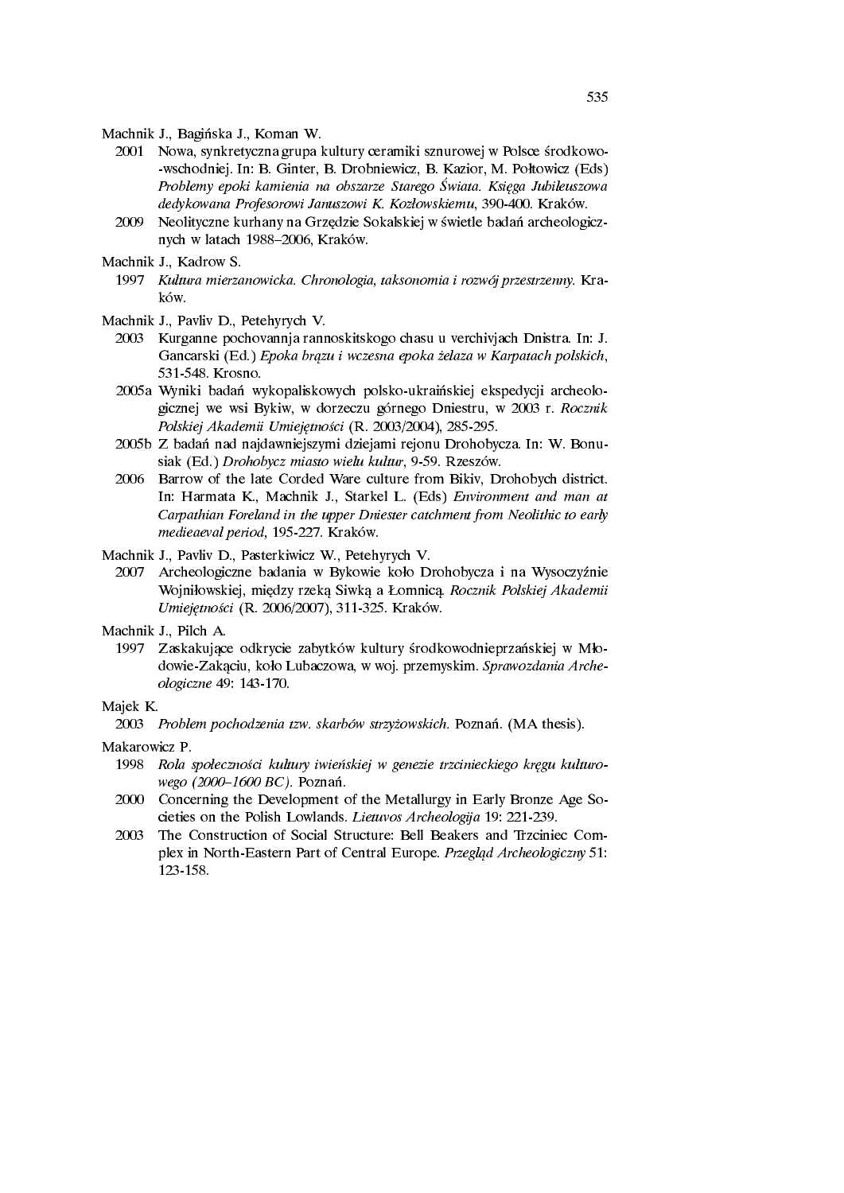Machnik J., Bagińska J., Koman W.

2001 Nowa, synkretyczna grupa kultury ceramiki sznurowej w Polsce środkowo--wschodniej. In: B. Ginter, B. Drobniewicz, B. Kazior, M. Połtowicz (Eds) *Problemy epoki kamienia na obszarze Starego Świata. Księga Jubileuszowa dedykowana Profesorowi Januszowi K. Kozłowskiemu*, 390-400. Kraków.

2009 Neolityczne kurhany na Grzędzie Sokalskiej w świetle badań archeologicznych w latach 1988–2006, Kraków.

Machnik J., Kadrow S.

1997 *Kultura mierzanowicka. Chronologia, taksonomia i rozwój przestrzenny.* Kraków.

Machnik J., Pavliv D., Petehyrych V.

2003 Kurganne pochovannja rannoskitskogo chasu u verchivjach Dnistra. In: J. Gancarski (Ed.) *Epoka brązu i wczesna epoka żelaza w Karpatach polskich*, 531-548. Krosno.

2005a Wyniki badań wykopaliskowych polsko-ukraińskiej ekspedycji archeologicznej we wsi Bykiw, w dorzeczu górnego Dniestru, w 2003 r. *Rocznik Polskiej Akademii Umiejętności* (R. 2003/2004), 285-295.

2005b Z badań nad najdawniejszymi dziejami rejonu Drohobycza. In: W. Bonusiak (Ed.) *Drohobycz miasto wielu kultur*, 9-59. Rzeszów.

2006 Barrow of the late Corded Ware culture from Bikiv, Drohobych district. In: Harmata K., Machnik J., Starkel L. (Eds) *Environment and man at Carpathian Foreland in the upper Dniester catchment from Neolithic to early medieaeval period*, 195-227. Kraków.

Machnik J., Pavliv D., Pasterkiwicz W., Petehyrych V.

2007 Archeologiczne badania w Bykowie koło Drohobycza i na Wysoczyźnie Wojniłowskiej, między rzeką Siwką a Łomnicą. *Rocznik Polskiej Akademii Umiejętności* (R. 2006/2007), 311-325. Kraków.

Machnik J., Pilch A.

1997 Zaskakujące odkrycie zabytków kultury środkowodnieprzańskiej w Młodowie-Zakąciu, koło Lubaczowa, w woj. przemyskim. *Sprawozdania Archeologiczne* 49: 143-170.

Majek K.

2003 *Problem pochodzenia tzw. skarbów strzyżowskich.* Poznań. (MA thesis).

Makarowicz P.

1998 *Rola społeczności kultury iwieńskiej w genezie trzcinieckiego kręgu kulturowego (2000–1600 BC).* Poznań.

2000 Concerning the Development of the Metallurgy in Early Bronze Age Societies on the Polish Lowlands. *Lietuvos Archeologija* 19: 221-239.

2003 The Construction of Social Structure: Bell Beakers and Trzciniec Complex in North-Eastern Part of Central Europe. *Przegląd Archeologiczny* 51: 123-158.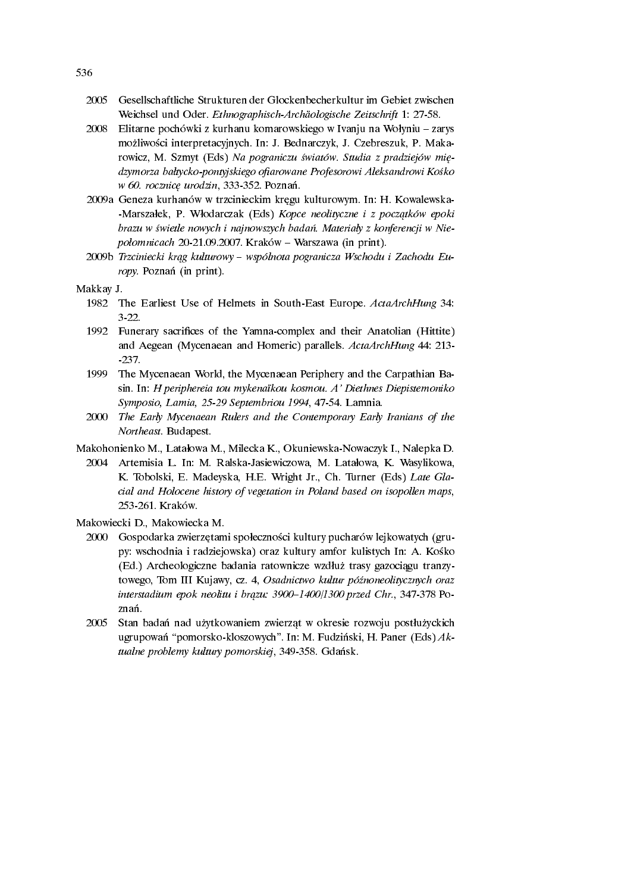2005 Gesellschaftliche Strukturen der Glockenbecherkultur im Gebiet zwischen Weichsel und Oder. *Ethnographisch-Archäologische Zeitschrift* 1: 27-58.

2008 Elitarne pochówki z kurhanu komarowskiego w Ivanju na Wołyniu – zarys możliwości interpretacyjnych. In: J. Bednarczyk, J. Czebreszuk, P. Makarowicz, M. Szmyt (Eds) *Na pograniczu światów. Studia z pradziejów międzymorza bałtycko-pontyjskiego ofiarowane Profesorowi Aleksandrowi Kośko w 60. rocznicę urodzin*, 333-352. Poznań.

2009a Geneza kurhanów w trzcinieckim kręgu kulturowym. In: H. Kowalewska-Marszałek, P. Włodarczak (Eds) *Kopce neolityczne i z początków epoki brazu w świetle nowych i najnowszych badań. Materiały z konferencji w Niepołomnicach* 20-21.09.2007. Kraków – Warszawa (in print).

2009b *Trzciniecki krąg kulturowy – wspólnota pogranicza Wschodu i Zachodu Europy.* Poznań (in print).

Makkay J.

1982 The Earliest Use of Helmets in South-East Europe. *ActaArchHung* 34: 3-22.

1992 Funerary sacrifices of the Yamna-complex and their Anatolian (Hittite) and Aegean (Mycenaean and Homeric) parallels. *ActaArchHung* 44: 213--237.

1999 The Mycenaean World, the Mycenaean Periphery and the Carpathian Basin. In: *H periphereia tou mykenaïkou kosmou. A' Diethnes Diepistemoniko Symposio, Lamia, 25-29 Septembriou 1994*, 47-54. Lamnia.

2000 *The Early Mycenaean Rulers and the Contemporary Early Iranians of the Northeast.* Budapest.

Makohonienko M., Latałowa M., Milecka K., Okuniewska-Nowaczyk I., Nalepka D.

2004 Artemisia L. In: M. Ralska-Jasiewiczowa, M. Latałowa, K. Wasylikowa, K. Tobolski, E. Madeyska, H.E. Wright Jr., Ch. Turner (Eds) *Late Glacial and Holocene history of vegetation in Poland based on isopollen maps*, 253-261. Kraków.

Makowiecki D., Makowiecka M.

2000 Gospodarka zwierzętami społeczności kultury pucharów lejkowatych (grupy: wschodnia i radziejowska) oraz kultury amfor kulistych In: A. Kośko (Ed.) Archeologiczne badania ratownicze wzdłuż trasy gazociągu tranzytowego, Tom III Kujawy, cz. 4, *Osadnictwo kultur późnoneolitycznych oraz interstadium epok neolitu i brązu: 3900–1400/1300 przed Chr.*, 347-378 Poznań.

2005 Stan badań nad użytkowaniem zwierząt w okresie rozwoju postłużyckich ugrupowań "pomorsko-kloszowych". In: M. Fudziński, H. Paner (Eds) *Aktualne problemy kultury pomorskiej*, 349-358. Gdańsk.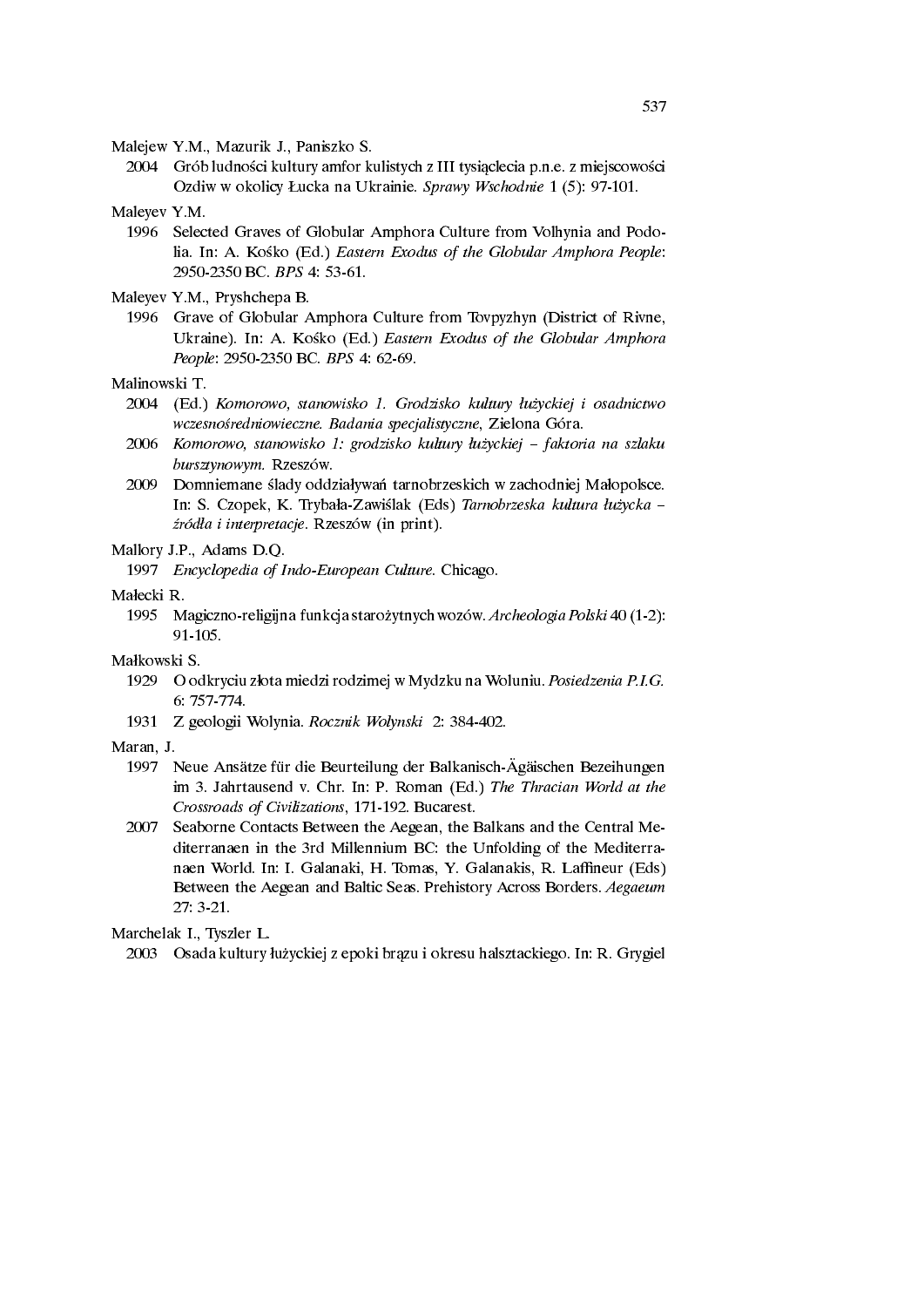Malejew Y.M., Mazurik J., Paniszko S.

2004 Grób ludności kultury amfor kulistych z III tysiąclecia p.n.e. z miejscowości Ozdiw w okolicy Łucka na Ukrainie. *Sprawy Wschodnie* 1 (5): 97-101.

Maleyev Y.M.

1996 Selected Graves of Globular Amphora Culture from Volhynia and Podolia. In: A. Kośko (Ed.) *Eastern Exodus of the Globular Amphora People*: 2950-2350 BC. *BPS* 4: 53-61.

Maleyev Y.M., Pryshchepa B.

1996 Grave of Globular Amphora Culture from Tovpyzhyn (District of Rivne, Ukraine). In: A. Kośko (Ed.) *Eastern Exodus of the Globular Amphora People*: 2950-2350 BC. *BPS* 4: 62-69.

Malinowski T.

2004 (Ed.) *Komorowo, stanowisko 1. Grodzisko kultury łużyckiej i osadnictwo wczesnośredniowieczne. Badania specjalistyczne*, Zielona Góra.

2006 *Komorowo, stanowisko 1: grodzisko kultury łużyckiej – faktoria na szlaku bursztynowym.* Rzeszów.

2009 Domniemane ślady oddziaływań tarnobrzeskich w zachodniej Małopolsce. In: S. Czopek, K. Trybała-Zawiślak (Eds) *Tarnobrzeska kultura łużycka – źródła i interpretacje*. Rzeszów (in print).

Mallory J.P., Adams D.Q.

1997 *Encyclopedia of Indo-European Culture.* Chicago.

Małecki R.

1995 Magiczno-religijna funkcja starożytnych wozów. *Archeologia Polski* 40 (1-2): 91-105.

Małkowski S.

1929 O odkryciu złota miedzi rodzimej w Mydzku na Woluniu. *Posiedzenia P.I.G.* 6: 757-774.

1931 Z geologii Wolynia. *Rocznik Wolynski* 2: 384-402.

Maran, J.

1997 Neue Ansätze für die Beurteilung der Balkanisch-Ägäischen Bezeihungen im 3. Jahrtausend v. Chr. In: P. Roman (Ed.) *The Thracian World at the Crossroads of Civilizations*, 171-192. Bucarest.

2007 Seaborne Contacts Between the Aegean, the Balkans and the Central Mediterranaen in the 3rd Millennium BC: the Unfolding of the Mediterranaen World. In: I. Galanaki, H. Tomas, Y. Galanakis, R. Laffineur (Eds) Between the Aegean and Baltic Seas. Prehistory Across Borders. *Aegaeum* 27: 3-21.

Marchelak I., Tyszler L.

2003 Osada kultury łużyckiej z epoki brązu i okresu halsztackiego. In: R. Grygiel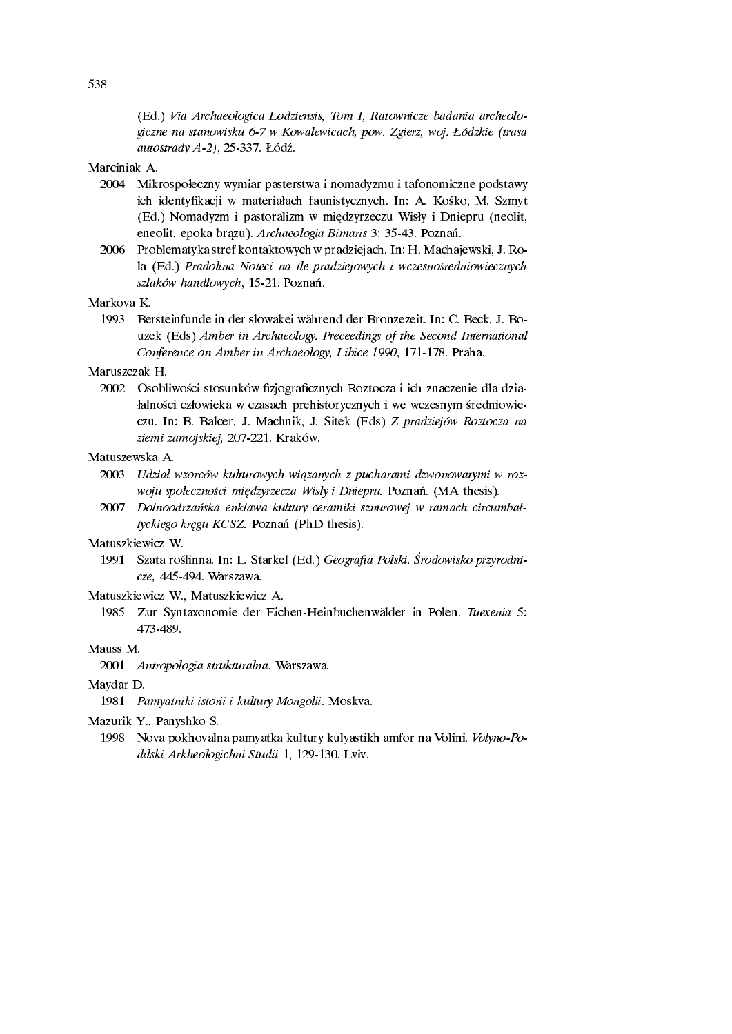(Ed.) *Via Archaeologica Lodziensis, Tom I, Ratownicze badania archeologiczne na stanowisku 6-7 w Kowalewicach, pow. Zgierz, woj. Łódzkie (trasa autostrady A-2)*, 25-337. Łódź.

Marciniak A.

2004 Mikrospołeczny wymiar pasterstwa i nomadyzmu i tafonomiczne podstawy ich identyfikacji w materiałach faunistycznych. In: A. Kośko, M. Szmyt (Ed.) Nomadyzm i pastoralizm w międzyrzeczu Wisły i Dniepru (neolit, eneolit, epoka brązu). *Archaeologia Bimaris* 3: 35-43. Poznań.

2006 Problematyka stref kontaktowych w pradziejach. In: H. Machajewski, J. Rola (Ed.) *Pradolina Noteci na tle pradziejowych i wczesnośredniowiecznych szlaków handlowych*, 15-21. Poznań.

Markova K.

1993 Bersteinfunde in der slowakei während der Bronzezeit. In: C. Beck, J. Bouzek (Eds) *Amber in Archaeology. Preceedings of the Second International Conference on Amber in Archaeology, Libice 1990*, 171-178. Praha.

Maruszczak H.

2002 Osobliwości stosunków fizjograficznych Roztocza i ich znaczenie dla działalności człowieka w czasach prehistorycznych i we wczesnym średniowieczu. In: B. Balcer, J. Machnik, J. Sitek (Eds) *Z pradziejów Roztocza na ziemi zamojskiej*, 207-221. Kraków.

Matuszewska A.

2003 *Udział wzorców kulturowych wiązanych z pucharami dzwonowatymi w rozwoju społeczności międzyrzecza Wisły i Dniepru.* Poznań. (MA thesis).

2007 *Dolnoodrzańska enklawa kultury ceramiki sznurowej w ramach circumbałtyckiego kręgu KCSZ.* Poznań (PhD thesis).

Matuszkiewicz W.

1991 Szata roślinna. In: L. Starkel (Ed.) *Geografia Polski. Środowisko przyrodnicze*, 445-494. Warszawa.

Matuszkiewicz W., Matuszkiewicz A.

1985 Zur Syntaxonomie der Eichen-Heinbuchenwälder in Polen. *Tuexenia* 5: 473-489.

Mauss M.

2001 *Antropologia strukturalna.* Warszawa.

Maydar D.

1981 *Pamyatniki istorii i kultury Mongolii*. Moskva.

Mazurik Y., Panyshko S.

1998 Nova pokhovalna pamyatka kultury kulyastikh amfor na Volini. *Volyno-Podilski Arkheologichni Studii* 1, 129-130. Lviv.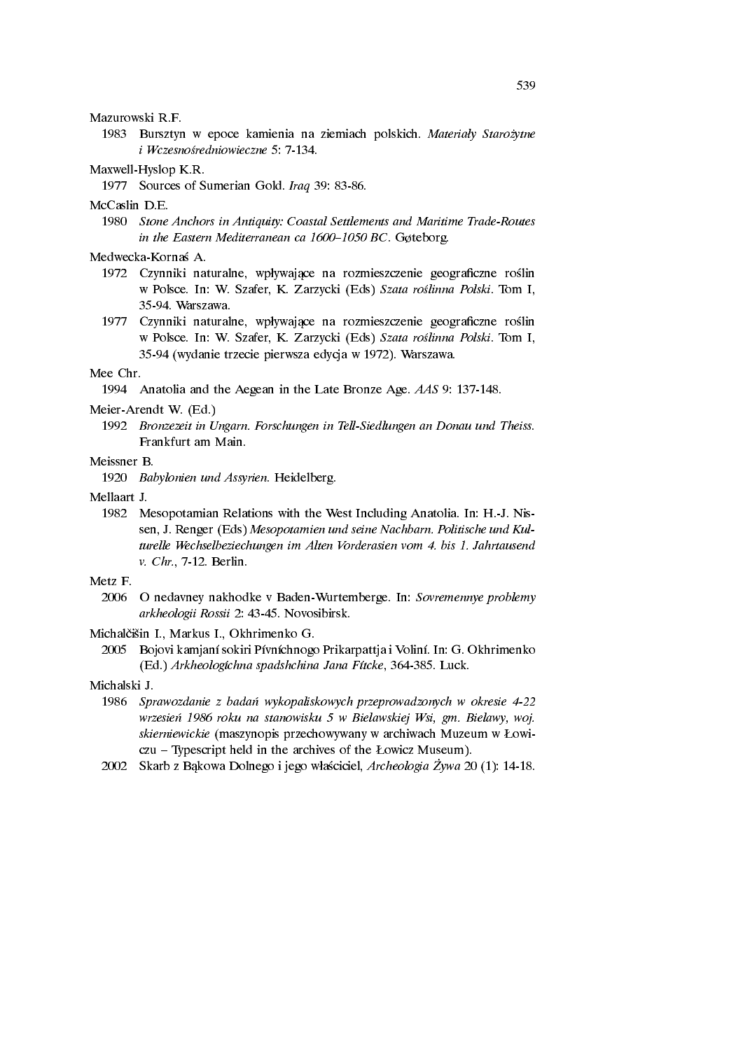Mazurowski R.F.

1983 Bursztyn w epoce kamienia na ziemiach polskich. *Materiały Starożytne i Wczesnośredniowieczne* 5: 7-134.

Maxwell-Hyslop K.R.

1977 Sources of Sumerian Gold. *Iraq* 39: 83-86.

McCaslin D.E.

1980 *Stone Anchors in Antiquity: Coastal Settlements and Maritime Trade-Routes in the Eastern Mediterranean ca 1600–1050 BC*. Gøteborg.

Medwecka-Kornaś A.

1972 Czynniki naturalne, wpływające na rozmieszczenie geograficzne roślin w Polsce. In: W. Szafer, K. Zarzycki (Eds) *Szata roślinna Polski*. Tom I, 35-94. Warszawa.

1977 Czynniki naturalne, wpływające na rozmieszczenie geograficzne roślin w Polsce. In: W. Szafer, K. Zarzycki (Eds) *Szata roślinna Polski*. Tom I, 35-94 (wydanie trzecie pierwsza edycja w 1972). Warszawa.

Mee Chr.

1994 Anatolia and the Aegean in the Late Bronze Age. *AAS* 9: 137-148.

Meier-Arendt W. (Ed.)

1992 *Bronzezeit in Ungarn. Forschungen in Tell-Siedlungen an Donau und Theiss*. Frankfurt am Main.

Meissner B.

1920 *Babylonien und Assyrien*. Heidelberg.

Mellaart J.

1982 Mesopotamian Relations with the West Including Anatolia. In: H.-J. Nissen, J. Renger (Eds) *Mesopotamien und seine Nachbarn. Politische und Kulturelle Wechselbeziechungen im Alten Vorderasien vom 4. bis 1. Jahrtausend v. Chr.*, 7-12. Berlin.

Metz F.

2006 O nedavney nakhodke v Baden-Wurtemberge. In: *Sovremennye problemy arkheologii Rossii* 2: 43-45. Novosibirsk.

Michalčišin I., Markus I., Okhrimenko G.

2005 Bojovi kamjaní sokiri Pívníchnogo Prikarpattja i Voliní. In: G. Okhrimenko (Ed.) *Arkheologíchna spadshchina Jana Fítcke*, 364-385. Luck.

Michalski J.

1986 *Sprawozdanie z badań wykopaliskowych przeprowadzonych w okresie 4-22 wrzesień 1986 roku na stanowisku 5 w Bielawskiej Wsi, gm. Bielawy, woj. skierniewickie* (maszynopis przechowywany w archiwach Muzeum w Łowiczu – Typescript held in the archives of the Łowicz Museum).

2002 Skarb z Bąkowa Dolnego i jego właściciel, *Archeologia Żywa* 20 (1): 14-18.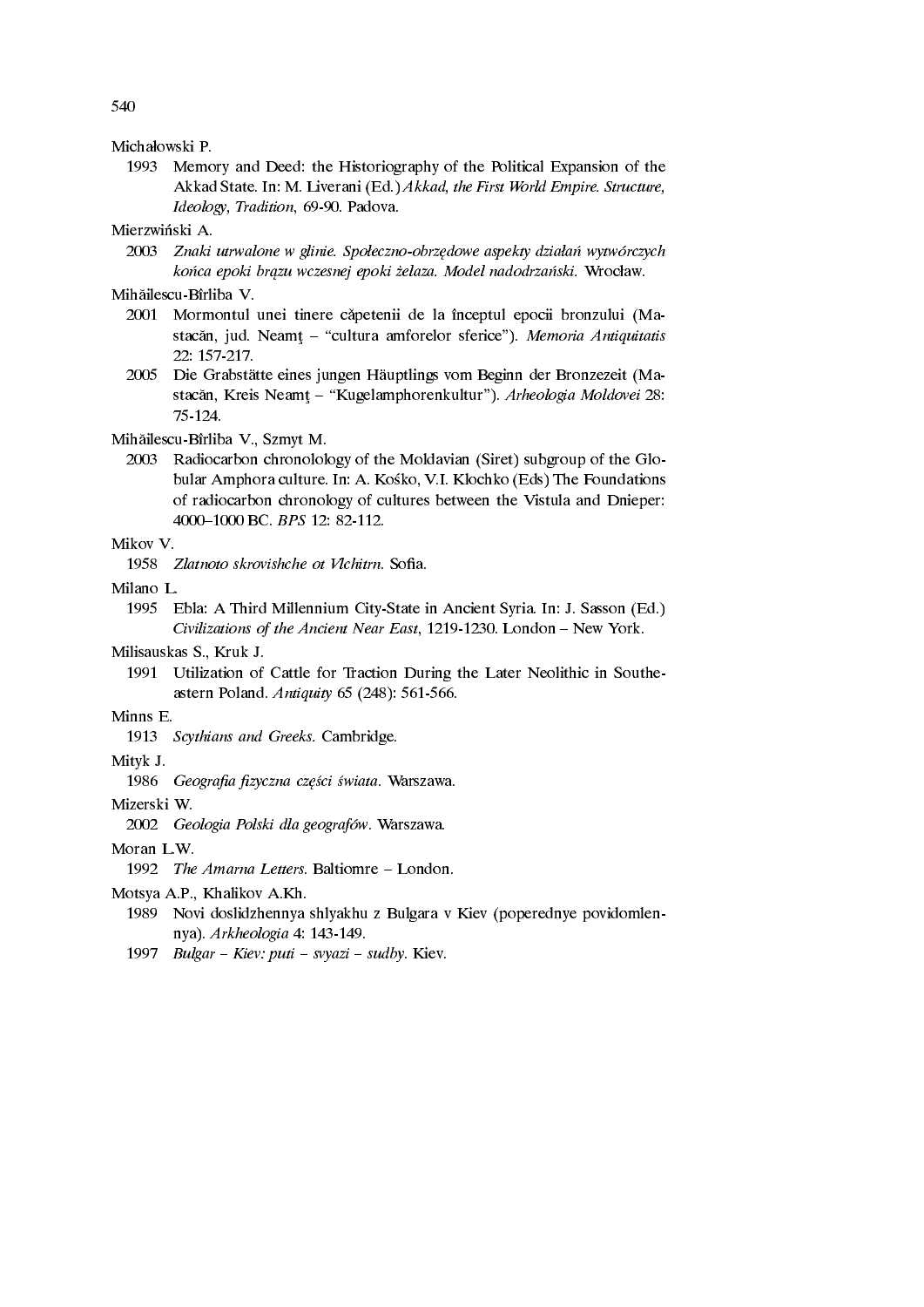Michałowski P.

1993 Memory and Deed: the Historiography of the Political Expansion of the Akkad State. In: M. Liverani (Ed.) *Akkad, the First World Empire. Structure, Ideology, Tradition*, 69-90. Padova.

Mierzwiński A.

2003 *Znaki utrwalone w glinie. Społeczno-obrzędowe aspekty działań wytwórczych końca epoki brązu wczesnej epoki żelaza. Model nadodrzański.* Wrocław.

Mihăilescu-Bîrliba V.

2001 Mormontul unei tinere căpetenii de la începtul epocii bronzului (Mastacăn, jud. Neamţ – "cultura amforelor sferice"). *Memoria Antiquitatis* 22: 157-217.

2005 Die Grabstätte eines jungen Häuptlings vom Beginn der Bronzezeit (Mastacăn, Kreis Neamţ – "Kugelamphorenkultur"). *Arheologia Moldovei* 28: 75-124.

Mihăilescu-Bîrliba V., Szmyt M.

2003 Radiocarbon chronolology of the Moldavian (Siret) subgroup of the Globular Amphora culture. In: A. Kośko, V.I. Klochko (Eds) The Foundations of radiocarbon chronology of cultures between the Vistula and Dnieper: 4000–1000 BC. *BPS* 12: 82-112.

Mikov V.

1958 *Zlatnoto skrovishche ot Vlchitrn.* Sofia.

Milano L.

1995 Ebla: A Third Millennium City-State in Ancient Syria. In: J. Sasson (Ed.) *Civilizations of the Ancient Near East*, 1219-1230. London – New York.

Milisauskas S., Kruk J.

1991 Utilization of Cattle for Traction During the Later Neolithic in Southeastern Poland. *Antiquity* 65 (248): 561-566.

Minns E.

1913 *Scythians and Greeks.* Cambridge.

Mityk J.

1986 *Geografia fizyczna części świata*. Warszawa.

Mizerski W.

2002 *Geologia Polski dla geografów*. Warszawa.

Moran L.W.

1992 *The Amarna Letters.* Baltiomre – London.

Motsya A.P., Khalikov A.Kh.

1989 Novi doslidzhennya shlyakhu z Bulgara v Kiev (poperednye povidomlennya). *Arkheologia* 4: 143-149.

1997 *Bulgar – Kiev: puti – svyazi – sudby.* Kiev.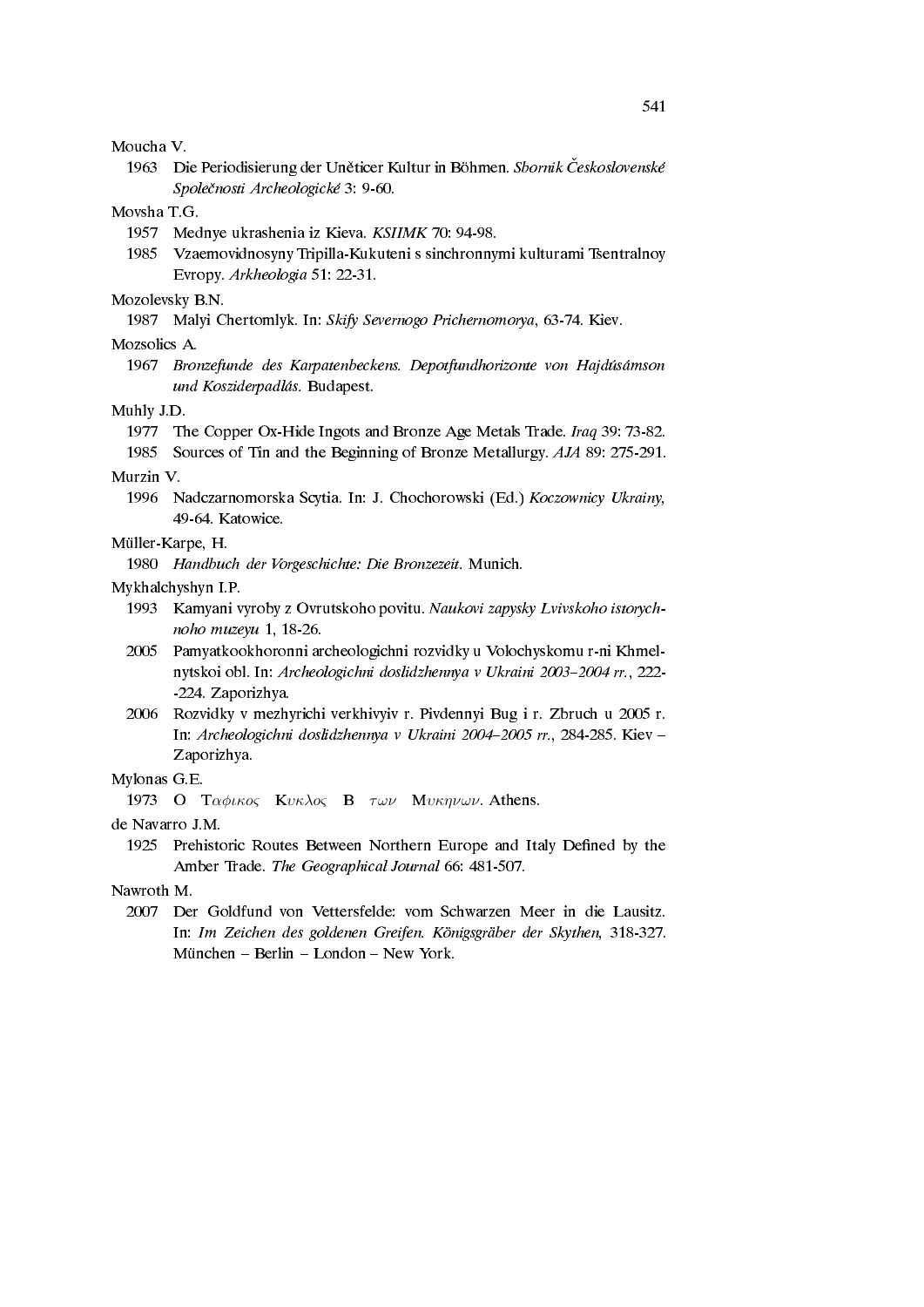Moucha V.

1963 Die Periodisierung der Únĕticer Kultur in Böhmen. *Sbornik Československé Společnosti Archeologické* 3: 9-60.

Movsha T.G.

1957 Mednye ukrashenia iz Kieva. *KSIIMK* 70: 94-98.

1985 Vzaemovidnosyny Tripilla-Kukuteni s sinchronnymi kulturami Tsentralnoy Evropy. *Arkheologia* 51: 22-31.

Mozolevsky B.N.

1987 Malyi Chertomlyk. In: *Skify Severnogo Prichernomorya*, 63-74. Kiev.

Mozsolics A.

1967 *Bronzefunde des Karpatenbeckens. Depotfundhorizonte von Hajdúsámson und Kosziderpadlás.* Budapest.

Muhly J.D.

1977 The Copper Ox-Hide Ingots and Bronze Age Metals Trade. *Iraq* 39: 73-82.

1985 Sources of Tin and the Beginning of Bronze Metallurgy. *AJA* 89: 275-291.

Murzin V.

1996 Nadczarnomorska Scytia. In: J. Chochorowski (Ed.) *Koczownicy Ukrainy*, 49-64. Katowice.

Müller-Karpe, H.

1980 *Handbuch der Vorgeschichte: Die Bronzezeit.* Munich.

Mykhalchyshyn I.P.

1993 Kamyani vyroby z Ovrutskoho povitu. *Naukovi zapysky Lvivskoho istorychnoho muzeyu* 1, 18-26.

2005 Pamyatkookhoronni archeologichni rozvidky u Volochyskomu r-ni Khmelnytskoi obl. In: *Archeologichni doslidzhennya v Ukraini 2003–2004 rr.*, 222--224. Zaporizhya.

2006 Rozvidky v mezhyrichi verkhivyiv r. Pivdennyi Bug i r. Zbruch u 2005 r. In: *Archeologichni doslidzhennya v Ukraini 2004–2005 rr.*, 284-285. Kiev – Zaporizhya.

Mylonas G.E.

1973 Ο *Ταφικος Κυκλος* Β *των Μυκηνων*. Athens.

de Navarro J.M.

1925 Prehistoric Routes Between Northern Europe and Italy Defined by the Amber Trade. *The Geographical Journal* 66: 481-507.

Nawroth M.

2007 Der Goldfund von Vettersfelde: vom Schwarzen Meer in die Lausitz. In: *Im Zeichen des goldenen Greifen. Königsgräber der Skythen*, 318-327. München – Berlin – London – New York.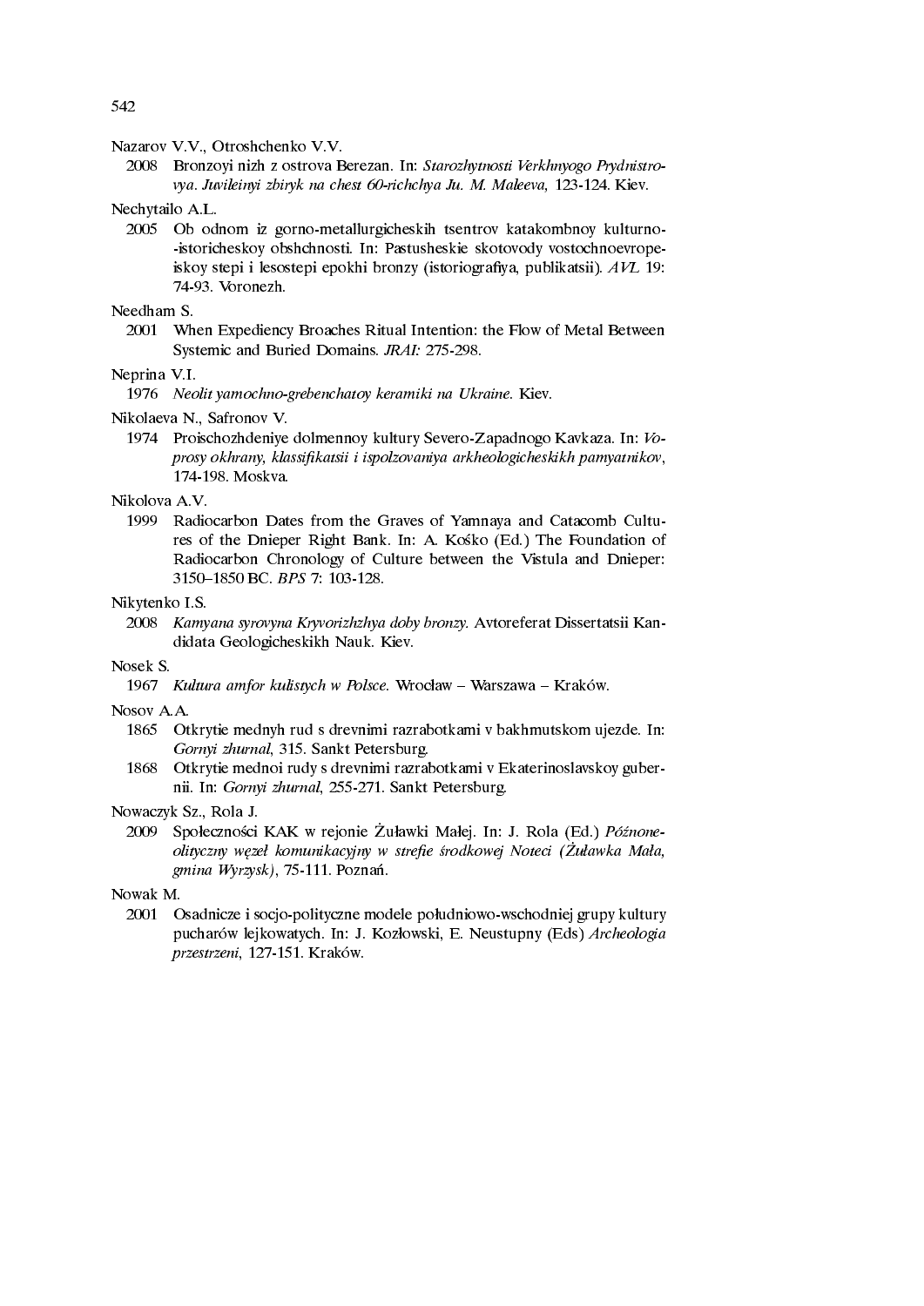Nazarov V.V., Otroshchenko V.V.

2008 Bronzoyi nizh z ostrova Berezan. In: *Starozhytnosti Verkhnyogo Prydnistrovya. Juvileinyi zbiryk na chest 60-richchya Ju. M. Maleeva*, 123-124. Kiev.

Nechytailo A.L.

2005 Ob odnom iz gorno-metallurgicheskih tsentrov katakombnoy kulturno--istoricheskoy obshchnosti. In: Pastusheskie skotovody vostochnoevropeiskoy stepi i lesostepi epokhi bronzy (istoriografiya, publikatsii). *AVL* 19: 74-93. Voronezh.

Needham S.

2001 When Expediency Broaches Ritual Intention: the Flow of Metal Between Systemic and Buried Domains. *JRAI:* 275-298.

Neprina V.I.

1976 *Neolit yamochno-grebenchatoy keramiki na Ukraine.* Kiev.

Nikolaeva N., Safronov V.

1974 Proischozhdeniye dolmennoy kultury Severo-Zapadnogo Kavkaza. In: *Voprosy okhrany, klassifikatsii i ispolzovaniya arkheologicheskikh pamyatnikov*, 174-198. Moskva.

Nikolova A.V.

1999 Radiocarbon Dates from the Graves of Yamnaya and Catacomb Cultures of the Dnieper Right Bank. In: A. Kośko (Ed.) The Foundation of Radiocarbon Chronology of Culture between the Vistula and Dnieper: 3150–1850 BC. *BPS* 7: 103-128.

Nikytenko I.S.

2008 *Kamyana syrovyna Kryvorizhzhya doby bronzy.* Avtoreferat Dissertatsii Kandidata Geologicheskikh Nauk. Kiev.

Nosek S.

1967 *Kultura amfor kulistych w Polsce.* Wrocław – Warszawa – Kraków.

Nosov A.A.

1865 Otkrytie mednyh rud s drevnimi razrabotkami v bakhmutskom ujezde. In: *Gornyi zhurnal*, 315. Sankt Petersburg.

1868 Otkrytie mednoi rudy s drevnimi razrabotkami v Ekaterinoslavskoy gubernii. In: *Gornyi zhurnal*, 255-271. Sankt Petersburg.

Nowaczyk Sz., Rola J.

2009 Społeczności KAK w rejonie Żuławki Małej. In: J. Rola (Ed.) *Późnoneolityczny węzeł komunikacyjny w strefie środkowej Noteci (Żuławka Mała, gmina Wyrzysk)*, 75-111. Poznań.

Nowak M.

2001 Osadnicze i socjo-polityczne modele południowo-wschodniej grupy kultury pucharów lejkowatych. In: J. Kozłowski, E. Neustupny (Eds) *Archeologia przestrzeni*, 127-151. Kraków.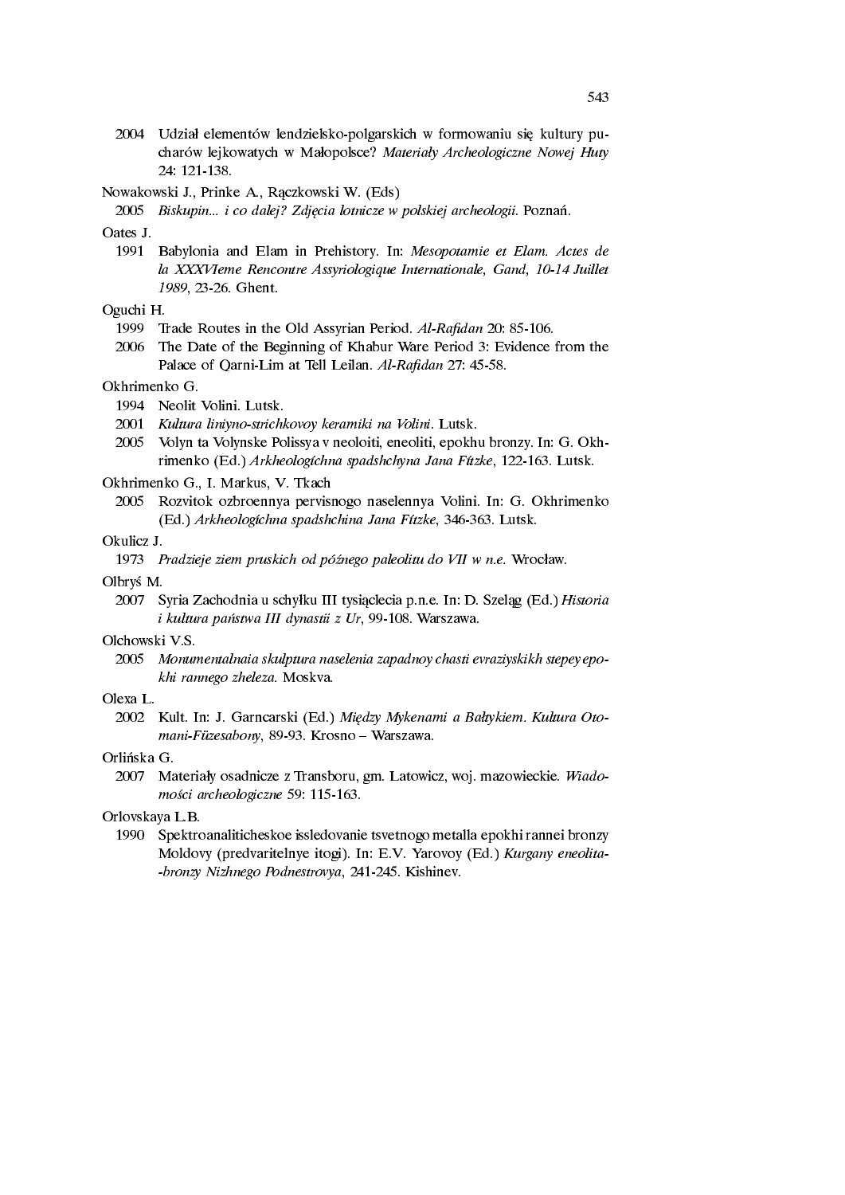2004 Udział elementów lendzielsko-polgarskich w formowaniu się kultury pucharów lejkowatych w Małopolsce? *Materiały Archeologiczne Nowej Huty* 24: 121-138.

Nowakowski J., Prinke A., Rączkowski W. (Eds)

2005 *Biskupin... i co dalej? Zdjęcia lotnicze w polskiej archeologii.* Poznań.

Oates J.

1991 Babylonia and Elam in Prehistory. In: *Mesopotamie et Elam. Actes de la XXXVIeme Rencontre Assyriologique Internationale, Gand, 10-14 Juillet 1989*, 23-26. Ghent.

Oguchi H.

1999 Trade Routes in the Old Assyrian Period. *Al-Rafidan* 20: 85-106.

2006 The Date of the Beginning of Khabur Ware Period 3: Evidence from the Palace of Qarni-Lim at Tell Leilan. *Al-Rafidan* 27: 45-58.

Okhrimenko G.

1994 Neolit Volini. Lutsk.

2001 *Kultura liniyno-strichkovoy keramiki na Volini*. Lutsk.

2005 Volyn ta Volynske Polissya v neoloiti, eneoliti, epokhu bronzy. In: G. Okhrimenko (Ed.) *Arkheologíchna spadshchyna Jana Fítzke*, 122-163. Lutsk.

Okhrimenko G., I. Markus, V. Tkach

2005 Rozvitok ozbroennya pervisnogo naselennya Volini. In: G. Okhrimenko (Ed.) *Arkheologíchna spadshchina Jana Fítzke*, 346-363. Lutsk.

Okulicz J.

1973 *Pradzieje ziem pruskich od późnego paleolitu do VII w n.e.* Wrocław.

Olbryś M.

2007 Syria Zachodnia u schyłku III tysiąclecia p.n.e. In: D. Szeląg (Ed.) *Historia i kultura państwa III dynastii z Ur*, 99-108. Warszawa.

Olchowski V.S.

2005 *Monumentalnaia skulptura naselenia zapadnoy chasti evraziyskikh stepey epokhi rannego zheleza.* Moskva.

Olexa L.

2002 Kult. In: J. Garncarski (Ed.) *Między Mykenami a Bałtykiem. Kultura Otomani-Füzesabony*, 89-93. Krosno – Warszawa.

Orlińska G.

2007 Materiały osadnicze z Transboru, gm. Latowicz, woj. mazowieckie. *Wiadomości archeologiczne* 59: 115-163.

Orlovskaya L.B.

1990 Spektroanaliticheskoe issledovanie tsvetnogo metalla epokhi rannei bronzy Moldovy (predvaritelnye itogi). In: E.V. Yarovoy (Ed.) *Kurgany eneolita--bronzy Nizhnego Podnestrovya*, 241-245. Kishinev.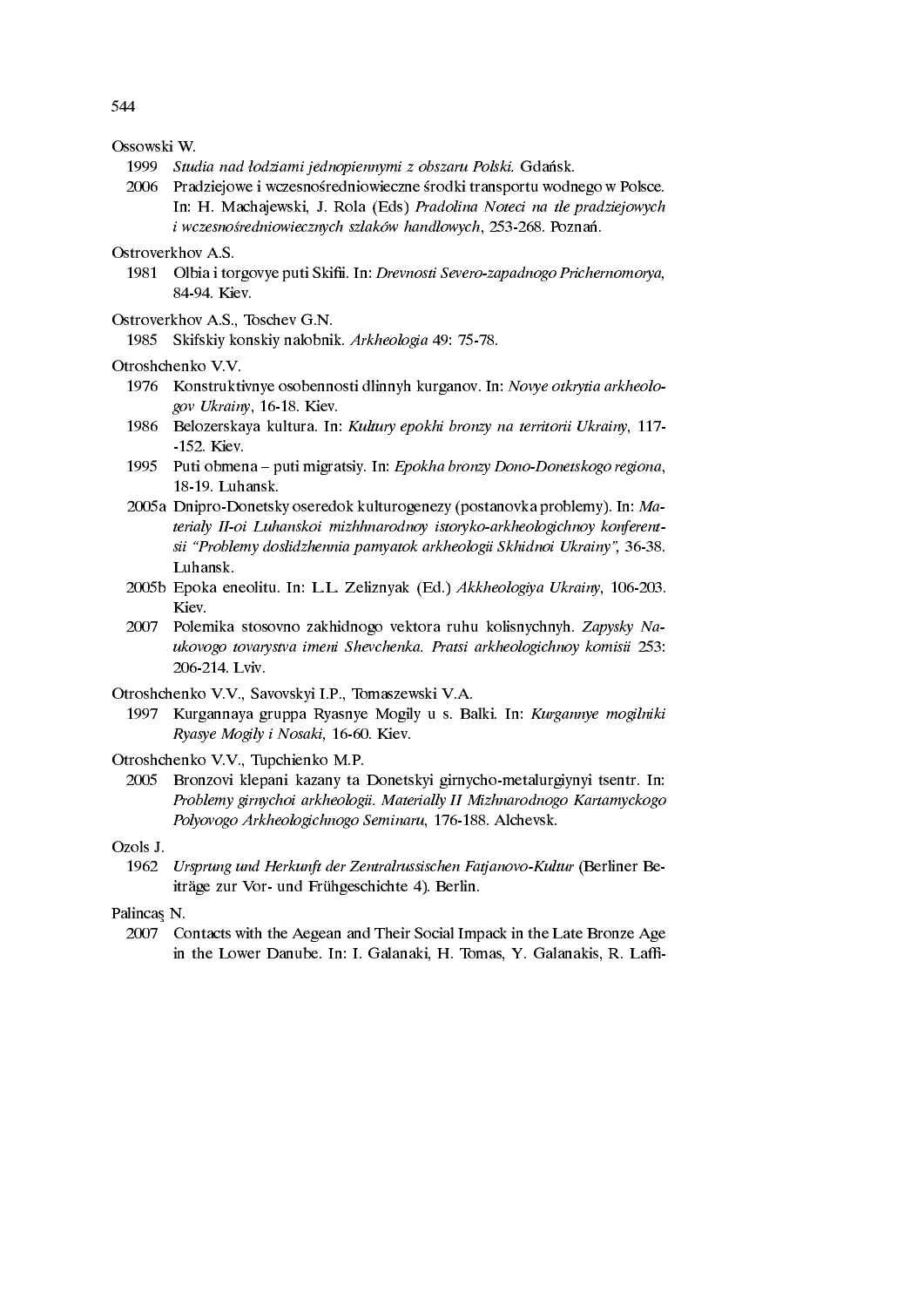Ossowski W.

1999 *Studia nad łodziami jednopiennymi z obszaru Polski.* Gdańsk.

2006 Pradziejowe i wczesnośredniowieczne środki transportu wodnego w Polsce. In: H. Machajewski, J. Rola (Eds) *Pradolina Noteci na tle pradziejowych i wczesnośredniowiecznych szlaków handlowych*, 253-268. Poznań.

Ostroverkhov A.S.

1981 Olbia i torgovye puti Skifii. In: *Drevnosti Severo-zapadnogo Prichernomorya*, 84-94. Kiev.

Ostroverkhov A.S., Toschev G.N.

1985 Skifskiy konskiy nalobnik. *Arkheologia* 49: 75-78.

Otroshchenko V.V.

1976 Konstruktivnye osobennosti dlinnyh kurganov. In: *Novye otkrytia arkheologov Ukrainy*, 16-18. Kiev.

1986 Belozerskaya kultura. In: *Kultury epokhi bronzy na territorii Ukrainy*, 117--152. Kiev.

1995 Puti obmena – puti migratsiy. In: *Epokha bronzy Dono-Donetskogo regiona*, 18-19. Luhansk.

2005a Dnipro-Donetsky oseredok kulturogenezy (postanovka problemy). In: *Materialy II-oi Luhanskoi mizhhnarodnoy istoryko-arkheologichnoy konferentsii "Problemy doslidzhennia pamyatok arkheologii Skhidnoi Ukrainy"*, 36-38. Luhansk.

2005b Epoka eneolitu. In: L.L. Zeliznyak (Ed.) *Akkheologiya Ukrainy*, 106-203. Kiev.

2007 Polemika stosovno zakhidnogo vektora ruhu kolisnychnyh. *Zapysky Naukovogo tovarystva imeni Shevchenka. Pratsi arkheologichnoy komisii* 253: 206-214. Lviv.

Otroshchenko V.V., Savovskyi I.P., Tomaszewski V.A.

1997 Kurgannaya gruppa Ryasnye Mogily u s. Balki. In: *Kurgannye mogilniki Ryasye Mogily i Nosaki*, 16-60. Kiev.

Otroshchenko V.V., Tupchienko M.P.

2005 Bronzovi klepani kazany ta Donetskyi girnycho-metalurgiynyi tsentr. In: *Problemy girnychoi arkheologii. Materially II Mizhnarodnogo Kartamyckogo Polyovogo Arkheologichnogo Seminaru*, 176-188. Alchevsk.

Ozols J.

1962 *Ursprung und Herkunft der Zentralrussischen Fatjanovo-Kultur* (Berliner Beiträge zur Vor- und Frühgeschichte 4). Berlin.

Palincaş N.

2007 Contacts with the Aegean and Their Social Impack in the Late Bronze Age in the Lower Danube. In: I. Galanaki, H. Tomas, Y. Galanakis, R. Laffi-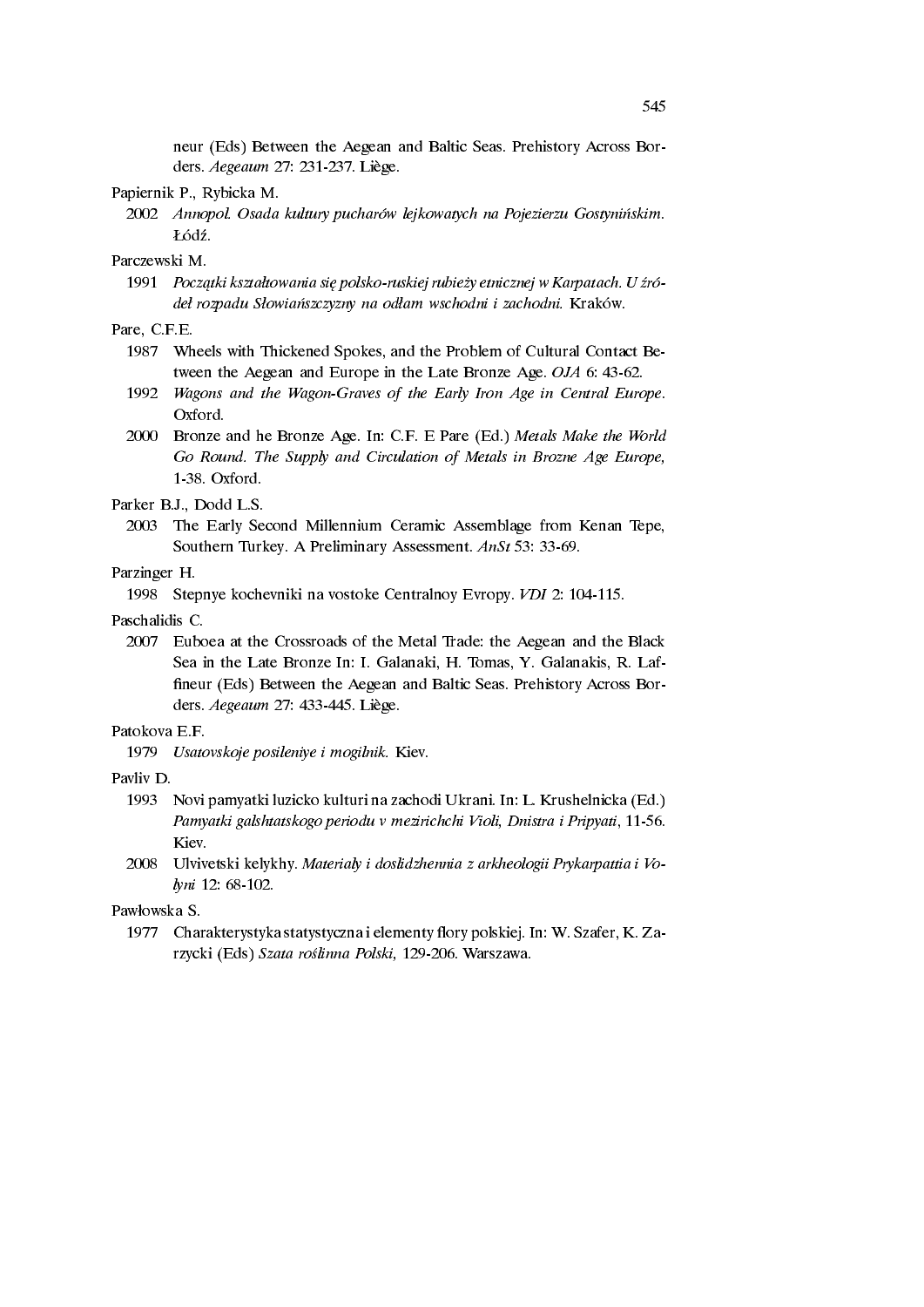neur (Eds) Between the Aegean and Baltic Seas. Prehistory Across Borders. *Aegeaum* 27: 231-237. Liège.

Papiernik P., Rybicka M.

2002 *Annopol. Osada kultury pucharów lejkowatych na Pojezierzu Gostynińskim.* Łódź.

Parczewski M.

1991 *Początki kształtowania się polsko-ruskiej rubieży etnicznej w Karpatach. U źródeł rozpadu Słowiańszczyzny na odłam wschodni i zachodni.* Kraków.

Pare, C.F.E.

1987 Wheels with Thickened Spokes, and the Problem of Cultural Contact Between the Aegean and Europe in the Late Bronze Age. *OJA* 6: 43-62.

1992 *Wagons and the Wagon-Graves of the Early Iron Age in Central Europe.* Oxford.

2000 Bronze and he Bronze Age. In: C.F. E Pare (Ed.) *Metals Make the World Go Round. The Supply and Circulation of Metals in Brozne Age Europe,* 1-38. Oxford.

Parker B.J., Dodd L.S.

2003 The Early Second Millennium Ceramic Assemblage from Kenan Tepe, Southern Turkey. A Preliminary Assessment. *AnSt* 53: 33-69.

Parzinger H.

1998 Stepnye kochevniki na vostoke Centralnoy Evropy. *VDI* 2: 104-115.

Paschalidis C.

2007 Euboea at the Crossroads of the Metal Trade: the Aegean and the Black Sea in the Late Bronze In: I. Galanaki, H. Tomas, Y. Galanakis, R. Laffineur (Eds) Between the Aegean and Baltic Seas. Prehistory Across Borders. *Aegeaum* 27: 433-445. Liège.

Patokova E.F.

1979 *Usatovskoje posileniye i mogilnik.* Kiev.

Pavliv D.

1993 Novi pamyatki luzicko kulturi na zachodi Ukrani. In: L. Krushelnicka (Ed.) *Pamyatki galshtatskogo periodu v mezirichchi Violi, Dnistra i Pripyati*, 11-56. Kiev.

2008 Ulvivetski kelykhy. *Materialy i doslidzhennia z arkheologii Prykarpattia i Volyni* 12: 68-102.

Pawłowska S.

1977 Charakterystyka statystyczna i elementy flory polskiej. In: W. Szafer, K. Zarzycki (Eds) *Szata roślinna Polski,* 129-206. Warszawa.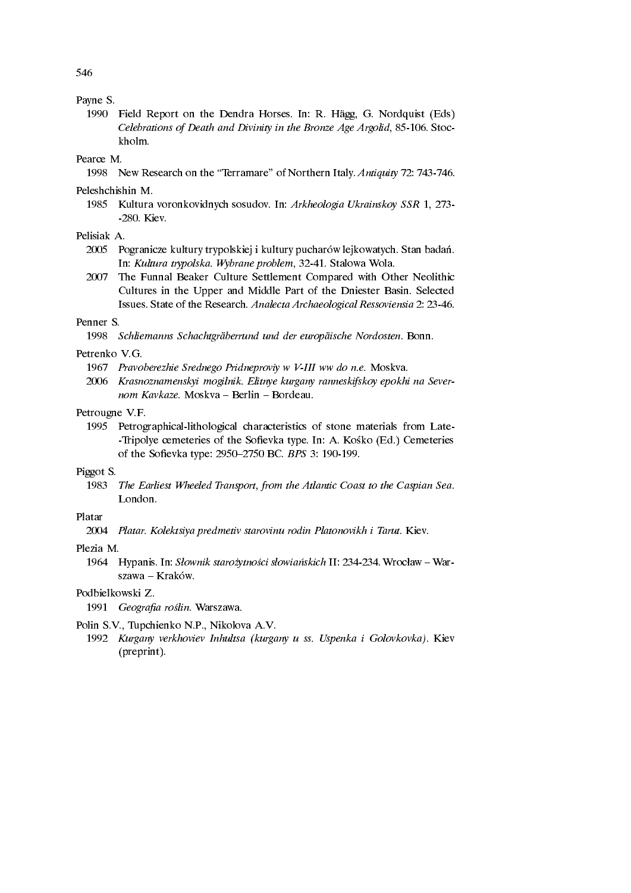Payne S.

1990 Field Report on the Dendra Horses. In: R. Hägg, G. Nordquist (Eds) *Celebrations of Death and Divinity in the Bronze Age Argolid*, 85-106. Stockholm.

Pearce M.

1998 New Research on the "Terramare" of Northern Italy. *Antiquity* 72: 743-746.

Peleshchishin M.

1985 Kultura voronkovidnych sosudov. In: *Arkheologia Ukrainskoy SSR* 1, 273--280. Kiev.

Pelisiak A.

2005 Pogranicze kultury trypolskiej i kultury pucharów lejkowatych. Stan badań. In: *Kultura trypolska. Wybrane problem*, 32-41. Stalowa Wola.

2007 The Funnal Beaker Culture Settlement Compared with Other Neolithic Cultures in the Upper and Middle Part of the Dniester Basin. Selected Issues. State of the Research. *Analecta Archaeological Ressoviensia* 2: 23-46.

Penner S.

1998 *Schliemanns Schachtgräberrund und der europäische Nordosten*. Bonn.

Petrenko V.G.

1967 *Pravoberezhie Srednego Pridneproviy w V-III ww do n.e.* Moskva.

2006 *Krasnoznamenskyi mogilnik. Elitnye kurgany ranneskifskoy epokhi na Severnom Kavkaze.* Moskva – Berlin – Bordeau.

Petrougne V.F.

1995 Petrographical-lithological characteristics of stone materials from Late--Tripolye cemeteries of the Sofievka type. In: A. Kośko (Ed.) Cemeteries of the Sofievka type: 2950–2750 BC. *BPS* 3: 190-199.

Piggot S.

1983 *The Earliest Wheeled Transport, from the Atlantic Coast to the Caspian Sea*. London.

Platar

2004 *Platar. Kolektsiya predmetiv starovinu rodin Platonovikh i Tarut.* Kiev.

Plezia M.

1964 Hypanis. In: *Słownik starożytności słowiańskich* II: 234-234. Wrocław – Warszawa – Kraków.

Podbielkowski Z.

1991 *Geografia roślin.* Warszawa.

Polin S.V., Tupchienko N.P., Nikolova A.V.

1992 *Kurgany verkhoviev Inhultsa (kurgany u ss. Uspenka i Golovkovka)*. Kiev (preprint).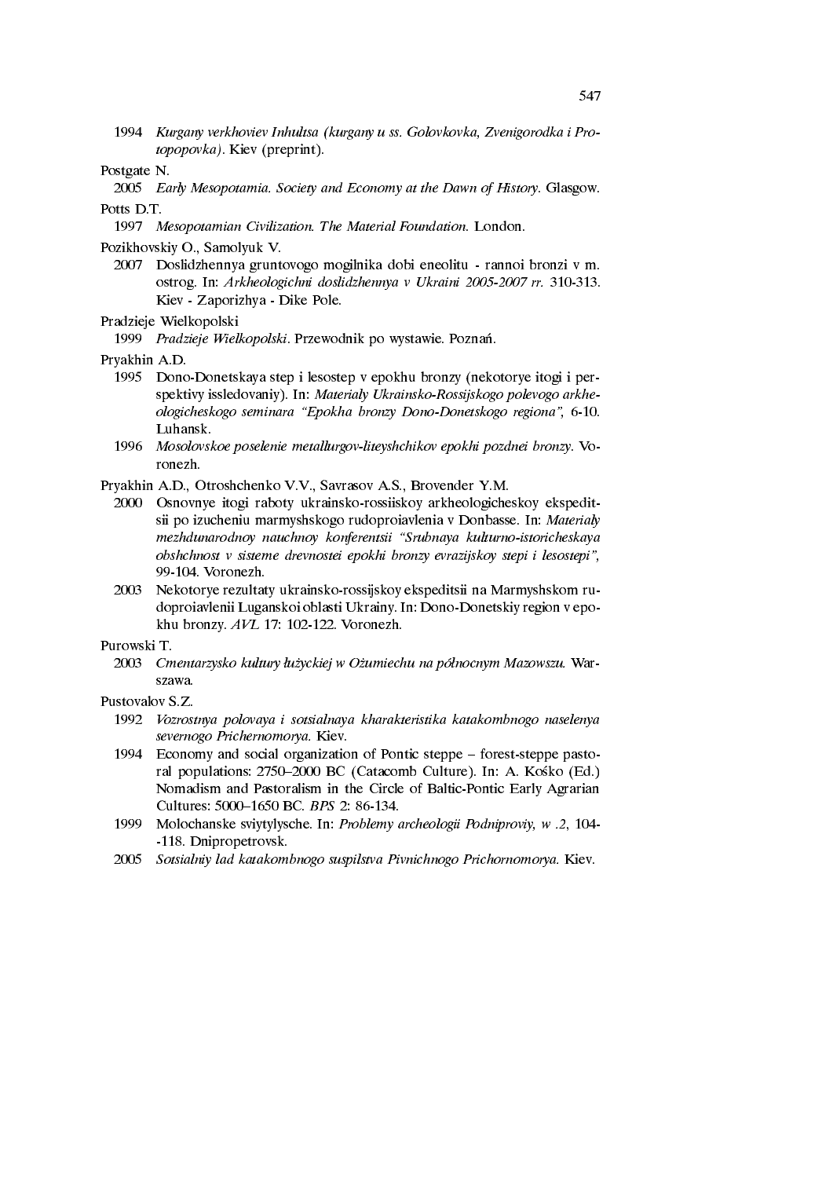1994 *Kurgany verkhoviev Inhultsa (kurgany u ss. Golovkovka, Zvenigorodka i Protopopovka)*. Kiev (preprint).

Postgate N.

2005 *Early Mesopotamia. Society and Economy at the Dawn of History.* Glasgow.

Potts D.T.

1997 *Mesopotamian Civilization. The Material Foundation.* London.

Pozikhovskiy O., Samolyuk V.

2007 Doslidzhennya gruntovogo mogilnika dobi eneolitu - rannoi bronzi v m. ostrog. In: *Arkheologichni doslidzhennya v Ukraini 2005-2007 rr.* 310-313. Kiev - Zaporizhya - Dike Pole.

Pradzieje Wielkopolski

1999 *Pradzieje Wielkopolski*. Przewodnik po wystawie. Poznań.

Pryakhin A.D.

1995 Dono-Donetskaya step i lesostep v epokhu bronzy (nekotorye itogi i perspektivy issledovaniy). In: *Materialy Ukrainsko-Rossijskogo polevogo arkheologicheskogo seminara "Epokha bronzy Dono-Donetskogo regiona"*, 6-10. Luhansk.

1996 *Mosolovskoe poselenie metallurgov-liteyshchikov epokhi pozdnei bronzy.* Voronezh.

Pryakhin A.D., Otroshchenko V.V., Savrasov A.S., Brovender Y.M.

2000 Osnovnye itogi raboty ukrainsko-rossiiskoy arkheologicheskoy ekspeditsii po izucheniu marmyshskogo rudoproiavlenia v Donbasse. In: *Materialy mezhdunarodnoy nauchnoy konferentsii "Srubnaya kulturno-istoricheskaya obshchnost v sisteme drevnostei epokhi bronzy evrazijskoy stepi i lesostepi"*, 99-104. Voronezh.

2003 Nekotorye rezultaty ukrainsko-rossijskoy ekspeditsii na Marmyshskom rudoproiavlenii Luganskoi oblasti Ukrainy. In: Dono-Donetskiy region v epokhu bronzy. *AVL* 17: 102-122. Voronezh.

Purowski T.

2003 *Cmentarzysko kultury łużyckiej w Ożumiechu na północnym Mazowszu.* Warszawa.

Pustovalov S.Z.

1992 *Vozrostnya polovaya i sotsialnaya kharakteristika katakombnogo naselenya severnogo Prichernomorya.* Kiev.

1994 Economy and social organization of Pontic steppe – forest-steppe pastoral populations: 2750–2000 BC (Catacomb Culture). In: A. Kośko (Ed.) Nomadism and Pastoralism in the Circle of Baltic-Pontic Early Agrarian Cultures: 5000–1650 BC. *BPS* 2: 86-134.

1999 Molochanske sviytylysche. In: *Problemy archeologii Podniproviy, w .2*, 104--118. Dnipropetrovsk.

2005 *Sotsialniy lad katakombnogo suspilstva Pivnichnogo Prichornomorya.* Kiev.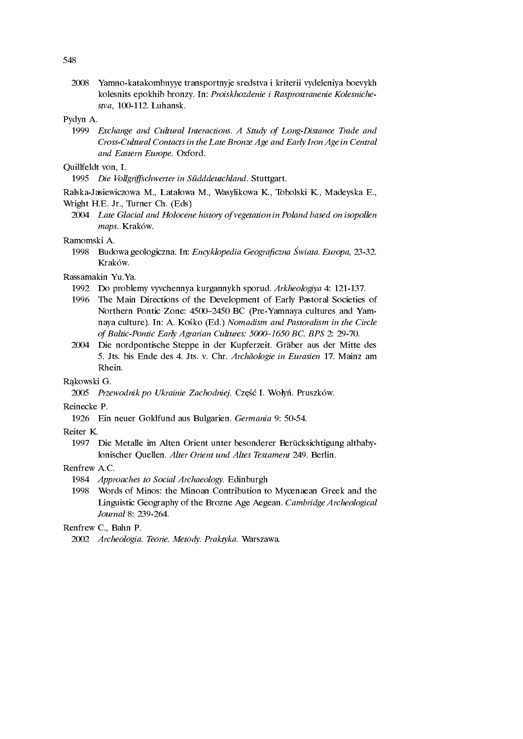2008 Yamno-katakombnyye transportnyje sredstva i kriterii vydeleniya boevykh kolesnits epokhib bronzy. In: *Proiskhozdenie i Rasprostranenie Kolesnichestva*, 100-112. Luhansk.

Pydyn A.

1999 *Exchange and Cultural Interactions. A Study of Long-Distance Trade and Cross-Cultural Contacts in the Late Bronze Age and Early Iron Age in Central and Eastern Europe.* Oxford.

Quillfeldt von, I.

1995 *Die Vollgriffschwerter in Südddeutchland*. Stuttgart.

Ralska-Jasiewiczowa M., Latałowa M., Wasylikowa K., Tobolski K., Madeyska E., Wright H.E. Jr., Turner Ch. (Eds)

2004 *Late Glacial and Holocene history of vegetation in Poland based on isopollen maps.* Kraków.

Ramomski A.

1998 Budowa geologiczna. In: *Encyklopedia Geograficzna Świata. Europa,* 23-32. Kraków.

Rassamakin Yu.Ya.

1992 Do problemy vyvchennya kurgannykh sporud. *Arkheologiya* 4: 121-137.

1996 The Main Directions of the Development of Early Pastoral Societies of Northern Pontic Zone: 4500–2450 BC (Pre-Yamnaya cultures and Yamnaya culture). In: A. Kośko (Ed.) *Nomadism and Pastoralism in the Circle of Baltic-Pontic Early Agrarian Cultures: 5000–1650 BC. BPS* 2: 29-70.

2004 Die nordpontische Steppe in der Kupferzeit. Gräber aus der Mitte des 5. Jts. bis Ende des 4. Jts. v. Chr. *Archäologie in Eurasien* 17. Mainz am Rhein.

Rąkowski G.

2005 *Przewodnik po Ukrainie Zachodniej.* Część I. Wołyń. Pruszków.

Reinecke P.

1926 Ein neuer Goldfund aus Bulgarien. *Germania* 9: 50-54.

Reiter K.

1997 Die Metalle im Alten Orient unter besonderer Berücksichtigung altbabylonischer Quellen. *Alter Orient und Altes Testament* 249. Berlin.

Renfrew A.C.

1984 *Approaches to Social Archaeology.* Edinburgh

1998 Words of Minos: the Minoan Contribution to Mycenaean Greek and the Linguistic Geography of the Brozne Age Aegean. *Cambridge Archeological Journal* 8: 239-264.

Renfrew C., Bahn P.

2002 *Archeologia. Teorie. Metody. Praktyka.* Warszawa.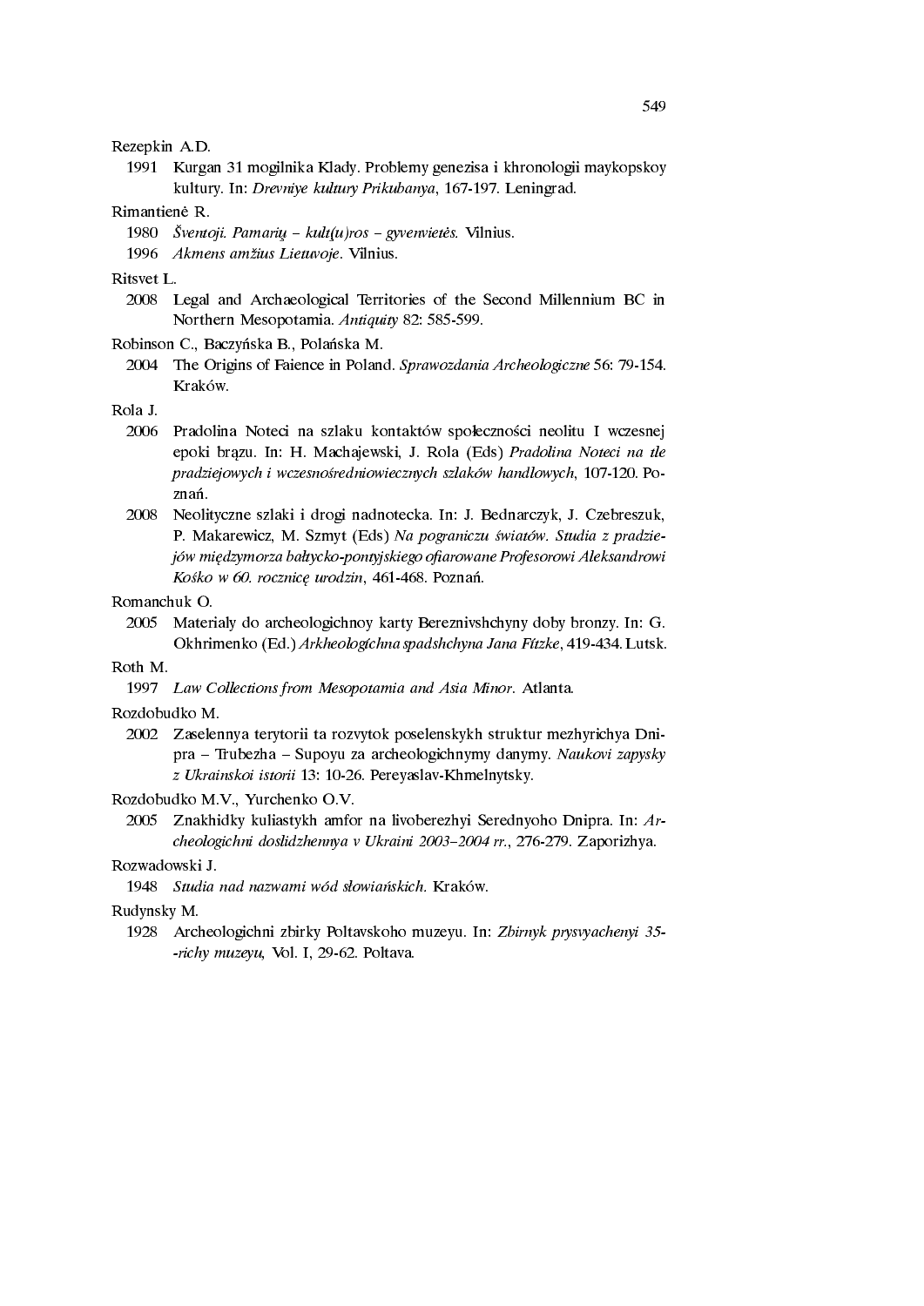Rezepkin A.D.

1991 Kurgan 31 mogilnika Klady. Problemy genezisa i khronologii maykopskoy kultury. In: *Drevniye kultury Prikubanya*, 167-197. Leningrad.

Rimantienė R.

1980 *Šventoji. Pamarių – kult(u)ros – gyvenvietės.* Vilnius.

1996 *Akmens amžius Lietuvoje*. Vilnius.

Ritsvet L.

2008 Legal and Archaeological Territories of the Second Millennium BC in Northern Mesopotamia. *Antiquity* 82: 585-599.

Robinson C., Baczyńska B., Polańska M.

2004 The Origins of Faience in Poland. *Sprawozdania Archeologiczne* 56: 79-154. Kraków.

Rola J.

2006 Pradolina Noteci na szlaku kontaktów społeczności neolitu I wczesnej epoki brązu. In: H. Machajewski, J. Rola (Eds) *Pradolina Noteci na tle pradziejowych i wczesnośredniowiecznych szlaków handlowych*, 107-120. Poznań.

2008 Neolityczne szlaki i drogi nadnotecka. In: J. Bednarczyk, J. Czebreszuk, P. Makarewicz, M. Szmyt (Eds) *Na pograniczu światów. Studia z pradziejów międzymorza bałtycko-pontyjskiego ofiarowane Profesorowi Aleksandrowi Kośko w 60. rocznicę urodzin*, 461-468. Poznań.

Romanchuk O.

2005 Materialy do archeologichnoy karty Bereznivshchyny doby bronzy. In: G. Okhrimenko (Ed.) *Arkheologíchna spadshchyna Jana Fítzke*, 419-434. Lutsk.

Roth M.

1997 *Law Collections from Mesopotamia and Asia Minor*. Atlanta.

Rozdobudko M.

2002 Zaselennya terytorii ta rozvytok poselenskykh struktur mezhyrichya Dnipra – Trubezha – Supoyu za archeologichnymy danymy. *Naukovi zapysky z Ukrainskoi istorii* 13: 10-26. Pereyaslav-Khmelnytsky.

Rozdobudko M.V., Yurchenko O.V.

2005 Znakhidky kuliastykh amfor na livoberezhyi Serednyoho Dnipra. In: *Archeologichni doslidzhennya v Ukraini 2003–2004 rr.*, 276-279. Zaporizhya.

Rozwadowski J.

1948 *Studia nad nazwami wód słowiańskich.* Kraków.

Rudynsky M.

1928 Archeologichni zbirky Poltavskoho muzeyu. In: *Zbirnyk prysvyachenyi 35--richy muzeyu*, Vol. I, 29-62. Poltava.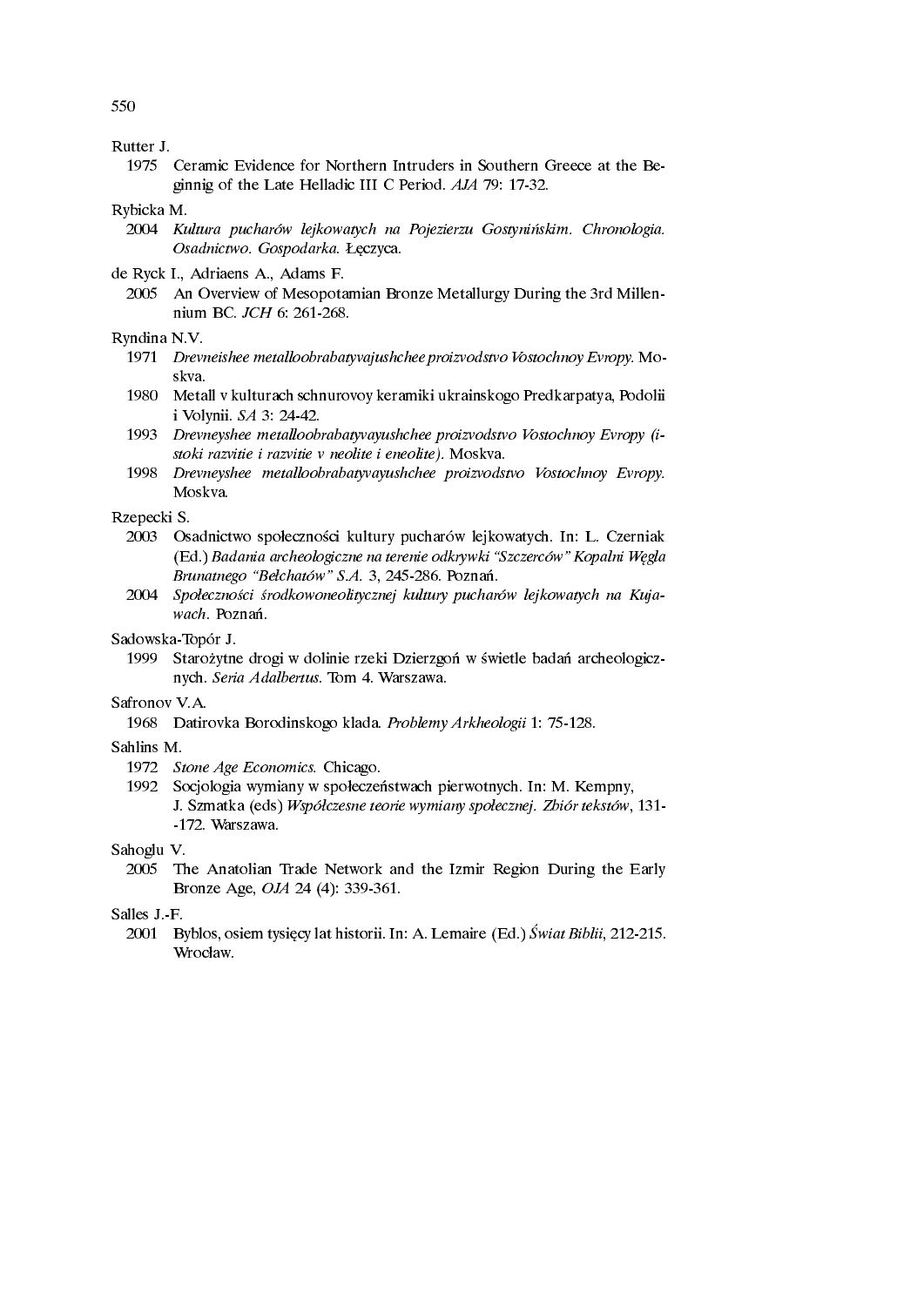Rutter J.

1975 Ceramic Evidence for Northern Intruders in Southern Greece at the Beginnig of the Late Helladic III C Period. *AJA* 79: 17-32.

Rybicka M.

2004 *Kultura pucharów lejkowatych na Pojezierzu Gostynińskim. Chronologia. Osadnictwo. Gospodarka.* Łęczyca.

de Ryck I., Adriaens A., Adams F.

2005 An Overview of Mesopotamian Bronze Metallurgy During the 3rd Millennium BC. *JCH* 6: 261-268.

Ryndina N.V.

1971 *Drevneishee metalloobrabatyvajushchee proizvodstvo Vostochnoy Evropy.* Moskva.

1980 Metall v kulturach schnurovoy keramiki ukrainskogo Predkarpatya, Podolii i Volynii. *SA* 3: 24-42.

1993 *Drevneyshee metalloobrabatyvayushchee proizvodstvo Vostochnoy Evropy (istoki razvitie i razvitie v neolite i eneolite).* Moskva.

1998 *Drevneyshee metalloobrabatyvayushchee proizvodstvo Vostochnoy Evropy.* Moskva.

Rzepecki S.

2003 Osadnictwo społeczności kultury pucharów lejkowatych. In: L. Czerniak (Ed.) *Badania archeologiczne na terenie odkrywki "Szczerców" Kopalni Węgla Brunatnego "Bełchatów" S.A.* 3, 245-286. Poznań.

2004 *Społeczności środkowoneolitycznej kultury pucharów lejkowatych na Kujawach*. Poznań.

Sadowska-Topór J.

1999 Starożytne drogi w dolinie rzeki Dzierzgoń w świetle badań archeologicznych. *Seria Adalbertus.* Tom 4. Warszawa.

Safronov V.A.

1968 Datirovka Borodinskogo klada. *Problemy Arkheologii* 1: 75-128.

Sahlins M.

1972 *Stone Age Economics.* Chicago.

1992 Socjologia wymiany w społeczeństwach pierwotnych. In: M. Kempny, J. Szmatka (eds) *Współczesne teorie wymiany społecznej. Zbiór tekstów*, 131--172. Warszawa.

Sahoglu V.

2005 The Anatolian Trade Network and the Izmir Region During the Early Bronze Age, *OJA* 24 (4): 339-361.

Salles J.-F.

2001 Byblos, osiem tysięcy lat historii. In: A. Lemaire (Ed.) *Świat Biblii*, 212-215. Wrocław.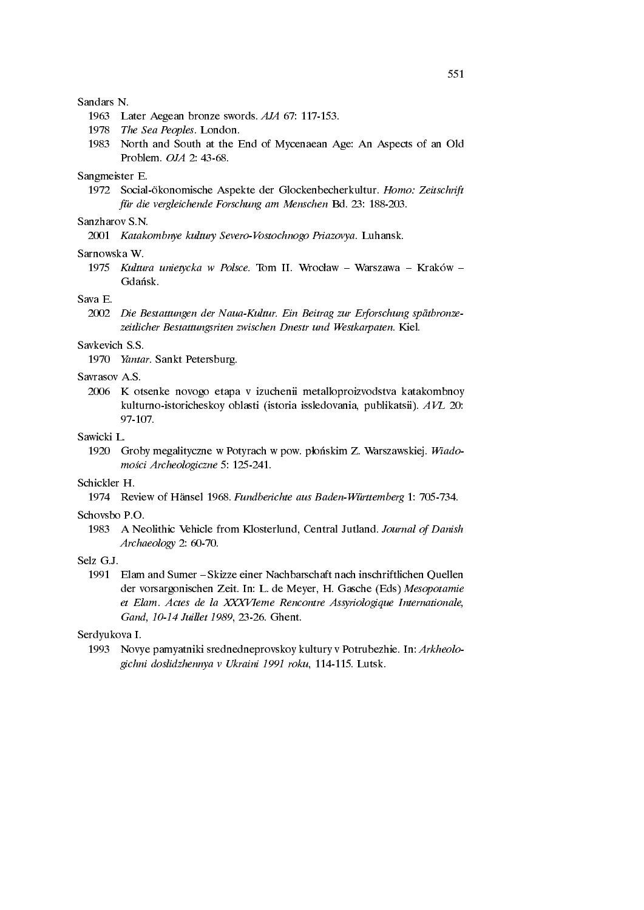Sandars N.

1963 Later Aegean bronze swords. *AJA* 67: 117-153.

1978 *The Sea Peoples*. London.

1983 North and South at the End of Mycenaean Age: An Aspects of an Old Problem. *OJA* 2: 43-68.

Sangmeister E.

1972 Social-ökonomische Aspekte der Glockenbecherkultur. *Homo: Zeitschrift für die vergleichende Forschung am Menschen* Bd. 23: 188-203.

Sanzharov S.N.

2001 *Katakombnye kultury Severo-Vostochnogo Priazovya*. Luhansk.

Sarnowska W.

1975 *Kultura unietycka w Polsce*. Tom II. Wrocław – Warszawa – Kraków – Gdańsk.

Sava E.

2002 *Die Bestattungen der Naua-Kultur. Ein Beitrag zur Erforschung spätbronzezeitlicher Bestattungsriten zwischen Dnestr und Westkarpaten*. Kiel.

Savkevich S.S.

1970 *Yantar*. Sankt Petersburg.

Savrasov A.S.

2006 K otsenke novogo etapa v izuchenii metalloproizvodstva katakombnoy kulturno-istoricheskoy oblasti (istoria issledovania, publikatsii). *AVL* 20: 97-107.

Sawicki L.

1920 Groby megalityczne w Potyrach w pow. płońskim Z. Warszawskiej. *Wiadomości Archeologiczne* 5: 125-241.

Schickler H.

1974 Review of Hänsel 1968. *Fundberichte aus Baden-Württemberg* 1: 705-734.

Schovsbo P.O.

1983 A Neolithic Vehicle from Klosterlund, Central Jutland. *Journal of Danish Archaeology* 2: 60-70.

Selz G.J.

1991 Elam and Sumer – Skizze einer Nachbarschaft nach inschriftlichen Quellen der vorsargonischen Zeit. In: L. de Meyer, H. Gasche (Eds) *Mesopotamie et Elam. Actes de la XXXVIeme Rencontre Assyriologique Internationale, Gand, 10-14 Juillet 1989*, 23-26. Ghent.

Serdyukova I.

1993 Novye pamyatniki sredneneprovskoy kultury v Potrubezhie. In: *Arkheologichni doslidzhennya v Ukraini 1991 roku*, 114-115. Lutsk.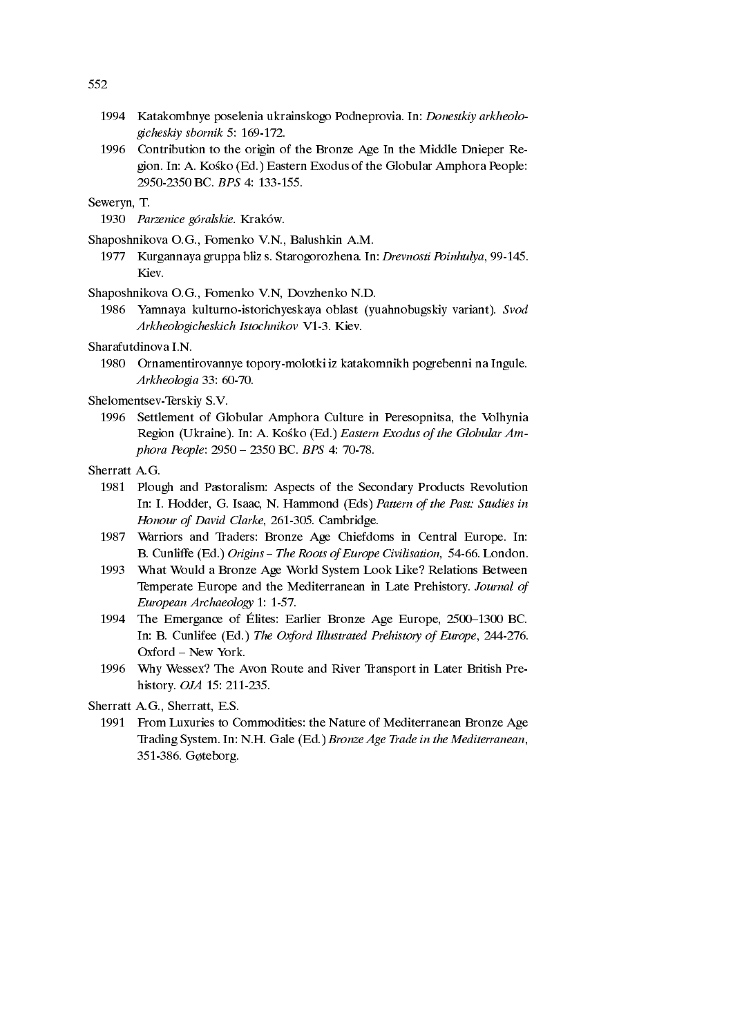1994 Katakombnye poselenia ukrainskogo Podneprovia. In: *Donestkiy arkheologicheskiy sbornik* 5: 169-172.

1996 Contribution to the origin of the Bronze Age In the Middle Dnieper Region. In: A. Kośko (Ed.) Eastern Exodus of the Globular Amphora People: 2950-2350 BC. *BPS* 4: 133-155.

Seweryn, T.

1930 *Parzenice góralskie.* Kraków.

Shaposhnikova O.G., Fomenko V.N., Balushkin A.M.

1977 Kurgannaya gruppa bliz s. Starogorozhena. In: *Drevnosti Poinhulya*, 99-145. Kiev.

Shaposhnikova O.G., Fomenko V.N, Dovzhenko N.D.

1986 Yamnaya kulturno-istorichyeskaya oblast (yuahnobugskiy variant). *Svod Arkheologicheskich Istochnikov* V1-3. Kiev.

Sharafutdinova I.N.

1980 Ornamentirovannye topory-molotki iz katakomnikh pogrebenni na Ingule. *Arkheologia* 33: 60-70.

Shelomentsev-Terskiy S.V.

1996 Settlement of Globular Amphora Culture in Peresopnitsa, the Volhynia Region (Ukraine). In: A. Kośko (Ed.) *Eastern Exodus of the Globular Amphora People*: 2950 – 2350 BC. *BPS* 4: 70-78.

Sherratt A.G.

1981 Plough and Pastoralism: Aspects of the Secondary Products Revolution In: I. Hodder, G. Isaac, N. Hammond (Eds) *Pattern of the Past: Studies in Honour of David Clarke*, 261-305. Cambridge.

1987 Warriors and Traders: Bronze Age Chiefdoms in Central Europe. In: B. Cunliffe (Ed.) *Origins – The Roots of Europe Civilisation,* 54-66. London.

1993 What Would a Bronze Age World System Look Like? Relations Between Temperate Europe and the Mediterranean in Late Prehistory. *Journal of European Archaeology* 1: 1-57.

1994 The Emergance of Élites: Earlier Bronze Age Europe, 2500–1300 BC. In: B. Cunlifee (Ed.) *The Oxford Illustrated Prehistory of Europe*, 244-276. Oxford – New York.

1996 Why Wessex? The Avon Route and River Transport in Later British Prehistory. *OJA* 15: 211-235.

Sherratt A.G., Sherratt, E.S.

1991 From Luxuries to Commodities: the Nature of Mediterranean Bronze Age Trading System. In: N.H. Gale (Ed.) *Bronze Age Trade in the Mediterranean*, 351-386. Gøteborg.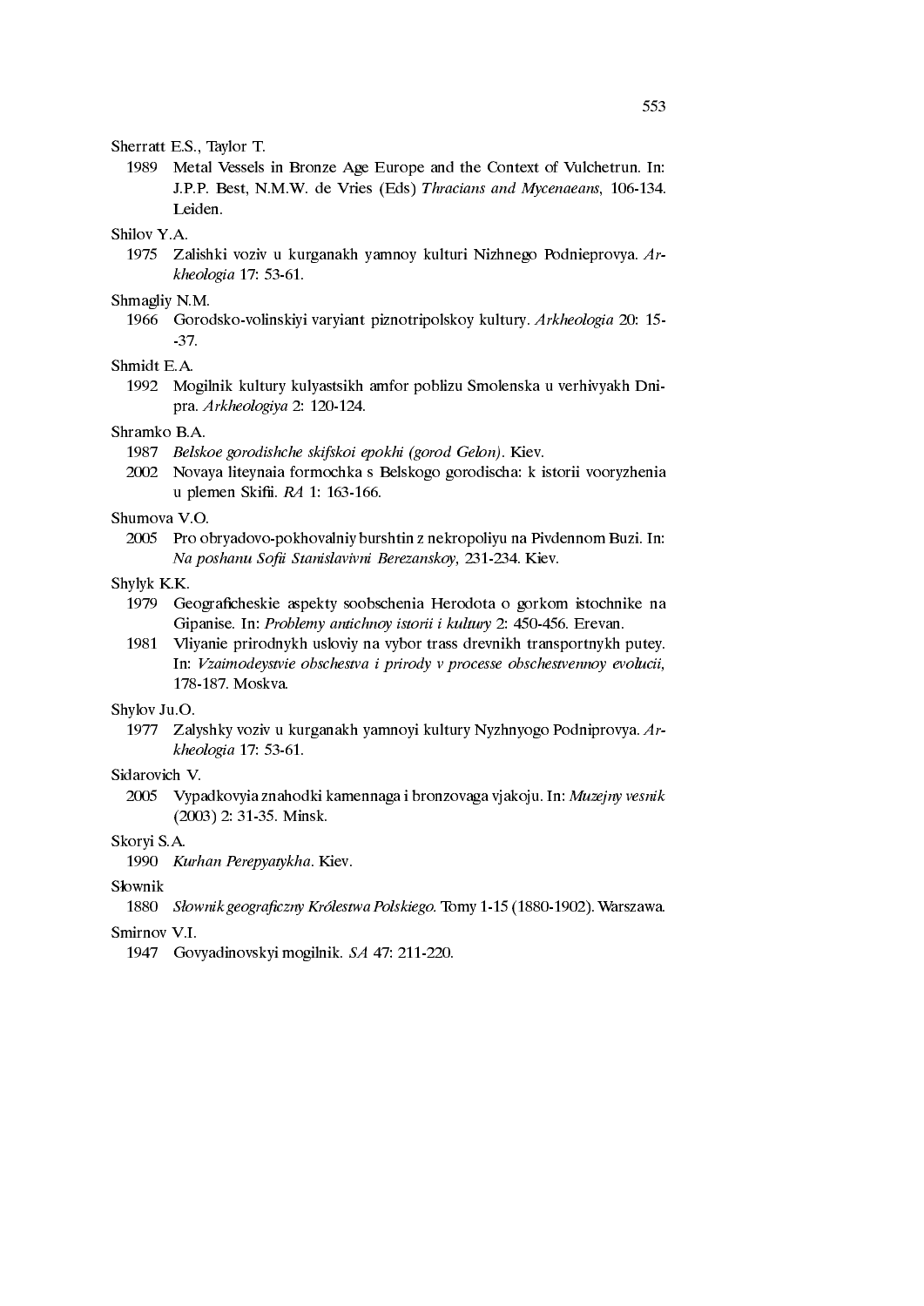Sherratt E.S., Taylor T.

1989 Metal Vessels in Bronze Age Europe and the Context of Vulchetrun. In: J.P.P. Best, N.M.W. de Vries (Eds) *Thracians and Mycenaeans*, 106-134. Leiden.

Shilov Y.A.

1975 Zalishki voziv u kurganakh yamnoy kulturi Nizhnego Podnieprovya. *Arkheologia* 17: 53-61.

Shmagliy N.M.

1966 Gorodsko-volinskiyi varyiant piznotripolskoy kultury. *Arkheologia* 20: 15--37.

Shmidt E.A.

1992 Mogilnik kultury kulyastsikh amfor poblizu Smolenska u verhivyakh Dnipra. *Arkheologiya* 2: 120-124.

Shramko B.A.

1987 *Belskoe gorodishche skifskoi epokhi (gorod Gelon)*. Kiev.

2002 Novaya liteynaia formochka s Belskogo gorodischa: k istorii vooryzhenia u plemen Skifii. *RA* 1: 163-166.

Shumova V.O.

2005 Pro obryadovo-pokhovalniy burshtin z nekropoliyu na Pivdennom Buzi. In: *Na poshanu Sofii Stanislavivni Berezanskoy*, 231-234. Kiev.

Shylyk K.K.

1979 Geograficheskie aspekty soobschenia Herodota o gorkom istochnike na Gipanise. In: *Problemy antichnoy istorii i kultury* 2: 450-456. Erevan.

1981 Vliyanie prirodnykh usloviy na vybor trass drevnikh transportnykh putey. In: *Vzaimodeystvie obschestva i prirody v processe obschestvennoy evolucii*, 178-187. Moskva.

Shylov Ju.O.

1977 Zalyshky voziv u kurganakh yamnoyi kultury Nyzhnyogo Podniprovya. *Arkheologia* 17: 53-61.

Sidarovich V.

2005 Vypadkovyia znahodki kamennaga i bronzovaga vjakoju. In: *Muzejny vesnik* (2003) 2: 31-35. Minsk.

Skoryi S.A.

1990 *Kurhan Perepyatykha*. Kiev.

Słownik

1880 *Słownik geograficzny Królestwa Polskiego*. Tomy 1-15 (1880-1902). Warszawa.

Smirnov V.I.

1947 Govyadinovskyi mogilnik. *SA* 47: 211-220.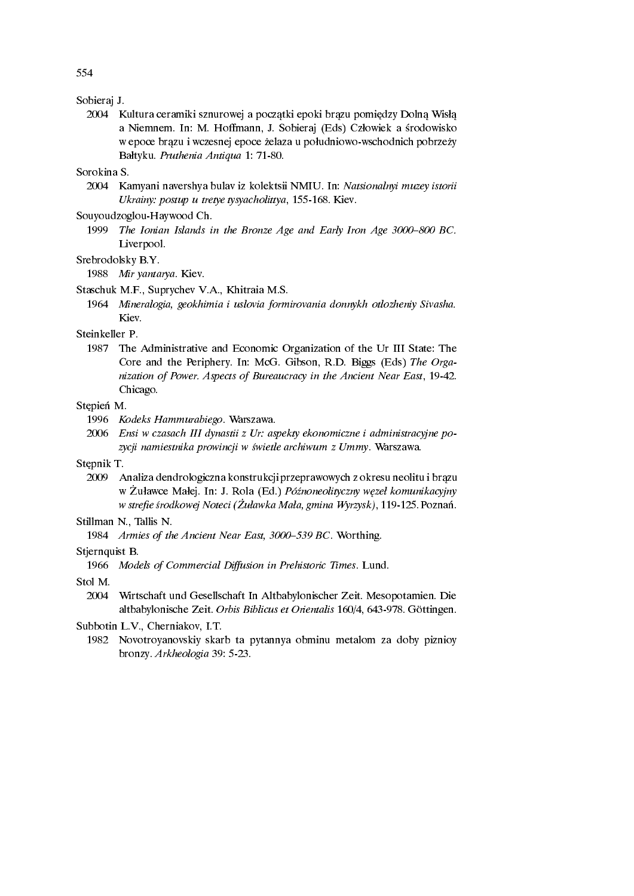Sobieraj J.

2004 Kultura ceramiki sznurowej a początki epoki brązu pomiędzy Dolną Wisłą a Niemnem. In: M. Hoffmann, J. Sobieraj (Eds) Człowiek a środowisko w epoce brązu i wczesnej epoce żelaza u południowo-wschodnich pobrzeży Bałtyku. *Pruthenia Antiqua* 1: 71-80.

Sorokina S.

2004 Kamyani navershya bulav iz kolektsii NMIU. In: *Natsionalnyi muzey istorii Ukrainy: postup u tretye tysyacholittya*, 155-168. Kiev.

Souyoudzoglou-Haywood Ch.

1999 *The Ionian Islands in the Bronze Age and Early Iron Age 3000–800 BC.* Liverpool.

Srebrodolsky B.Y.

1988 *Mir yantarya.* Kiev.

Staschuk M.F., Suprychev V.A., Khitraia M.S.

1964 *Mineralogia, geokhimia i uslovia formirovania donnykh otlozheniy Sivasha.* Kiev.

Steinkeller P.

1987 The Administrative and Economic Organization of the Ur III State: The Core and the Periphery. In: McG. Gibson, R.D. Biggs (Eds) *The Organization of Power. Aspects of Bureaucracy in the Ancient Near East*, 19-42. Chicago.

Stępień M.

1996 *Kodeks Hammurabiego*. Warszawa.

2006 *Ensi w czasach III dynastii z Ur: aspekty ekonomiczne i administracyjne pozycji namiestnika prowincji w świetle archiwum z Ummy*. Warszawa.

Stępnik T.

2009 Analiza dendrologiczna konstrukcji przeprawowych z okresu neolitu i brązu w Żuławce Małej. In: J. Rola (Ed.) *Późnoneolityczny węzeł komunikacyjny w strefie środkowej Noteci (Żuławka Mała, gmina Wyrzysk)*, 119-125. Poznań.

Stillman N., Tallis N.

1984 *Armies of the Ancient Near East, 3000–539 BC*. Worthing.

Stjernquist B.

1966 *Models of Commercial Diffusion in Prehistoric Times*. Lund.

Stol M.

2004 Wirtschaft und Gesellschaft In Altbabylonischer Zeit. Mesopotamien. Die altbabylonische Zeit. *Orbis Biblicus et Orientalis* 160/4, 643-978. Göttingen.

Subbotin L.V., Cherniakov, I.T.

1982 Novotroyanovskiy skarb ta pytannya obminu metalom za doby piznioy bronzy. *Arkheologia* 39: 5-23.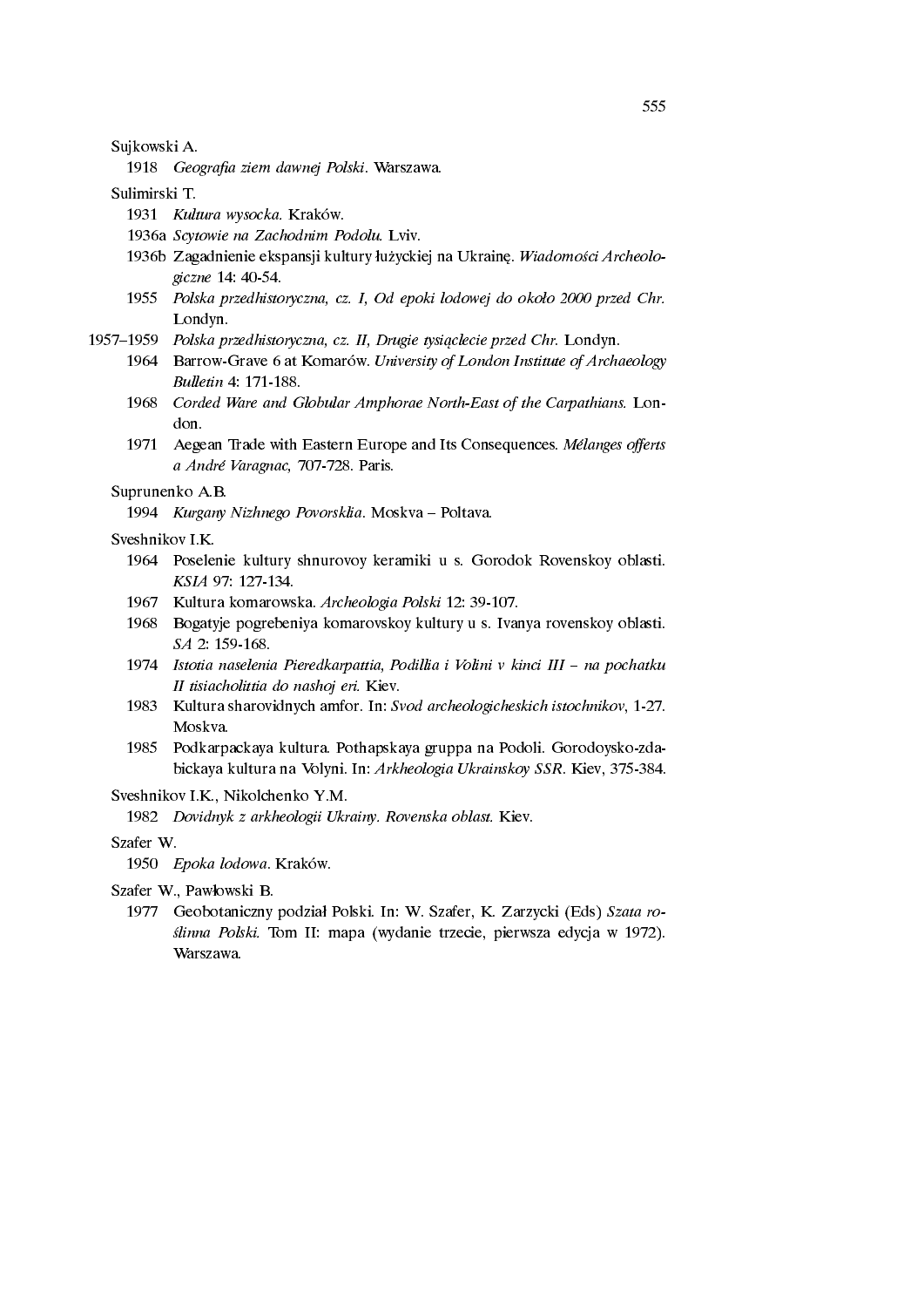Sujkowski A.

1918 *Geografia ziem dawnej Polski*. Warszawa.

Sulimirski T.

1931 *Kultura wysocka.* Kraków.

1936a *Scytowie na Zachodnim Podolu.* Lviv.

1936b Zagadnienie ekspansji kultury łużyckiej na Ukrainę. *Wiadomości Archeologiczne* 14: 40-54.

1955 *Polska przedhistoryczna, cz. I, Od epoki lodowej do około 2000 przed Chr.* Londyn.

1957–1959 *Polska przedhistoryczna, cz. II, Drugie tysiąclecie przed Chr.* Londyn.

1964 Barrow-Grave 6 at Komarów. *University of London Institute of Archaeology Bulletin* 4: 171-188.

1968 *Corded Ware and Globular Amphorae North-East of the Carpathians.* London.

1971 Aegean Trade with Eastern Europe and Its Consequences. *Mélanges offerts a André Varagnac,* 707-728. Paris.

Suprunenko A.B.

1994 *Kurgany Nizhnego Povorsklia*. Moskva – Poltava.

Sveshnikov I.K.

1964 Poselenie kultury shnurovoy keramiki u s. Gorodok Rovenskoy oblasti. *KSIA* 97: 127-134.

1967 Kultura komarowska. *Archeologia Polski* 12: 39-107.

1968 Bogatyje pogrebeniya komarovskoy kultury u s. Ivanya rovenskoy oblasti. *SA* 2: 159-168.

1974 *Istotia naselenia Pieredkarpattia, Podillia i Volini v kinci III – na pochatku II tisiacholittia do nashoj eri.* Kiev.

1983 Kultura sharovidnych amfor. In: *Svod archeologicheskich istochnikov*, 1-27. Moskva.

1985 Podkarpackaya kultura. Pothapskaya gruppa na Podoli. Gorodoysko-zdabickaya kultura na Volyni. In: *Arkheologia Ukrainskoy SSR*. Kiev, 375-384.

Sveshnikov I.K., Nikolchenko Y.M.

1982 *Dovidnyk z arkheologii Ukrainy. Rovenska oblast.* Kiev.

Szafer W.

1950 *Epoka lodowa*. Kraków.

Szafer W., Pawłowski B.

1977 Geobotaniczny podział Polski. In: W. Szafer, K. Zarzycki (Eds) *Szata roślinna Polski.* Tom II: mapa (wydanie trzecie, pierwsza edycja w 1972). Warszawa.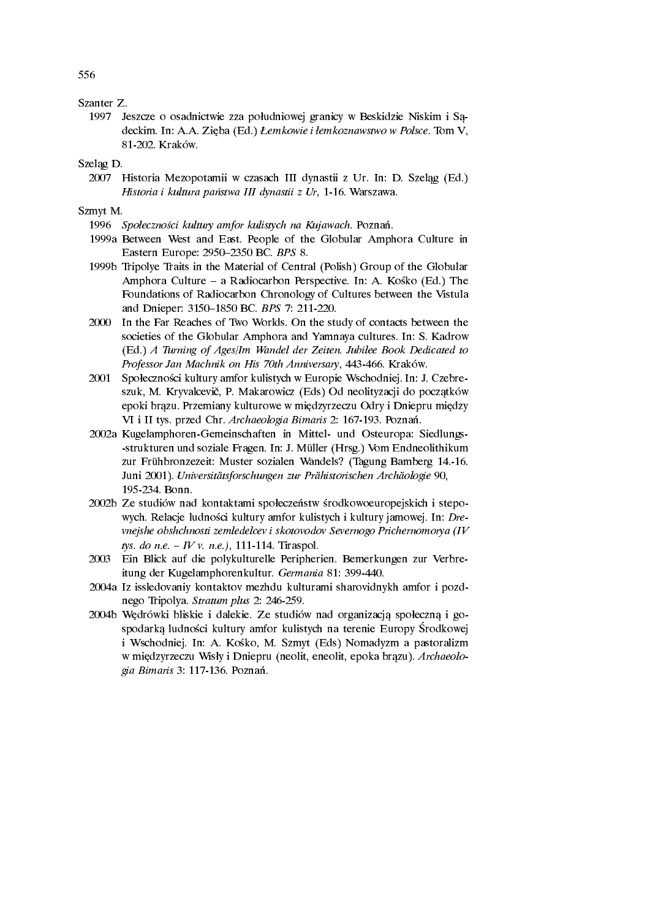Szanter Z.

1997 Jeszcze o osadnictwie zza południowej granicy w Beskidzie Niskim i Sądeckim. In: A.A. Zięba (Ed.) *Łemkowie i łemkoznawstwo w Polsce*. Tom V, 81-202. Kraków.

Szeląg D.

2007 Historia Mezopotamii w czasach III dynastii z Ur. In: D. Szeląg (Ed.) *Historia i kultura państwa III dynastii z Ur*, 1-16. Warszawa.

Szmyt M.

1996 *Społeczności kultury amfor kulistych na Kujawach*. Poznań.

1999a Between West and East. People of the Globular Amphora Culture in Eastern Europe: 2950–2350 BC. *BPS* 8.

1999b Tripolye Traits in the Material of Central (Polish) Group of the Globular Amphora Culture – a Radiocarbon Perspective. In: A. Kośko (Ed.) The Foundations of Radiocarbon Chronology of Cultures between the Vistula and Dnieper: 3150–1850 BC. *BPS* 7: 211-220.

2000 In the Far Reaches of Two Worlds. On the study of contacts between the societies of the Globular Amphora and Yamnaya cultures. In: S. Kadrow (Ed.) *A Turning of Ages/Im Wandel der Zeiten. Jubilee Book Dedicated to Professor Jan Machnik on His 70th Anniversary*, 443-466. Kraków.

2001 Społeczności kultury amfor kulistych w Europie Wschodniej. In: J. Czebreszuk, M. Kryvalcevič, P. Makarowicz (Eds) Od neolityzacji do początków epoki brązu. Przemiany kulturowe w międzyrzeczu Odry i Dniepru między VI i II tys. przed Chr. *Archaeologia Bimaris* 2: 167-193. Poznań.

2002a Kugelamphoren-Gemeinschaften in Mittel- und Osteuropa: Siedlungs--strukturen und soziale Fragen. In: J. Müller (Hrsg.) Vom Endneolithikum zur Frühbronzezeit: Muster sozialen Wandels? (Tagung Bamberg 14.-16. Juni 2001). *Universitätsforschungen zur Prähistorischen Archäologie* 90, 195-234. Bonn.

2002b Ze studiów nad kontaktami społeczeństw środkowoeuropejskich i stepowych. Relacje ludności kultury amfor kulistych i kultury jamowej. In: *Drevnejshe obshchnosti zemledelcev i skotovodov Severnogo Prichernomorya (IV tys. do n.e. – IV v. n.e.)*, 111-114. Tiraspol.

2003 Ein Blick auf die polykulturelle Peripherien. Bemerkungen zur Verbreitung der Kugelamphorenkultur. *Germania* 81: 399-440.

2004a Iz issledovaniy kontaktov mezhdu kulturami sharovidnykh amfor i pozdnego Tripolya. *Stratum plus* 2: 246-259.

2004b Wędrówki bliskie i dalekie. Ze studiów nad organizacją społeczną i gospodarką ludności kultury amfor kulistych na terenie Europy Środkowej i Wschodniej. In: A. Kośko, M. Szmyt (Eds) Nomadyzm a pastoralizm w międzyrzeczu Wisły i Dniepru (neolit, eneolit, epoka brązu). *Archaeologia Bimaris* 3: 117-136. Poznań.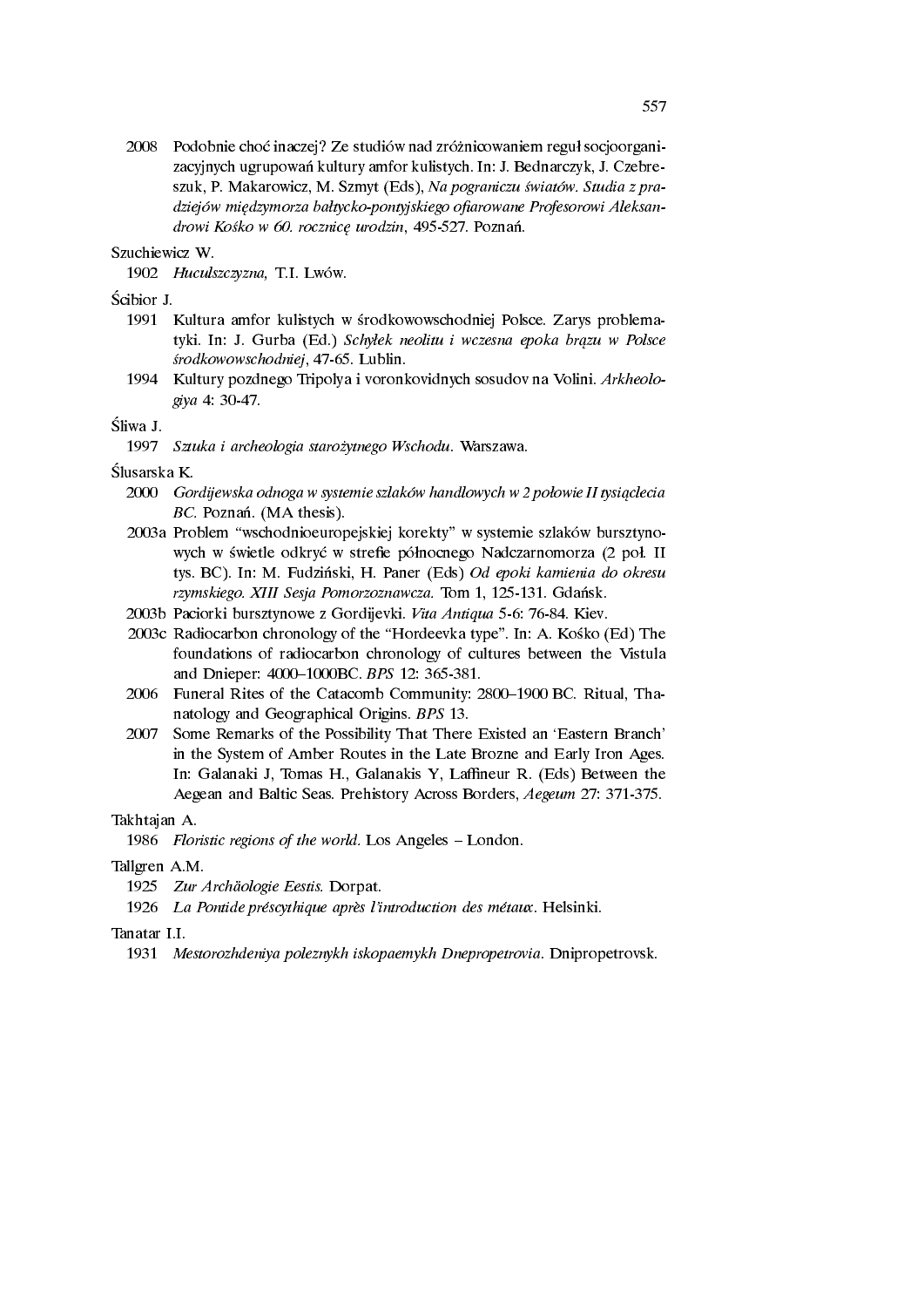2008 Podobnie choć inaczej? Ze studiów nad zróżnicowaniem reguł socjoorganizacyjnych ugrupowań kultury amfor kulistych. In: J. Bednarczyk, J. Czebreszuk, P. Makarowicz, M. Szmyt (Eds), *Na pograniczu światów. Studia z pradziejów międzymorza bałtycko-pontyjskiego ofiarowane Profesorowi Aleksandrowi Kośko w 60. rocznicę urodzin*, 495-527. Poznań.

Szuchiewicz W.

1902 *Huculszczyzna,* T.I. Lwów.

Ścibior J.

1991 Kultura amfor kulistych w środkowowschodniej Polsce. Zarys problematyki. In: J. Gurba (Ed.) *Schyłek neolitu i wczesna epoka brązu w Polsce środkowowschodniej*, 47-65. Lublin.

1994 Kultury pozdnego Tripolya i voronkovidnych sosudov na Volini. *Arkheologiya* 4: 30-47.

Śliwa J.

1997 *Sztuka i archeologia starożytnego Wschodu*. Warszawa.

Ślusarska K.

2000 *Gordijewska odnoga w systemie szlaków handlowych w 2 połowie II tysiąclecia BC.* Poznań. (MA thesis).

2003a Problem "wschodnioeuropejskiej korekty" w systemie szlaków bursztynowych w świetle odkryć w strefie północnego Nadczarnomorza (2 poł. II tys. BC). In: M. Fudziński, H. Paner (Eds) *Od epoki kamienia do okresu rzymskiego. XIII Sesja Pomorzoznawcza.* Tom 1, 125-131. Gdańsk.

2003b Paciorki bursztynowe z Gordijevki. *Vita Antiqua* 5-6: 76-84. Kiev.

2003c Radiocarbon chronology of the "Hordeevka type". In: A. Kośko (Ed) The foundations of radiocarbon chronology of cultures between the Vistula and Dnieper: 4000–1000BC. *BPS* 12: 365-381.

2006 Funeral Rites of the Catacomb Community: 2800–1900 BC. Ritual, Thanatology and Geographical Origins. *BPS* 13.

2007 Some Remarks of the Possibility That There Existed an 'Eastern Branch' in the System of Amber Routes in the Late Brozne and Early Iron Ages. In: Galanaki J, Tomas H., Galanakis Y, Laffineur R. (Eds) Between the Aegean and Baltic Seas. Prehistory Across Borders, *Aegeum* 27: 371-375.

Takhtajan A.

1986 *Floristic regions of the world.* Los Angeles – London.

Tallgren A.M.

1925 *Zur Archäologie Eestis.* Dorpat.

1926 *La Pontide préscythique après l'introduction des métaux*. Helsinki.

Tanatar I.I.

1931 *Mestorozhdeniya poleznykh iskopaemykh Dnepropetrovia*. Dnipropetrovsk.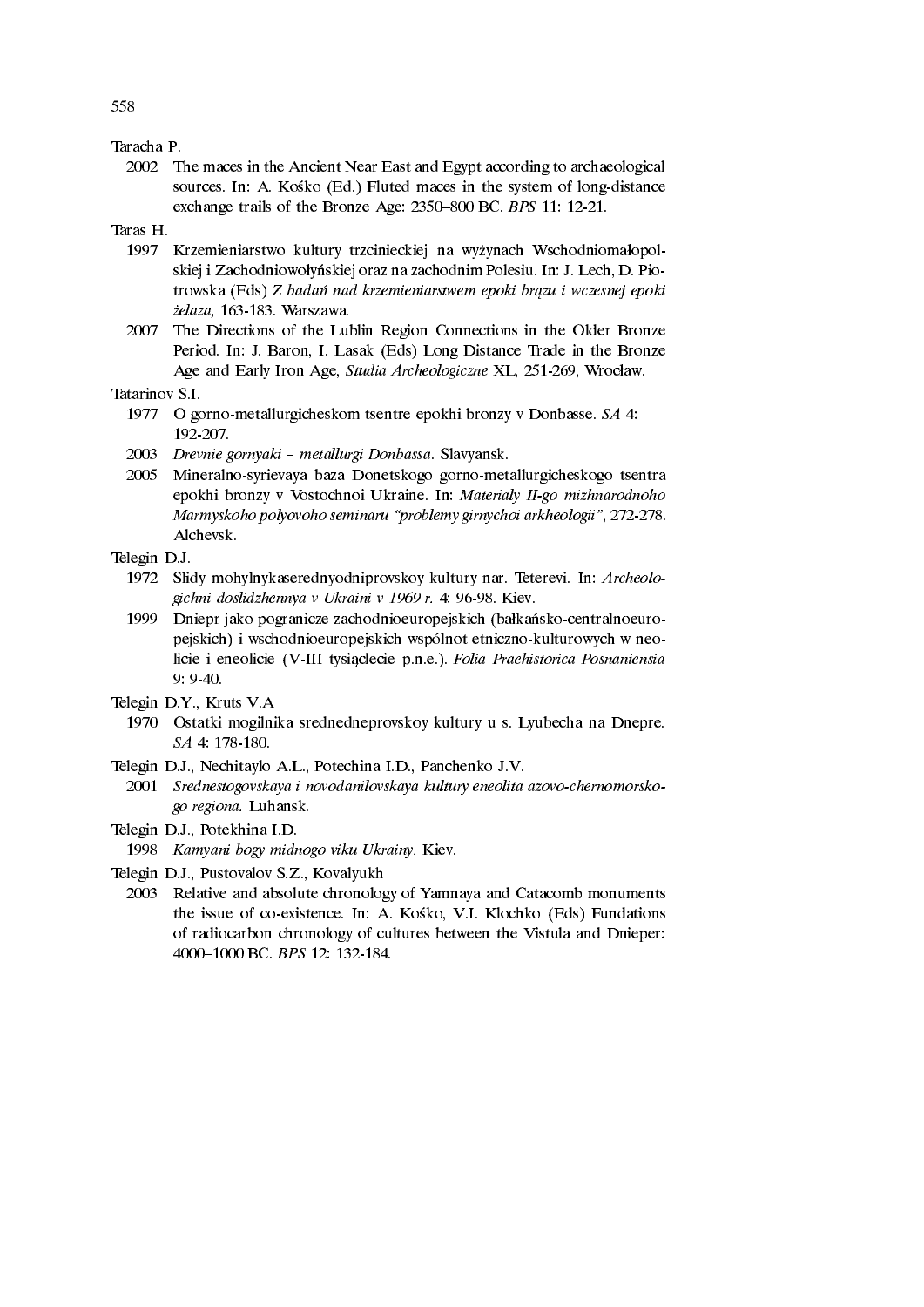Taracha P.

2002 The maces in the Ancient Near East and Egypt according to archaeological sources. In: A. Kośko (Ed.) Fluted maces in the system of long-distance exchange trails of the Bronze Age: 2350–800 BC. *BPS* 11: 12-21.

Taras H.

1997 Krzemieniarstwo kultury trzcinieckiej na wyżynach Wschodniomałopolskiej i Zachodniowołyńskiej oraz na zachodnim Polesiu. In: J. Lech, D. Piotrowska (Eds) *Z badań nad krzemieniarstwem epoki brązu i wczesnej epoki żelaza*, 163-183. Warszawa.

2007 The Directions of the Lublin Region Connections in the Older Bronze Period. In: J. Baron, I. Lasak (Eds) Long Distance Trade in the Bronze Age and Early Iron Age, *Studia Archeologiczne* XL, 251-269, Wrocław.

Tatarinov S.I.

1977 O gorno-metallurgicheskom tsentre epokhi bronzy v Donbasse. *SA* 4: 192-207.

2003 *Drevnie gornyaki – metallurgi Donbassa*. Slavyansk.

2005 Mineralno-syrievaya baza Donetskogo gorno-metallurgicheskogo tsentra epokhi bronzy v Vostochnoi Ukraine. In: *Materialy II-go mizhnarodnoho Marmyskoho polyovoho seminaru "problemy girnychoi arkheologii"*, 272-278. Alchevsk.

Telegin D.J.

1972 Slidy mohylnykaserednyodniprovskoy kultury nar. Teterevi. In: *Archeologichni doslidzhennya v Ukraini v 1969 r.* 4: 96-98. Kiev.

1999 Dniepr jako pogranicze zachodnioeuropejskich (bałkańsko-centralnoeuropejskich) i wschodnioeuropejskich wspólnot etniczno-kulturowych w neolicie i eneolicie (V-III tysiąclecie p.n.e.). *Folia Praehistorica Posnaniensia* 9: 9-40.

Telegin D.Y., Kruts V.A

1970 Ostatki mogilnika srednedneprovskoy kultury u s. Lyubecha na Dnepre. *SA* 4: 178-180.

Telegin D.J., Nechitaylo A.L., Potechina I.D., Panchenko J.V.

2001 *Srednestogovskaya i novodanilovskaya kultury eneolita azovo-chernomorskogo regiona.* Luhansk.

Telegin D.J., Potekhina I.D.

1998 *Kamyani bogy midnogo viku Ukrainy.* Kiev.

Telegin D.J., Pustovalov S.Z., Kovalyukh

2003 Relative and absolute chronology of Yamnaya and Catacomb monuments the issue of co-existence. In: A. Kośko, V.I. Klochko (Eds) Fundations of radiocarbon chronology of cultures between the Vistula and Dnieper: 4000–1000 BC. *BPS* 12: 132-184.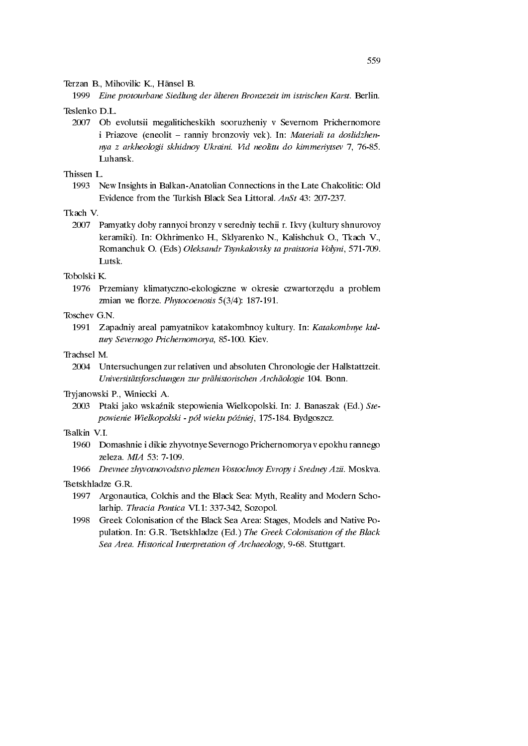Terzan B., Mihovilic K., Hänsel B.

1999 *Eine protourbane Siedlung der älteren Bronzezeit im istrischen Karst.* Berlin.

Teslenko D.L.

2007 Ob evolutsii megaliticheskikh sooruzheniy v Severnom Prichernomore i Priazove (eneolit – ranniy bronzoviy vek). In: *Materiali ta doslidzhennya z arkheologii skhidnoy Ukraini. Vid neolitu do kimmeriytsev* 7, 76-85. Luhansk.

Thissen L.

1993 New Insights in Balkan-Anatolian Connections in the Late Chalcolitic: Old Evidence from the Turkish Black Sea Littoral. *AnSt* 43: 207-237.

Tkach V.

2007 Pamyatky doby rannyoi bronzy v seredniy techii r. Ikvy (kultury shnurovoy keramiki). In: Okhrimenko H., Sklyarenko N., Kalishchuk O., Tkach V., Romanchuk O. (Eds) *Oleksandr Tsynkalovsky ta praistoria Volyni*, 571-709. Lutsk.

Tobolski K.

1976 Przemiany klimatyczno-ekologiczne w okresie czwartorzędu a problem zmian we florze. *Phytocoenosis* 5(3/4): 187-191.

Toschev G.N.

1991 Zapadniy areal pamyatnikov katakombnoy kultury. In: *Katakombnye kultury Severnogo Prichernomorya,* 85-100. Kiev.

Trachsel M.

2004 Untersuchungen zur relativen und absoluten Chronologie der Hallstattzeit. *Universitätsforschungen zur prähistorischen Archäologie* 104. Bonn.

Tryjanowski P., Winiecki A.

2003 Ptaki jako wskaźnik stepowienia Wielkopolski. In: J. Banaszak (Ed.) *Stepowienie Wielkopolski - pół wieku później*, 175-184. Bydgoszcz.

Tsalkin V.I.

1960 Domashnie i dikie zhyvotnye Severnogo Prichernomorya v epokhu rannego zeleza. *MIA* 53: 7-109.

1966 *Drevnee zhyvotnovodstvo plemen Vostochnoy Evropy i Sredney Azii.* Moskva.

Tsetskhladze G.R.

1997 Argonautica, Colchis and the Black Sea: Myth, Reality and Modern Scholarhip. *Thracia Pontica* VI.1: 337-342, Sozopol.

1998 Greek Colonisation of the Black Sea Area: Stages, Models and Native Population. In: G.R. Tsetskhladze (Ed.) *The Greek Colonisation of the Black Sea Area. Historical Interpretation of Archaeology,* 9-68. Stuttgart.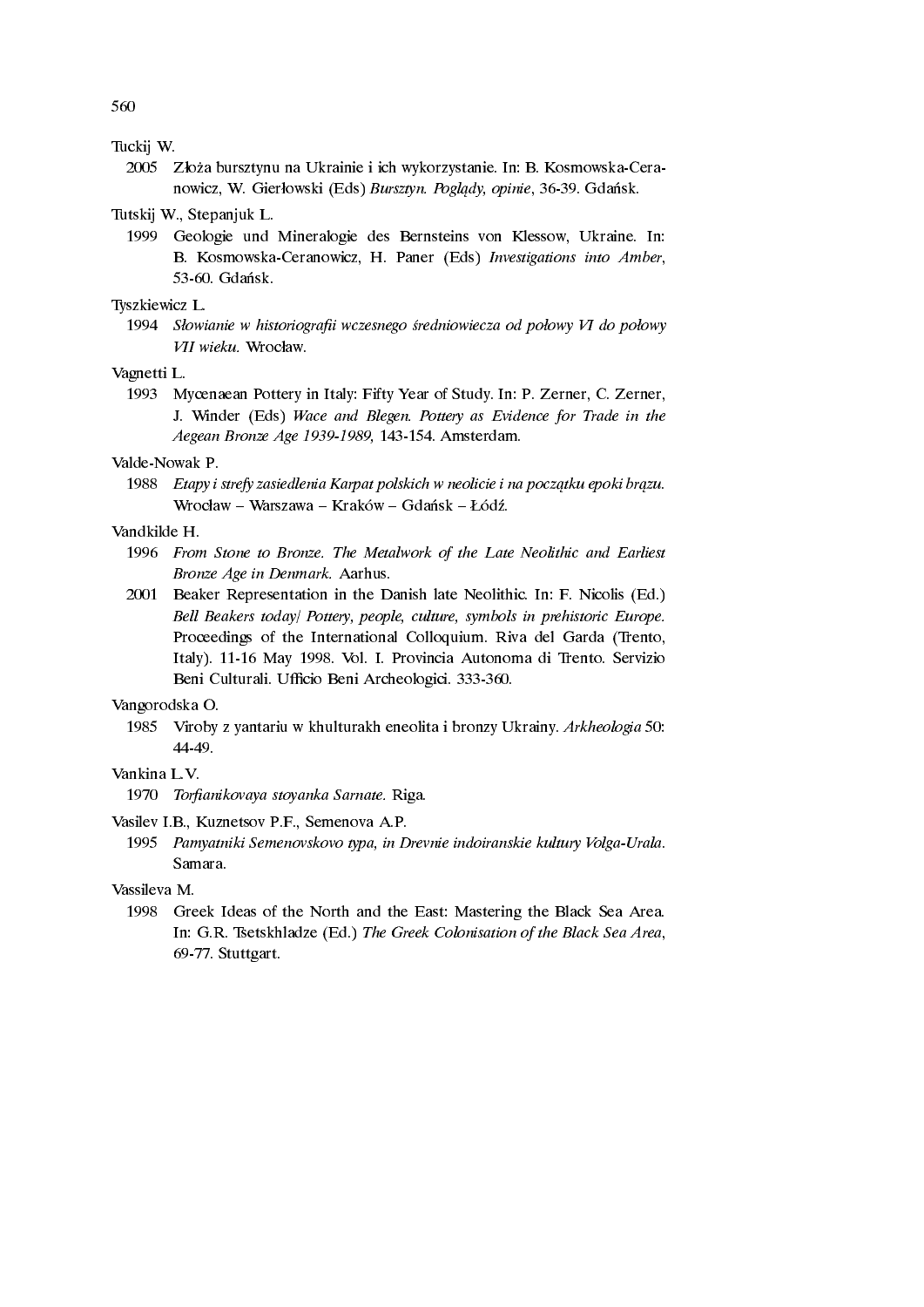Tuckij W.

2005 Złoża bursztynu na Ukrainie i ich wykorzystanie. In: B. Kosmowska-Ceranowicz, W. Gierłowski (Eds) *Bursztyn. Poglądy, opinie*, 36-39. Gdańsk.

Tutskij W., Stepanjuk L.

1999 Geologie und Mineralogie des Bernsteins von Klessow, Ukraine. In: B. Kosmowska-Ceranowicz, H. Paner (Eds) *Investigations into Amber*, 53-60. Gdańsk.

Tyszkiewicz L.

1994 *Słowianie w historiografii wczesnego średniowiecza od połowy VI do połowy VII wieku.* Wrocław.

Vagnetti L.

1993 Mycenaean Pottery in Italy: Fifty Year of Study. In: P. Zerner, C. Zerner, J. Winder (Eds) *Wace and Blegen. Pottery as Evidence for Trade in the Aegean Bronze Age 1939-1989,* 143-154. Amsterdam.

Valde-Nowak P.

1988 *Etapy i strefy zasiedlenia Karpat polskich w neolicie i na początku epoki brązu.* Wrocław – Warszawa – Kraków – Gdańsk – Łódź.

Vandkilde H.

1996 *From Stone to Bronze. The Metalwork of the Late Neolithic and Earliest Bronze Age in Denmark.* Aarhus.

2001 Beaker Representation in the Danish late Neolithic. In: F. Nicolis (Ed.) *Bell Beakers today/ Pottery, people, culture, symbols in prehistoric Europe.* Proceedings of the International Colloquium. Riva del Garda (Trento, Italy). 11-16 May 1998. Vol. I. Provincia Autonoma di Trento. Servizio Beni Culturali. Ufficio Beni Archeologici. 333-360.

Vangorodska O.

1985 Viroby z yantariu w khulturakh eneolita i bronzy Ukrainy. *Arkheologia* 50: 44-49.

Vankina L.V.

1970 *Torfianikovaya stoyanka Sarnate.* Riga.

Vasilev I.B., Kuznetsov P.F., Semenova A.P.

1995 *Pamyatniki Semenovskovo typa, in Drevnie indoiranskie kultury Volga-Urala.* Samara.

Vassileva M.

1998 Greek Ideas of the North and the East: Mastering the Black Sea Area. In: G.R. Tsetskhladze (Ed.) *The Greek Colonisation of the Black Sea Area*, 69-77. Stuttgart.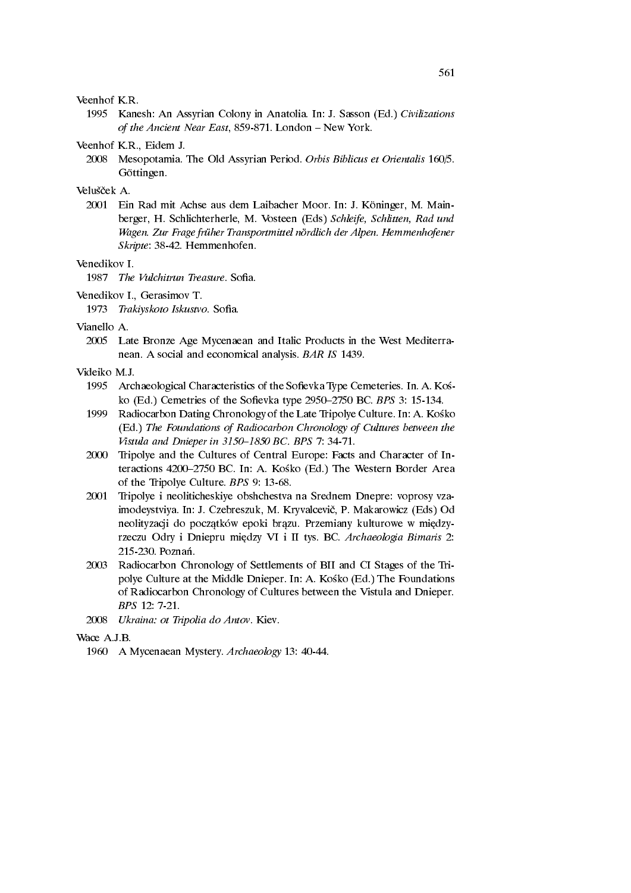Veenhof K.R.

1995 Kanesh: An Assyrian Colony in Anatolia. In: J. Sasson (Ed.) *Civilizations of the Ancient Near East*, 859-871. London – New York.

Veenhof K.R., Eidem J.

2008 Mesopotamia. The Old Assyrian Period. *Orbis Biblicus et Orientalis* 160/5. Göttingen.

Velušček A.

2001 Ein Rad mit Achse aus dem Laibacher Moor. In: J. Köninger, M. Mainberger, H. Schlichterherle, M. Vosteen (Eds) *Schleife, Schlitten, Rad und Wagen. Zur Frage früher Transportmittel nördlich der Alpen. Hemmenhofener Skripte*: 38-42. Hemmenhofen.

Venedikov I.

1987 *The Vulchitrun Treasure*. Sofia.

Venedikov I., Gerasimov T.

1973 *Trakiyskoto Iskustvo*. Sofia.

Vianello A.

2005 Late Bronze Age Mycenaean and Italic Products in the West Mediterranean. A social and economical analysis. *BAR IS* 1439.

Videiko M.J.

1995 Archaeological Characteristics of the Sofievka Type Cemeteries. In. A. Kośko (Ed.) Cemetries of the Sofievka type 2950–2750 BC. *BPS* 3: 15-134.

1999 Radiocarbon Dating Chronology of the Late Tripolye Culture. In: A. Kośko (Ed.) *The Foundations of Radiocarbon Chronology of Cultures between the Vistula and Dnieper in 3150–1850 BC*. *BPS* 7: 34-71.

2000 Tripolye and the Cultures of Central Europe: Facts and Character of Interactions 4200–2750 BC. In: A. Kośko (Ed.) The Western Border Area of the Tripolye Culture. *BPS* 9: 13-68.

2001 Tripolye i neoliticheskiye obshchestva na Srednem Dnepre: voprosy vzaimodeystviya. In: J. Czebreszuk, M. Kryvalcevič, P. Makarowicz (Eds) Od neolityzacji do początków epoki brązu. Przemiany kulturowe w międzyrzeczu Odry i Dniepru między VI i II tys. BC. *Archaeologia Bimaris* 2: 215-230. Poznań.

2003 Radiocarbon Chronology of Settlements of BII and CI Stages of the Tripolye Culture at the Middle Dnieper. In: A. Kośko (Ed.) The Foundations of Radiocarbon Chronology of Cultures between the Vistula and Dnieper. *BPS* 12: 7-21.

2008 *Ukraina: ot Tripolia do Antov*. Kiev.

Wace A.J.B.

1960 A Mycenaean Mystery. *Archaeology* 13: 40-44.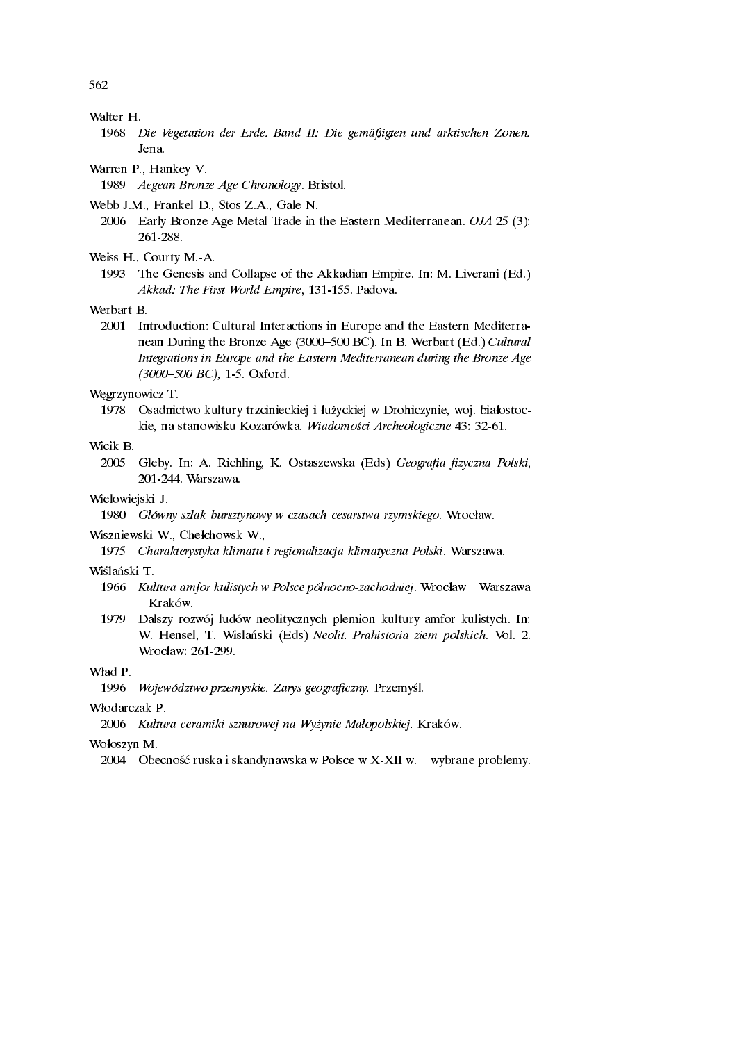Walter H.

1968 *Die Vegetation der Erde. Band II: Die gemäßigten und arktischen Zonen.* Jena.

Warren P., Hankey V.

1989 *Aegean Bronze Age Chronology*. Bristol.

Webb J.M., Frankel D., Stos Z.A., Gale N.

2006 Early Bronze Age Metal Trade in the Eastern Mediterranean. *OJA* 25 (3): 261-288.

Weiss H., Courty M.-A.

1993 The Genesis and Collapse of the Akkadian Empire. In: M. Liverani (Ed.) *Akkad: The First World Empire*, 131-155. Padova.

Werbart B.

2001 Introduction: Cultural Interactions in Europe and the Eastern Mediterranean During the Bronze Age (3000–500 BC). In B. Werbart (Ed.) *Cultural Integrations in Europe and the Eastern Mediterranean during the Bronze Age (3000–500 BC)*, 1-5. Oxford.

Węgrzynowicz T.

1978 Osadnictwo kultury trzcinieckiej i łużyckiej w Drohiczynie, woj. białostockie, na stanowisku Kozarówka. *Wiadomości Archeologiczne* 43: 32-61.

Wicik B.

2005 Gleby. In: A. Richling, K. Ostaszewska (Eds) *Geografia fizyczna Polski*, 201-244. Warszawa.

Wielowiejski J.

1980 *Główny szlak bursztynowy w czasach cesarstwa rzymskiego*. Wrocław.

Wiszniewski W., Chełchowsk W.,

1975 *Charakterystyka klimatu i regionalizacja klimatyczna Polski*. Warszawa.

Wiślański T.

1966 *Kultura amfor kulistych w Polsce północno-zachodniej*. Wrocław – Warszawa – Kraków.

1979 Dalszy rozwój ludów neolitycznych plemion kultury amfor kulistych. In: W. Hensel, T. Wislański (Eds) *Neolit. Prahistoria ziem polskich.* Vol. 2. Wrocław: 261-299.

Wład P.

1996 *Województwo przemyskie. Zarys geograficzny.* Przemyśl.

Włodarczak P.

2006 *Kultura ceramiki sznurowej na Wyżynie Małopolskiej.* Kraków.

Wołoszyn M.

2004 Obecność ruska i skandynawska w Polsce w X-XII w. – wybrane problemy.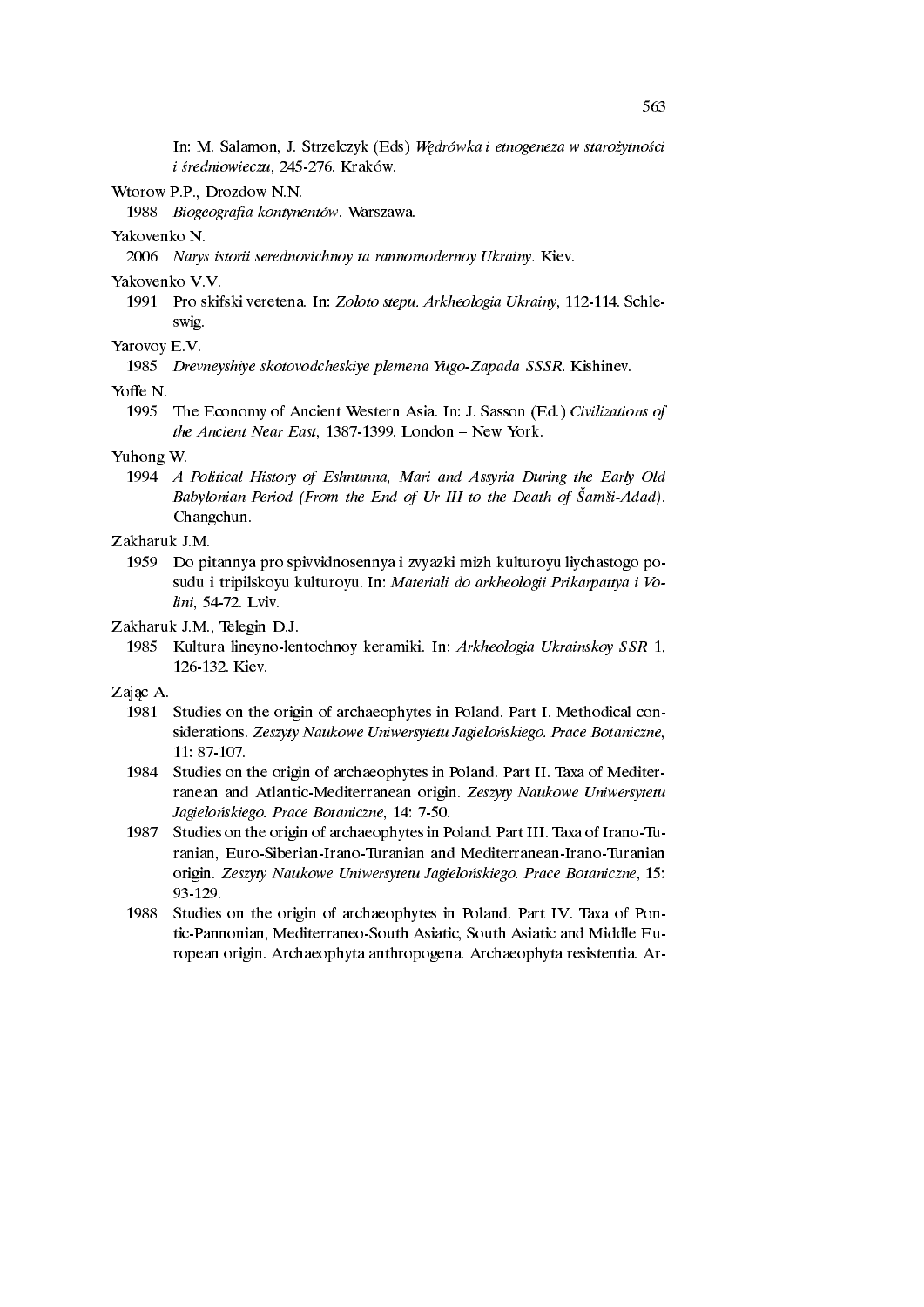In: M. Salamon, J. Strzelczyk (Eds) *Wędrówka i etnogeneza w starożytności i średniowieczu*, 245-276. Kraków.

Wtorow P.P., Drozdow N.N.

1988 *Biogeografia kontynentów*. Warszawa.

Yakovenko N.

2006 *Narys istorii serednovichnoy ta rannomodernoy Ukrainy*. Kiev.

Yakovenko V.V.

1991 Pro skifski veretena. In: *Zoloto stepu. Arkheologia Ukrainy*, 112-114. Schleswig.

Yarovoy E.V.

1985 *Drevneyshiye skotovodcheskiye plemena Yugo-Zapada SSSR*. Kishinev.

Yoffe N.

1995 The Economy of Ancient Western Asia. In: J. Sasson (Ed.) *Civilizations of the Ancient Near East*, 1387-1399. London – New York.

Yuhong W.

1994 *A Political History of Eshnunna, Mari and Assyria During the Early Old Babylonian Period (From the End of Ur III to the Death of Šamši-Adad)*. Changchun.

Zakharuk J.M.

1959 Do pitannya pro spivvidnosennya i zvyazki mizh kulturoyu liychastogo posudu i tripilskoyu kulturoyu. In: *Materiali do arkheologii Prikarpattya i Volini*, 54-72. Lviv.

Zakharuk J.M., Telegin D.J.

1985 Kultura lineyno-lentochnoy keramiki. In: *Arkheologia Ukrainskoy SSR* 1, 126-132. Kiev.

Zając A.

1981 Studies on the origin of archaeophytes in Poland. Part I. Methodical considerations. *Zeszyty Naukowe Uniwersytetu Jagiellońskiego. Prace Botaniczne*, 11: 87-107.

1984 Studies on the origin of archaeophytes in Poland. Part II. Taxa of Mediterranean and Atlantic-Mediterranean origin. *Zeszyty Naukowe Uniwersytetu Jagiellońskiego. Prace Botaniczne*, 14: 7-50.

1987 Studies on the origin of archaeophytes in Poland. Part III. Taxa of Irano-Turanian, Euro-Siberian-Irano-Turanian and Mediterranean-Irano-Turanian origin. *Zeszyty Naukowe Uniwersytetu Jagiellońskiego. Prace Botaniczne*, 15: 93-129.

1988 Studies on the origin of archaeophytes in Poland. Part IV. Taxa of Pontic-Pannonian, Mediterraneo-South Asiatic, South Asiatic and Middle European origin. Archaeophyta anthropogena. Archaeophyta resistentia. Ar-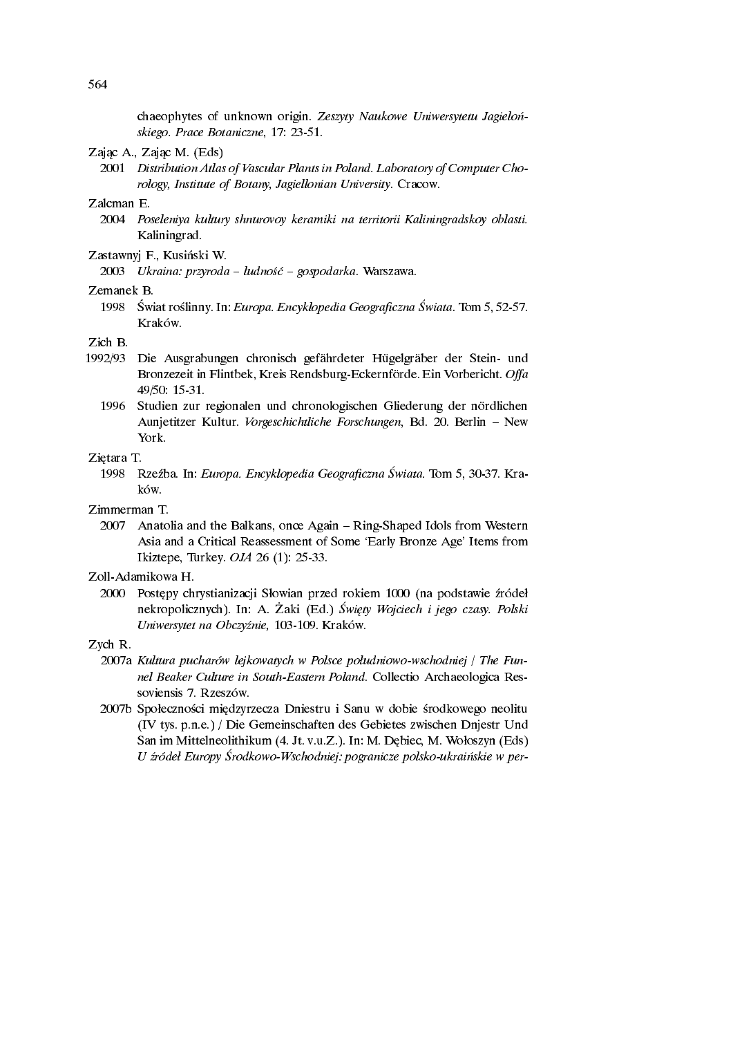chaeophytes of unknown origin. *Zeszyty Naukowe Uniwersytetu Jagiellońskiego. Prace Botaniczne*, 17: 23-51.

Zając A., Zając M. (Eds)

2001 *Distribution Atlas of Vascular Plants in Poland. Laboratory of Computer Chorology, Institute of Botany, Jagiellonian University.* Cracow.

Zalcman E.

2004 *Poseleniya kultury shnurovoy keramiki na territorii Kaliningradskoy oblasti.* Kaliningrad.

Zastawnyj F., Kusiński W.

2003 *Ukraina: przyroda – ludność – gospodarka.* Warszawa.

Zemanek B.

1998 Świat roślinny. In: *Europa. Encyklopedia Geograficzna Świata*. Tom 5, 52-57. Kraków.

Zich B.

1992/93 Die Ausgrabungen chronisch gefährdeter Hügelgräber der Stein- und Bronzezeit in Flintbek, Kreis Rendsburg-Eckernförde. Ein Vorbericht. *Offa* 49/50: 15-31.

1996 Studien zur regionalen und chronologischen Gliederung der nördlichen Aunjetitzer Kultur. *Vorgeschichtliche Forschungen*, Bd. 20. Berlin – New York.

Ziętara T.

1998 Rzeźba. In: *Europa. Encyklopedia Geograficzna Świata.* Tom 5, 30-37. Kraków.

Zimmerman T.

2007 Anatolia and the Balkans, once Again – Ring-Shaped Idols from Western Asia and a Critical Reassessment of Some 'Early Bronze Age' Items from Ikiztepe, Turkey. *OJA* 26 (1): 25-33.

Zoll-Adamikowa H.

2000 Postępy chrystianizacji Słowian przed rokiem 1000 (na podstawie źródeł nekropolicznych). In: A. Żaki (Ed.) *Święty Wojciech i jego czasy. Polski Uniwersytet na Obczyźnie,* 103-109. Kraków.

Zych R.

2007a *Kultura pucharów lejkowatych w Polsce południowo-wschodniej / The Funnel Beaker Culture in South-Eastern Poland.* Collectio Archaeologica Ressoviensis 7. Rzeszów.

2007b Społeczności międzyrzecza Dniestru i Sanu w dobie środkowego neolitu (IV tys. p.n.e.) / Die Gemeinschaften des Gebietes zwischen Dnjestr Und San im Mittelneolithikum (4. Jt. v.u.Z.). In: M. Dębiec, M. Wołoszyn (Eds) *U źródeł Europy Środkowo-Wschodniej: pogranicze polsko-ukraińskie w per-*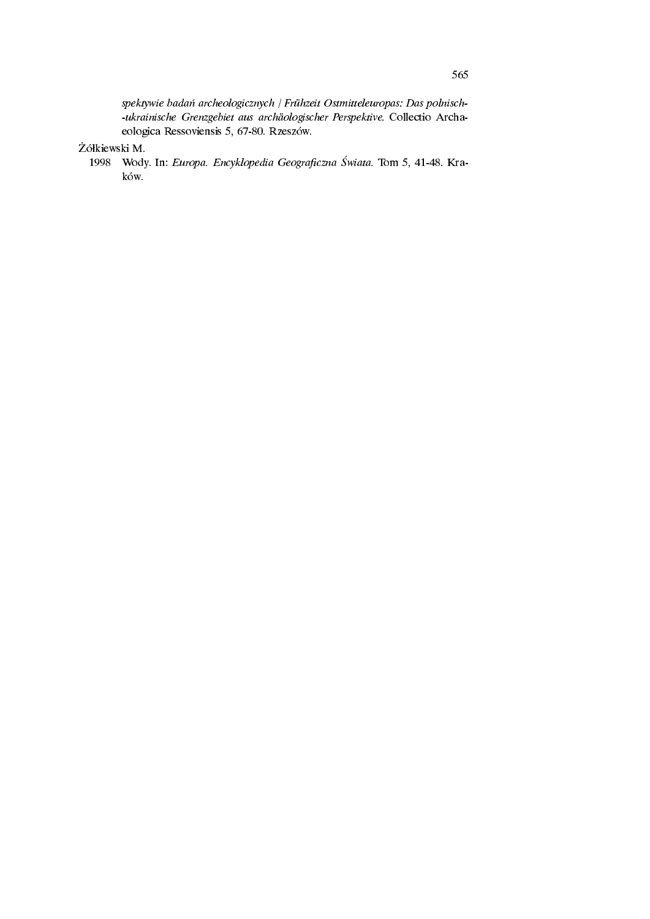*spektywie badań archeologicznych / Frühzeit Ostmitteleuropas: Das polnisch--ukrainische Grenzgebiet aus archäologischer Perspektive.* Collectio Archaeologica Ressoviensis 5, 67-80. Rzeszów.

Żółkiewski M.

1998 Wody. In: *Europa. Encyklopedia Geograficzna Świata.* Tom 5, 41-48. Kraków.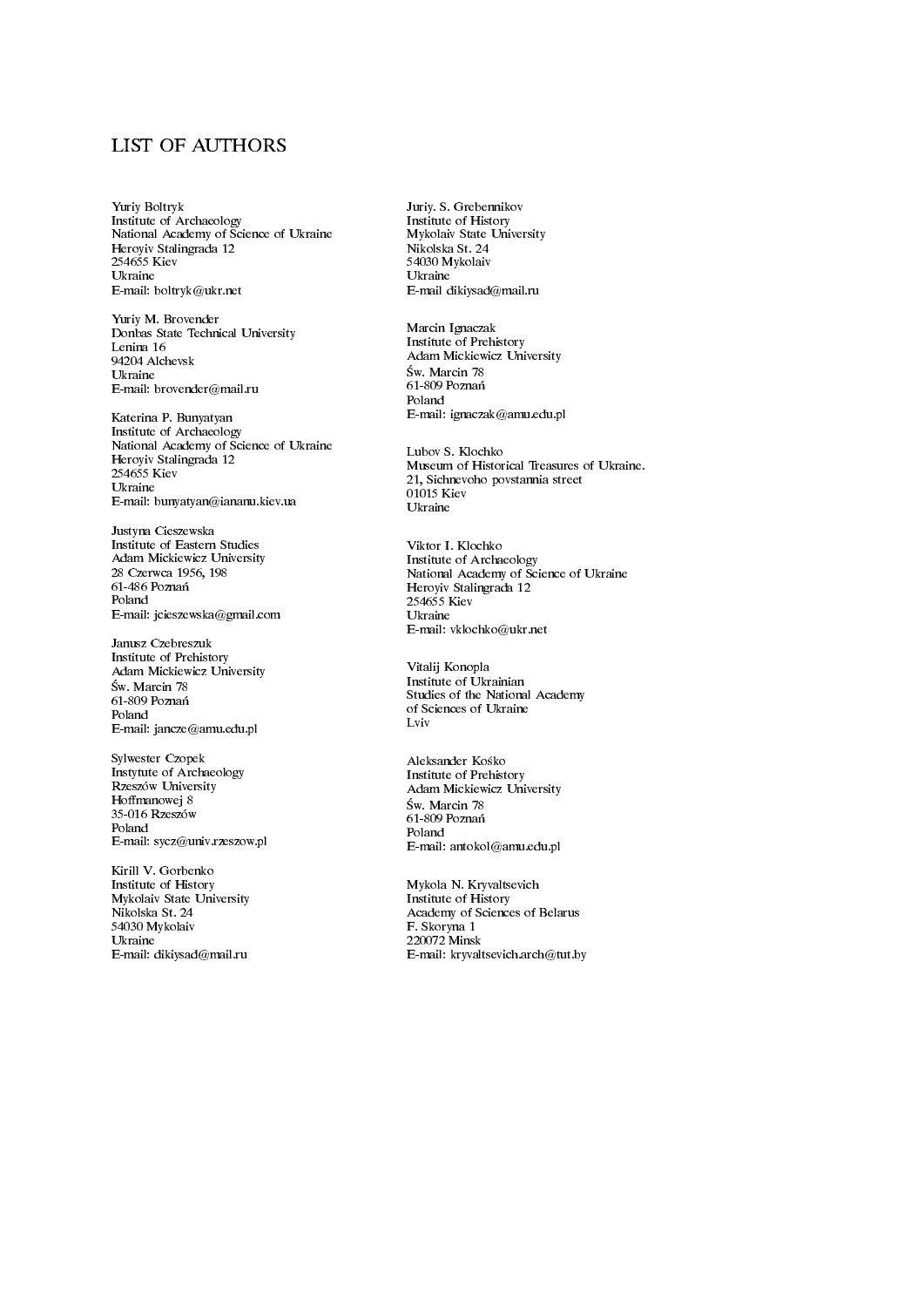# LIST OF AUTHORS

Yuriy Boltryk
Institute of Archaeology
National Academy of Science of Ukraine
Heroyiv Stalingrada 12
254655 Kiev
Ukraine
E-mail: boltryk@ukr.net

Yuriy M. Brovender
Donbas State Technical University
Lenina 16
94204 Alchevsk
Ukraine
E-mail: brovender@mail.ru

Katerina P. Bunyatyan
Institute of Archaeology
National Academy of Science of Ukraine
Heroyiv Stalingrada 12
254655 Kiev
Ukraine
E-mail: bunyatyan@iananu.kiev.ua

Justyna Cieszewska
Institute of Eastern Studies
Adam Mickiewicz University
28 Czerwca 1956, 198
61-486 Poznań
Poland
E-mail: jcieszewska@gmail.com

Janusz Czebreszuk
Institute of Prehistory
Adam Mickiewicz University
Św. Marcin 78
61-809 Poznań
Poland
E-mail: jancze@amu.edu.pl

Sylwester Czopek
Instytute of Archaeology
Rzeszów University
Hoffmanowej 8
35-016 Rzeszów
Poland
E-mail: sycz@univ.rzeszow.pl

Kirill V. Gorbenko
Institute of History
Mykolaiv State University
Nikolska St. 24
54030 Mykolaiv
Ukraine
E-mail: dikiysad@mail.ru

Juriy. S. Grebennikov
Institute of History
Mykolaiv State University
Nikolska St. 24
54030 Mykolaiv
Ukraine
E-mail dikiysad@mail.ru

Marcin Ignaczak
Institute of Prehistory
Adam Mickiewicz University
Św. Marcin 78
61-809 Poznań
Poland
E-mail: ignaczak@amu.edu.pl

Lubov S. Klochko
Museum of Historical Treasures of Ukraine.
21, Sichnevoho povstannia street
01015 Kiev
Ukraine

Viktor I. Klochko
Institute of Archaeology
National Academy of Science of Ukraine
Heroyiv Stalingrada 12
254655 Kiev
Ukraine
E-mail: vklochko@ukr.net

Vitalij Konopla
Institute of Ukrainian
Studies of the National Academy
of Sciences of Ukraine
Lviv

Aleksander Kośko
Institute of Prehistory
Adam Mickiewicz University
Św. Marcin 78
61-809 Poznań
Poland
E-mail: antokol@amu.edu.pl

Mykola N. Kryvaltsevich
Institute of History
Academy of Sciences of Belarus
F. Skoryna 1
220072 Minsk
E-mail: kryvaltsevich.arch@tut.by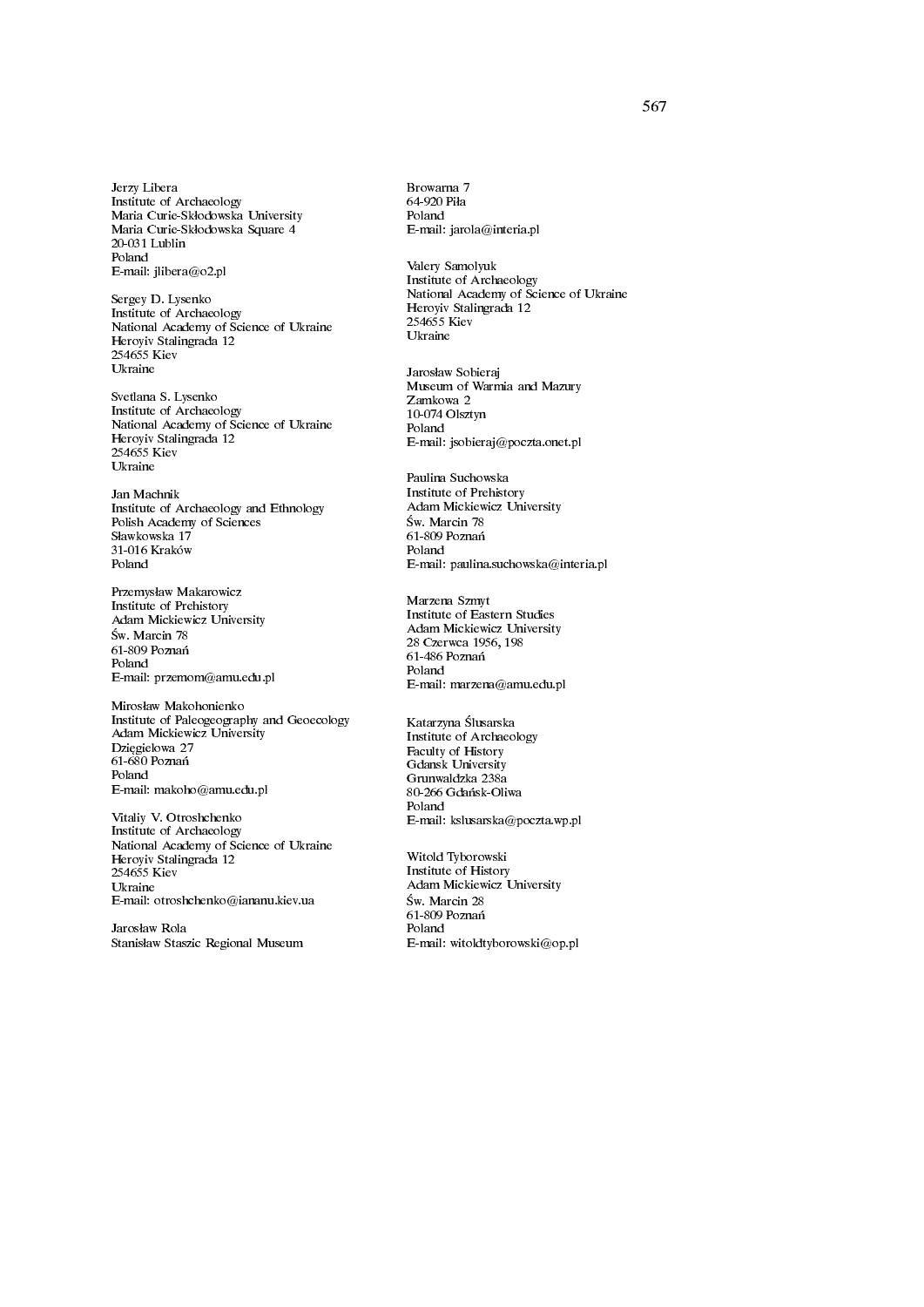Jerzy Libera
Institute of Archaeology
Maria Curie-Skłodowska University
Maria Curie-Skłodowska Square 4
20-031 Lublin
Poland
E-mail: jlibera@o2.pl

Sergey D. Lysenko
Institute of Archaeology
National Academy of Science of Ukraine
Heroyiv Stalingrada 12
254655 Kiev
Ukraine

Svetlana S. Lysenko
Institute of Archaeology
National Academy of Science of Ukraine
Heroyiv Stalingrada 12
254655 Kiev
Ukraine

Jan Machnik
Institute of Archaeology and Ethnology
Polish Academy of Sciences
Sławkowska 17
31-016 Kraków
Poland

Przemysław Makarowicz
Institute of Prehistory
Adam Mickiewicz University
Św. Marcin 78
61-809 Poznań
Poland
E-mail: przemom@amu.edu.pl

Mirosław Makohonienko
Institute of Paleogeography and Geoecology
Adam Mickiewicz University
Dzięgielowa 27
61-680 Poznań
Poland
E-mail: makoho@amu.edu.pl

Vitaliy V. Otroshchenko
Institute of Archaeology
National Academy of Science of Ukraine
Heroyiv Stalingrada 12
254655 Kiev
Ukraine
E-mail: otroshchenko@iananu.kiev.ua

Jarosław Rola
Stanisław Staszic Regional Museum
Browarna 7
64-920 Piła
Poland
E-mail: jarola@interia.pl

Valery Samolyuk
Institute of Archaeology
National Academy of Science of Ukraine
Heroyiv Stalingrada 12
254655 Kiev
Ukraine

Jarosław Sobieraj
Museum of Warmia and Mazury
Zamkowa 2
10-074 Olsztyn
Poland
E-mail: jsobieraj@poczta.onet.pl

Paulina Suchowska
Institute of Prehistory
Adam Mickiewicz University
Św. Marcin 78
61-809 Poznań
Poland
E-mail: paulina.suchowska@interia.pl

Marzena Szmyt
Institute of Eastern Studies
Adam Mickiewicz University
28 Czerwca 1956, 198
61-486 Poznań
Poland
E-mail: marzena@amu.edu.pl

Katarzyna Ślusarska
Institute of Archaeology
Faculty of History
Gdansk University
Grunwaldzka 238a
80-266 Gdańsk-Oliwa
Poland
E-mail: kslusarska@poczta.wp.pl

Witold Tyborowski
Institute of History
Adam Mickiewicz University
Św. Marcin 28
61-809 Poznań
Poland
E-mail: witoldtyborowski@op.pl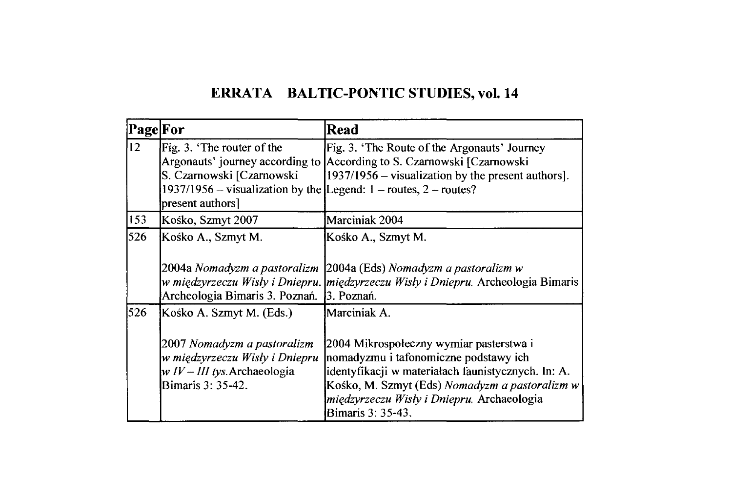# ERRATA BALTIC-PONTIC STUDIES, vol. 14

| Page | For | Read |
|---|---|---|
| 12 | Fig. 3. 'The router of the Argonauts' journey according to S. Czarnowski [Czarnowski 1937/1956 – visualization by the present authors] | Fig. 3. 'The Route of the Argonauts' Journey According to S. Czarnowski [Czarnowski 1937/1956 – visualization by the present authors]. Legend: 1 – routes, 2 – routes? |
| 153 | Kośko, Szmyt 2007 | Marciniak 2004 |
| 526 | Kośko A., Szmyt M.<br><br>2004a *Nomadyzm a pastoralizm w międzyrzeczu Wisły i Dniepru.* Archeologia Bimaris 3. Poznań. | Kośko A., Szmyt M.<br><br>2004a (Eds) *Nomadyzm a pastoralizm w międzyrzeczu Wisły i Dniepru.* Archeologia Bimaris 3. Poznań. |
| 526 | Kośko A. Szmyt M. (Eds.)<br><br>2007 *Nomadyzm a pastoralizm w międzyrzeczu Wisły i Dniepru w IV – III tys.* Archaeologia Bimaris 3: 35-42. | Marciniak A.<br><br>2004 Mikrospołeczny wymiar pasterstwa i nomadyzmu i tafonomiczne podstawy ich identyfikacji w materiałach faunistycznych. In: A. Kośko, M. Szmyt (Eds) *Nomadyzm a pastoralizm w międzyrzeczu Wisły i Dniepru.* Archaeologia Bimaris 3: 35-43. |